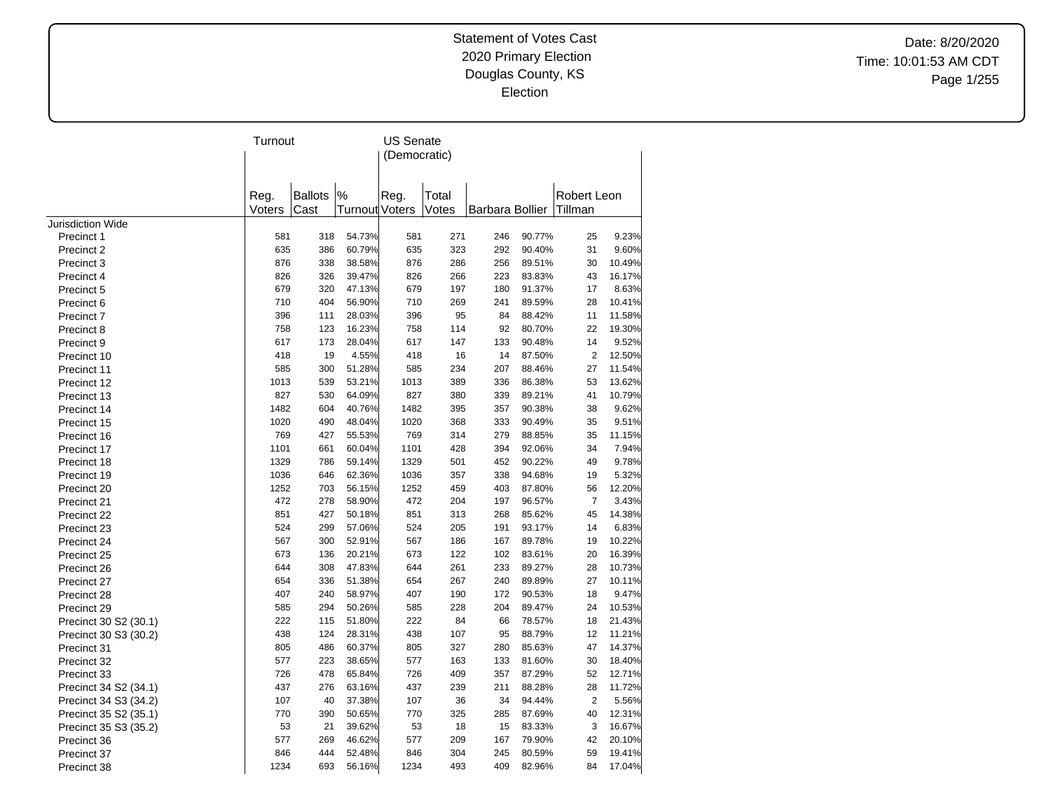# Statement of Votes Cast
## 2020 Primary Election
## Douglas County, KS
## Election

Date: 8/20/2020
Time: 10:01:53 AM CDT

| | Turnout | | | US Senate (Democratic) | | | | | |
|---|---|---|---|---|---|---|---|---|---|
| | Reg. Voters | Ballots Cast | % Turnout | Reg. Voters | Total Votes | Barbara Bollier | | Robert Leon Tillman | |
| Jurisdiction Wide | | | | | | | | | |
| Precinct 1 | 581 | 318 | 54.73% | 581 | 271 | 246 | 90.77% | 25 | 9.23% |
| Precinct 2 | 635 | 386 | 60.79% | 635 | 323 | 292 | 90.40% | 31 | 9.60% |
| Precinct 3 | 876 | 338 | 38.58% | 876 | 286 | 256 | 89.51% | 30 | 10.49% |
| Precinct 4 | 826 | 326 | 39.47% | 826 | 266 | 223 | 83.83% | 43 | 16.17% |
| Precinct 5 | 679 | 320 | 47.13% | 679 | 197 | 180 | 91.37% | 17 | 8.63% |
| Precinct 6 | 710 | 404 | 56.90% | 710 | 269 | 241 | 89.59% | 28 | 10.41% |
| Precinct 7 | 396 | 111 | 28.03% | 396 | 95 | 84 | 88.42% | 11 | 11.58% |
| Precinct 8 | 758 | 123 | 16.23% | 758 | 114 | 92 | 80.70% | 22 | 19.30% |
| Precinct 9 | 617 | 173 | 28.04% | 617 | 147 | 133 | 90.48% | 14 | 9.52% |
| Precinct 10 | 418 | 19 | 4.55% | 418 | 16 | 14 | 87.50% | 2 | 12.50% |
| Precinct 11 | 585 | 300 | 51.28% | 585 | 234 | 207 | 88.46% | 27 | 11.54% |
| Precinct 12 | 1013 | 539 | 53.21% | 1013 | 389 | 336 | 86.38% | 53 | 13.62% |
| Precinct 13 | 827 | 530 | 64.09% | 827 | 380 | 339 | 89.21% | 41 | 10.79% |
| Precinct 14 | 1482 | 604 | 40.76% | 1482 | 395 | 357 | 90.38% | 38 | 9.62% |
| Precinct 15 | 1020 | 490 | 48.04% | 1020 | 368 | 333 | 90.49% | 35 | 9.51% |
| Precinct 16 | 769 | 427 | 55.53% | 769 | 314 | 279 | 88.85% | 35 | 11.15% |
| Precinct 17 | 1101 | 661 | 60.04% | 1101 | 428 | 394 | 92.06% | 34 | 7.94% |
| Precinct 18 | 1329 | 786 | 59.14% | 1329 | 501 | 452 | 90.22% | 49 | 9.78% |
| Precinct 19 | 1036 | 646 | 62.36% | 1036 | 357 | 338 | 94.68% | 19 | 5.32% |
| Precinct 20 | 1252 | 703 | 56.15% | 1252 | 459 | 403 | 87.80% | 56 | 12.20% |
| Precinct 21 | 472 | 278 | 58.90% | 472 | 204 | 197 | 96.57% | 7 | 3.43% |
| Precinct 22 | 851 | 427 | 50.18% | 851 | 313 | 268 | 85.62% | 45 | 14.38% |
| Precinct 23 | 524 | 299 | 57.06% | 524 | 205 | 191 | 93.17% | 14 | 6.83% |
| Precinct 24 | 567 | 300 | 52.91% | 567 | 186 | 167 | 89.78% | 19 | 10.22% |
| Precinct 25 | 673 | 136 | 20.21% | 673 | 122 | 102 | 83.61% | 20 | 16.39% |
| Precinct 26 | 644 | 308 | 47.83% | 644 | 261 | 233 | 89.27% | 28 | 10.73% |
| Precinct 27 | 654 | 336 | 51.38% | 654 | 267 | 240 | 89.89% | 27 | 10.11% |
| Precinct 28 | 407 | 240 | 58.97% | 407 | 190 | 172 | 90.53% | 18 | 9.47% |
| Precinct 29 | 585 | 294 | 50.26% | 585 | 228 | 204 | 89.47% | 24 | 10.53% |
| Precinct 30 S2 (30.1) | 222 | 115 | 51.80% | 222 | 84 | 66 | 78.57% | 18 | 21.43% |
| Precinct 30 S3 (30.2) | 438 | 124 | 28.31% | 438 | 107 | 95 | 88.79% | 12 | 11.21% |
| Precinct 31 | 805 | 486 | 60.37% | 805 | 327 | 280 | 85.63% | 47 | 14.37% |
| Precinct 32 | 577 | 223 | 38.65% | 577 | 163 | 133 | 81.60% | 30 | 18.40% |
| Precinct 33 | 726 | 478 | 65.84% | 726 | 409 | 357 | 87.29% | 52 | 12.71% |
| Precinct 34 S2 (34.1) | 437 | 276 | 63.16% | 437 | 239 | 211 | 88.28% | 28 | 11.72% |
| Precinct 34 S3 (34.2) | 107 | 40 | 37.38% | 107 | 36 | 34 | 94.44% | 2 | 5.56% |
| Precinct 35 S2 (35.1) | 770 | 390 | 50.65% | 770 | 325 | 285 | 87.69% | 40 | 12.31% |
| Precinct 35 S3 (35.2) | 53 | 21 | 39.62% | 53 | 18 | 15 | 83.33% | 3 | 16.67% |
| Precinct 36 | 577 | 269 | 46.62% | 577 | 209 | 167 | 79.90% | 42 | 20.10% |
| Precinct 37 | 846 | 444 | 52.48% | 846 | 304 | 245 | 80.59% | 59 | 19.41% |
| Precinct 38 | 1234 | 693 | 56.16% | 1234 | 493 | 409 | 82.96% | 84 | 17.04% |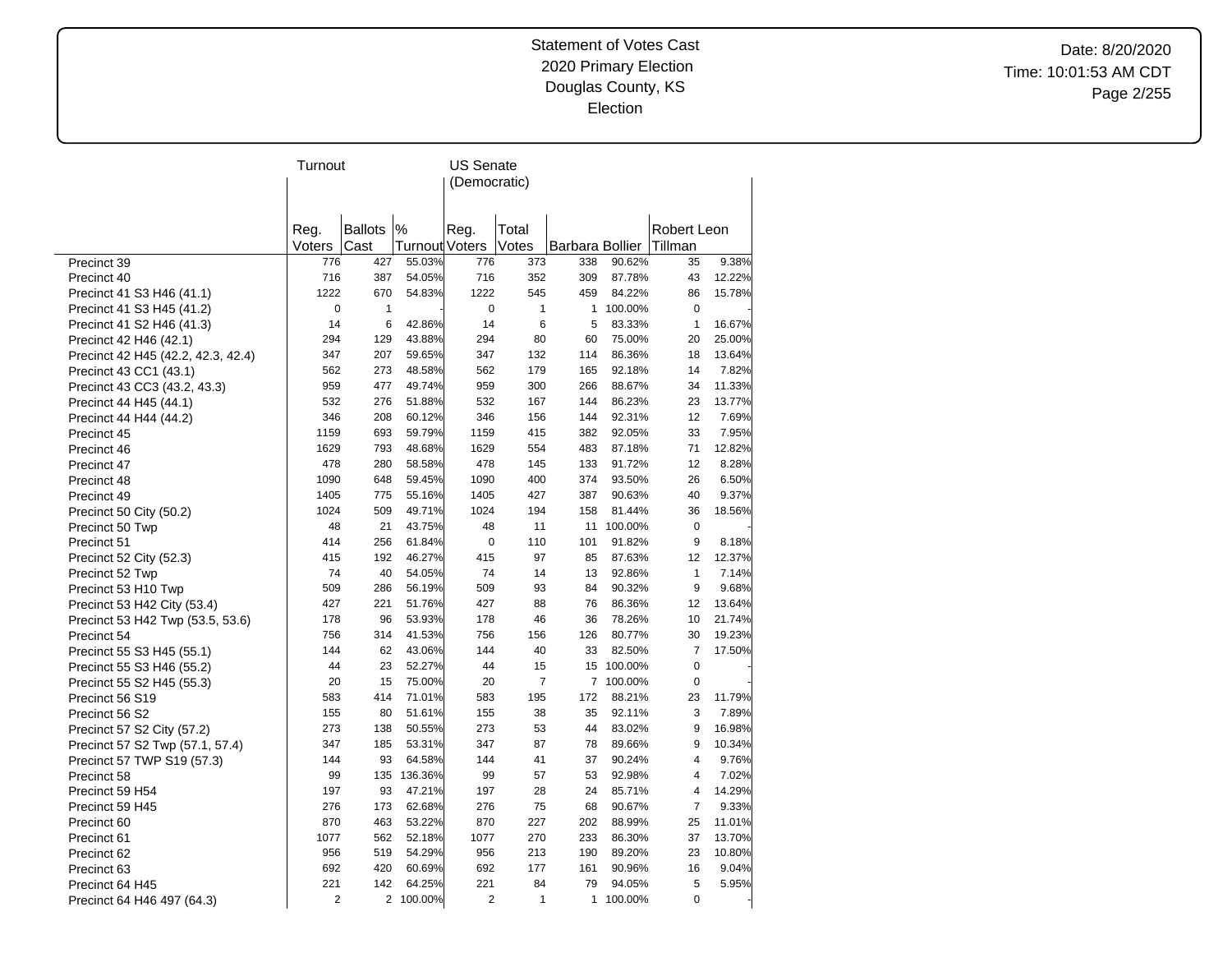Statement of Votes Cast
2020 Primary Election
Douglas County, KS
Election

Date: 8/20/2020
Time: 10:01:53 AM CDT

| | Turnout | | | US Senate (Democratic) | | | | | |
|---|---|---|---|---|---|---|---|---|---|
| | Reg. Voters | Ballots Cast | % Turnout | Reg. Voters | Total Votes | Barbara Bollier | | Robert Leon Tillman | |
| Precinct 39 | 776 | 427 | 55.03% | 776 | 373 | 338 | 90.62% | 35 | 9.38% |
| Precinct 40 | 716 | 387 | 54.05% | 716 | 352 | 309 | 87.78% | 43 | 12.22% |
| Precinct 41 S3 H46 (41.1) | 1222 | 670 | 54.83% | 1222 | 545 | 459 | 84.22% | 86 | 15.78% |
| Precinct 41 S3 H45 (41.2) | 0 | 1 | - | 0 | 1 | 1 | 100.00% | 0 | - |
| Precinct 41 S2 H46 (41.3) | 14 | 6 | 42.86% | 14 | 6 | 5 | 83.33% | 1 | 16.67% |
| Precinct 42 H46 (42.1) | 294 | 129 | 43.88% | 294 | 80 | 60 | 75.00% | 20 | 25.00% |
| Precinct 42 H45 (42.2, 42.3, 42.4) | 347 | 207 | 59.65% | 347 | 132 | 114 | 86.36% | 18 | 13.64% |
| Precinct 43 CC1 (43.1) | 562 | 273 | 48.58% | 562 | 179 | 165 | 92.18% | 14 | 7.82% |
| Precinct 43 CC3 (43.2, 43.3) | 959 | 477 | 49.74% | 959 | 300 | 266 | 88.67% | 34 | 11.33% |
| Precinct 44 H45 (44.1) | 532 | 276 | 51.88% | 532 | 167 | 144 | 86.23% | 23 | 13.77% |
| Precinct 44 H44 (44.2) | 346 | 208 | 60.12% | 346 | 156 | 144 | 92.31% | 12 | 7.69% |
| Precinct 45 | 1159 | 693 | 59.79% | 1159 | 415 | 382 | 92.05% | 33 | 7.95% |
| Precinct 46 | 1629 | 793 | 48.68% | 1629 | 554 | 483 | 87.18% | 71 | 12.82% |
| Precinct 47 | 478 | 280 | 58.58% | 478 | 145 | 133 | 91.72% | 12 | 8.28% |
| Precinct 48 | 1090 | 648 | 59.45% | 1090 | 400 | 374 | 93.50% | 26 | 6.50% |
| Precinct 49 | 1405 | 775 | 55.16% | 1405 | 427 | 387 | 90.63% | 40 | 9.37% |
| Precinct 50 City (50.2) | 1024 | 509 | 49.71% | 1024 | 194 | 158 | 81.44% | 36 | 18.56% |
| Precinct 50 Twp | 48 | 21 | 43.75% | 48 | 11 | 11 | 100.00% | 0 | - |
| Precinct 51 | 414 | 256 | 61.84% | 0 | 110 | 101 | 91.82% | 9 | 8.18% |
| Precinct 52 City (52.3) | 415 | 192 | 46.27% | 415 | 97 | 85 | 87.63% | 12 | 12.37% |
| Precinct 52 Twp | 74 | 40 | 54.05% | 74 | 14 | 13 | 92.86% | 1 | 7.14% |
| Precinct 53 H10 Twp | 509 | 286 | 56.19% | 509 | 93 | 84 | 90.32% | 9 | 9.68% |
| Precinct 53 H42 City (53.4) | 427 | 221 | 51.76% | 427 | 88 | 76 | 86.36% | 12 | 13.64% |
| Precinct 53 H42 Twp (53.5, 53.6) | 178 | 96 | 53.93% | 178 | 46 | 36 | 78.26% | 10 | 21.74% |
| Precinct 54 | 756 | 314 | 41.53% | 756 | 156 | 126 | 80.77% | 30 | 19.23% |
| Precinct 55 S3 H45 (55.1) | 144 | 62 | 43.06% | 144 | 40 | 33 | 82.50% | 7 | 17.50% |
| Precinct 55 S3 H46 (55.2) | 44 | 23 | 52.27% | 44 | 15 | 15 | 100.00% | 0 | - |
| Precinct 55 S2 H45 (55.3) | 20 | 15 | 75.00% | 20 | 7 | 7 | 100.00% | 0 | - |
| Precinct 56 S19 | 583 | 414 | 71.01% | 583 | 195 | 172 | 88.21% | 23 | 11.79% |
| Precinct 56 S2 | 155 | 80 | 51.61% | 155 | 38 | 35 | 92.11% | 3 | 7.89% |
| Precinct 57 S2 City (57.2) | 273 | 138 | 50.55% | 273 | 53 | 44 | 83.02% | 9 | 16.98% |
| Precinct 57 S2 Twp (57.1, 57.4) | 347 | 185 | 53.31% | 347 | 87 | 78 | 89.66% | 9 | 10.34% |
| Precinct 57 TWP S19 (57.3) | 144 | 93 | 64.58% | 144 | 41 | 37 | 90.24% | 4 | 9.76% |
| Precinct 58 | 99 | 135 | 136.36% | 99 | 57 | 53 | 92.98% | 4 | 7.02% |
| Precinct 59 H54 | 197 | 93 | 47.21% | 197 | 28 | 24 | 85.71% | 4 | 14.29% |
| Precinct 59 H45 | 276 | 173 | 62.68% | 276 | 75 | 68 | 90.67% | 7 | 9.33% |
| Precinct 60 | 870 | 463 | 53.22% | 870 | 227 | 202 | 88.99% | 25 | 11.01% |
| Precinct 61 | 1077 | 562 | 52.18% | 1077 | 270 | 233 | 86.30% | 37 | 13.70% |
| Precinct 62 | 956 | 519 | 54.29% | 956 | 213 | 190 | 89.20% | 23 | 10.80% |
| Precinct 63 | 692 | 420 | 60.69% | 692 | 177 | 161 | 90.96% | 16 | 9.04% |
| Precinct 64 H45 | 221 | 142 | 64.25% | 221 | 84 | 79 | 94.05% | 5 | 5.95% |
| Precinct 64 H46 497 (64.3) | 2 | 2 | 100.00% | 2 | 1 | 1 | 100.00% | 0 | - |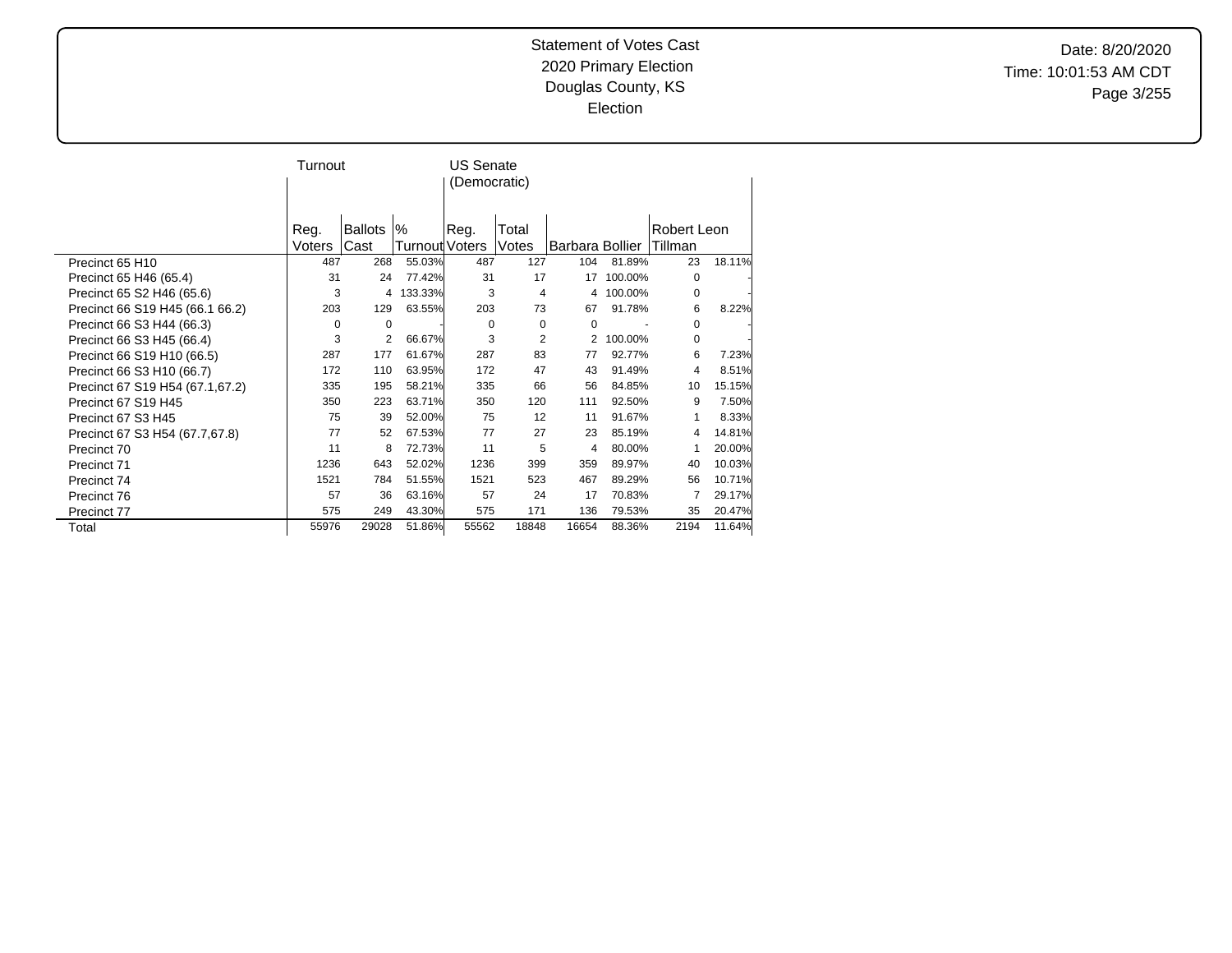# Statement of Votes Cast
## 2020 Primary Election
## Douglas County, KS
## Election

Date: 8/20/2020
Time: 10:01:53 AM CDT

| | Turnout | | | US Senate (Democratic) | | | | | |
|---|---|---|---|---|---|---|---|---|---|
| | Reg. Voters | Ballots Cast | % Turnout | Reg. Voters | Total Votes | Barbara Bollier | | Robert Leon Tillman | |
| Precinct 65 H10 | 487 | 268 | 55.03% | 487 | 127 | 104 | 81.89% | 23 | 18.11% |
| Precinct 65 H46 (65.4) | 31 | 24 | 77.42% | 31 | 17 | 17 | 100.00% | 0 | - |
| Precinct 65 S2 H46 (65.6) | 3 | 4 | 133.33% | 3 | 4 | 4 | 100.00% | 0 | - |
| Precinct 66 S19 H45 (66.1 66.2) | 203 | 129 | 63.55% | 203 | 73 | 67 | 91.78% | 6 | 8.22% |
| Precinct 66 S3 H44 (66.3) | 0 | 0 | - | 0 | 0 | 0 | - | 0 | - |
| Precinct 66 S3 H45 (66.4) | 3 | 2 | 66.67% | 3 | 2 | 2 | 100.00% | 0 | - |
| Precinct 66 S19 H10 (66.5) | 287 | 177 | 61.67% | 287 | 83 | 77 | 92.77% | 6 | 7.23% |
| Precinct 66 S3 H10 (66.7) | 172 | 110 | 63.95% | 172 | 47 | 43 | 91.49% | 4 | 8.51% |
| Precinct 67 S19 H54 (67.1,67.2) | 335 | 195 | 58.21% | 335 | 66 | 56 | 84.85% | 10 | 15.15% |
| Precinct 67 S19 H45 | 350 | 223 | 63.71% | 350 | 120 | 111 | 92.50% | 9 | 7.50% |
| Precinct 67 S3 H45 | 75 | 39 | 52.00% | 75 | 12 | 11 | 91.67% | 1 | 8.33% |
| Precinct 67 S3 H54 (67.7,67.8) | 77 | 52 | 67.53% | 77 | 27 | 23 | 85.19% | 4 | 14.81% |
| Precinct 70 | 11 | 8 | 72.73% | 11 | 5 | 4 | 80.00% | 1 | 20.00% |
| Precinct 71 | 1236 | 643 | 52.02% | 1236 | 399 | 359 | 89.97% | 40 | 10.03% |
| Precinct 74 | 1521 | 784 | 51.55% | 1521 | 523 | 467 | 89.29% | 56 | 10.71% |
| Precinct 76 | 57 | 36 | 63.16% | 57 | 24 | 17 | 70.83% | 7 | 29.17% |
| Precinct 77 | 575 | 249 | 43.30% | 575 | 171 | 136 | 79.53% | 35 | 20.47% |
| Total | 55976 | 29028 | 51.86% | 55562 | 18848 | 16654 | 88.36% | 2194 | 11.64% |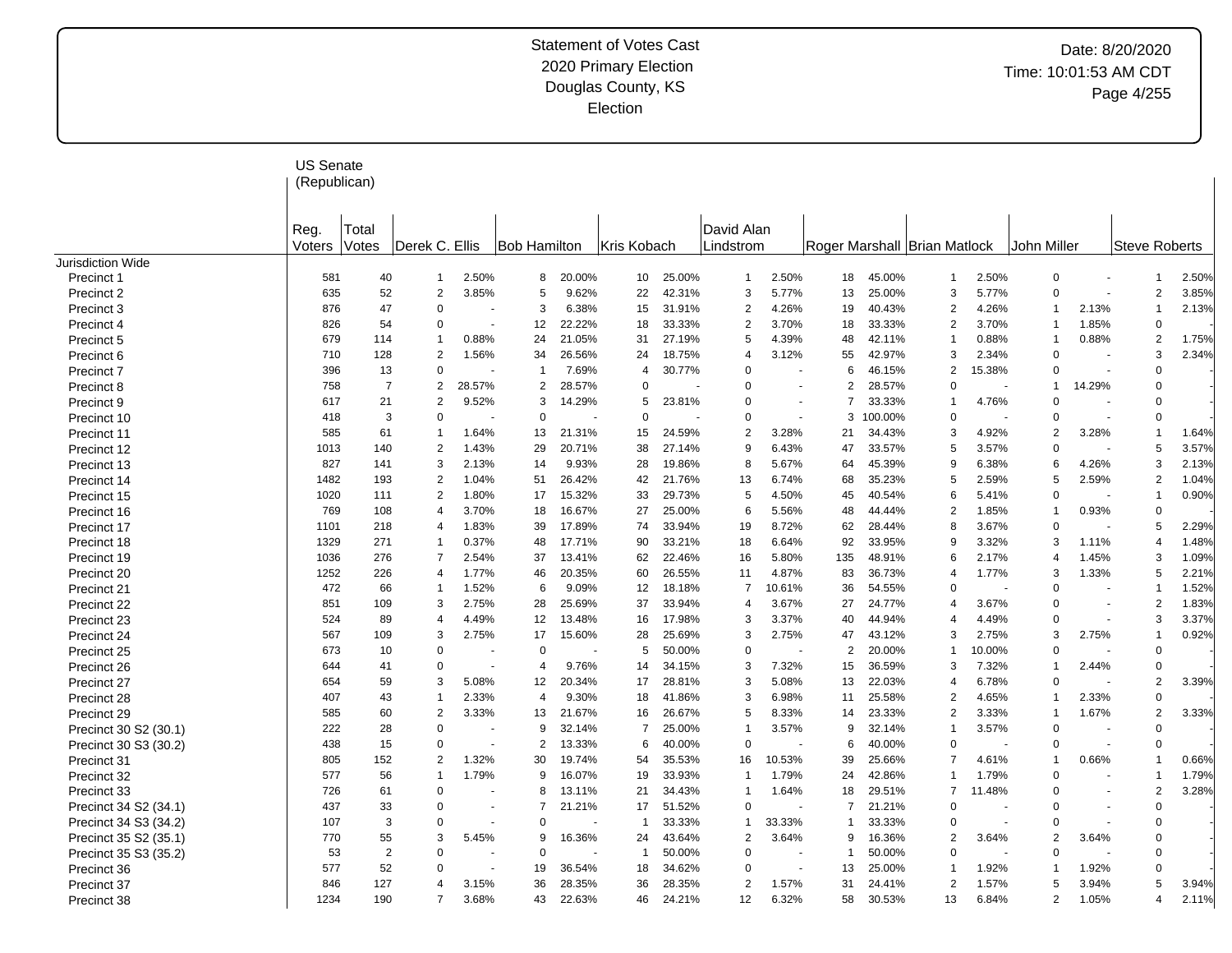# Statement of Votes Cast
## 2020 Primary Election
## Douglas County, KS
## Election

Date: 8/20/2020
Time: 10:01:53 AM CDT

**US Senate (Republican)**

| | Reg. Voters | Total Votes | Derek C. Ellis | | Bob Hamilton | | Kris Kobach | | David Alan Lindstrom | | Roger Marshall | | Brian Matlock | | John Miller | | Steve Roberts | |
|---|---|---|---|---|---|---|---|---|---|---|---|---|---|---|---|---|---|---|
| Jurisdiction Wide | | | | | | | | | | | | | | | | | | |
| Precinct 1 | 581 | 40 | 1 | 2.50% | 8 | 20.00% | 10 | 25.00% | 1 | 2.50% | 18 | 45.00% | 1 | 2.50% | 0 | - | 1 | 2.50% |
| Precinct 2 | 635 | 52 | 2 | 3.85% | 5 | 9.62% | 22 | 42.31% | 3 | 5.77% | 13 | 25.00% | 3 | 5.77% | 0 | - | 2 | 3.85% |
| Precinct 3 | 876 | 47 | 0 | - | 3 | 6.38% | 15 | 31.91% | 2 | 4.26% | 19 | 40.43% | 2 | 4.26% | 1 | 2.13% | 1 | 2.13% |
| Precinct 4 | 826 | 54 | 0 | - | 12 | 22.22% | 18 | 33.33% | 2 | 3.70% | 18 | 33.33% | 2 | 3.70% | 1 | 1.85% | 0 | - |
| Precinct 5 | 679 | 114 | 1 | 0.88% | 24 | 21.05% | 31 | 27.19% | 5 | 4.39% | 48 | 42.11% | 1 | 0.88% | 1 | 0.88% | 2 | 1.75% |
| Precinct 6 | 710 | 128 | 2 | 1.56% | 34 | 26.56% | 24 | 18.75% | 4 | 3.12% | 55 | 42.97% | 3 | 2.34% | 0 | - | 3 | 2.34% |
| Precinct 7 | 396 | 13 | 0 | - | 1 | 7.69% | 4 | 30.77% | 0 | - | 6 | 46.15% | 2 | 15.38% | 0 | - | 0 | - |
| Precinct 8 | 758 | 7 | 2 | 28.57% | 2 | 28.57% | 0 | - | 0 | - | 2 | 28.57% | 0 | - | 1 | 14.29% | 0 | - |
| Precinct 9 | 617 | 21 | 2 | 9.52% | 3 | 14.29% | 5 | 23.81% | 0 | - | 7 | 33.33% | 1 | 4.76% | 0 | - | 0 | - |
| Precinct 10 | 418 | 3 | 0 | - | 0 | - | 0 | - | 0 | - | 3 | 100.00% | 0 | - | 0 | - | 0 | - |
| Precinct 11 | 585 | 61 | 1 | 1.64% | 13 | 21.31% | 15 | 24.59% | 2 | 3.28% | 21 | 34.43% | 3 | 4.92% | 2 | 3.28% | 1 | 1.64% |
| Precinct 12 | 1013 | 140 | 2 | 1.43% | 29 | 20.71% | 38 | 27.14% | 9 | 6.43% | 47 | 33.57% | 5 | 3.57% | 0 | - | 5 | 3.57% |
| Precinct 13 | 827 | 141 | 3 | 2.13% | 14 | 9.93% | 28 | 19.86% | 8 | 5.67% | 64 | 45.39% | 9 | 6.38% | 6 | 4.26% | 3 | 2.13% |
| Precinct 14 | 1482 | 193 | 2 | 1.04% | 51 | 26.42% | 42 | 21.76% | 13 | 6.74% | 68 | 35.23% | 5 | 2.59% | 5 | 2.59% | 2 | 1.04% |
| Precinct 15 | 1020 | 111 | 2 | 1.80% | 17 | 15.32% | 33 | 29.73% | 5 | 4.50% | 45 | 40.54% | 6 | 5.41% | 0 | - | 1 | 0.90% |
| Precinct 16 | 769 | 108 | 4 | 3.70% | 18 | 16.67% | 27 | 25.00% | 6 | 5.56% | 48 | 44.44% | 2 | 1.85% | 1 | 0.93% | 0 | - |
| Precinct 17 | 1101 | 218 | 4 | 1.83% | 39 | 17.89% | 74 | 33.94% | 19 | 8.72% | 62 | 28.44% | 8 | 3.67% | 0 | - | 5 | 2.29% |
| Precinct 18 | 1329 | 271 | 1 | 0.37% | 48 | 17.71% | 90 | 33.21% | 18 | 6.64% | 92 | 33.95% | 9 | 3.32% | 3 | 1.11% | 4 | 1.48% |
| Precinct 19 | 1036 | 276 | 7 | 2.54% | 37 | 13.41% | 62 | 22.46% | 16 | 5.80% | 135 | 48.91% | 6 | 2.17% | 4 | 1.45% | 3 | 1.09% |
| Precinct 20 | 1252 | 226 | 4 | 1.77% | 46 | 20.35% | 60 | 26.55% | 11 | 4.87% | 83 | 36.73% | 4 | 1.77% | 3 | 1.33% | 5 | 2.21% |
| Precinct 21 | 472 | 66 | 1 | 1.52% | 6 | 9.09% | 12 | 18.18% | 7 | 10.61% | 36 | 54.55% | 0 | - | 0 | - | 1 | 1.52% |
| Precinct 22 | 851 | 109 | 3 | 2.75% | 28 | 25.69% | 37 | 33.94% | 4 | 3.67% | 27 | 24.77% | 4 | 3.67% | 0 | - | 2 | 1.83% |
| Precinct 23 | 524 | 89 | 4 | 4.49% | 12 | 13.48% | 16 | 17.98% | 3 | 3.37% | 40 | 44.94% | 4 | 4.49% | 0 | - | 3 | 3.37% |
| Precinct 24 | 567 | 109 | 3 | 2.75% | 17 | 15.60% | 28 | 25.69% | 3 | 2.75% | 47 | 43.12% | 3 | 2.75% | 3 | 2.75% | 1 | 0.92% |
| Precinct 25 | 673 | 10 | 0 | - | 0 | - | 5 | 50.00% | 0 | - | 2 | 20.00% | 1 | 10.00% | 0 | - | 0 | - |
| Precinct 26 | 644 | 41 | 0 | - | 4 | 9.76% | 14 | 34.15% | 3 | 7.32% | 15 | 36.59% | 3 | 7.32% | 1 | 2.44% | 0 | - |
| Precinct 27 | 654 | 59 | 3 | 5.08% | 12 | 20.34% | 17 | 28.81% | 3 | 5.08% | 13 | 22.03% | 4 | 6.78% | 0 | - | 2 | 3.39% |
| Precinct 28 | 407 | 43 | 1 | 2.33% | 4 | 9.30% | 18 | 41.86% | 3 | 6.98% | 11 | 25.58% | 2 | 4.65% | 1 | 2.33% | 0 | - |
| Precinct 29 | 585 | 60 | 2 | 3.33% | 13 | 21.67% | 16 | 26.67% | 5 | 8.33% | 14 | 23.33% | 2 | 3.33% | 1 | 1.67% | 2 | 3.33% |
| Precinct 30 S2 (30.1) | 222 | 28 | 0 | - | 9 | 32.14% | 7 | 25.00% | 1 | 3.57% | 9 | 32.14% | 1 | 3.57% | 0 | - | 0 | - |
| Precinct 30 S3 (30.2) | 438 | 15 | 0 | - | 2 | 13.33% | 6 | 40.00% | 0 | - | 6 | 40.00% | 0 | - | 0 | - | 0 | - |
| Precinct 31 | 805 | 152 | 2 | 1.32% | 30 | 19.74% | 54 | 35.53% | 16 | 10.53% | 39 | 25.66% | 7 | 4.61% | 1 | 0.66% | 1 | 0.66% |
| Precinct 32 | 577 | 56 | 1 | 1.79% | 9 | 16.07% | 19 | 33.93% | 1 | 1.79% | 24 | 42.86% | 1 | 1.79% | 0 | - | 1 | 1.79% |
| Precinct 33 | 726 | 61 | 0 | - | 8 | 13.11% | 21 | 34.43% | 1 | 1.64% | 18 | 29.51% | 7 | 11.48% | 0 | - | 2 | 3.28% |
| Precinct 34 S2 (34.1) | 437 | 33 | 0 | - | 7 | 21.21% | 17 | 51.52% | 0 | - | 7 | 21.21% | 0 | - | 0 | - | 0 | - |
| Precinct 34 S3 (34.2) | 107 | 3 | 0 | - | 0 | - | 1 | 33.33% | 1 | 33.33% | 1 | 33.33% | 0 | - | 0 | - | 0 | - |
| Precinct 35 S2 (35.1) | 770 | 55 | 3 | 5.45% | 9 | 16.36% | 24 | 43.64% | 2 | 3.64% | 9 | 16.36% | 2 | 3.64% | 2 | 3.64% | 0 | - |
| Precinct 35 S3 (35.2) | 53 | 2 | 0 | - | 0 | - | 1 | 50.00% | 0 | - | 1 | 50.00% | 0 | - | 0 | - | 0 | - |
| Precinct 36 | 577 | 52 | 0 | - | 19 | 36.54% | 18 | 34.62% | 0 | - | 13 | 25.00% | 1 | 1.92% | 1 | 1.92% | 0 | - |
| Precinct 37 | 846 | 127 | 4 | 3.15% | 36 | 28.35% | 36 | 28.35% | 2 | 1.57% | 31 | 24.41% | 2 | 1.57% | 5 | 3.94% | 5 | 3.94% |
| Precinct 38 | 1234 | 190 | 7 | 3.68% | 43 | 22.63% | 46 | 24.21% | 12 | 6.32% | 58 | 30.53% | 13 | 6.84% | 2 | 1.05% | 4 | 2.11% |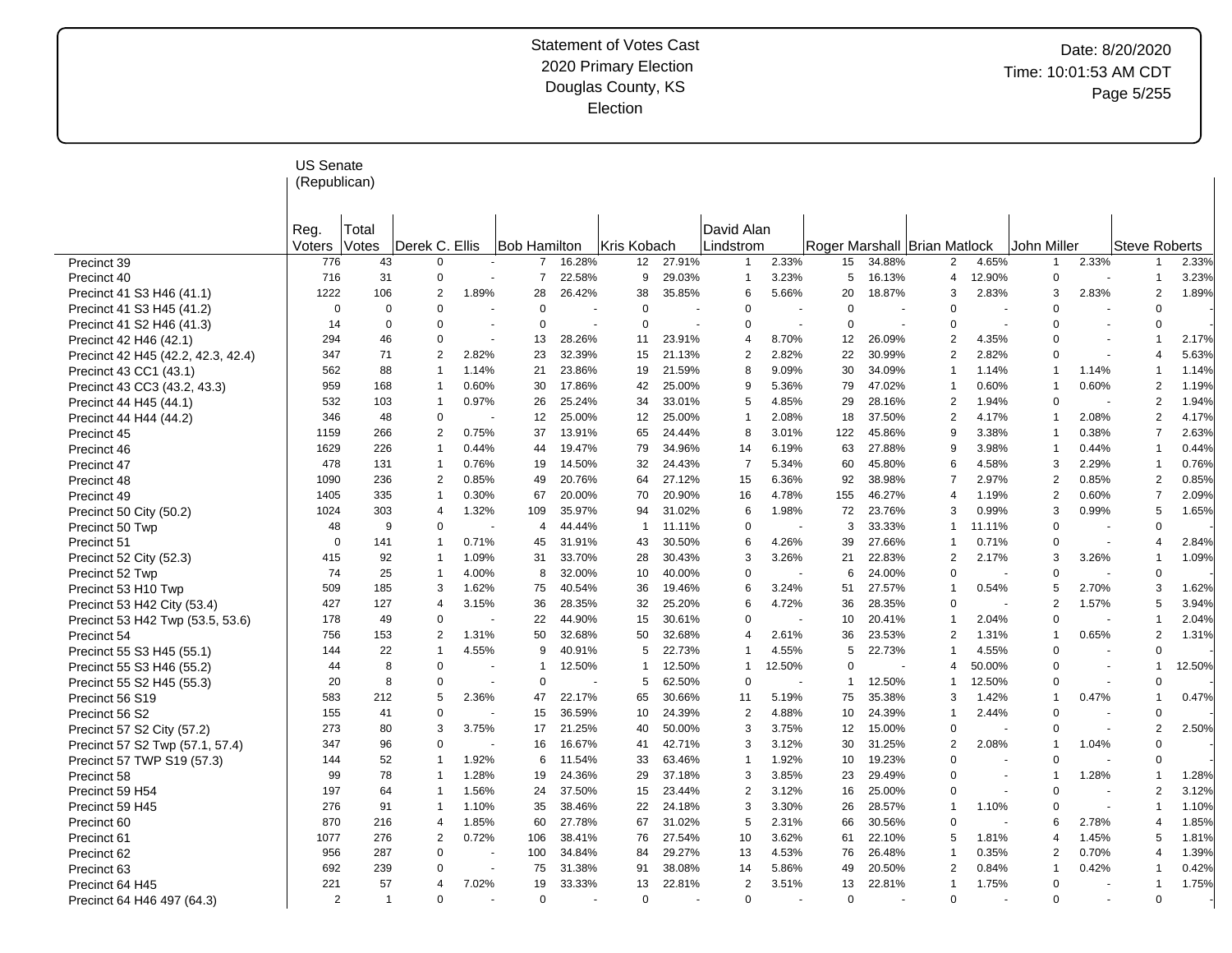Statement of Votes Cast
2020 Primary Election
Douglas County, KS
Election

Date: 8/20/2020
Time: 10:01:53 AM CDT

## US Senate (Republican)

| | Reg. Voters | Total Votes | Derek C. Ellis | | Bob Hamilton | | Kris Kobach | | David Alan Lindstrom | | Roger Marshall | | Brian Matlock | | John Miller | | Steve Roberts | |
|---|---|---|---|---|---|---|---|---|---|---|---|---|---|---|---|---|---|---|
| Precinct 39 | 776 | 43 | 0 | - | 7 | 16.28% | 12 | 27.91% | 1 | 2.33% | 15 | 34.88% | 2 | 4.65% | 1 | 2.33% | 1 | 2.33% |
| Precinct 40 | 716 | 31 | 0 | - | 7 | 22.58% | 9 | 29.03% | 1 | 3.23% | 5 | 16.13% | 4 | 12.90% | 0 | - | 1 | 3.23% |
| Precinct 41 S3 H46 (41.1) | 1222 | 106 | 2 | 1.89% | 28 | 26.42% | 38 | 35.85% | 6 | 5.66% | 20 | 18.87% | 3 | 2.83% | 3 | 2.83% | 2 | 1.89% |
| Precinct 41 S3 H45 (41.2) | 0 | 0 | 0 | - | 0 | - | 0 | - | 0 | - | 0 | - | 0 | - | 0 | - | 0 | - |
| Precinct 41 S2 H46 (41.3) | 14 | 0 | 0 | - | 0 | - | 0 | - | 0 | - | 0 | - | 0 | - | 0 | - | 0 | - |
| Precinct 42 H46 (42.1) | 294 | 46 | 0 | - | 13 | 28.26% | 11 | 23.91% | 4 | 8.70% | 12 | 26.09% | 2 | 4.35% | 0 | - | 1 | 2.17% |
| Precinct 42 H45 (42.2, 42.3, 42.4) | 347 | 71 | 2 | 2.82% | 23 | 32.39% | 15 | 21.13% | 2 | 2.82% | 22 | 30.99% | 2 | 2.82% | 0 | - | 4 | 5.63% |
| Precinct 43 CC1 (43.1) | 562 | 88 | 1 | 1.14% | 21 | 23.86% | 19 | 21.59% | 8 | 9.09% | 30 | 34.09% | 1 | 1.14% | 1 | 1.14% | 1 | 1.14% |
| Precinct 43 CC3 (43.2, 43.3) | 959 | 168 | 1 | 0.60% | 30 | 17.86% | 42 | 25.00% | 9 | 5.36% | 79 | 47.02% | 1 | 0.60% | 1 | 0.60% | 2 | 1.19% |
| Precinct 44 H45 (44.1) | 532 | 103 | 1 | 0.97% | 26 | 25.24% | 34 | 33.01% | 5 | 4.85% | 29 | 28.16% | 2 | 1.94% | 0 | - | 2 | 1.94% |
| Precinct 44 H44 (44.2) | 346 | 48 | 0 | - | 12 | 25.00% | 12 | 25.00% | 1 | 2.08% | 18 | 37.50% | 2 | 4.17% | 1 | 2.08% | 2 | 4.17% |
| Precinct 45 | 1159 | 266 | 2 | 0.75% | 37 | 13.91% | 65 | 24.44% | 8 | 3.01% | 122 | 45.86% | 9 | 3.38% | 1 | 0.38% | 7 | 2.63% |
| Precinct 46 | 1629 | 226 | 1 | 0.44% | 44 | 19.47% | 79 | 34.96% | 14 | 6.19% | 63 | 27.88% | 9 | 3.98% | 1 | 0.44% | 1 | 0.44% |
| Precinct 47 | 478 | 131 | 1 | 0.76% | 19 | 14.50% | 32 | 24.43% | 7 | 5.34% | 60 | 45.80% | 6 | 4.58% | 3 | 2.29% | 1 | 0.76% |
| Precinct 48 | 1090 | 236 | 2 | 0.85% | 49 | 20.76% | 64 | 27.12% | 15 | 6.36% | 92 | 38.98% | 7 | 2.97% | 2 | 0.85% | 2 | 0.85% |
| Precinct 49 | 1405 | 335 | 1 | 0.30% | 67 | 20.00% | 70 | 20.90% | 16 | 4.78% | 155 | 46.27% | 4 | 1.19% | 2 | 0.60% | 7 | 2.09% |
| Precinct 50 City (50.2) | 1024 | 303 | 4 | 1.32% | 109 | 35.97% | 94 | 31.02% | 6 | 1.98% | 72 | 23.76% | 3 | 0.99% | 3 | 0.99% | 5 | 1.65% |
| Precinct 50 Twp | 48 | 9 | 0 | - | 4 | 44.44% | 1 | 11.11% | 0 | - | 3 | 33.33% | 1 | 11.11% | 0 | - | 0 | - |
| Precinct 51 | 0 | 141 | 1 | 0.71% | 45 | 31.91% | 43 | 30.50% | 6 | 4.26% | 39 | 27.66% | 1 | 0.71% | 0 | - | 4 | 2.84% |
| Precinct 52 City (52.3) | 415 | 92 | 1 | 1.09% | 31 | 33.70% | 28 | 30.43% | 3 | 3.26% | 21 | 22.83% | 2 | 2.17% | 3 | 3.26% | 1 | 1.09% |
| Precinct 52 Twp | 74 | 25 | 1 | 4.00% | 8 | 32.00% | 10 | 40.00% | 0 | - | 6 | 24.00% | 0 | - | 0 | - | 0 | - |
| Precinct 53 H10 Twp | 509 | 185 | 3 | 1.62% | 75 | 40.54% | 36 | 19.46% | 6 | 3.24% | 51 | 27.57% | 1 | 0.54% | 5 | 2.70% | 3 | 1.62% |
| Precinct 53 H42 City (53.4) | 427 | 127 | 4 | 3.15% | 36 | 28.35% | 32 | 25.20% | 6 | 4.72% | 36 | 28.35% | 0 | - | 2 | 1.57% | 5 | 3.94% |
| Precinct 53 H42 Twp (53.5, 53.6) | 178 | 49 | 0 | - | 22 | 44.90% | 15 | 30.61% | 0 | - | 10 | 20.41% | 1 | 2.04% | 0 | - | 1 | 2.04% |
| Precinct 54 | 756 | 153 | 2 | 1.31% | 50 | 32.68% | 50 | 32.68% | 4 | 2.61% | 36 | 23.53% | 2 | 1.31% | 1 | 0.65% | 2 | 1.31% |
| Precinct 55 S3 H45 (55.1) | 144 | 22 | 1 | 4.55% | 9 | 40.91% | 5 | 22.73% | 1 | 4.55% | 5 | 22.73% | 1 | 4.55% | 0 | - | 0 | - |
| Precinct 55 S3 H46 (55.2) | 44 | 8 | 0 | - | 1 | 12.50% | 1 | 12.50% | 1 | 12.50% | 0 | - | 4 | 50.00% | 0 | - | 1 | 12.50% |
| Precinct 55 S2 H45 (55.3) | 20 | 8 | 0 | - | 0 | - | 5 | 62.50% | 0 | - | 1 | 12.50% | 1 | 12.50% | 0 | - | 0 | - |
| Precinct 56 S19 | 583 | 212 | 5 | 2.36% | 47 | 22.17% | 65 | 30.66% | 11 | 5.19% | 75 | 35.38% | 3 | 1.42% | 1 | 0.47% | 1 | 0.47% |
| Precinct 56 S2 | 155 | 41 | 0 | - | 15 | 36.59% | 10 | 24.39% | 2 | 4.88% | 10 | 24.39% | 1 | 2.44% | 0 | - | 0 | - |
| Precinct 57 S2 City (57.2) | 273 | 80 | 3 | 3.75% | 17 | 21.25% | 40 | 50.00% | 3 | 3.75% | 12 | 15.00% | 0 | - | 0 | - | 2 | 2.50% |
| Precinct 57 S2 Twp (57.1, 57.4) | 347 | 96 | 0 | - | 16 | 16.67% | 41 | 42.71% | 3 | 3.12% | 30 | 31.25% | 2 | 2.08% | 1 | 1.04% | 0 | - |
| Precinct 57 TWP S19 (57.3) | 144 | 52 | 1 | 1.92% | 6 | 11.54% | 33 | 63.46% | 1 | 1.92% | 10 | 19.23% | 0 | - | 0 | - | 0 | - |
| Precinct 58 | 99 | 78 | 1 | 1.28% | 19 | 24.36% | 29 | 37.18% | 3 | 3.85% | 23 | 29.49% | 0 | - | 1 | 1.28% | 1 | 1.28% |
| Precinct 59 H54 | 197 | 64 | 1 | 1.56% | 24 | 37.50% | 15 | 23.44% | 2 | 3.12% | 16 | 25.00% | 0 | - | 0 | - | 2 | 3.12% |
| Precinct 59 H45 | 276 | 91 | 1 | 1.10% | 35 | 38.46% | 22 | 24.18% | 3 | 3.30% | 26 | 28.57% | 1 | 1.10% | 0 | - | 1 | 1.10% |
| Precinct 60 | 870 | 216 | 4 | 1.85% | 60 | 27.78% | 67 | 31.02% | 5 | 2.31% | 66 | 30.56% | 0 | - | 6 | 2.78% | 4 | 1.85% |
| Precinct 61 | 1077 | 276 | 2 | 0.72% | 106 | 38.41% | 76 | 27.54% | 10 | 3.62% | 61 | 22.10% | 5 | 1.81% | 4 | 1.45% | 5 | 1.81% |
| Precinct 62 | 956 | 287 | 0 | - | 100 | 34.84% | 84 | 29.27% | 13 | 4.53% | 76 | 26.48% | 1 | 0.35% | 2 | 0.70% | 4 | 1.39% |
| Precinct 63 | 692 | 239 | 0 | - | 75 | 31.38% | 91 | 38.08% | 14 | 5.86% | 49 | 20.50% | 2 | 0.84% | 1 | 0.42% | 1 | 0.42% |
| Precinct 64 H45 | 221 | 57 | 4 | 7.02% | 19 | 33.33% | 13 | 22.81% | 2 | 3.51% | 13 | 22.81% | 1 | 1.75% | 0 | - | 1 | 1.75% |
| Precinct 64 H46 497 (64.3) | 2 | 1 | 0 | - | 0 | - | 0 | - | 0 | - | 0 | - | 0 | - | 0 | - | 0 | - |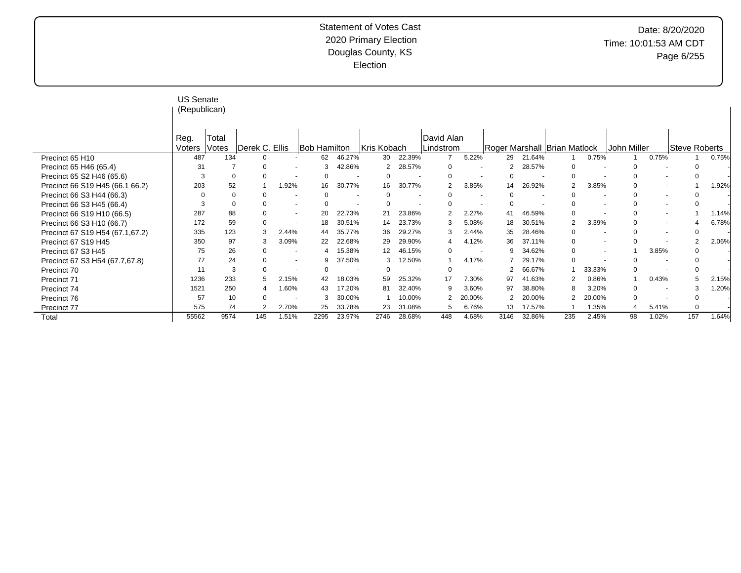# Statement of Votes Cast
## 2020 Primary Election
## Douglas County, KS
## Election

Date: 8/20/2020
Time: 10:01:53 AM CDT

### US Senate (Republican)

| | Reg. Voters | Total Votes | Derek C. Ellis | | Bob Hamilton | | Kris Kobach | | David Alan Lindstrom | | Roger Marshall | | Brian Matlock | | John Miller | | Steve Roberts | |
|---|---|---|---|---|---|---|---|---|---|---|---|---|---|---|---|---|---|---|
| Precinct 65 H10 | 487 | 134 | 0 | - | 62 | 46.27% | 30 | 22.39% | 7 | 5.22% | 29 | 21.64% | 1 | 0.75% | 1 | 0.75% | 1 | 0.75% |
| Precinct 65 H46 (65.4) | 31 | 7 | 0 | - | 3 | 42.86% | 2 | 28.57% | 0 | - | 2 | 28.57% | 0 | - | 0 | - | 0 | - |
| Precinct 65 S2 H46 (65.6) | 3 | 0 | 0 | - | 0 | - | 0 | - | 0 | - | 0 | - | 0 | - | 0 | - | 0 | - |
| Precinct 66 S19 H45 (66.1 66.2) | 203 | 52 | 1 | 1.92% | 16 | 30.77% | 16 | 30.77% | 2 | 3.85% | 14 | 26.92% | 2 | 3.85% | 0 | - | 1 | 1.92% |
| Precinct 66 S3 H44 (66.3) | 0 | 0 | 0 | - | 0 | - | 0 | - | 0 | - | 0 | - | 0 | - | 0 | - | 0 | - |
| Precinct 66 S3 H45 (66.4) | 3 | 0 | 0 | - | 0 | - | 0 | - | 0 | - | 0 | - | 0 | - | 0 | - | 0 | - |
| Precinct 66 S19 H10 (66.5) | 287 | 88 | 0 | - | 20 | 22.73% | 21 | 23.86% | 2 | 2.27% | 41 | 46.59% | 0 | - | 0 | - | 1 | 1.14% |
| Precinct 66 S3 H10 (66.7) | 172 | 59 | 0 | - | 18 | 30.51% | 14 | 23.73% | 3 | 5.08% | 18 | 30.51% | 2 | 3.39% | 0 | - | 4 | 6.78% |
| Precinct 67 S19 H54 (67.1,67.2) | 335 | 123 | 3 | 2.44% | 44 | 35.77% | 36 | 29.27% | 3 | 2.44% | 35 | 28.46% | 0 | - | 0 | - | 0 | - |
| Precinct 67 S19 H45 | 350 | 97 | 3 | 3.09% | 22 | 22.68% | 29 | 29.90% | 4 | 4.12% | 36 | 37.11% | 0 | - | 0 | - | 2 | 2.06% |
| Precinct 67 S3 H45 | 75 | 26 | 0 | - | 4 | 15.38% | 12 | 46.15% | 0 | - | 9 | 34.62% | 0 | - | 1 | 3.85% | 0 | - |
| Precinct 67 S3 H54 (67.7,67.8) | 77 | 24 | 0 | - | 9 | 37.50% | 3 | 12.50% | 1 | 4.17% | 7 | 29.17% | 0 | - | 0 | - | 0 | - |
| Precinct 70 | 11 | 3 | 0 | - | 0 | - | 0 | - | 0 | - | 2 | 66.67% | 1 | 33.33% | 0 | - | 0 | - |
| Precinct 71 | 1236 | 233 | 5 | 2.15% | 42 | 18.03% | 59 | 25.32% | 17 | 7.30% | 97 | 41.63% | 2 | 0.86% | 1 | 0.43% | 5 | 2.15% |
| Precinct 74 | 1521 | 250 | 4 | 1.60% | 43 | 17.20% | 81 | 32.40% | 9 | 3.60% | 97 | 38.80% | 8 | 3.20% | 0 | - | 3 | 1.20% |
| Precinct 76 | 57 | 10 | 0 | - | 3 | 30.00% | 1 | 10.00% | 2 | 20.00% | 2 | 20.00% | 2 | 20.00% | 0 | - | 0 | - |
| Precinct 77 | 575 | 74 | 2 | 2.70% | 25 | 33.78% | 23 | 31.08% | 5 | 6.76% | 13 | 17.57% | 1 | 1.35% | 4 | 5.41% | 0 | - |
| Total | 55562 | 9574 | 145 | 1.51% | 2295 | 23.97% | 2746 | 28.68% | 448 | 4.68% | 3146 | 32.86% | 235 | 2.45% | 98 | 1.02% | 157 | 1.64% |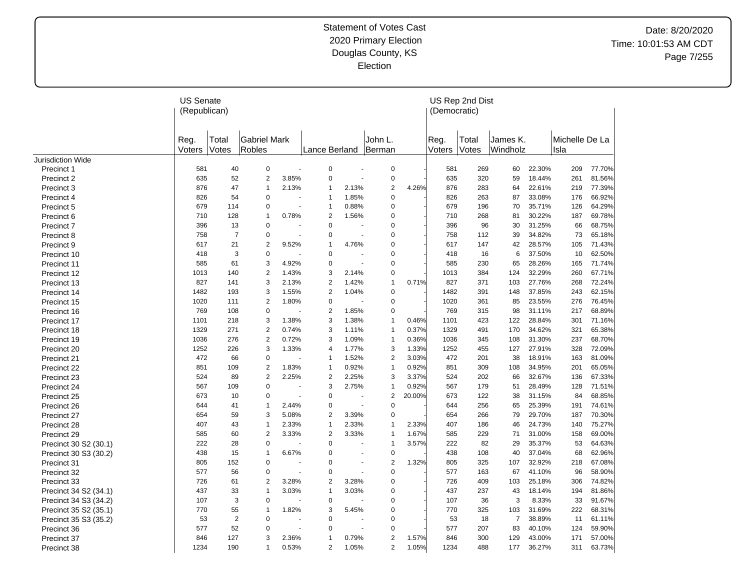Statement of Votes Cast
2020 Primary Election
Douglas County, KS
Election

Date: 8/20/2020
Time: 10:01:53 AM CDT

| | US Senate (Republican) | | | | | | | | US Rep 2nd Dist (Democratic) | | | | | |
|---|---|---|---|---|---|---|---|---|---|---|---|---|---|---|
| | Reg. Voters | Total Votes | Gabriel Mark Robles | | Lance Berland | | John L. Berman | | Reg. Voters | Total Votes | James K. Windholz | | Michelle De La Isla | |
| Jurisdiction Wide | | | | | | | | | | | | | | |
| Precinct 1 | 581 | 40 | 0 | - | 0 | - | 0 | - | 581 | 269 | 60 | 22.30% | 209 | 77.70% |
| Precinct 2 | 635 | 52 | 2 | 3.85% | 0 | - | 0 | - | 635 | 320 | 59 | 18.44% | 261 | 81.56% |
| Precinct 3 | 876 | 47 | 1 | 2.13% | 1 | 2.13% | 2 | 4.26% | 876 | 283 | 64 | 22.61% | 219 | 77.39% |
| Precinct 4 | 826 | 54 | 0 | - | 1 | 1.85% | 0 | - | 826 | 263 | 87 | 33.08% | 176 | 66.92% |
| Precinct 5 | 679 | 114 | 0 | - | 1 | 0.88% | 0 | - | 679 | 196 | 70 | 35.71% | 126 | 64.29% |
| Precinct 6 | 710 | 128 | 1 | 0.78% | 2 | 1.56% | 0 | - | 710 | 268 | 81 | 30.22% | 187 | 69.78% |
| Precinct 7 | 396 | 13 | 0 | - | 0 | - | 0 | - | 396 | 96 | 30 | 31.25% | 66 | 68.75% |
| Precinct 8 | 758 | 7 | 0 | - | 0 | - | 0 | - | 758 | 112 | 39 | 34.82% | 73 | 65.18% |
| Precinct 9 | 617 | 21 | 2 | 9.52% | 1 | 4.76% | 0 | - | 617 | 147 | 42 | 28.57% | 105 | 71.43% |
| Precinct 10 | 418 | 3 | 0 | - | 0 | - | 0 | - | 418 | 16 | 6 | 37.50% | 10 | 62.50% |
| Precinct 11 | 585 | 61 | 3 | 4.92% | 0 | - | 0 | - | 585 | 230 | 65 | 28.26% | 165 | 71.74% |
| Precinct 12 | 1013 | 140 | 2 | 1.43% | 3 | 2.14% | 0 | - | 1013 | 384 | 124 | 32.29% | 260 | 67.71% |
| Precinct 13 | 827 | 141 | 3 | 2.13% | 2 | 1.42% | 1 | 0.71% | 827 | 371 | 103 | 27.76% | 268 | 72.24% |
| Precinct 14 | 1482 | 193 | 3 | 1.55% | 2 | 1.04% | 0 | - | 1482 | 391 | 148 | 37.85% | 243 | 62.15% |
| Precinct 15 | 1020 | 111 | 2 | 1.80% | 0 | - | 0 | - | 1020 | 361 | 85 | 23.55% | 276 | 76.45% |
| Precinct 16 | 769 | 108 | 0 | - | 2 | 1.85% | 0 | - | 769 | 315 | 98 | 31.11% | 217 | 68.89% |
| Precinct 17 | 1101 | 218 | 3 | 1.38% | 3 | 1.38% | 1 | 0.46% | 1101 | 423 | 122 | 28.84% | 301 | 71.16% |
| Precinct 18 | 1329 | 271 | 2 | 0.74% | 3 | 1.11% | 1 | 0.37% | 1329 | 491 | 170 | 34.62% | 321 | 65.38% |
| Precinct 19 | 1036 | 276 | 2 | 0.72% | 3 | 1.09% | 1 | 0.36% | 1036 | 345 | 108 | 31.30% | 237 | 68.70% |
| Precinct 20 | 1252 | 226 | 3 | 1.33% | 4 | 1.77% | 3 | 1.33% | 1252 | 455 | 127 | 27.91% | 328 | 72.09% |
| Precinct 21 | 472 | 66 | 0 | - | 1 | 1.52% | 2 | 3.03% | 472 | 201 | 38 | 18.91% | 163 | 81.09% |
| Precinct 22 | 851 | 109 | 2 | 1.83% | 1 | 0.92% | 1 | 0.92% | 851 | 309 | 108 | 34.95% | 201 | 65.05% |
| Precinct 23 | 524 | 89 | 2 | 2.25% | 2 | 2.25% | 3 | 3.37% | 524 | 202 | 66 | 32.67% | 136 | 67.33% |
| Precinct 24 | 567 | 109 | 0 | - | 3 | 2.75% | 1 | 0.92% | 567 | 179 | 51 | 28.49% | 128 | 71.51% |
| Precinct 25 | 673 | 10 | 0 | - | 0 | - | 2 | 20.00% | 673 | 122 | 38 | 31.15% | 84 | 68.85% |
| Precinct 26 | 644 | 41 | 1 | 2.44% | 0 | - | 0 | - | 644 | 256 | 65 | 25.39% | 191 | 74.61% |
| Precinct 27 | 654 | 59 | 3 | 5.08% | 2 | 3.39% | 0 | - | 654 | 266 | 79 | 29.70% | 187 | 70.30% |
| Precinct 28 | 407 | 43 | 1 | 2.33% | 1 | 2.33% | 1 | 2.33% | 407 | 186 | 46 | 24.73% | 140 | 75.27% |
| Precinct 29 | 585 | 60 | 2 | 3.33% | 2 | 3.33% | 1 | 1.67% | 585 | 229 | 71 | 31.00% | 158 | 69.00% |
| Precinct 30 S2 (30.1) | 222 | 28 | 0 | - | 0 | - | 1 | 3.57% | 222 | 82 | 29 | 35.37% | 53 | 64.63% |
| Precinct 30 S3 (30.2) | 438 | 15 | 1 | 6.67% | 0 | - | 0 | - | 438 | 108 | 40 | 37.04% | 68 | 62.96% |
| Precinct 31 | 805 | 152 | 0 | - | 0 | - | 2 | 1.32% | 805 | 325 | 107 | 32.92% | 218 | 67.08% |
| Precinct 32 | 577 | 56 | 0 | - | 0 | - | 0 | - | 577 | 163 | 67 | 41.10% | 96 | 58.90% |
| Precinct 33 | 726 | 61 | 2 | 3.28% | 2 | 3.28% | 0 | - | 726 | 409 | 103 | 25.18% | 306 | 74.82% |
| Precinct 34 S2 (34.1) | 437 | 33 | 1 | 3.03% | 1 | 3.03% | 0 | - | 437 | 237 | 43 | 18.14% | 194 | 81.86% |
| Precinct 34 S3 (34.2) | 107 | 3 | 0 | - | 0 | - | 0 | - | 107 | 36 | 3 | 8.33% | 33 | 91.67% |
| Precinct 35 S2 (35.1) | 770 | 55 | 1 | 1.82% | 3 | 5.45% | 0 | - | 770 | 325 | 103 | 31.69% | 222 | 68.31% |
| Precinct 35 S3 (35.2) | 53 | 2 | 0 | - | 0 | - | 0 | - | 53 | 18 | 7 | 38.89% | 11 | 61.11% |
| Precinct 36 | 577 | 52 | 0 | - | 0 | - | 0 | - | 577 | 207 | 83 | 40.10% | 124 | 59.90% |
| Precinct 37 | 846 | 127 | 3 | 2.36% | 1 | 0.79% | 2 | 1.57% | 846 | 300 | 129 | 43.00% | 171 | 57.00% |
| Precinct 38 | 1234 | 190 | 1 | 0.53% | 2 | 1.05% | 2 | 1.05% | 1234 | 488 | 177 | 36.27% | 311 | 63.73% |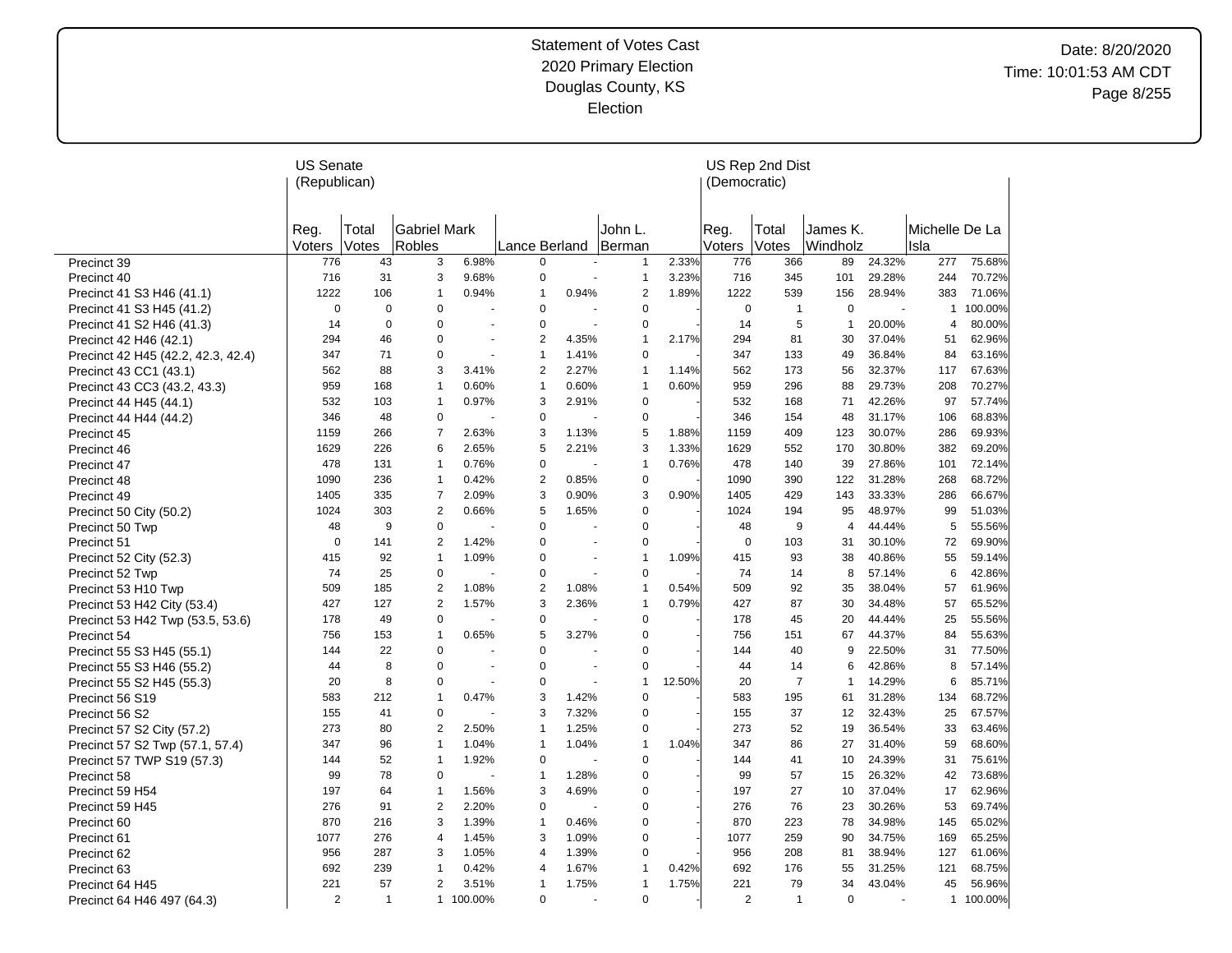# Statement of Votes Cast
## 2020 Primary Election
## Douglas County, KS
## Election

Date: 8/20/2020
Time: 10:01:53 AM CDT

| | US Senate (Republican) | | | | | | | | US Rep 2nd Dist (Democratic) | | | | | |
|---|---|---|---|---|---|---|---|---|---|---|---|---|---|---|
| | Reg. Voters | Total Votes | Gabriel Mark Robles | | Lance Berland | | John L. Berman | | Reg. Voters | Total Votes | James K. Windholz | | Michelle De La Isla | |
| Precinct 39 | 776 | 43 | 3 | 6.98% | 0 | - | 1 | 2.33% | 776 | 366 | 89 | 24.32% | 277 | 75.68% |
| Precinct 40 | 716 | 31 | 3 | 9.68% | 0 | - | 1 | 3.23% | 716 | 345 | 101 | 29.28% | 244 | 70.72% |
| Precinct 41 S3 H46 (41.1) | 1222 | 106 | 1 | 0.94% | 1 | 0.94% | 2 | 1.89% | 1222 | 539 | 156 | 28.94% | 383 | 71.06% |
| Precinct 41 S3 H45 (41.2) | 0 | 0 | 0 | - | 0 | - | 0 | - | 0 | 1 | 0 | - | 1 | 100.00% |
| Precinct 41 S2 H46 (41.3) | 14 | 0 | 0 | - | 0 | - | 0 | - | 14 | 5 | 1 | 20.00% | 4 | 80.00% |
| Precinct 42 H46 (42.1) | 294 | 46 | 0 | - | 2 | 4.35% | 1 | 2.17% | 294 | 81 | 30 | 37.04% | 51 | 62.96% |
| Precinct 42 H45 (42.2, 42.3, 42.4) | 347 | 71 | 0 | - | 1 | 1.41% | 0 | - | 347 | 133 | 49 | 36.84% | 84 | 63.16% |
| Precinct 43 CC1 (43.1) | 562 | 88 | 3 | 3.41% | 2 | 2.27% | 1 | 1.14% | 562 | 173 | 56 | 32.37% | 117 | 67.63% |
| Precinct 43 CC3 (43.2, 43.3) | 959 | 168 | 1 | 0.60% | 1 | 0.60% | 1 | 0.60% | 959 | 296 | 88 | 29.73% | 208 | 70.27% |
| Precinct 44 H45 (44.1) | 532 | 103 | 1 | 0.97% | 3 | 2.91% | 0 | - | 532 | 168 | 71 | 42.26% | 97 | 57.74% |
| Precinct 44 H44 (44.2) | 346 | 48 | 0 | - | 0 | - | 0 | - | 346 | 154 | 48 | 31.17% | 106 | 68.83% |
| Precinct 45 | 1159 | 266 | 7 | 2.63% | 3 | 1.13% | 5 | 1.88% | 1159 | 409 | 123 | 30.07% | 286 | 69.93% |
| Precinct 46 | 1629 | 226 | 6 | 2.65% | 5 | 2.21% | 3 | 1.33% | 1629 | 552 | 170 | 30.80% | 382 | 69.20% |
| Precinct 47 | 478 | 131 | 1 | 0.76% | 0 | - | 1 | 0.76% | 478 | 140 | 39 | 27.86% | 101 | 72.14% |
| Precinct 48 | 1090 | 236 | 1 | 0.42% | 2 | 0.85% | 0 | - | 1090 | 390 | 122 | 31.28% | 268 | 68.72% |
| Precinct 49 | 1405 | 335 | 7 | 2.09% | 3 | 0.90% | 3 | 0.90% | 1405 | 429 | 143 | 33.33% | 286 | 66.67% |
| Precinct 50 City (50.2) | 1024 | 303 | 2 | 0.66% | 5 | 1.65% | 0 | - | 1024 | 194 | 95 | 48.97% | 99 | 51.03% |
| Precinct 50 Twp | 48 | 9 | 0 | - | 0 | - | 0 | - | 48 | 9 | 4 | 44.44% | 5 | 55.56% |
| Precinct 51 | 0 | 141 | 2 | 1.42% | 0 | - | 0 | - | 0 | 103 | 31 | 30.10% | 72 | 69.90% |
| Precinct 52 City (52.3) | 415 | 92 | 1 | 1.09% | 0 | - | 1 | 1.09% | 415 | 93 | 38 | 40.86% | 55 | 59.14% |
| Precinct 52 Twp | 74 | 25 | 0 | - | 0 | - | 0 | - | 74 | 14 | 8 | 57.14% | 6 | 42.86% |
| Precinct 53 H10 Twp | 509 | 185 | 2 | 1.08% | 2 | 1.08% | 1 | 0.54% | 509 | 92 | 35 | 38.04% | 57 | 61.96% |
| Precinct 53 H42 City (53.4) | 427 | 127 | 2 | 1.57% | 3 | 2.36% | 1 | 0.79% | 427 | 87 | 30 | 34.48% | 57 | 65.52% |
| Precinct 53 H42 Twp (53.5, 53.6) | 178 | 49 | 0 | - | 0 | - | 0 | - | 178 | 45 | 20 | 44.44% | 25 | 55.56% |
| Precinct 54 | 756 | 153 | 1 | 0.65% | 5 | 3.27% | 0 | - | 756 | 151 | 67 | 44.37% | 84 | 55.63% |
| Precinct 55 S3 H45 (55.1) | 144 | 22 | 0 | - | 0 | - | 0 | - | 144 | 40 | 9 | 22.50% | 31 | 77.50% |
| Precinct 55 S3 H46 (55.2) | 44 | 8 | 0 | - | 0 | - | 0 | - | 44 | 14 | 6 | 42.86% | 8 | 57.14% |
| Precinct 55 S2 H45 (55.3) | 20 | 8 | 0 | - | 0 | - | 1 | 12.50% | 20 | 7 | 1 | 14.29% | 6 | 85.71% |
| Precinct 56 S19 | 583 | 212 | 1 | 0.47% | 3 | 1.42% | 0 | - | 583 | 195 | 61 | 31.28% | 134 | 68.72% |
| Precinct 56 S2 | 155 | 41 | 0 | - | 3 | 7.32% | 0 | - | 155 | 37 | 12 | 32.43% | 25 | 67.57% |
| Precinct 57 S2 City (57.2) | 273 | 80 | 2 | 2.50% | 1 | 1.25% | 0 | - | 273 | 52 | 19 | 36.54% | 33 | 63.46% |
| Precinct 57 S2 Twp (57.1, 57.4) | 347 | 96 | 1 | 1.04% | 1 | 1.04% | 1 | 1.04% | 347 | 86 | 27 | 31.40% | 59 | 68.60% |
| Precinct 57 TWP S19 (57.3) | 144 | 52 | 1 | 1.92% | 0 | - | 0 | - | 144 | 41 | 10 | 24.39% | 31 | 75.61% |
| Precinct 58 | 99 | 78 | 0 | - | 1 | 1.28% | 0 | - | 99 | 57 | 15 | 26.32% | 42 | 73.68% |
| Precinct 59 H54 | 197 | 64 | 1 | 1.56% | 3 | 4.69% | 0 | - | 197 | 27 | 10 | 37.04% | 17 | 62.96% |
| Precinct 59 H45 | 276 | 91 | 2 | 2.20% | 0 | - | 0 | - | 276 | 76 | 23 | 30.26% | 53 | 69.74% |
| Precinct 60 | 870 | 216 | 3 | 1.39% | 1 | 0.46% | 0 | - | 870 | 223 | 78 | 34.98% | 145 | 65.02% |
| Precinct 61 | 1077 | 276 | 4 | 1.45% | 3 | 1.09% | 0 | - | 1077 | 259 | 90 | 34.75% | 169 | 65.25% |
| Precinct 62 | 956 | 287 | 3 | 1.05% | 4 | 1.39% | 0 | - | 956 | 208 | 81 | 38.94% | 127 | 61.06% |
| Precinct 63 | 692 | 239 | 1 | 0.42% | 4 | 1.67% | 1 | 0.42% | 692 | 176 | 55 | 31.25% | 121 | 68.75% |
| Precinct 64 H45 | 221 | 57 | 2 | 3.51% | 1 | 1.75% | 1 | 1.75% | 221 | 79 | 34 | 43.04% | 45 | 56.96% |
| Precinct 64 H46 497 (64.3) | 2 | 1 | 1 | 100.00% | 0 | - | 0 | - | 2 | 1 | 0 | - | 1 | 100.00% |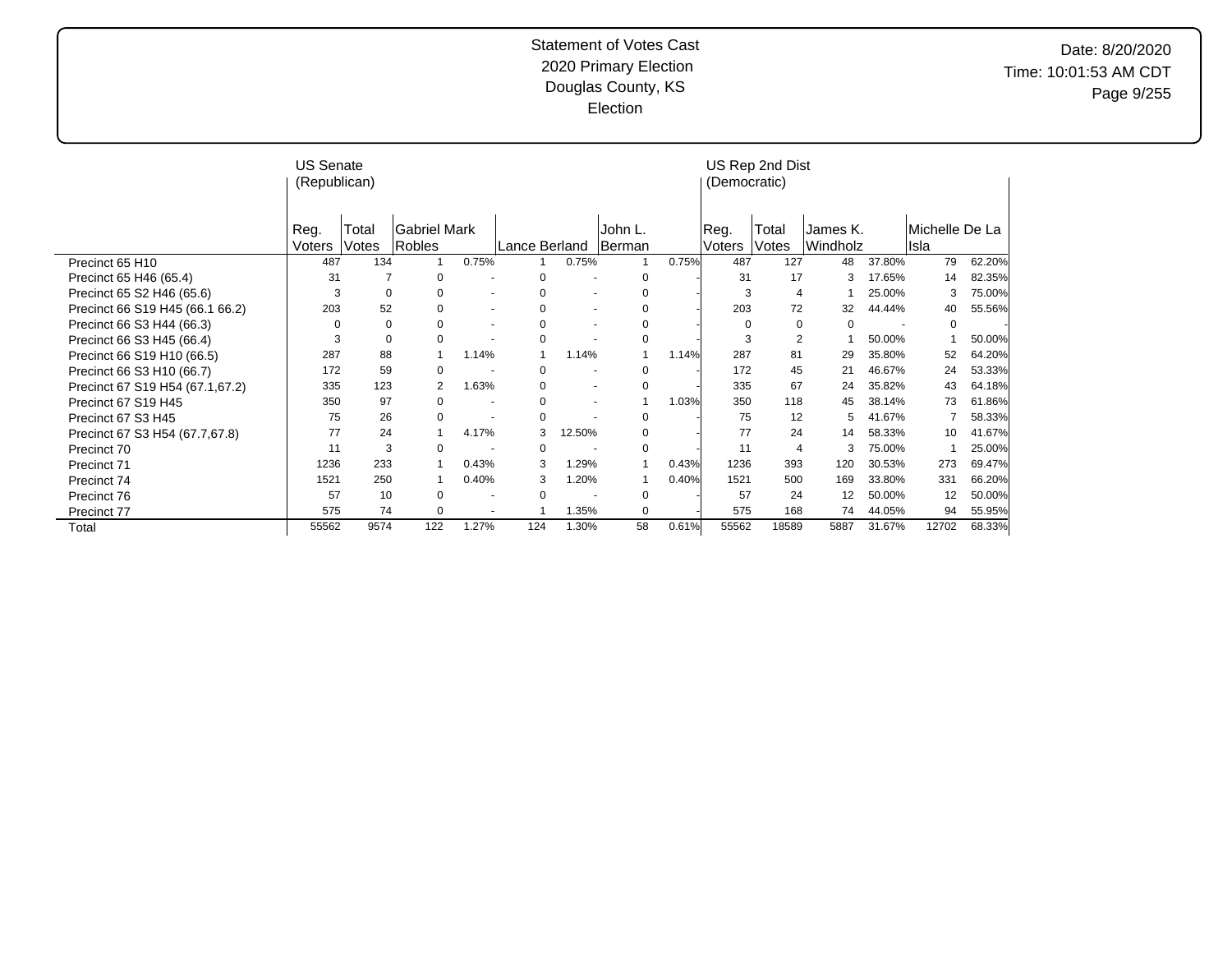# Statement of Votes Cast
## 2020 Primary Election
## Douglas County, KS
## Election

Date: 8/20/2020
Time: 10:01:53 AM CDT

| | US Senate (Republican) | | | | | | | | US Rep 2nd Dist (Democratic) | | | | | |
|---|---|---|---|---|---|---|---|---|---|---|---|---|---|---|
| | Reg. Voters | Total Votes | Gabriel Mark Robles | | Lance Berland | | John L. Berman | | Reg. Voters | Total Votes | James K. Windholz | | Michelle De La Isla | |
| Precinct 65 H10 | 487 | 134 | 1 | 0.75% | 1 | 0.75% | 1 | 0.75% | 487 | 127 | 48 | 37.80% | 79 | 62.20% |
| Precinct 65 H46 (65.4) | 31 | 7 | 0 | - | 0 | - | 0 | - | 31 | 17 | 3 | 17.65% | 14 | 82.35% |
| Precinct 65 S2 H46 (65.6) | 3 | 0 | 0 | - | 0 | - | 0 | - | 3 | 4 | 1 | 25.00% | 3 | 75.00% |
| Precinct 66 S19 H45 (66.1 66.2) | 203 | 52 | 0 | - | 0 | - | 0 | - | 203 | 72 | 32 | 44.44% | 40 | 55.56% |
| Precinct 66 S3 H44 (66.3) | 0 | 0 | 0 | - | 0 | - | 0 | - | 0 | 0 | 0 | - | 0 | - |
| Precinct 66 S3 H45 (66.4) | 3 | 0 | 0 | - | 0 | - | 0 | - | 3 | 2 | 1 | 50.00% | 1 | 50.00% |
| Precinct 66 S19 H10 (66.5) | 287 | 88 | 1 | 1.14% | 1 | 1.14% | 1 | 1.14% | 287 | 81 | 29 | 35.80% | 52 | 64.20% |
| Precinct 66 S3 H10 (66.7) | 172 | 59 | 0 | - | 0 | - | 0 | - | 172 | 45 | 21 | 46.67% | 24 | 53.33% |
| Precinct 67 S19 H54 (67.1,67.2) | 335 | 123 | 2 | 1.63% | 0 | - | 0 | - | 335 | 67 | 24 | 35.82% | 43 | 64.18% |
| Precinct 67 S19 H45 | 350 | 97 | 0 | - | 0 | - | 1 | 1.03% | 350 | 118 | 45 | 38.14% | 73 | 61.86% |
| Precinct 67 S3 H45 | 75 | 26 | 0 | - | 0 | - | 0 | - | 75 | 12 | 5 | 41.67% | 7 | 58.33% |
| Precinct 67 S3 H54 (67.7,67.8) | 77 | 24 | 1 | 4.17% | 3 | 12.50% | 0 | - | 77 | 24 | 14 | 58.33% | 10 | 41.67% |
| Precinct 70 | 11 | 3 | 0 | - | 0 | - | 0 | - | 11 | 4 | 3 | 75.00% | 1 | 25.00% |
| Precinct 71 | 1236 | 233 | 1 | 0.43% | 3 | 1.29% | 1 | 0.43% | 1236 | 393 | 120 | 30.53% | 273 | 69.47% |
| Precinct 74 | 1521 | 250 | 1 | 0.40% | 3 | 1.20% | 1 | 0.40% | 1521 | 500 | 169 | 33.80% | 331 | 66.20% |
| Precinct 76 | 57 | 10 | 0 | - | 0 | - | 0 | - | 57 | 24 | 12 | 50.00% | 12 | 50.00% |
| Precinct 77 | 575 | 74 | 0 | - | 1 | 1.35% | 0 | - | 575 | 168 | 74 | 44.05% | 94 | 55.95% |
| Total | 55562 | 9574 | 122 | 1.27% | 124 | 1.30% | 58 | 0.61% | 55562 | 18589 | 5887 | 31.67% | 12702 | 68.33% |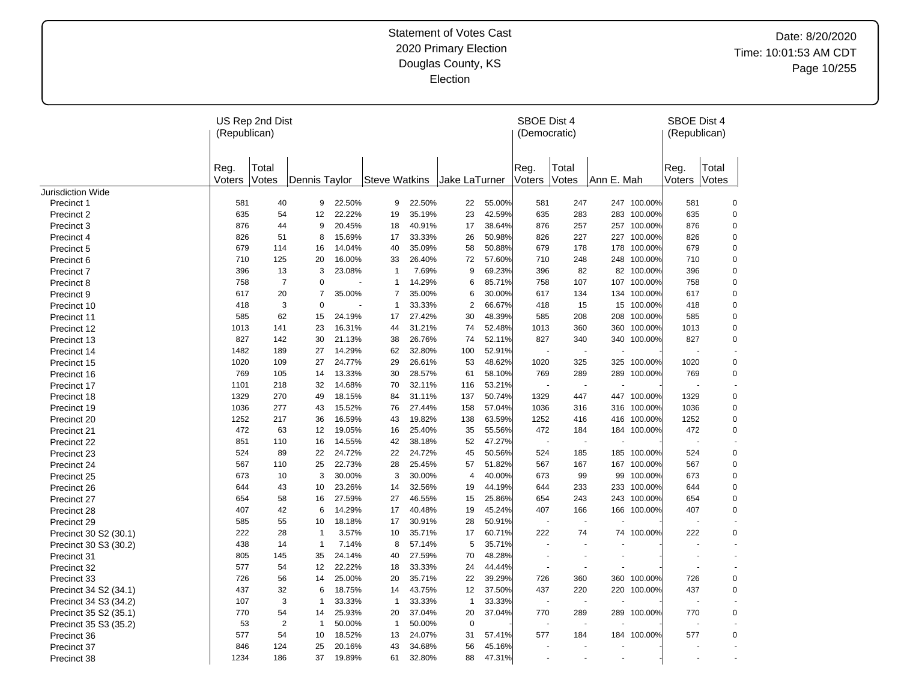Statement of Votes Cast
2020 Primary Election
Douglas County, KS
Election

Date: 8/20/2020
Time: 10:01:53 AM CDT

| | US Rep 2nd Dist (Republican) | | | | | | | | | SBOE Dist 4 (Democratic) | | | | SBOE Dist 4 (Republican) | |
|---|---|---|---|---|---|---|---|---|---|---|---|---|---|---|---|
| | Reg. Voters | Total Votes | Dennis Taylor | | Steve Watkins | | Jake LaTurner | | | Reg. Voters | Total Votes | Ann E. Mah | | Reg. Voters | Total Votes |
| Jurisdiction Wide | | | | | | | | | | | | | | | |
| Precinct 1 | 581 | 40 | 9 | 22.50% | 9 | 22.50% | 22 | 55.00% | | 581 | 247 | 247 | 100.00% | 581 | 0 |
| Precinct 2 | 635 | 54 | 12 | 22.22% | 19 | 35.19% | 23 | 42.59% | | 635 | 283 | 283 | 100.00% | 635 | 0 |
| Precinct 3 | 876 | 44 | 9 | 20.45% | 18 | 40.91% | 17 | 38.64% | | 876 | 257 | 257 | 100.00% | 876 | 0 |
| Precinct 4 | 826 | 51 | 8 | 15.69% | 17 | 33.33% | 26 | 50.98% | | 826 | 227 | 227 | 100.00% | 826 | 0 |
| Precinct 5 | 679 | 114 | 16 | 14.04% | 40 | 35.09% | 58 | 50.88% | | 679 | 178 | 178 | 100.00% | 679 | 0 |
| Precinct 6 | 710 | 125 | 20 | 16.00% | 33 | 26.40% | 72 | 57.60% | | 710 | 248 | 248 | 100.00% | 710 | 0 |
| Precinct 7 | 396 | 13 | 3 | 23.08% | 1 | 7.69% | 9 | 69.23% | | 396 | 82 | 82 | 100.00% | 396 | 0 |
| Precinct 8 | 758 | 7 | 0 | - | 1 | 14.29% | 6 | 85.71% | | 758 | 107 | 107 | 100.00% | 758 | 0 |
| Precinct 9 | 617 | 20 | 7 | 35.00% | 7 | 35.00% | 6 | 30.00% | | 617 | 134 | 134 | 100.00% | 617 | 0 |
| Precinct 10 | 418 | 3 | 0 | - | 1 | 33.33% | 2 | 66.67% | | 418 | 15 | 15 | 100.00% | 418 | 0 |
| Precinct 11 | 585 | 62 | 15 | 24.19% | 17 | 27.42% | 30 | 48.39% | | 585 | 208 | 208 | 100.00% | 585 | 0 |
| Precinct 12 | 1013 | 141 | 23 | 16.31% | 44 | 31.21% | 74 | 52.48% | | 1013 | 360 | 360 | 100.00% | 1013 | 0 |
| Precinct 13 | 827 | 142 | 30 | 21.13% | 38 | 26.76% | 74 | 52.11% | | 827 | 340 | 340 | 100.00% | 827 | 0 |
| Precinct 14 | 1482 | 189 | 27 | 14.29% | 62 | 32.80% | 100 | 52.91% | | - | - | - | - | - | - |
| Precinct 15 | 1020 | 109 | 27 | 24.77% | 29 | 26.61% | 53 | 48.62% | | 1020 | 325 | 325 | 100.00% | 1020 | 0 |
| Precinct 16 | 769 | 105 | 14 | 13.33% | 30 | 28.57% | 61 | 58.10% | | 769 | 289 | 289 | 100.00% | 769 | 0 |
| Precinct 17 | 1101 | 218 | 32 | 14.68% | 70 | 32.11% | 116 | 53.21% | | - | - | - | - | - | - |
| Precinct 18 | 1329 | 270 | 49 | 18.15% | 84 | 31.11% | 137 | 50.74% | | 1329 | 447 | 447 | 100.00% | 1329 | 0 |
| Precinct 19 | 1036 | 277 | 43 | 15.52% | 76 | 27.44% | 158 | 57.04% | | 1036 | 316 | 316 | 100.00% | 1036 | 0 |
| Precinct 20 | 1252 | 217 | 36 | 16.59% | 43 | 19.82% | 138 | 63.59% | | 1252 | 416 | 416 | 100.00% | 1252 | 0 |
| Precinct 21 | 472 | 63 | 12 | 19.05% | 16 | 25.40% | 35 | 55.56% | | 472 | 184 | 184 | 100.00% | 472 | 0 |
| Precinct 22 | 851 | 110 | 16 | 14.55% | 42 | 38.18% | 52 | 47.27% | | - | - | - | - | - | - |
| Precinct 23 | 524 | 89 | 22 | 24.72% | 22 | 24.72% | 45 | 50.56% | | 524 | 185 | 185 | 100.00% | 524 | 0 |
| Precinct 24 | 567 | 110 | 25 | 22.73% | 28 | 25.45% | 57 | 51.82% | | 567 | 167 | 167 | 100.00% | 567 | 0 |
| Precinct 25 | 673 | 10 | 3 | 30.00% | 3 | 30.00% | 4 | 40.00% | | 673 | 99 | 99 | 100.00% | 673 | 0 |
| Precinct 26 | 644 | 43 | 10 | 23.26% | 14 | 32.56% | 19 | 44.19% | | 644 | 233 | 233 | 100.00% | 644 | 0 |
| Precinct 27 | 654 | 58 | 16 | 27.59% | 27 | 46.55% | 15 | 25.86% | | 654 | 243 | 243 | 100.00% | 654 | 0 |
| Precinct 28 | 407 | 42 | 6 | 14.29% | 17 | 40.48% | 19 | 45.24% | | 407 | 166 | 166 | 100.00% | 407 | 0 |
| Precinct 29 | 585 | 55 | 10 | 18.18% | 17 | 30.91% | 28 | 50.91% | | - | - | - | - | - | - |
| Precinct 30 S2 (30.1) | 222 | 28 | 1 | 3.57% | 10 | 35.71% | 17 | 60.71% | | 222 | 74 | 74 | 100.00% | 222 | 0 |
| Precinct 30 S3 (30.2) | 438 | 14 | 1 | 7.14% | 8 | 57.14% | 5 | 35.71% | | - | - | - | - | - | - |
| Precinct 31 | 805 | 145 | 35 | 24.14% | 40 | 27.59% | 70 | 48.28% | | - | - | - | - | - | - |
| Precinct 32 | 577 | 54 | 12 | 22.22% | 18 | 33.33% | 24 | 44.44% | | - | - | - | - | - | - |
| Precinct 33 | 726 | 56 | 14 | 25.00% | 20 | 35.71% | 22 | 39.29% | | 726 | 360 | 360 | 100.00% | 726 | 0 |
| Precinct 34 S2 (34.1) | 437 | 32 | 6 | 18.75% | 14 | 43.75% | 12 | 37.50% | | 437 | 220 | 220 | 100.00% | 437 | 0 |
| Precinct 34 S3 (34.2) | 107 | 3 | 1 | 33.33% | 1 | 33.33% | 1 | 33.33% | | - | - | - | - | - | - |
| Precinct 35 S2 (35.1) | 770 | 54 | 14 | 25.93% | 20 | 37.04% | 20 | 37.04% | | 770 | 289 | 289 | 100.00% | 770 | 0 |
| Precinct 35 S3 (35.2) | 53 | 2 | 1 | 50.00% | 1 | 50.00% | 0 | - | | - | - | - | - | - | - |
| Precinct 36 | 577 | 54 | 10 | 18.52% | 13 | 24.07% | 31 | 57.41% | | 577 | 184 | 184 | 100.00% | 577 | 0 |
| Precinct 37 | 846 | 124 | 25 | 20.16% | 43 | 34.68% | 56 | 45.16% | | - | - | - | - | - | - |
| Precinct 38 | 1234 | 186 | 37 | 19.89% | 61 | 32.80% | 88 | 47.31% | | - | - | - | - | - | - |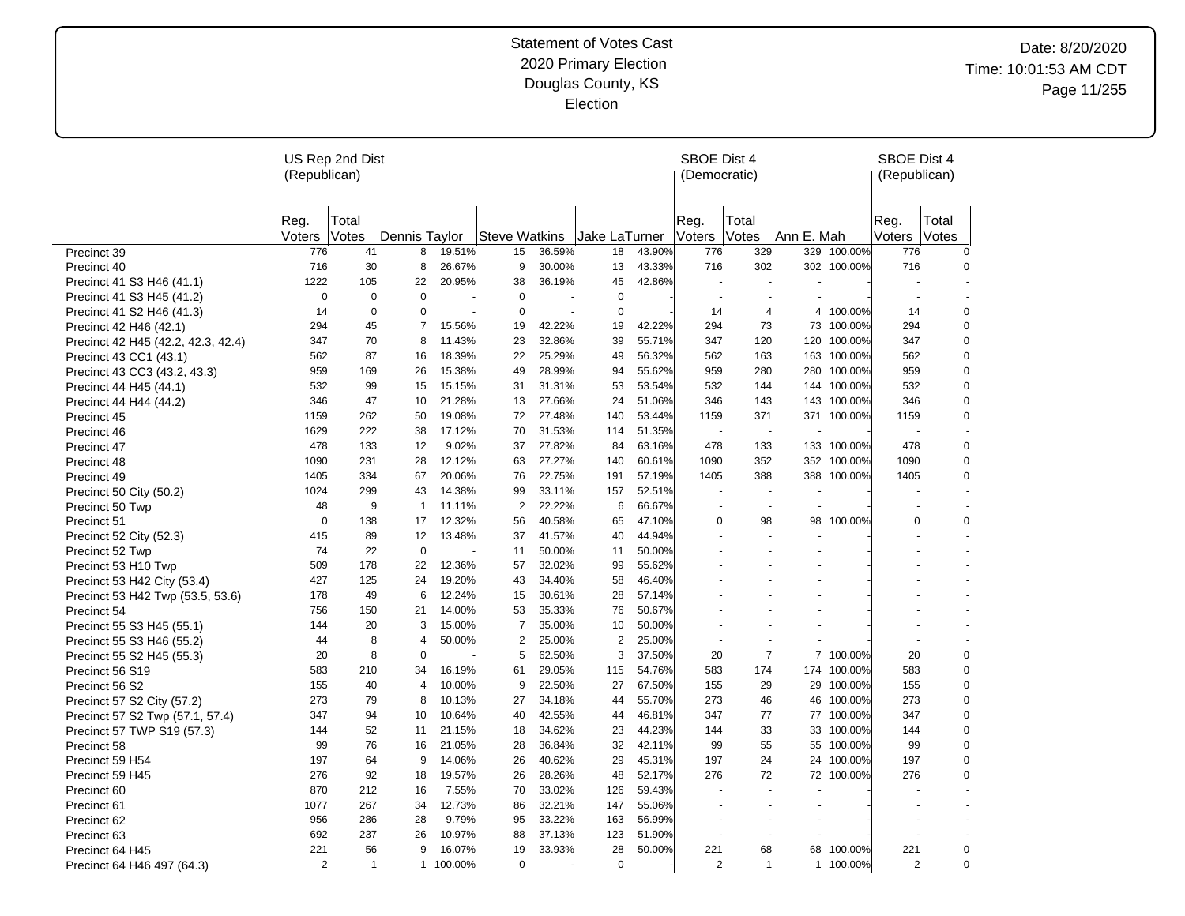# Statement of Votes Cast
## 2020 Primary Election
## Douglas County, KS
## Election

Date: 8/20/2020
Time: 10:01:53 AM CDT

| | US Rep 2nd Dist (Republican) | | | | | | | | SBOE Dist 4 (Democratic) | | | | SBOE Dist 4 (Republican) | |
|---|---|---|---|---|---|---|---|---|---|---|---|---|---|---|
| | Reg. Voters | Total Votes | Dennis Taylor | | Steve Watkins | | Jake LaTurner | | Reg. Voters | Total Votes | Ann E. Mah | | Reg. Voters | Total Votes |
| Precinct 39 | 776 | 41 | 8 | 19.51% | 15 | 36.59% | 18 | 43.90% | 776 | 329 | 329 | 100.00% | 776 | 0 |
| Precinct 40 | 716 | 30 | 8 | 26.67% | 9 | 30.00% | 13 | 43.33% | 716 | 302 | 302 | 100.00% | 716 | 0 |
| Precinct 41 S3 H46 (41.1) | 1222 | 105 | 22 | 20.95% | 38 | 36.19% | 45 | 42.86% | - | - | - | - | - | - |
| Precinct 41 S3 H45 (41.2) | 0 | 0 | 0 | - | 0 | - | 0 | - | - | - | - | - | - | - |
| Precinct 41 S2 H46 (41.3) | 14 | 0 | 0 | - | 0 | - | 0 | - | 14 | 4 | 4 | 100.00% | 14 | 0 |
| Precinct 42 H46 (42.1) | 294 | 45 | 7 | 15.56% | 19 | 42.22% | 19 | 42.22% | 294 | 73 | 73 | 100.00% | 294 | 0 |
| Precinct 42 H45 (42.2, 42.3, 42.4) | 347 | 70 | 8 | 11.43% | 23 | 32.86% | 39 | 55.71% | 347 | 120 | 120 | 100.00% | 347 | 0 |
| Precinct 43 CC1 (43.1) | 562 | 87 | 16 | 18.39% | 22 | 25.29% | 49 | 56.32% | 562 | 163 | 163 | 100.00% | 562 | 0 |
| Precinct 43 CC3 (43.2, 43.3) | 959 | 169 | 26 | 15.38% | 49 | 28.99% | 94 | 55.62% | 959 | 280 | 280 | 100.00% | 959 | 0 |
| Precinct 44 H45 (44.1) | 532 | 99 | 15 | 15.15% | 31 | 31.31% | 53 | 53.54% | 532 | 144 | 144 | 100.00% | 532 | 0 |
| Precinct 44 H44 (44.2) | 346 | 47 | 10 | 21.28% | 13 | 27.66% | 24 | 51.06% | 346 | 143 | 143 | 100.00% | 346 | 0 |
| Precinct 45 | 1159 | 262 | 50 | 19.08% | 72 | 27.48% | 140 | 53.44% | 1159 | 371 | 371 | 100.00% | 1159 | 0 |
| Precinct 46 | 1629 | 222 | 38 | 17.12% | 70 | 31.53% | 114 | 51.35% | - | - | - | - | - | - |
| Precinct 47 | 478 | 133 | 12 | 9.02% | 37 | 27.82% | 84 | 63.16% | 478 | 133 | 133 | 100.00% | 478 | 0 |
| Precinct 48 | 1090 | 231 | 28 | 12.12% | 63 | 27.27% | 140 | 60.61% | 1090 | 352 | 352 | 100.00% | 1090 | 0 |
| Precinct 49 | 1405 | 334 | 67 | 20.06% | 76 | 22.75% | 191 | 57.19% | 1405 | 388 | 388 | 100.00% | 1405 | 0 |
| Precinct 50 City (50.2) | 1024 | 299 | 43 | 14.38% | 99 | 33.11% | 157 | 52.51% | - | - | - | - | - | - |
| Precinct 50 Twp | 48 | 9 | 1 | 11.11% | 2 | 22.22% | 6 | 66.67% | - | - | - | - | - | - |
| Precinct 51 | 0 | 138 | 17 | 12.32% | 56 | 40.58% | 65 | 47.10% | 0 | 98 | 98 | 100.00% | 0 | 0 |
| Precinct 52 City (52.3) | 415 | 89 | 12 | 13.48% | 37 | 41.57% | 40 | 44.94% | - | - | - | - | - | - |
| Precinct 52 Twp | 74 | 22 | 0 | - | 11 | 50.00% | 11 | 50.00% | - | - | - | - | - | - |
| Precinct 53 H10 Twp | 509 | 178 | 22 | 12.36% | 57 | 32.02% | 99 | 55.62% | - | - | - | - | - | - |
| Precinct 53 H42 City (53.4) | 427 | 125 | 24 | 19.20% | 43 | 34.40% | 58 | 46.40% | - | - | - | - | - | - |
| Precinct 53 H42 Twp (53.5, 53.6) | 178 | 49 | 6 | 12.24% | 15 | 30.61% | 28 | 57.14% | - | - | - | - | - | - |
| Precinct 54 | 756 | 150 | 21 | 14.00% | 53 | 35.33% | 76 | 50.67% | - | - | - | - | - | - |
| Precinct 55 S3 H45 (55.1) | 144 | 20 | 3 | 15.00% | 7 | 35.00% | 10 | 50.00% | - | - | - | - | - | - |
| Precinct 55 S3 H46 (55.2) | 44 | 8 | 4 | 50.00% | 2 | 25.00% | 2 | 25.00% | - | - | - | - | - | - |
| Precinct 55 S2 H45 (55.3) | 20 | 8 | 0 | - | 5 | 62.50% | 3 | 37.50% | 20 | 7 | 7 | 100.00% | 20 | 0 |
| Precinct 56 S19 | 583 | 210 | 34 | 16.19% | 61 | 29.05% | 115 | 54.76% | 583 | 174 | 174 | 100.00% | 583 | 0 |
| Precinct 56 S2 | 155 | 40 | 4 | 10.00% | 9 | 22.50% | 27 | 67.50% | 155 | 29 | 29 | 100.00% | 155 | 0 |
| Precinct 57 S2 City (57.2) | 273 | 79 | 8 | 10.13% | 27 | 34.18% | 44 | 55.70% | 273 | 46 | 46 | 100.00% | 273 | 0 |
| Precinct 57 S2 Twp (57.1, 57.4) | 347 | 94 | 10 | 10.64% | 40 | 42.55% | 44 | 46.81% | 347 | 77 | 77 | 100.00% | 347 | 0 |
| Precinct 57 TWP S19 (57.3) | 144 | 52 | 11 | 21.15% | 18 | 34.62% | 23 | 44.23% | 144 | 33 | 33 | 100.00% | 144 | 0 |
| Precinct 58 | 99 | 76 | 16 | 21.05% | 28 | 36.84% | 32 | 42.11% | 99 | 55 | 55 | 100.00% | 99 | 0 |
| Precinct 59 H54 | 197 | 64 | 9 | 14.06% | 26 | 40.62% | 29 | 45.31% | 197 | 24 | 24 | 100.00% | 197 | 0 |
| Precinct 59 H45 | 276 | 92 | 18 | 19.57% | 26 | 28.26% | 48 | 52.17% | 276 | 72 | 72 | 100.00% | 276 | 0 |
| Precinct 60 | 870 | 212 | 16 | 7.55% | 70 | 33.02% | 126 | 59.43% | - | - | - | - | - | - |
| Precinct 61 | 1077 | 267 | 34 | 12.73% | 86 | 32.21% | 147 | 55.06% | - | - | - | - | - | - |
| Precinct 62 | 956 | 286 | 28 | 9.79% | 95 | 33.22% | 163 | 56.99% | - | - | - | - | - | - |
| Precinct 63 | 692 | 237 | 26 | 10.97% | 88 | 37.13% | 123 | 51.90% | - | - | - | - | - | - |
| Precinct 64 H45 | 221 | 56 | 9 | 16.07% | 19 | 33.93% | 28 | 50.00% | 221 | 68 | 68 | 100.00% | 221 | 0 |
| Precinct 64 H46 497 (64.3) | 2 | 1 | 1 | 100.00% | 0 | - | 0 | - | 2 | 1 | 1 | 100.00% | 2 | 0 |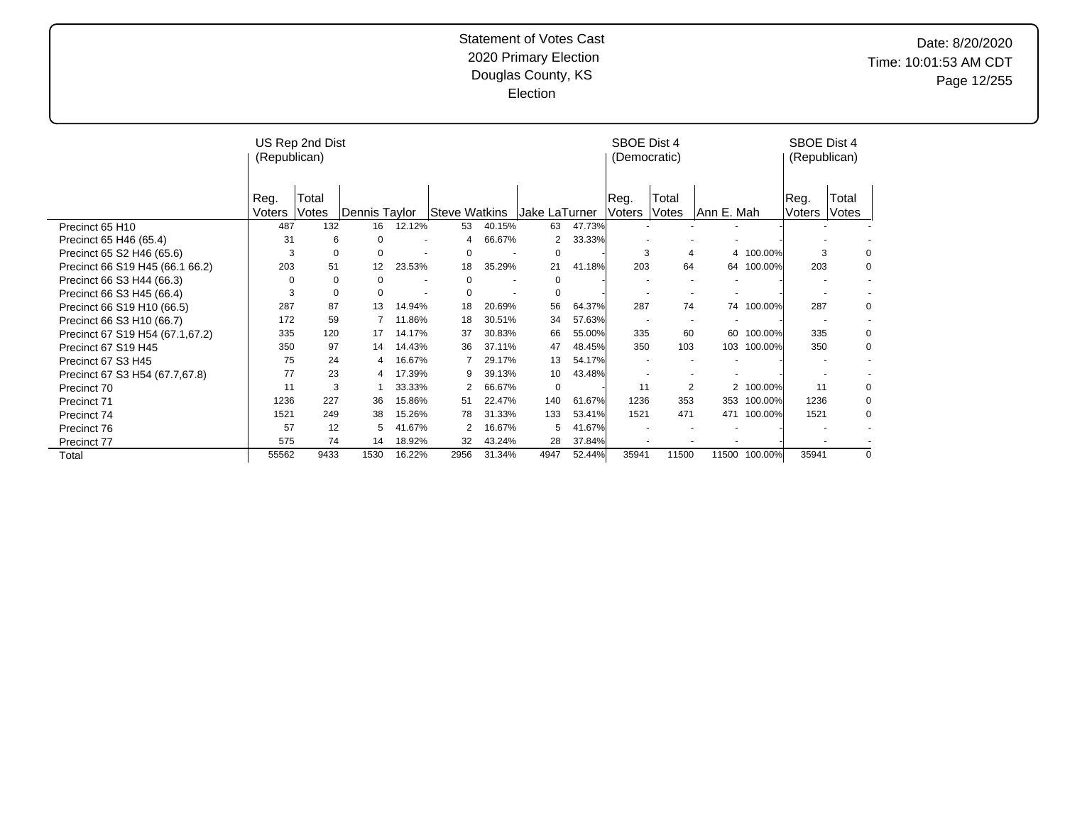# Statement of Votes Cast
## 2020 Primary Election
## Douglas County, KS
## Election

Date: 8/20/2020
Time: 10:01:53 AM CDT

| | US Rep 2nd Dist (Republican) | | | | | | | | SBOE Dist 4 (Democratic) | | | | SBOE Dist 4 (Republican) | |
|---|---|---|---|---|---|---|---|---|---|---|---|---|---|---|
| | Reg. Voters | Total Votes | Dennis Taylor | | Steve Watkins | | Jake LaTurner | | Reg. Voters | Total Votes | Ann E. Mah | | Reg. Voters | Total Votes |
| Precinct 65 H10 | 487 | 132 | 16 | 12.12% | 53 | 40.15% | 63 | 47.73% | - | - | - | - | - | - |
| Precinct 65 H46 (65.4) | 31 | 6 | 0 | - | 4 | 66.67% | 2 | 33.33% | - | - | - | - | - | - |
| Precinct 65 S2 H46 (65.6) | 3 | 0 | 0 | - | 0 | - | 0 | - | 3 | 4 | 4 | 100.00% | 3 | 0 |
| Precinct 66 S19 H45 (66.1 66.2) | 203 | 51 | 12 | 23.53% | 18 | 35.29% | 21 | 41.18% | 203 | 64 | 64 | 100.00% | 203 | 0 |
| Precinct 66 S3 H44 (66.3) | 0 | 0 | 0 | - | 0 | - | 0 | - | - | - | - | - | - | - |
| Precinct 66 S3 H45 (66.4) | 3 | 0 | 0 | - | 0 | - | 0 | - | - | - | - | - | - | - |
| Precinct 66 S19 H10 (66.5) | 287 | 87 | 13 | 14.94% | 18 | 20.69% | 56 | 64.37% | 287 | 74 | 74 | 100.00% | 287 | 0 |
| Precinct 66 S3 H10 (66.7) | 172 | 59 | 7 | 11.86% | 18 | 30.51% | 34 | 57.63% | - | - | - | - | - | - |
| Precinct 67 S19 H54 (67.1,67.2) | 335 | 120 | 17 | 14.17% | 37 | 30.83% | 66 | 55.00% | 335 | 60 | 60 | 100.00% | 335 | 0 |
| Precinct 67 S19 H45 | 350 | 97 | 14 | 14.43% | 36 | 37.11% | 47 | 48.45% | 350 | 103 | 103 | 100.00% | 350 | 0 |
| Precinct 67 S3 H45 | 75 | 24 | 4 | 16.67% | 7 | 29.17% | 13 | 54.17% | - | - | - | - | - | - |
| Precinct 67 S3 H54 (67.7,67.8) | 77 | 23 | 4 | 17.39% | 9 | 39.13% | 10 | 43.48% | - | - | - | - | - | - |
| Precinct 70 | 11 | 3 | 1 | 33.33% | 2 | 66.67% | 0 | - | 11 | 2 | 2 | 100.00% | 11 | 0 |
| Precinct 71 | 1236 | 227 | 36 | 15.86% | 51 | 22.47% | 140 | 61.67% | 1236 | 353 | 353 | 100.00% | 1236 | 0 |
| Precinct 74 | 1521 | 249 | 38 | 15.26% | 78 | 31.33% | 133 | 53.41% | 1521 | 471 | 471 | 100.00% | 1521 | 0 |
| Precinct 76 | 57 | 12 | 5 | 41.67% | 2 | 16.67% | 5 | 41.67% | - | - | - | - | - | - |
| Precinct 77 | 575 | 74 | 14 | 18.92% | 32 | 43.24% | 28 | 37.84% | - | - | - | - | - | - |
| Total | 55562 | 9433 | 1530 | 16.22% | 2956 | 31.34% | 4947 | 52.44% | 35941 | 11500 | 11500 | 100.00% | 35941 | 0 |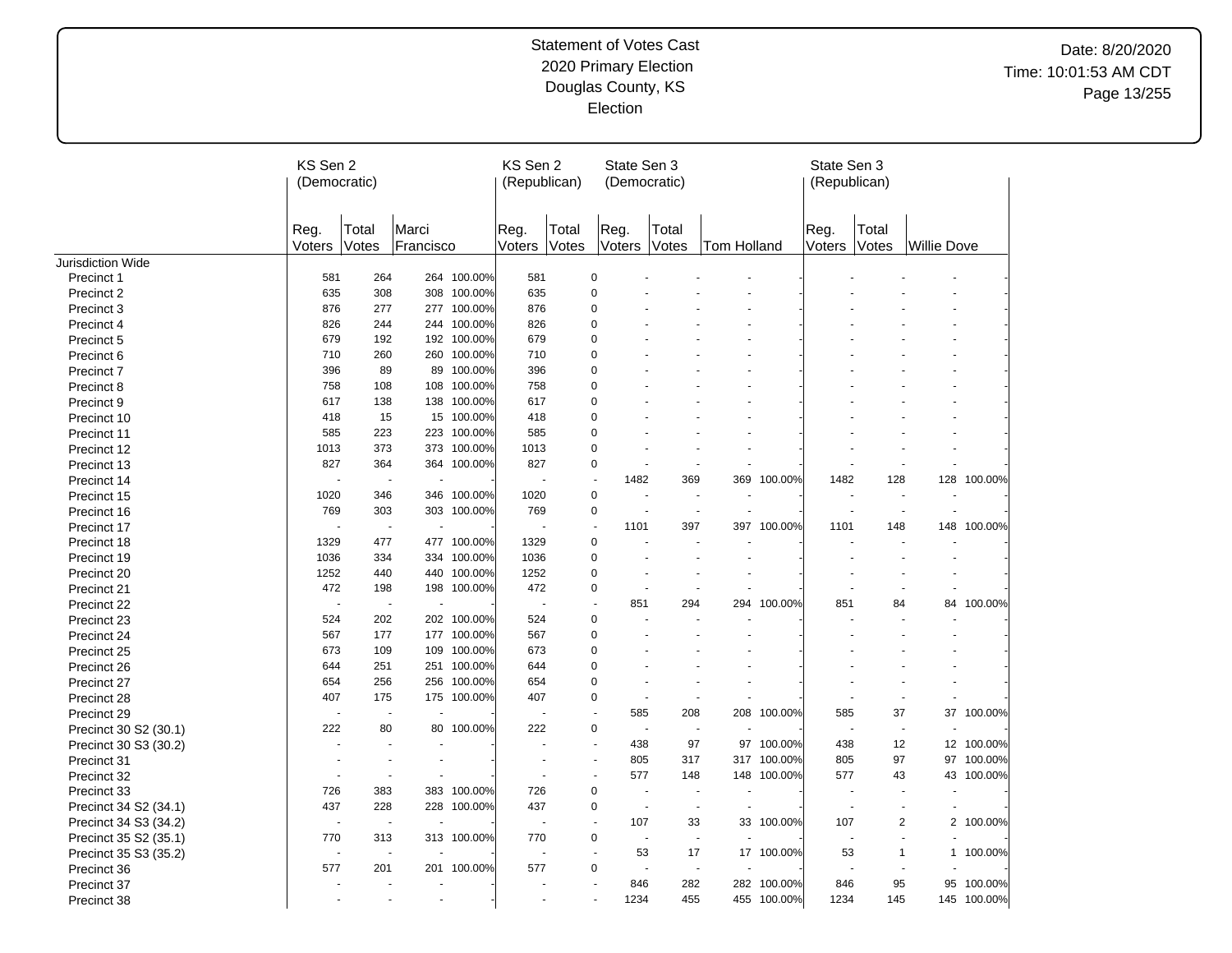Statement of Votes Cast
2020 Primary Election
Douglas County, KS
Election

Date: 8/20/2020
Time: 10:01:53 AM CDT

| | KS Sen 2 (Democratic) | | | | KS Sen 2 (Republican) | | State Sen 3 (Democratic) | | | | State Sen 3 (Republican) | | | |
|---|---|---|---|---|---|---|---|---|---|---|---|---|---|---|
| | Reg. Voters | Total Votes | Marci Francisco | | Reg. Voters | Total Votes | Reg. Voters | Total Votes | Tom Holland | | Reg. Voters | Total Votes | Willie Dove | |
| Jurisdiction Wide | | | | | | | | | | | | | | |
| Precinct 1 | 581 | 264 | 264 | 100.00% | 581 | 0 | - | - | - | - | - | - | - | - |
| Precinct 2 | 635 | 308 | 308 | 100.00% | 635 | 0 | - | - | - | - | - | - | - | - |
| Precinct 3 | 876 | 277 | 277 | 100.00% | 876 | 0 | - | - | - | - | - | - | - | - |
| Precinct 4 | 826 | 244 | 244 | 100.00% | 826 | 0 | - | - | - | - | - | - | - | - |
| Precinct 5 | 679 | 192 | 192 | 100.00% | 679 | 0 | - | - | - | - | - | - | - | - |
| Precinct 6 | 710 | 260 | 260 | 100.00% | 710 | 0 | - | - | - | - | - | - | - | - |
| Precinct 7 | 396 | 89 | 89 | 100.00% | 396 | 0 | - | - | - | - | - | - | - | - |
| Precinct 8 | 758 | 108 | 108 | 100.00% | 758 | 0 | - | - | - | - | - | - | - | - |
| Precinct 9 | 617 | 138 | 138 | 100.00% | 617 | 0 | - | - | - | - | - | - | - | - |
| Precinct 10 | 418 | 15 | 15 | 100.00% | 418 | 0 | - | - | - | - | - | - | - | - |
| Precinct 11 | 585 | 223 | 223 | 100.00% | 585 | 0 | - | - | - | - | - | - | - | - |
| Precinct 12 | 1013 | 373 | 373 | 100.00% | 1013 | 0 | - | - | - | - | - | - | - | - |
| Precinct 13 | 827 | 364 | 364 | 100.00% | 827 | 0 | - | - | - | - | - | - | - | - |
| Precinct 14 | - | - | - | - | - | - | 1482 | 369 | 369 | 100.00% | 1482 | 128 | 128 | 100.00% |
| Precinct 15 | 1020 | 346 | 346 | 100.00% | 1020 | 0 | - | - | - | - | - | - | - | - |
| Precinct 16 | 769 | 303 | 303 | 100.00% | 769 | 0 | - | - | - | - | - | - | - | - |
| Precinct 17 | - | - | - | - | - | - | 1101 | 397 | 397 | 100.00% | 1101 | 148 | 148 | 100.00% |
| Precinct 18 | 1329 | 477 | 477 | 100.00% | 1329 | 0 | - | - | - | - | - | - | - | - |
| Precinct 19 | 1036 | 334 | 334 | 100.00% | 1036 | 0 | - | - | - | - | - | - | - | - |
| Precinct 20 | 1252 | 440 | 440 | 100.00% | 1252 | 0 | - | - | - | - | - | - | - | - |
| Precinct 21 | 472 | 198 | 198 | 100.00% | 472 | 0 | - | - | - | - | - | - | - | - |
| Precinct 22 | - | - | - | - | - | - | 851 | 294 | 294 | 100.00% | 851 | 84 | 84 | 100.00% |
| Precinct 23 | 524 | 202 | 202 | 100.00% | 524 | 0 | - | - | - | - | - | - | - | - |
| Precinct 24 | 567 | 177 | 177 | 100.00% | 567 | 0 | - | - | - | - | - | - | - | - |
| Precinct 25 | 673 | 109 | 109 | 100.00% | 673 | 0 | - | - | - | - | - | - | - | - |
| Precinct 26 | 644 | 251 | 251 | 100.00% | 644 | 0 | - | - | - | - | - | - | - | - |
| Precinct 27 | 654 | 256 | 256 | 100.00% | 654 | 0 | - | - | - | - | - | - | - | - |
| Precinct 28 | 407 | 175 | 175 | 100.00% | 407 | 0 | - | - | - | - | - | - | - | - |
| Precinct 29 | - | - | - | - | - | - | 585 | 208 | 208 | 100.00% | 585 | 37 | 37 | 100.00% |
| Precinct 30 S2 (30.1) | 222 | 80 | 80 | 100.00% | 222 | 0 | - | - | - | - | - | - | - | - |
| Precinct 30 S3 (30.2) | - | - | - | - | - | - | 438 | 97 | 97 | 100.00% | 438 | 12 | 12 | 100.00% |
| Precinct 31 | - | - | - | - | - | - | 805 | 317 | 317 | 100.00% | 805 | 97 | 97 | 100.00% |
| Precinct 32 | - | - | - | - | - | - | 577 | 148 | 148 | 100.00% | 577 | 43 | 43 | 100.00% |
| Precinct 33 | 726 | 383 | 383 | 100.00% | 726 | 0 | - | - | - | - | - | - | - | - |
| Precinct 34 S2 (34.1) | 437 | 228 | 228 | 100.00% | 437 | 0 | - | - | - | - | - | - | - | - |
| Precinct 34 S3 (34.2) | - | - | - | - | - | - | 107 | 33 | 33 | 100.00% | 107 | 2 | 2 | 100.00% |
| Precinct 35 S2 (35.1) | 770 | 313 | 313 | 100.00% | 770 | 0 | - | - | - | - | - | - | - | - |
| Precinct 35 S3 (35.2) | - | - | - | - | - | - | 53 | 17 | 17 | 100.00% | 53 | 1 | 1 | 100.00% |
| Precinct 36 | 577 | 201 | 201 | 100.00% | 577 | 0 | - | - | - | - | - | - | - | - |
| Precinct 37 | - | - | - | - | - | - | 846 | 282 | 282 | 100.00% | 846 | 95 | 95 | 100.00% |
| Precinct 38 | - | - | - | - | - | - | 1234 | 455 | 455 | 100.00% | 1234 | 145 | 145 | 100.00% |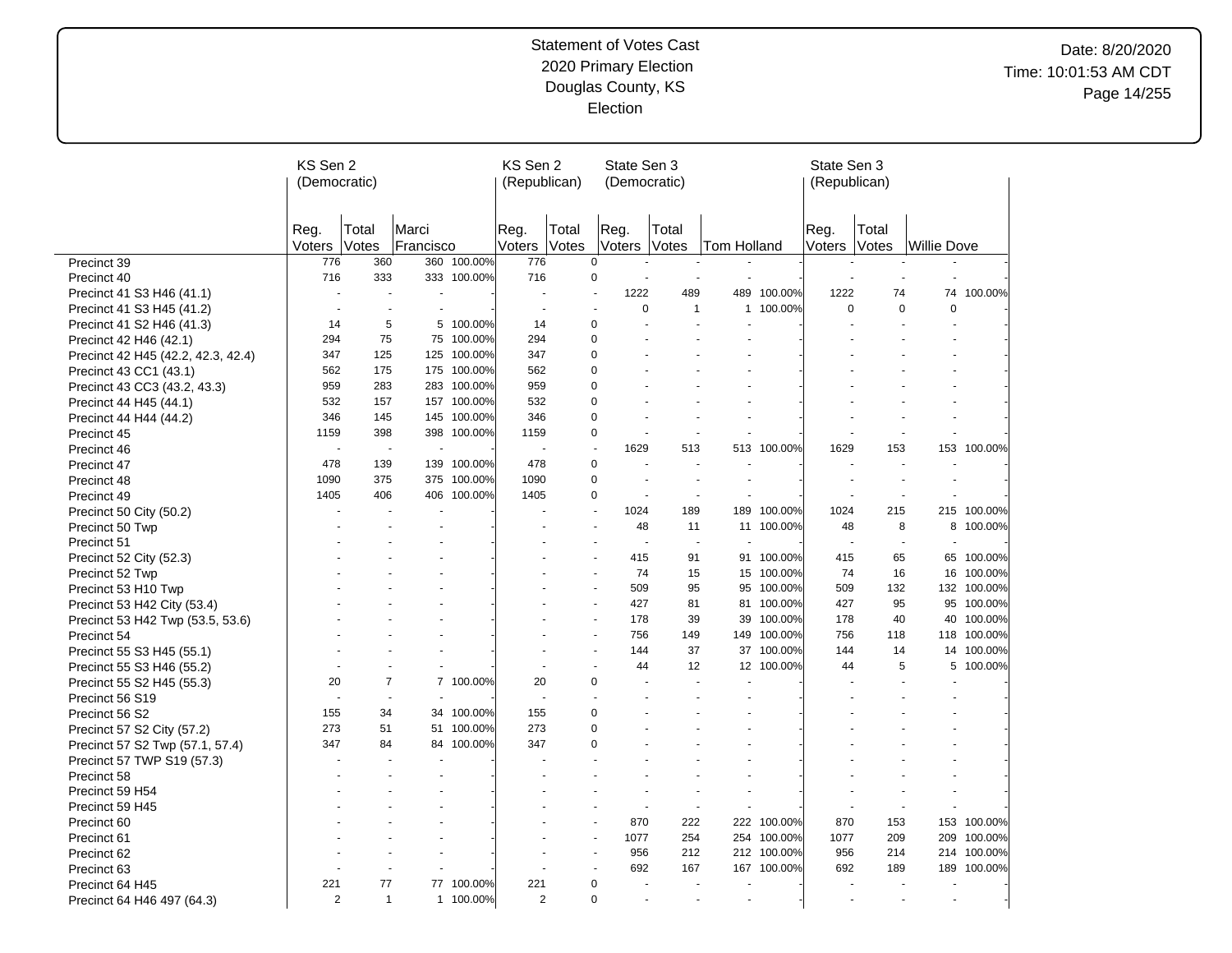# Statement of Votes Cast
## 2020 Primary Election
## Douglas County, KS
## Election

Date: 8/20/2020
Time: 10:01:53 AM CDT

| | KS Sen 2 (Democratic) | | | | KS Sen 2 (Republican) | | State Sen 3 (Democratic) | | | | State Sen 3 (Republican) | | | |
|---|---|---|---|---|---|---|---|---|---|---|---|---|---|---|
| | Reg. Voters | Total Votes | Marci Francisco | | Reg. Voters | Total Votes | Reg. Voters | Total Votes | Tom Holland | | Reg. Voters | Total Votes | Willie Dove | |
| Precinct 39 | 776 | 360 | 360 | 100.00% | 776 | 0 | - | - | - | - | - | - | - | - |
| Precinct 40 | 716 | 333 | 333 | 100.00% | 716 | 0 | - | - | - | - | - | - | - | - |
| Precinct 41 S3 H46 (41.1) | - | - | - | - | - | - | 1222 | 489 | 489 | 100.00% | 1222 | 74 | 74 | 100.00% |
| Precinct 41 S3 H45 (41.2) | - | - | - | - | - | - | 0 | 1 | 1 | 100.00% | 0 | 0 | 0 | - |
| Precinct 41 S2 H46 (41.3) | 14 | 5 | 5 | 100.00% | 14 | 0 | - | - | - | - | - | - | - | - |
| Precinct 42 H46 (42.1) | 294 | 75 | 75 | 100.00% | 294 | 0 | - | - | - | - | - | - | - | - |
| Precinct 42 H45 (42.2, 42.3, 42.4) | 347 | 125 | 125 | 100.00% | 347 | 0 | - | - | - | - | - | - | - | - |
| Precinct 43 CC1 (43.1) | 562 | 175 | 175 | 100.00% | 562 | 0 | - | - | - | - | - | - | - | - |
| Precinct 43 CC3 (43.2, 43.3) | 959 | 283 | 283 | 100.00% | 959 | 0 | - | - | - | - | - | - | - | - |
| Precinct 44 H45 (44.1) | 532 | 157 | 157 | 100.00% | 532 | 0 | - | - | - | - | - | - | - | - |
| Precinct 44 H44 (44.2) | 346 | 145 | 145 | 100.00% | 346 | 0 | - | - | - | - | - | - | - | - |
| Precinct 45 | 1159 | 398 | 398 | 100.00% | 1159 | 0 | - | - | - | - | - | - | - | - |
| Precinct 46 | - | - | - | - | - | - | 1629 | 513 | 513 | 100.00% | 1629 | 153 | 153 | 100.00% |
| Precinct 47 | 478 | 139 | 139 | 100.00% | 478 | 0 | - | - | - | - | - | - | - | - |
| Precinct 48 | 1090 | 375 | 375 | 100.00% | 1090 | 0 | - | - | - | - | - | - | - | - |
| Precinct 49 | 1405 | 406 | 406 | 100.00% | 1405 | 0 | - | - | - | - | - | - | - | - |
| Precinct 50 City (50.2) | - | - | - | - | - | - | 1024 | 189 | 189 | 100.00% | 1024 | 215 | 215 | 100.00% |
| Precinct 50 Twp | - | - | - | - | - | - | 48 | 11 | 11 | 100.00% | 48 | 8 | 8 | 100.00% |
| Precinct 51 | - | - | - | - | - | - | - | - | - | - | - | - | - | - |
| Precinct 52 City (52.3) | - | - | - | - | - | - | 415 | 91 | 91 | 100.00% | 415 | 65 | 65 | 100.00% |
| Precinct 52 Twp | - | - | - | - | - | - | 74 | 15 | 15 | 100.00% | 74 | 16 | 16 | 100.00% |
| Precinct 53 H10 Twp | - | - | - | - | - | - | 509 | 95 | 95 | 100.00% | 509 | 132 | 132 | 100.00% |
| Precinct 53 H42 City (53.4) | - | - | - | - | - | - | 427 | 81 | 81 | 100.00% | 427 | 95 | 95 | 100.00% |
| Precinct 53 H42 Twp (53.5, 53.6) | - | - | - | - | - | - | 178 | 39 | 39 | 100.00% | 178 | 40 | 40 | 100.00% |
| Precinct 54 | - | - | - | - | - | - | 756 | 149 | 149 | 100.00% | 756 | 118 | 118 | 100.00% |
| Precinct 55 S3 H45 (55.1) | - | - | - | - | - | - | 144 | 37 | 37 | 100.00% | 144 | 14 | 14 | 100.00% |
| Precinct 55 S3 H46 (55.2) | - | - | - | - | - | - | 44 | 12 | 12 | 100.00% | 44 | 5 | 5 | 100.00% |
| Precinct 55 S2 H45 (55.3) | 20 | 7 | 7 | 100.00% | 20 | 0 | - | - | - | - | - | - | - | - |
| Precinct 56 S19 | - | - | - | - | - | - | - | - | - | - | - | - | - | - |
| Precinct 56 S2 | 155 | 34 | 34 | 100.00% | 155 | 0 | - | - | - | - | - | - | - | - |
| Precinct 57 S2 City (57.2) | 273 | 51 | 51 | 100.00% | 273 | 0 | - | - | - | - | - | - | - | - |
| Precinct 57 S2 Twp (57.1, 57.4) | 347 | 84 | 84 | 100.00% | 347 | 0 | - | - | - | - | - | - | - | - |
| Precinct 57 TWP S19 (57.3) | - | - | - | - | - | - | - | - | - | - | - | - | - | - |
| Precinct 58 | - | - | - | - | - | - | - | - | - | - | - | - | - | - |
| Precinct 59 H54 | - | - | - | - | - | - | - | - | - | - | - | - | - | - |
| Precinct 59 H45 | - | - | - | - | - | - | - | - | - | - | - | - | - | - |
| Precinct 60 | - | - | - | - | - | - | 870 | 222 | 222 | 100.00% | 870 | 153 | 153 | 100.00% |
| Precinct 61 | - | - | - | - | - | - | 1077 | 254 | 254 | 100.00% | 1077 | 209 | 209 | 100.00% |
| Precinct 62 | - | - | - | - | - | - | 956 | 212 | 212 | 100.00% | 956 | 214 | 214 | 100.00% |
| Precinct 63 | - | - | - | - | - | - | 692 | 167 | 167 | 100.00% | 692 | 189 | 189 | 100.00% |
| Precinct 64 H45 | 221 | 77 | 77 | 100.00% | 221 | 0 | - | - | - | - | - | - | - | - |
| Precinct 64 H46 497 (64.3) | 2 | 1 | 1 | 100.00% | 2 | 0 | - | - | - | - | - | - | - | - |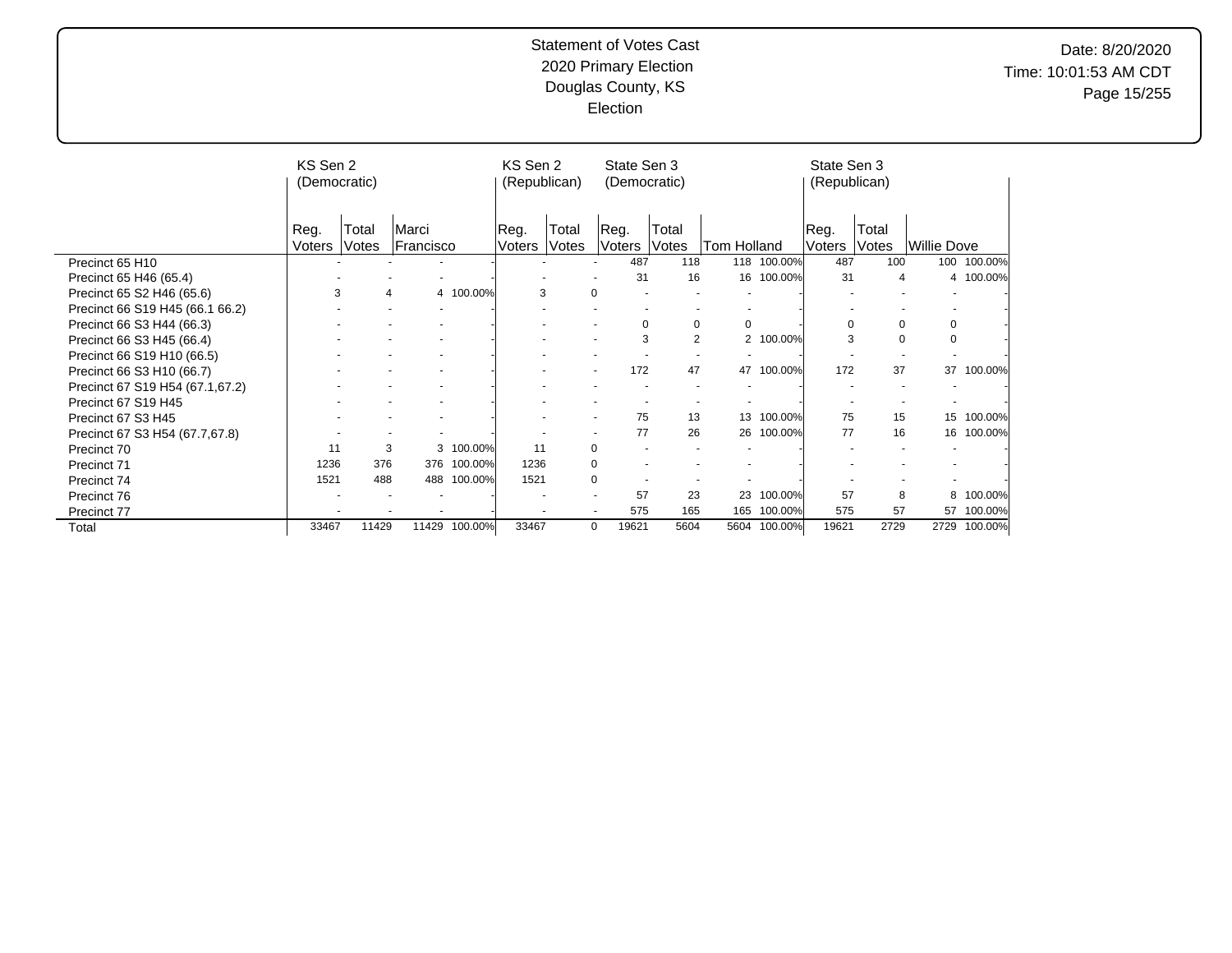# Statement of Votes Cast
## 2020 Primary Election
## Douglas County, KS
## Election

Date: 8/20/2020
Time: 10:01:53 AM CDT

| | KS Sen 2 (Democratic) | | | | KS Sen 2 (Republican) | | State Sen 3 (Democratic) | | | | State Sen 3 (Republican) | | | |
|---|---|---|---|---|---|---|---|---|---|---|---|---|---|---|
| | Reg. Voters | Total Votes | Marci Francisco | | Reg. Voters | Total Votes | Reg. Voters | Total Votes | Tom Holland | | Reg. Voters | Total Votes | Willie Dove | |
| Precinct 65 H10 | - | - | - | - | - | - | 487 | 118 | 118 | 100.00% | 487 | 100 | 100 | 100.00% |
| Precinct 65 H46 (65.4) | - | - | - | - | - | - | 31 | 16 | 16 | 100.00% | 31 | 4 | 4 | 100.00% |
| Precinct 65 S2 H46 (65.6) | 3 | 4 | 4 | 100.00% | 3 | 0 | - | - | - | - | - | - | - | - |
| Precinct 66 S19 H45 (66.1 66.2) | - | - | - | - | - | - | - | - | - | - | - | - | - | - |
| Precinct 66 S3 H44 (66.3) | - | - | - | - | - | - | 0 | 0 | 0 | - | 0 | 0 | 0 | - |
| Precinct 66 S3 H45 (66.4) | - | - | - | - | - | - | 3 | 2 | 2 | 100.00% | 3 | 0 | 0 | - |
| Precinct 66 S19 H10 (66.5) | - | - | - | - | - | - | - | - | - | - | - | - | - | - |
| Precinct 66 S3 H10 (66.7) | - | - | - | - | - | - | 172 | 47 | 47 | 100.00% | 172 | 37 | 37 | 100.00% |
| Precinct 67 S19 H54 (67.1,67.2) | - | - | - | - | - | - | - | - | - | - | - | - | - | - |
| Precinct 67 S19 H45 | - | - | - | - | - | - | - | - | - | - | - | - | - | - |
| Precinct 67 S3 H45 | - | - | - | - | - | - | 75 | 13 | 13 | 100.00% | 75 | 15 | 15 | 100.00% |
| Precinct 67 S3 H54 (67.7,67.8) | - | - | - | - | - | - | 77 | 26 | 26 | 100.00% | 77 | 16 | 16 | 100.00% |
| Precinct 70 | 11 | 3 | 3 | 100.00% | 11 | 0 | - | - | - | - | - | - | - | - |
| Precinct 71 | 1236 | 376 | 376 | 100.00% | 1236 | 0 | - | - | - | - | - | - | - | - |
| Precinct 74 | 1521 | 488 | 488 | 100.00% | 1521 | 0 | - | - | - | - | - | - | - | - |
| Precinct 76 | - | - | - | - | - | - | 57 | 23 | 23 | 100.00% | 57 | 8 | 8 | 100.00% |
| Precinct 77 | - | - | - | - | - | - | 575 | 165 | 165 | 100.00% | 575 | 57 | 57 | 100.00% |
| Total | 33467 | 11429 | 11429 | 100.00% | 33467 | 0 | 19621 | 5604 | 5604 | 100.00% | 19621 | 2729 | 2729 | 100.00% |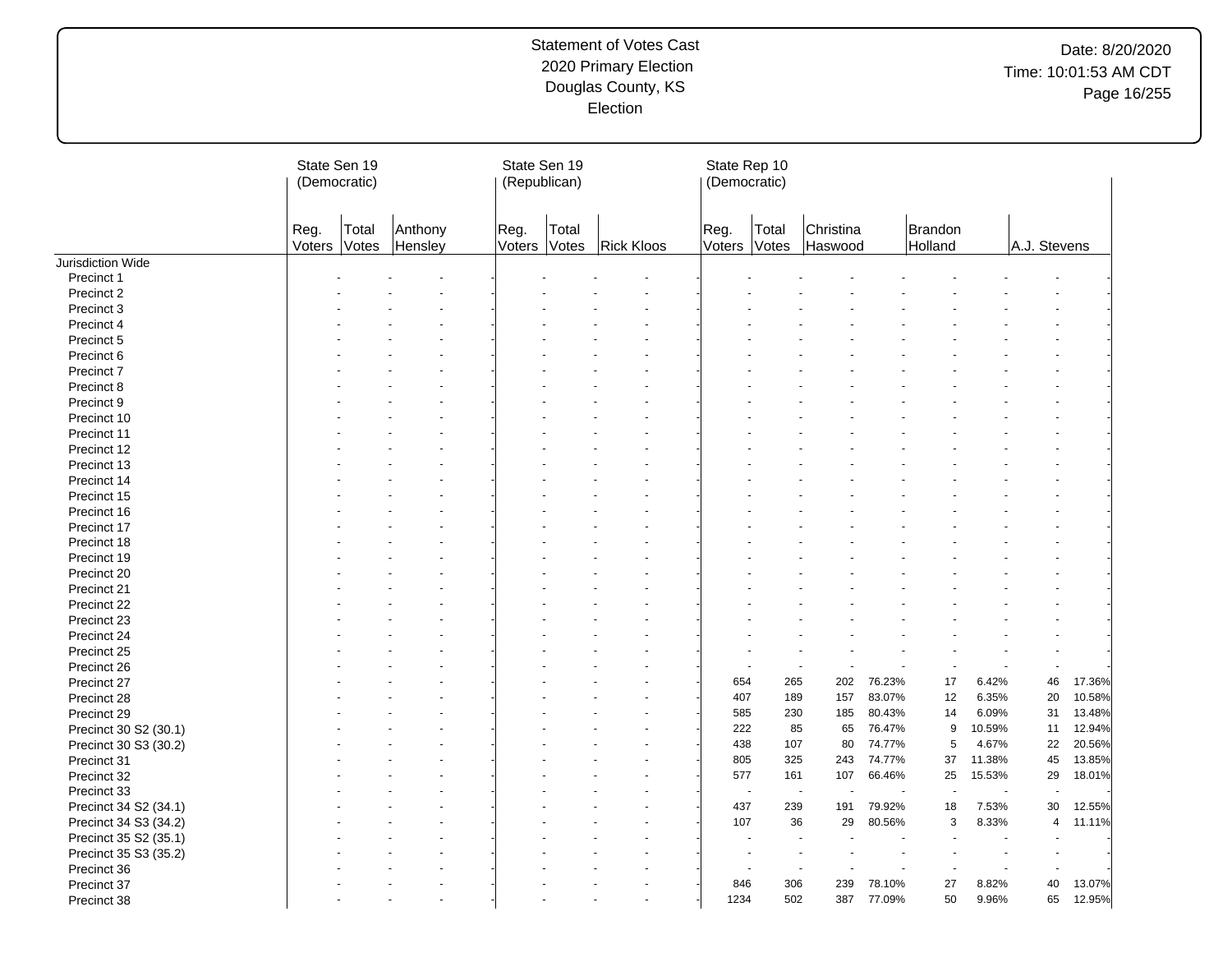Statement of Votes Cast
2020 Primary Election
Douglas County, KS
Election

Date: 8/20/2020
Time: 10:01:53 AM CDT

| | State Sen 19 (Democratic) | | | | State Sen 19 (Republican) | | | | State Rep 10 (Democratic) | | | | | | | | |
|---|---|---|---|---|---|---|---|---|---|---|---|---|---|---|---|---|---|
| | Reg. Voters | Total Votes | Anthony Hensley | | Reg. Voters | Total Votes | Rick Kloos | | Reg. Voters | Total Votes | Christina Haswood | | Brandon Holland | | A.J. Stevens | | |
| Jurisdiction Wide | | | | | | | | | | | | | | | | | |
| Precinct 1 | - | - | - | - | - | - | - | - | - | - | - | - | - | - | - | - | |
| Precinct 2 | - | - | - | - | - | - | - | - | - | - | - | - | - | - | - | - | |
| Precinct 3 | - | - | - | - | - | - | - | - | - | - | - | - | - | - | - | - | |
| Precinct 4 | - | - | - | - | - | - | - | - | - | - | - | - | - | - | - | - | |
| Precinct 5 | - | - | - | - | - | - | - | - | - | - | - | - | - | - | - | - | |
| Precinct 6 | - | - | - | - | - | - | - | - | - | - | - | - | - | - | - | - | |
| Precinct 7 | - | - | - | - | - | - | - | - | - | - | - | - | - | - | - | - | |
| Precinct 8 | - | - | - | - | - | - | - | - | - | - | - | - | - | - | - | - | |
| Precinct 9 | - | - | - | - | - | - | - | - | - | - | - | - | - | - | - | - | |
| Precinct 10 | - | - | - | - | - | - | - | - | - | - | - | - | - | - | - | - | |
| Precinct 11 | - | - | - | - | - | - | - | - | - | - | - | - | - | - | - | - | |
| Precinct 12 | - | - | - | - | - | - | - | - | - | - | - | - | - | - | - | - | |
| Precinct 13 | - | - | - | - | - | - | - | - | - | - | - | - | - | - | - | - | |
| Precinct 14 | - | - | - | - | - | - | - | - | - | - | - | - | - | - | - | - | |
| Precinct 15 | - | - | - | - | - | - | - | - | - | - | - | - | - | - | - | - | |
| Precinct 16 | - | - | - | - | - | - | - | - | - | - | - | - | - | - | - | - | |
| Precinct 17 | - | - | - | - | - | - | - | - | - | - | - | - | - | - | - | - | |
| Precinct 18 | - | - | - | - | - | - | - | - | - | - | - | - | - | - | - | - | |
| Precinct 19 | - | - | - | - | - | - | - | - | - | - | - | - | - | - | - | - | |
| Precinct 20 | - | - | - | - | - | - | - | - | - | - | - | - | - | - | - | - | |
| Precinct 21 | - | - | - | - | - | - | - | - | - | - | - | - | - | - | - | - | |
| Precinct 22 | - | - | - | - | - | - | - | - | - | - | - | - | - | - | - | - | |
| Precinct 23 | - | - | - | - | - | - | - | - | - | - | - | - | - | - | - | - | |
| Precinct 24 | - | - | - | - | - | - | - | - | - | - | - | - | - | - | - | - | |
| Precinct 25 | - | - | - | - | - | - | - | - | - | - | - | - | - | - | - | - | |
| Precinct 26 | - | - | - | - | - | - | - | - | - | - | - | - | - | - | - | - | |
| Precinct 27 | - | - | - | - | - | - | - | - | 654 | 265 | 202 | 76.23% | 17 | 6.42% | 46 | 17.36% | |
| Precinct 28 | - | - | - | - | - | - | - | - | 407 | 189 | 157 | 83.07% | 12 | 6.35% | 20 | 10.58% | |
| Precinct 29 | - | - | - | - | - | - | - | - | 585 | 230 | 185 | 80.43% | 14 | 6.09% | 31 | 13.48% | |
| Precinct 30 S2 (30.1) | - | - | - | - | - | - | - | - | 222 | 85 | 65 | 76.47% | 9 | 10.59% | 11 | 12.94% | |
| Precinct 30 S3 (30.2) | - | - | - | - | - | - | - | - | 438 | 107 | 80 | 74.77% | 5 | 4.67% | 22 | 20.56% | |
| Precinct 31 | - | - | - | - | - | - | - | - | 805 | 325 | 243 | 74.77% | 37 | 11.38% | 45 | 13.85% | |
| Precinct 32 | - | - | - | - | - | - | - | - | 577 | 161 | 107 | 66.46% | 25 | 15.53% | 29 | 18.01% | |
| Precinct 33 | - | - | - | - | - | - | - | - | - | - | - | - | - | - | - | - | |
| Precinct 34 S2 (34.1) | - | - | - | - | - | - | - | - | 437 | 239 | 191 | 79.92% | 18 | 7.53% | 30 | 12.55% | |
| Precinct 34 S3 (34.2) | - | - | - | - | - | - | - | - | 107 | 36 | 29 | 80.56% | 3 | 8.33% | 4 | 11.11% | |
| Precinct 35 S2 (35.1) | - | - | - | - | - | - | - | - | - | - | - | - | - | - | - | - | |
| Precinct 35 S3 (35.2) | - | - | - | - | - | - | - | - | - | - | - | - | - | - | - | - | |
| Precinct 36 | - | - | - | - | - | - | - | - | - | - | - | - | - | - | - | - | |
| Precinct 37 | - | - | - | - | - | - | - | - | 846 | 306 | 239 | 78.10% | 27 | 8.82% | 40 | 13.07% | |
| Precinct 38 | - | - | - | - | - | - | - | - | 1234 | 502 | 387 | 77.09% | 50 | 9.96% | 65 | 12.95% | |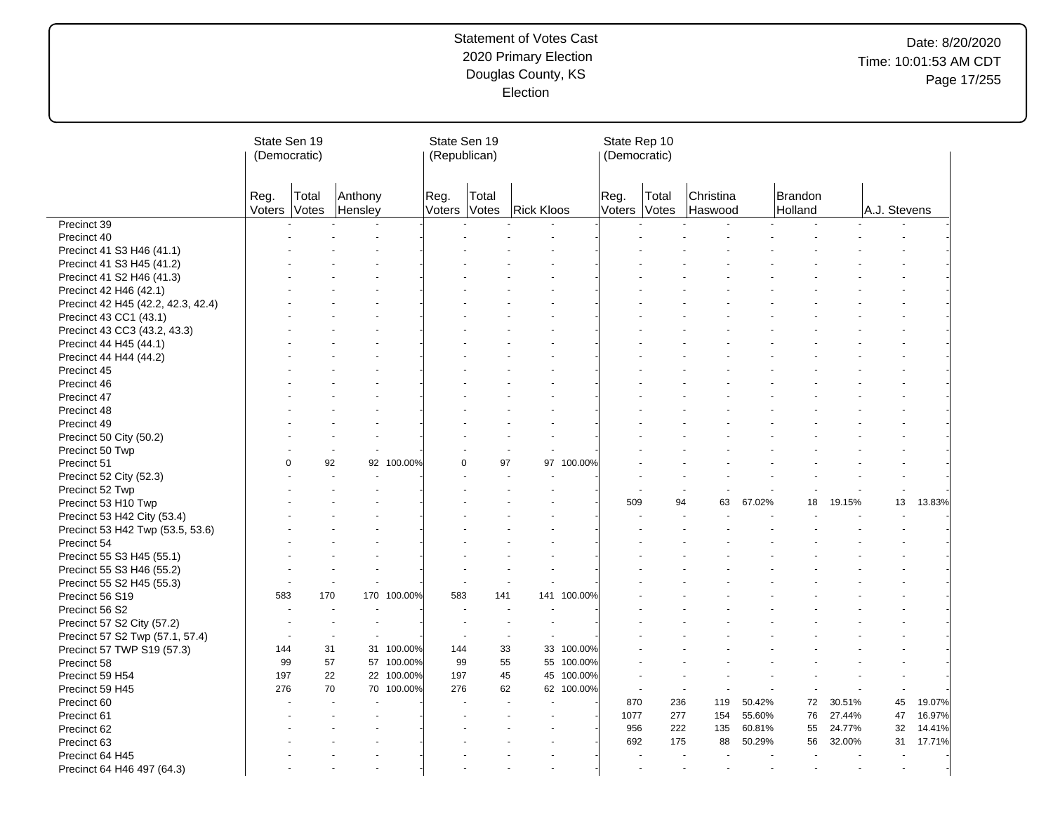Statement of Votes Cast
2020 Primary Election
Douglas County, KS
Election

| | State Sen 19 (Democratic) | | | | State Sen 19 (Republican) | | | | State Rep 10 (Democratic) | | | | | | | |
|---|---|---|---|---|---|---|---|---|---|---|---|---|---|---|---|---|
| | Reg. Voters | Total Votes | Anthony Hensley | | Reg. Voters | Total Votes | Rick Kloos | | Reg. Voters | Total Votes | Christina Haswood | | Brandon Holland | | A.J. Stevens | |
| Precinct 39 | - | - | - | - | - | - | - | - | - | - | - | - | - | - | - | - |
| Precinct 40 | - | - | - | - | - | - | - | - | - | - | - | - | - | - | - | - |
| Precinct 41 S3 H46 (41.1) | - | - | - | - | - | - | - | - | - | - | - | - | - | - | - | - |
| Precinct 41 S3 H45 (41.2) | - | - | - | - | - | - | - | - | - | - | - | - | - | - | - | - |
| Precinct 41 S2 H46 (41.3) | - | - | - | - | - | - | - | - | - | - | - | - | - | - | - | - |
| Precinct 42 H46 (42.1) | - | - | - | - | - | - | - | - | - | - | - | - | - | - | - | - |
| Precinct 42 H45 (42.2, 42.3, 42.4) | - | - | - | - | - | - | - | - | - | - | - | - | - | - | - | - |
| Precinct 43 CC1 (43.1) | - | - | - | - | - | - | - | - | - | - | - | - | - | - | - | - |
| Precinct 43 CC3 (43.2, 43.3) | - | - | - | - | - | - | - | - | - | - | - | - | - | - | - | - |
| Precinct 44 H45 (44.1) | - | - | - | - | - | - | - | - | - | - | - | - | - | - | - | - |
| Precinct 44 H44 (44.2) | - | - | - | - | - | - | - | - | - | - | - | - | - | - | - | - |
| Precinct 45 | - | - | - | - | - | - | - | - | - | - | - | - | - | - | - | - |
| Precinct 46 | - | - | - | - | - | - | - | - | - | - | - | - | - | - | - | - |
| Precinct 47 | - | - | - | - | - | - | - | - | - | - | - | - | - | - | - | - |
| Precinct 48 | - | - | - | - | - | - | - | - | - | - | - | - | - | - | - | - |
| Precinct 49 | - | - | - | - | - | - | - | - | - | - | - | - | - | - | - | - |
| Precinct 50 City (50.2) | - | - | - | - | - | - | - | - | - | - | - | - | - | - | - | - |
| Precinct 50 Twp | - | - | - | - | - | - | - | - | - | - | - | - | - | - | - | - |
| Precinct 51 | 0 | 92 | 92 | 100.00% | 0 | 97 | 97 | 100.00% | - | - | - | - | - | - | - | - |
| Precinct 52 City (52.3) | - | - | - | - | - | - | - | - | - | - | - | - | - | - | - | - |
| Precinct 52 Twp | - | - | - | - | - | - | - | - | - | - | - | - | - | - | - | - |
| Precinct 53 H10 Twp | - | - | - | - | - | - | - | - | 509 | 94 | 63 | 67.02% | 18 | 19.15% | 13 | 13.83% |
| Precinct 53 H42 City (53.4) | - | - | - | - | - | - | - | - | - | - | - | - | - | - | - | - |
| Precinct 53 H42 Twp (53.5, 53.6) | - | - | - | - | - | - | - | - | - | - | - | - | - | - | - | - |
| Precinct 54 | - | - | - | - | - | - | - | - | - | - | - | - | - | - | - | - |
| Precinct 55 S3 H45 (55.1) | - | - | - | - | - | - | - | - | - | - | - | - | - | - | - | - |
| Precinct 55 S3 H46 (55.2) | - | - | - | - | - | - | - | - | - | - | - | - | - | - | - | - |
| Precinct 55 S2 H45 (55.3) | - | - | - | - | - | - | - | - | - | - | - | - | - | - | - | - |
| Precinct 56 S19 | 583 | 170 | 170 | 100.00% | 583 | 141 | 141 | 100.00% | - | - | - | - | - | - | - | - |
| Precinct 56 S2 | - | - | - | - | - | - | - | - | - | - | - | - | - | - | - | - |
| Precinct 57 S2 City (57.2) | - | - | - | - | - | - | - | - | - | - | - | - | - | - | - | - |
| Precinct 57 S2 Twp (57.1, 57.4) | - | - | - | - | - | - | - | - | - | - | - | - | - | - | - | - |
| Precinct 57 TWP S19 (57.3) | 144 | 31 | 31 | 100.00% | 144 | 33 | 33 | 100.00% | - | - | - | - | - | - | - | - |
| Precinct 58 | 99 | 57 | 57 | 100.00% | 99 | 55 | 55 | 100.00% | - | - | - | - | - | - | - | - |
| Precinct 59 H54 | 197 | 22 | 22 | 100.00% | 197 | 45 | 45 | 100.00% | - | - | - | - | - | - | - | - |
| Precinct 59 H45 | 276 | 70 | 70 | 100.00% | 276 | 62 | 62 | 100.00% | - | - | - | - | - | - | - | - |
| Precinct 60 | - | - | - | - | - | - | - | - | 870 | 236 | 119 | 50.42% | 72 | 30.51% | 45 | 19.07% |
| Precinct 61 | - | - | - | - | - | - | - | - | 1077 | 277 | 154 | 55.60% | 76 | 27.44% | 47 | 16.97% |
| Precinct 62 | - | - | - | - | - | - | - | - | 956 | 222 | 135 | 60.81% | 55 | 24.77% | 32 | 14.41% |
| Precinct 63 | - | - | - | - | - | - | - | - | 692 | 175 | 88 | 50.29% | 56 | 32.00% | 31 | 17.71% |
| Precinct 64 H45 | - | - | - | - | - | - | - | - | - | - | - | - | - | - | - | - |
| Precinct 64 H46 497 (64.3) | - | - | - | - | - | - | - | - | - | - | - | - | - | - | - | - |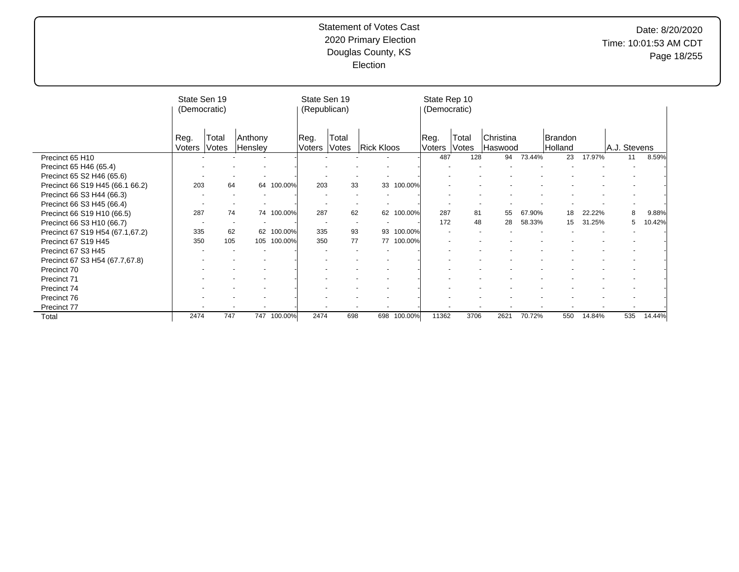Statement of Votes Cast
2020 Primary Election
Douglas County, KS
Election

| | State Sen 19 (Democratic) | | | | State Sen 19 (Republican) | | | | State Rep 10 (Democratic) | | | | | | | |
|---|---|---|---|---|---|---|---|---|---|---|---|---|---|---|---|---|
| | Reg. Voters | Total Votes | Anthony Hensley | | Reg. Voters | Total Votes | Rick Kloos | | Reg. Voters | Total Votes | Christina Haswood | | Brandon Holland | | A.J. Stevens | |
| Precinct 65 H10 | - | - | - | - | - | - | - | - | 487 | 128 | 94 | 73.44% | 23 | 17.97% | 11 | 8.59% |
| Precinct 65 H46 (65.4) | - | - | - | - | - | - | - | - | - | - | - | - | - | - | - | - |
| Precinct 65 S2 H46 (65.6) | - | - | - | - | - | - | - | - | - | - | - | - | - | - | - | - |
| Precinct 66 S19 H45 (66.1 66.2) | 203 | 64 | 64 | 100.00% | 203 | 33 | 33 | 100.00% | - | - | - | - | - | - | - | - |
| Precinct 66 S3 H44 (66.3) | - | - | - | - | - | - | - | - | - | - | - | - | - | - | - | - |
| Precinct 66 S3 H45 (66.4) | - | - | - | - | - | - | - | - | - | - | - | - | - | - | - | - |
| Precinct 66 S19 H10 (66.5) | 287 | 74 | 74 | 100.00% | 287 | 62 | 62 | 100.00% | 287 | 81 | 55 | 67.90% | 18 | 22.22% | 8 | 9.88% |
| Precinct 66 S3 H10 (66.7) | - | - | - | - | - | - | - | - | 172 | 48 | 28 | 58.33% | 15 | 31.25% | 5 | 10.42% |
| Precinct 67 S19 H54 (67.1,67.2) | 335 | 62 | 62 | 100.00% | 335 | 93 | 93 | 100.00% | - | - | - | - | - | - | - | - |
| Precinct 67 S19 H45 | 350 | 105 | 105 | 100.00% | 350 | 77 | 77 | 100.00% | - | - | - | - | - | - | - | - |
| Precinct 67 S3 H45 | - | - | - | - | - | - | - | - | - | - | - | - | - | - | - | - |
| Precinct 67 S3 H54 (67.7,67.8) | - | - | - | - | - | - | - | - | - | - | - | - | - | - | - | - |
| Precinct 70 | - | - | - | - | - | - | - | - | - | - | - | - | - | - | - | - |
| Precinct 71 | - | - | - | - | - | - | - | - | - | - | - | - | - | - | - | - |
| Precinct 74 | - | - | - | - | - | - | - | - | - | - | - | - | - | - | - | - |
| Precinct 76 | - | - | - | - | - | - | - | - | - | - | - | - | - | - | - | - |
| Precinct 77 | - | - | - | - | - | - | - | - | - | - | - | - | - | - | - | - |
| Total | 2474 | 747 | 747 | 100.00% | 2474 | 698 | 698 | 100.00% | 11362 | 3706 | 2621 | 70.72% | 550 | 14.84% | 535 | 14.44% |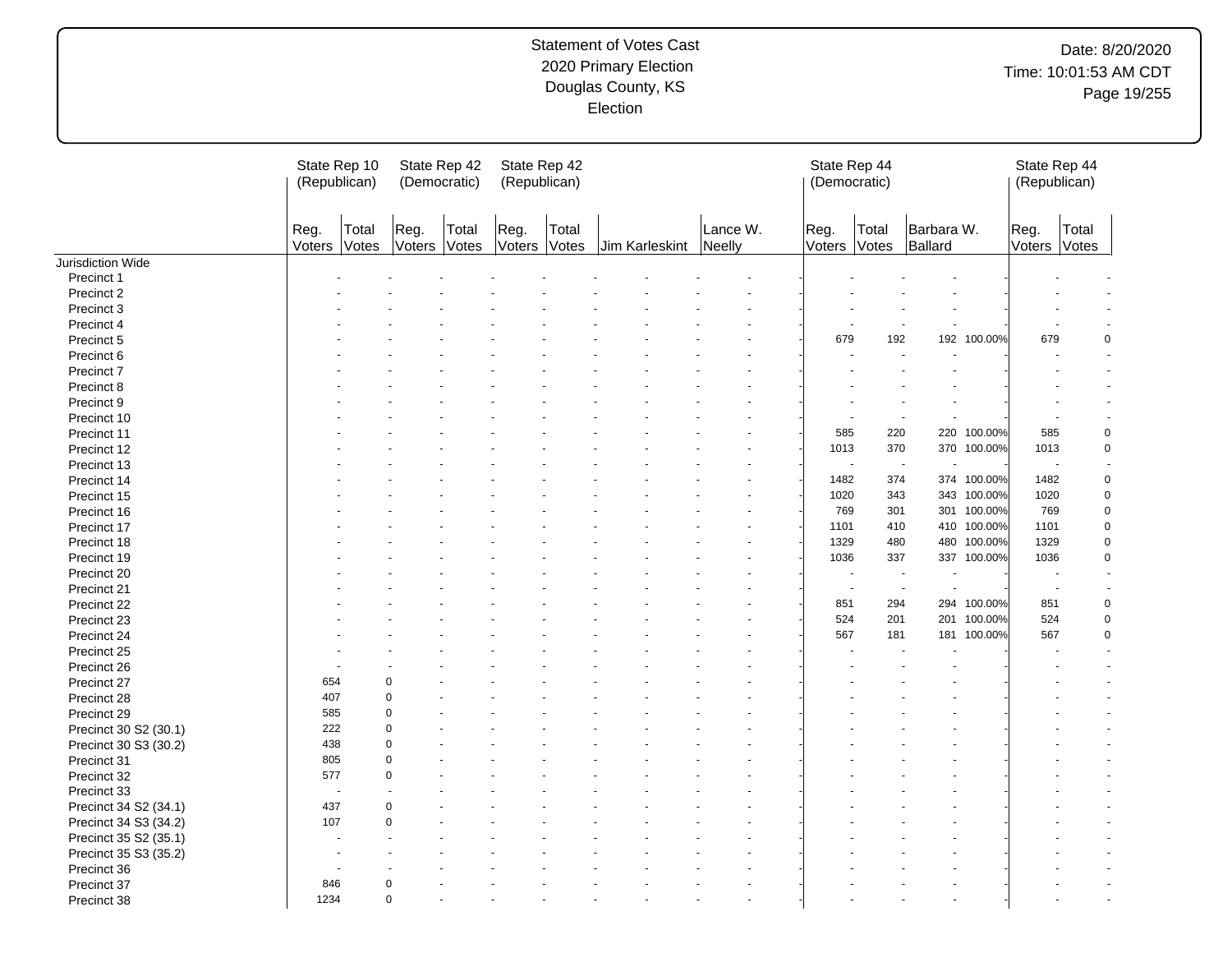| | State Rep 10 (Republican) | | State Rep 42 (Democratic) | | State Rep 42 (Republican) | | | | | | State Rep 44 (Democratic) | | | | State Rep 44 (Republican) | |
|---|---|---|---|---|---|---|---|---|---|---|---|---|---|---|---|---|
| | Reg. Voters | Total Votes | Reg. Voters | Total Votes | Reg. Voters | Total Votes | Jim Karleskint | | Lance W. Neelly | | Reg. Voters | Total Votes | Barbara W. Ballard | | Reg. Voters | Total Votes |
| Jurisdiction Wide | | | | | | | | | | | | | | | | |
| Precinct 1 | - | - | - | - | - | - | - | - | - | - | - | - | - | - | - | - |
| Precinct 2 | - | - | - | - | - | - | - | - | - | - | - | - | - | - | - | - |
| Precinct 3 | - | - | - | - | - | - | - | - | - | - | - | - | - | - | - | - |
| Precinct 4 | - | - | - | - | - | - | - | - | - | - | - | - | - | - | - | - |
| Precinct 5 | - | - | - | - | - | - | - | - | - | - | 679 | 192 | 192 | 100.00% | 679 | 0 |
| Precinct 6 | - | - | - | - | - | - | - | - | - | - | - | - | - | - | - | - |
| Precinct 7 | - | - | - | - | - | - | - | - | - | - | - | - | - | - | - | - |
| Precinct 8 | - | - | - | - | - | - | - | - | - | - | - | - | - | - | - | - |
| Precinct 9 | - | - | - | - | - | - | - | - | - | - | - | - | - | - | - | - |
| Precinct 10 | - | - | - | - | - | - | - | - | - | - | - | - | - | - | - | - |
| Precinct 11 | - | - | - | - | - | - | - | - | - | - | 585 | 220 | 220 | 100.00% | 585 | 0 |
| Precinct 12 | - | - | - | - | - | - | - | - | - | - | 1013 | 370 | 370 | 100.00% | 1013 | 0 |
| Precinct 13 | - | - | - | - | - | - | - | - | - | - | - | - | - | - | - | - |
| Precinct 14 | - | - | - | - | - | - | - | - | - | - | 1482 | 374 | 374 | 100.00% | 1482 | 0 |
| Precinct 15 | - | - | - | - | - | - | - | - | - | - | 1020 | 343 | 343 | 100.00% | 1020 | 0 |
| Precinct 16 | - | - | - | - | - | - | - | - | - | - | 769 | 301 | 301 | 100.00% | 769 | 0 |
| Precinct 17 | - | - | - | - | - | - | - | - | - | - | 1101 | 410 | 410 | 100.00% | 1101 | 0 |
| Precinct 18 | - | - | - | - | - | - | - | - | - | - | 1329 | 480 | 480 | 100.00% | 1329 | 0 |
| Precinct 19 | - | - | - | - | - | - | - | - | - | - | 1036 | 337 | 337 | 100.00% | 1036 | 0 |
| Precinct 20 | - | - | - | - | - | - | - | - | - | - | - | - | - | - | - | - |
| Precinct 21 | - | - | - | - | - | - | - | - | - | - | - | - | - | - | - | - |
| Precinct 22 | - | - | - | - | - | - | - | - | - | - | 851 | 294 | 294 | 100.00% | 851 | 0 |
| Precinct 23 | - | - | - | - | - | - | - | - | - | - | 524 | 201 | 201 | 100.00% | 524 | 0 |
| Precinct 24 | - | - | - | - | - | - | - | - | - | - | 567 | 181 | 181 | 100.00% | 567 | 0 |
| Precinct 25 | - | - | - | - | - | - | - | - | - | - | - | - | - | - | - | - |
| Precinct 26 | - | - | - | - | - | - | - | - | - | - | - | - | - | - | - | - |
| Precinct 27 | 654 | 0 | - | - | - | - | - | - | - | - | - | - | - | - | - | - |
| Precinct 28 | 407 | 0 | - | - | - | - | - | - | - | - | - | - | - | - | - | - |
| Precinct 29 | 585 | 0 | - | - | - | - | - | - | - | - | - | - | - | - | - | - |
| Precinct 30 S2 (30.1) | 222 | 0 | - | - | - | - | - | - | - | - | - | - | - | - | - | - |
| Precinct 30 S3 (30.2) | 438 | 0 | - | - | - | - | - | - | - | - | - | - | - | - | - | - |
| Precinct 31 | 805 | 0 | - | - | - | - | - | - | - | - | - | - | - | - | - | - |
| Precinct 32 | 577 | 0 | - | - | - | - | - | - | - | - | - | - | - | - | - | - |
| Precinct 33 | - | - | - | - | - | - | - | - | - | - | - | - | - | - | - | - |
| Precinct 34 S2 (34.1) | 437 | 0 | - | - | - | - | - | - | - | - | - | - | - | - | - | - |
| Precinct 34 S3 (34.2) | 107 | 0 | - | - | - | - | - | - | - | - | - | - | - | - | - | - |
| Precinct 35 S2 (35.1) | - | - | - | - | - | - | - | - | - | - | - | - | - | - | - | - |
| Precinct 35 S3 (35.2) | - | - | - | - | - | - | - | - | - | - | - | - | - | - | - | - |
| Precinct 36 | - | - | - | - | - | - | - | - | - | - | - | - | - | - | - | - |
| Precinct 37 | 846 | 0 | - | - | - | - | - | - | - | - | - | - | - | - | - | - |
| Precinct 38 | 1234 | 0 | - | - | - | - | - | - | - | - | - | - | - | - | - | - |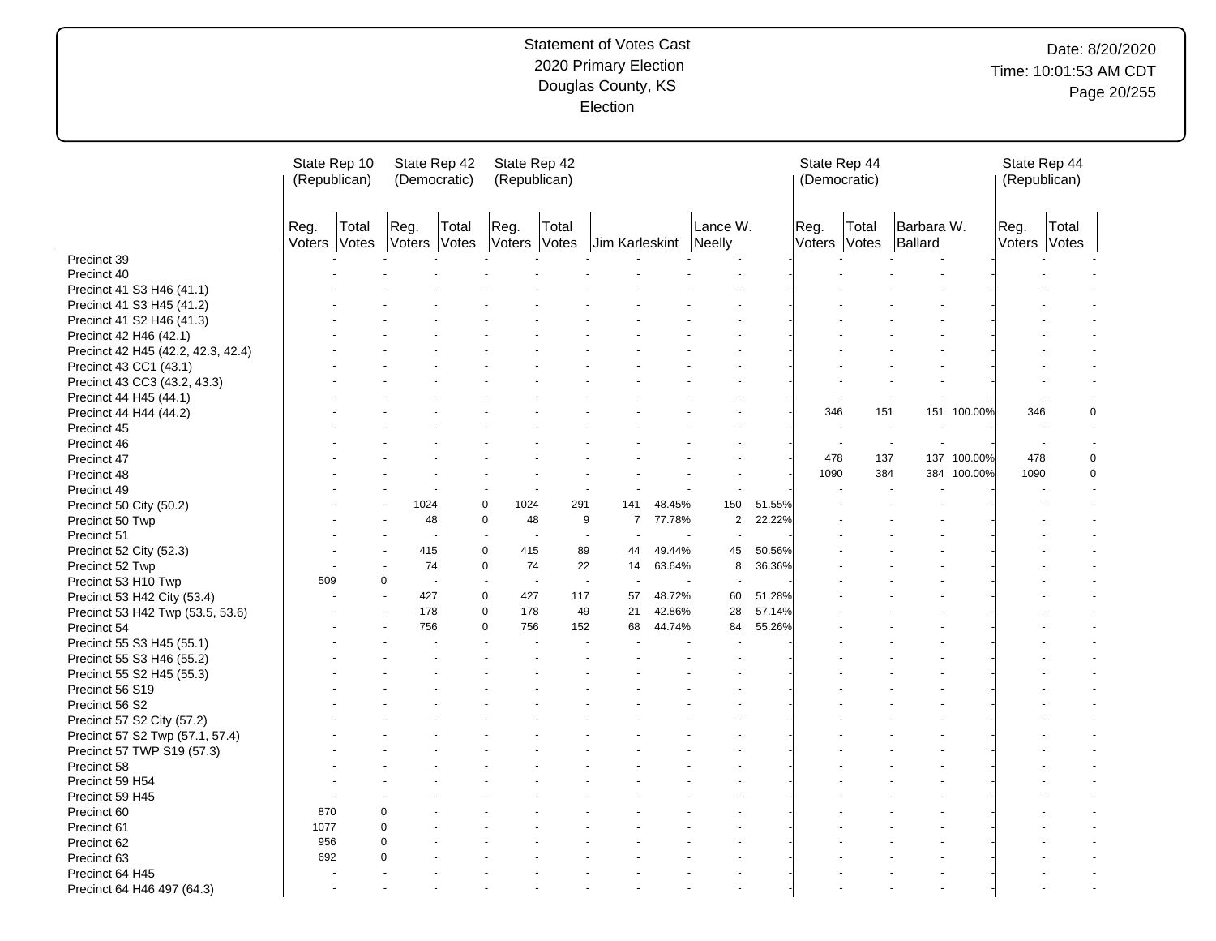# Statement of Votes Cast
## 2020 Primary Election
## Douglas County, KS
## Election

Date: 8/20/2020
Time: 10:01:53 AM CDT

| | State Rep 10 (Republican) | | State Rep 42 (Democratic) | | State Rep 42 (Republican) | | | | | | State Rep 44 (Democratic) | | | | State Rep 44 (Republican) | |
|---|---|---|---|---|---|---|---|---|---|---|---|---|---|---|---|---|
| | Reg. Voters | Total Votes | Reg. Voters | Total Votes | Reg. Voters | Total Votes | Jim Karleskint | | Lance W. Neelly | | Reg. Voters | Total Votes | Barbara W. Ballard | | Reg. Voters | Total Votes |
| Precinct 39 | - | - | - | - | - | - | - | - | - | - | - | - | - | - | - | - |
| Precinct 40 | - | - | - | - | - | - | - | - | - | - | - | - | - | - | - | - |
| Precinct 41 S3 H46 (41.1) | - | - | - | - | - | - | - | - | - | - | - | - | - | - | - | - |
| Precinct 41 S3 H45 (41.2) | - | - | - | - | - | - | - | - | - | - | - | - | - | - | - | - |
| Precinct 41 S2 H46 (41.3) | - | - | - | - | - | - | - | - | - | - | - | - | - | - | - | - |
| Precinct 42 H46 (42.1) | - | - | - | - | - | - | - | - | - | - | - | - | - | - | - | - |
| Precinct 42 H45 (42.2, 42.3, 42.4) | - | - | - | - | - | - | - | - | - | - | - | - | - | - | - | - |
| Precinct 43 CC1 (43.1) | - | - | - | - | - | - | - | - | - | - | - | - | - | - | - | - |
| Precinct 43 CC3 (43.2, 43.3) | - | - | - | - | - | - | - | - | - | - | - | - | - | - | - | - |
| Precinct 44 H45 (44.1) | - | - | - | - | - | - | - | - | - | - | - | - | - | - | - | - |
| Precinct 44 H44 (44.2) | - | - | - | - | - | - | - | - | - | - | 346 | 151 | 151 | 100.00% | 346 | 0 |
| Precinct 45 | - | - | - | - | - | - | - | - | - | - | - | - | - | - | - | - |
| Precinct 46 | - | - | - | - | - | - | - | - | - | - | - | - | - | - | - | - |
| Precinct 47 | - | - | - | - | - | - | - | - | - | - | 478 | 137 | 137 | 100.00% | 478 | 0 |
| Precinct 48 | - | - | - | - | - | - | - | - | - | - | 1090 | 384 | 384 | 100.00% | 1090 | 0 |
| Precinct 49 | - | - | - | - | - | - | - | - | - | - | - | - | - | - | - | - |
| Precinct 50 City (50.2) | - | - | 1024 | 0 | 1024 | 291 | 141 | 48.45% | 150 | 51.55% | - | - | - | - | - | - |
| Precinct 50 Twp | - | - | 48 | 0 | 48 | 9 | 7 | 77.78% | 2 | 22.22% | - | - | - | - | - | - |
| Precinct 51 | - | - | - | - | - | - | - | - | - | - | - | - | - | - | - | - |
| Precinct 52 City (52.3) | - | - | 415 | 0 | 415 | 89 | 44 | 49.44% | 45 | 50.56% | - | - | - | - | - | - |
| Precinct 52 Twp | - | - | 74 | 0 | 74 | 22 | 14 | 63.64% | 8 | 36.36% | - | - | - | - | - | - |
| Precinct 53 H10 Twp | 509 | 0 | - | - | - | - | - | - | - | - | - | - | - | - | - | - |
| Precinct 53 H42 City (53.4) | - | - | 427 | 0 | 427 | 117 | 57 | 48.72% | 60 | 51.28% | - | - | - | - | - | - |
| Precinct 53 H42 Twp (53.5, 53.6) | - | - | 178 | 0 | 178 | 49 | 21 | 42.86% | 28 | 57.14% | - | - | - | - | - | - |
| Precinct 54 | - | - | 756 | 0 | 756 | 152 | 68 | 44.74% | 84 | 55.26% | - | - | - | - | - | - |
| Precinct 55 S3 H45 (55.1) | - | - | - | - | - | - | - | - | - | - | - | - | - | - | - | - |
| Precinct 55 S3 H46 (55.2) | - | - | - | - | - | - | - | - | - | - | - | - | - | - | - | - |
| Precinct 55 S2 H45 (55.3) | - | - | - | - | - | - | - | - | - | - | - | - | - | - | - | - |
| Precinct 56 S19 | - | - | - | - | - | - | - | - | - | - | - | - | - | - | - | - |
| Precinct 56 S2 | - | - | - | - | - | - | - | - | - | - | - | - | - | - | - | - |
| Precinct 57 S2 City (57.2) | - | - | - | - | - | - | - | - | - | - | - | - | - | - | - | - |
| Precinct 57 S2 Twp (57.1, 57.4) | - | - | - | - | - | - | - | - | - | - | - | - | - | - | - | - |
| Precinct 57 TWP S19 (57.3) | - | - | - | - | - | - | - | - | - | - | - | - | - | - | - | - |
| Precinct 58 | - | - | - | - | - | - | - | - | - | - | - | - | - | - | - | - |
| Precinct 59 H54 | - | - | - | - | - | - | - | - | - | - | - | - | - | - | - | - |
| Precinct 59 H45 | - | - | - | - | - | - | - | - | - | - | - | - | - | - | - | - |
| Precinct 60 | 870 | 0 | - | - | - | - | - | - | - | - | - | - | - | - | - | - |
| Precinct 61 | 1077 | 0 | - | - | - | - | - | - | - | - | - | - | - | - | - | - |
| Precinct 62 | 956 | 0 | - | - | - | - | - | - | - | - | - | - | - | - | - | - |
| Precinct 63 | 692 | 0 | - | - | - | - | - | - | - | - | - | - | - | - | - | - |
| Precinct 64 H45 | - | - | - | - | - | - | - | - | - | - | - | - | - | - | - | - |
| Precinct 64 H46 497 (64.3) | - | - | - | - | - | - | - | - | - | - | - | - | - | - | - | - |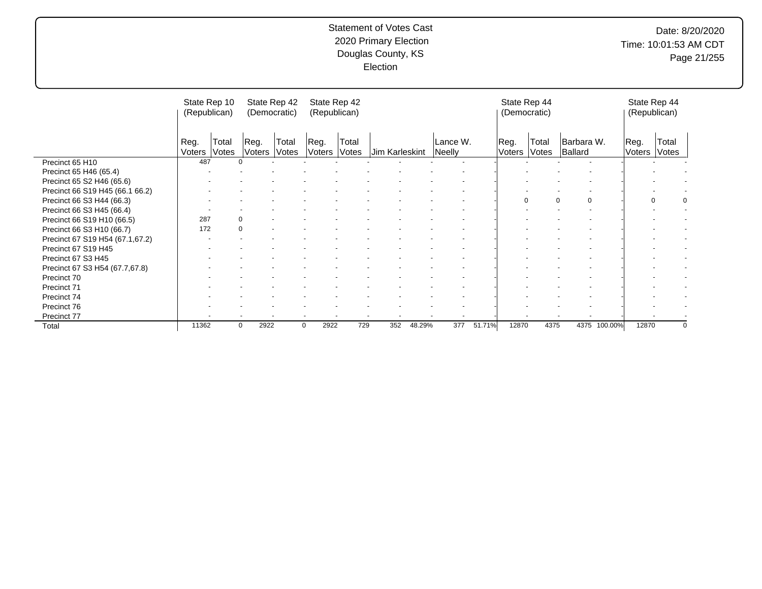# Statement of Votes Cast
2020 Primary Election
Douglas County, KS
Election

Date: 8/20/2020
Time: 10:01:53 AM CDT

| | State Rep 10 (Republican) | | State Rep 42 (Democratic) | | State Rep 42 (Republican) | | | | | | State Rep 44 (Democratic) | | | | State Rep 44 (Republican) | |
|---|---|---|---|---|---|---|---|---|---|---|---|---|---|---|---|---|
| | Reg. Voters | Total Votes | Reg. Voters | Total Votes | Reg. Voters | Total Votes | Jim Karleskint | | Lance W. Neelly | | Reg. Voters | Total Votes | Barbara W. Ballard | | Reg. Voters | Total Votes |
| Precinct 65 H10 | 487 | 0 | - | - | - | - | - | - | - | - | - | - | - | - | - | - |
| Precinct 65 H46 (65.4) | - | - | - | - | - | - | - | - | - | - | - | - | - | - | - | - |
| Precinct 65 S2 H46 (65.6) | - | - | - | - | - | - | - | - | - | - | - | - | - | - | - | - |
| Precinct 66 S19 H45 (66.1 66.2) | - | - | - | - | - | - | - | - | - | - | - | - | - | - | - | - |
| Precinct 66 S3 H44 (66.3) | - | - | - | - | - | - | - | - | - | - | 0 | 0 | 0 | - | 0 | 0 |
| Precinct 66 S3 H45 (66.4) | - | - | - | - | - | - | - | - | - | - | - | - | - | - | - | - |
| Precinct 66 S19 H10 (66.5) | 287 | 0 | - | - | - | - | - | - | - | - | - | - | - | - | - | - |
| Precinct 66 S3 H10 (66.7) | 172 | 0 | - | - | - | - | - | - | - | - | - | - | - | - | - | - |
| Precinct 67 S19 H54 (67.1,67.2) | - | - | - | - | - | - | - | - | - | - | - | - | - | - | - | - |
| Precinct 67 S19 H45 | - | - | - | - | - | - | - | - | - | - | - | - | - | - | - | - |
| Precinct 67 S3 H45 | - | - | - | - | - | - | - | - | - | - | - | - | - | - | - | - |
| Precinct 67 S3 H54 (67.7,67.8) | - | - | - | - | - | - | - | - | - | - | - | - | - | - | - | - |
| Precinct 70 | - | - | - | - | - | - | - | - | - | - | - | - | - | - | - | - |
| Precinct 71 | - | - | - | - | - | - | - | - | - | - | - | - | - | - | - | - |
| Precinct 74 | - | - | - | - | - | - | - | - | - | - | - | - | - | - | - | - |
| Precinct 76 | - | - | - | - | - | - | - | - | - | - | - | - | - | - | - | - |
| Precinct 77 | - | - | - | - | - | - | - | - | - | - | - | - | - | - | - | - |
| Total | 11362 | 0 | 2922 | 0 | 2922 | 729 | 352 | 48.29% | 377 | 51.71% | 12870 | 4375 | 4375 | 100.00% | 12870 | 0 |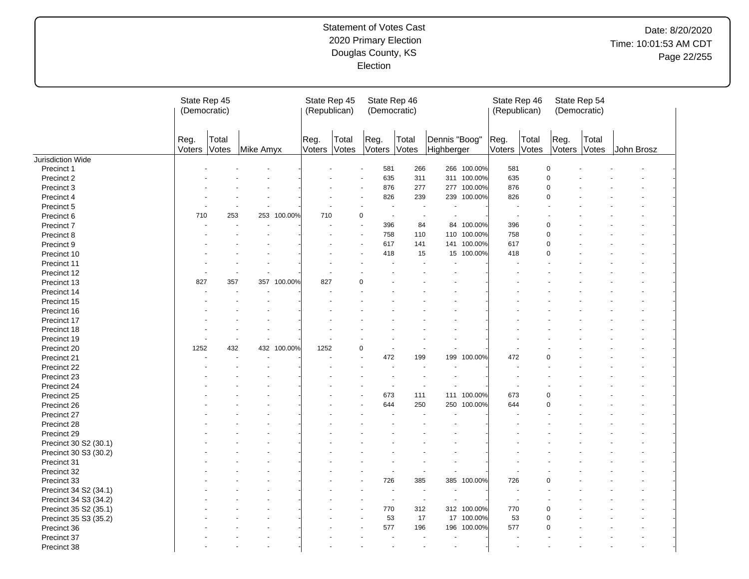Statement of Votes Cast
2020 Primary Election
Douglas County, KS
Election

Date: 8/20/2020
Time: 10:01:53 AM CDT

| | State Rep 45 (Democratic) | | | | State Rep 45 (Republican) | | State Rep 46 (Democratic) | | | | State Rep 46 (Republican) | | State Rep 54 (Democratic) | | | |
|---|---|---|---|---|---|---|---|---|---|---|---|---|---|---|---|---|
| | Reg. Voters | Total Votes | Mike Amyx | | Reg. Voters | Total Votes | Reg. Voters | Total Votes | Dennis "Boog" Highberger | | Reg. Voters | Total Votes | Reg. Voters | Total Votes | John Brosz | |
| Jurisdiction Wide | | | | | | | | | | | | | | | | |
| Precinct 1 | - | - | - | - | - | - | 581 | 266 | 266 | 100.00% | 581 | 0 | - | - | - | - |
| Precinct 2 | - | - | - | - | - | - | 635 | 311 | 311 | 100.00% | 635 | 0 | - | - | - | - |
| Precinct 3 | - | - | - | - | - | - | 876 | 277 | 277 | 100.00% | 876 | 0 | - | - | - | - |
| Precinct 4 | - | - | - | - | - | - | 826 | 239 | 239 | 100.00% | 826 | 0 | - | - | - | - |
| Precinct 5 | - | - | - | - | - | - | - | - | - | - | - | - | - | - | - | - |
| Precinct 6 | 710 | 253 | 253 | 100.00% | 710 | 0 | - | - | - | - | - | - | - | - | - | - |
| Precinct 7 | - | - | - | - | - | - | 396 | 84 | 84 | 100.00% | 396 | 0 | - | - | - | - |
| Precinct 8 | - | - | - | - | - | - | 758 | 110 | 110 | 100.00% | 758 | 0 | - | - | - | - |
| Precinct 9 | - | - | - | - | - | - | 617 | 141 | 141 | 100.00% | 617 | 0 | - | - | - | - |
| Precinct 10 | - | - | - | - | - | - | 418 | 15 | 15 | 100.00% | 418 | 0 | - | - | - | - |
| Precinct 11 | - | - | - | - | - | - | - | - | - | - | - | - | - | - | - | - |
| Precinct 12 | - | - | - | - | - | - | - | - | - | - | - | - | - | - | - | - |
| Precinct 13 | 827 | 357 | 357 | 100.00% | 827 | 0 | - | - | - | - | - | - | - | - | - | - |
| Precinct 14 | - | - | - | - | - | - | - | - | - | - | - | - | - | - | - | - |
| Precinct 15 | - | - | - | - | - | - | - | - | - | - | - | - | - | - | - | - |
| Precinct 16 | - | - | - | - | - | - | - | - | - | - | - | - | - | - | - | - |
| Precinct 17 | - | - | - | - | - | - | - | - | - | - | - | - | - | - | - | - |
| Precinct 18 | - | - | - | - | - | - | - | - | - | - | - | - | - | - | - | - |
| Precinct 19 | - | - | - | - | - | - | - | - | - | - | - | - | - | - | - | - |
| Precinct 20 | 1252 | 432 | 432 | 100.00% | 1252 | 0 | - | - | - | - | - | - | - | - | - | - |
| Precinct 21 | - | - | - | - | - | - | 472 | 199 | 199 | 100.00% | 472 | 0 | - | - | - | - |
| Precinct 22 | - | - | - | - | - | - | - | - | - | - | - | - | - | - | - | - |
| Precinct 23 | - | - | - | - | - | - | - | - | - | - | - | - | - | - | - | - |
| Precinct 24 | - | - | - | - | - | - | - | - | - | - | - | - | - | - | - | - |
| Precinct 25 | - | - | - | - | - | - | 673 | 111 | 111 | 100.00% | 673 | 0 | - | - | - | - |
| Precinct 26 | - | - | - | - | - | - | 644 | 250 | 250 | 100.00% | 644 | 0 | - | - | - | - |
| Precinct 27 | - | - | - | - | - | - | - | - | - | - | - | - | - | - | - | - |
| Precinct 28 | - | - | - | - | - | - | - | - | - | - | - | - | - | - | - | - |
| Precinct 29 | - | - | - | - | - | - | - | - | - | - | - | - | - | - | - | - |
| Precinct 30 S2 (30.1) | - | - | - | - | - | - | - | - | - | - | - | - | - | - | - | - |
| Precinct 30 S3 (30.2) | - | - | - | - | - | - | - | - | - | - | - | - | - | - | - | - |
| Precinct 31 | - | - | - | - | - | - | - | - | - | - | - | - | - | - | - | - |
| Precinct 32 | - | - | - | - | - | - | - | - | - | - | - | - | - | - | - | - |
| Precinct 33 | - | - | - | - | - | - | 726 | 385 | 385 | 100.00% | 726 | 0 | - | - | - | - |
| Precinct 34 S2 (34.1) | - | - | - | - | - | - | - | - | - | - | - | - | - | - | - | - |
| Precinct 34 S3 (34.2) | - | - | - | - | - | - | - | - | - | - | - | - | - | - | - | - |
| Precinct 35 S2 (35.1) | - | - | - | - | - | - | 770 | 312 | 312 | 100.00% | 770 | 0 | - | - | - | - |
| Precinct 35 S3 (35.2) | - | - | - | - | - | - | 53 | 17 | 17 | 100.00% | 53 | 0 | - | - | - | - |
| Precinct 36 | - | - | - | - | - | - | 577 | 196 | 196 | 100.00% | 577 | 0 | - | - | - | - |
| Precinct 37 | - | - | - | - | - | - | - | - | - | - | - | - | - | - | - | - |
| Precinct 38 | - | - | - | - | - | - | - | - | - | - | - | - | - | - | - | - |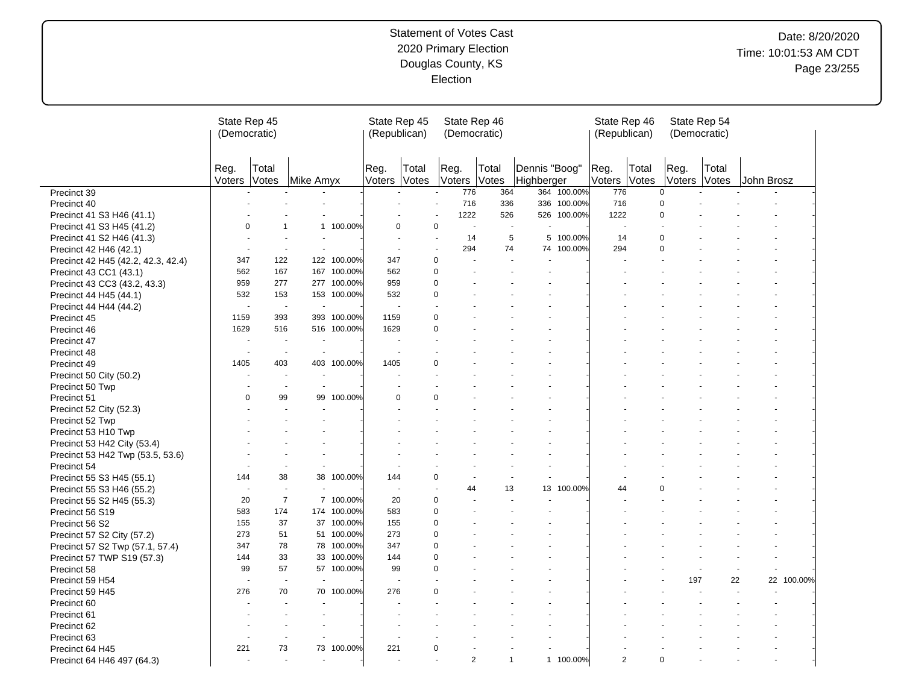Statement of Votes Cast
2020 Primary Election
Douglas County, KS
Election

| | State Rep 45 (Democratic) | | | | State Rep 45 (Republican) | | State Rep 46 (Democratic) | | | | State Rep 46 (Republican) | | State Rep 54 (Democratic) | | | |
|---|---|---|---|---|---|---|---|---|---|---|---|---|---|---|---|---|
| | Reg. Voters | Total Votes | Mike Amyx | | Reg. Voters | Total Votes | Reg. Voters | Total Votes | Dennis "Boog" Highberger | | Reg. Voters | Total Votes | Reg. Voters | Total Votes | John Brosz | |
| Precinct 39 | - | - | - | - | - | - | 776 | 364 | 364 | 100.00% | 776 | 0 | - | - | - | - |
| Precinct 40 | - | - | - | - | - | - | 716 | 336 | 336 | 100.00% | 716 | 0 | - | - | - | - |
| Precinct 41 S3 H46 (41.1) | - | - | - | - | - | - | 1222 | 526 | 526 | 100.00% | 1222 | 0 | - | - | - | - |
| Precinct 41 S3 H45 (41.2) | 0 | 1 | 1 | 100.00% | 0 | 0 | - | - | - | - | - | - | - | - | - | - |
| Precinct 41 S2 H46 (41.3) | - | - | - | - | - | - | 14 | 5 | 5 | 100.00% | 14 | 0 | - | - | - | - |
| Precinct 42 H46 (42.1) | - | - | - | - | - | - | 294 | 74 | 74 | 100.00% | 294 | 0 | - | - | - | - |
| Precinct 42 H45 (42.2, 42.3, 42.4) | 347 | 122 | 122 | 100.00% | 347 | 0 | - | - | - | - | - | - | - | - | - | - |
| Precinct 43 CC1 (43.1) | 562 | 167 | 167 | 100.00% | 562 | 0 | - | - | - | - | - | - | - | - | - | - |
| Precinct 43 CC3 (43.2, 43.3) | 959 | 277 | 277 | 100.00% | 959 | 0 | - | - | - | - | - | - | - | - | - | - |
| Precinct 44 H45 (44.1) | 532 | 153 | 153 | 100.00% | 532 | 0 | - | - | - | - | - | - | - | - | - | - |
| Precinct 44 H44 (44.2) | - | - | - | - | - | - | - | - | - | - | - | - | - | - | - | - |
| Precinct 45 | 1159 | 393 | 393 | 100.00% | 1159 | 0 | - | - | - | - | - | - | - | - | - | - |
| Precinct 46 | 1629 | 516 | 516 | 100.00% | 1629 | 0 | - | - | - | - | - | - | - | - | - | - |
| Precinct 47 | - | - | - | - | - | - | - | - | - | - | - | - | - | - | - | - |
| Precinct 48 | - | - | - | - | - | - | - | - | - | - | - | - | - | - | - | - |
| Precinct 49 | 1405 | 403 | 403 | 100.00% | 1405 | 0 | - | - | - | - | - | - | - | - | - | - |
| Precinct 50 City (50.2) | - | - | - | - | - | - | - | - | - | - | - | - | - | - | - | - |
| Precinct 50 Twp | - | - | - | - | - | - | - | - | - | - | - | - | - | - | - | - |
| Precinct 51 | 0 | 99 | 99 | 100.00% | 0 | 0 | - | - | - | - | - | - | - | - | - | - |
| Precinct 52 City (52.3) | - | - | - | - | - | - | - | - | - | - | - | - | - | - | - | - |
| Precinct 52 Twp | - | - | - | - | - | - | - | - | - | - | - | - | - | - | - | - |
| Precinct 53 H10 Twp | - | - | - | - | - | - | - | - | - | - | - | - | - | - | - | - |
| Precinct 53 H42 City (53.4) | - | - | - | - | - | - | - | - | - | - | - | - | - | - | - | - |
| Precinct 53 H42 Twp (53.5, 53.6) | - | - | - | - | - | - | - | - | - | - | - | - | - | - | - | - |
| Precinct 54 | - | - | - | - | - | - | - | - | - | - | - | - | - | - | - | - |
| Precinct 55 S3 H45 (55.1) | 144 | 38 | 38 | 100.00% | 144 | 0 | - | - | - | - | - | - | - | - | - | - |
| Precinct 55 S3 H46 (55.2) | - | - | - | - | - | - | 44 | 13 | 13 | 100.00% | 44 | 0 | - | - | - | - |
| Precinct 55 S2 H45 (55.3) | 20 | 7 | 7 | 100.00% | 20 | 0 | - | - | - | - | - | - | - | - | - | - |
| Precinct 56 S19 | 583 | 174 | 174 | 100.00% | 583 | 0 | - | - | - | - | - | - | - | - | - | - |
| Precinct 56 S2 | 155 | 37 | 37 | 100.00% | 155 | 0 | - | - | - | - | - | - | - | - | - | - |
| Precinct 57 S2 City (57.2) | 273 | 51 | 51 | 100.00% | 273 | 0 | - | - | - | - | - | - | - | - | - | - |
| Precinct 57 S2 Twp (57.1, 57.4) | 347 | 78 | 78 | 100.00% | 347 | 0 | - | - | - | - | - | - | - | - | - | - |
| Precinct 57 TWP S19 (57.3) | 144 | 33 | 33 | 100.00% | 144 | 0 | - | - | - | - | - | - | - | - | - | - |
| Precinct 58 | 99 | 57 | 57 | 100.00% | 99 | 0 | - | - | - | - | - | - | - | - | - | - |
| Precinct 59 H54 | - | - | - | - | - | - | - | - | - | - | - | - | 197 | 22 | 22 | 100.00% |
| Precinct 59 H45 | 276 | 70 | 70 | 100.00% | 276 | 0 | - | - | - | - | - | - | - | - | - | - |
| Precinct 60 | - | - | - | - | - | - | - | - | - | - | - | - | - | - | - | - |
| Precinct 61 | - | - | - | - | - | - | - | - | - | - | - | - | - | - | - | - |
| Precinct 62 | - | - | - | - | - | - | - | - | - | - | - | - | - | - | - | - |
| Precinct 63 | - | - | - | - | - | - | - | - | - | - | - | - | - | - | - | - |
| Precinct 64 H45 | 221 | 73 | 73 | 100.00% | 221 | 0 | - | - | - | - | - | - | - | - | - | - |
| Precinct 64 H46 497 (64.3) | - | - | - | - | - | - | 2 | 1 | 1 | 100.00% | 2 | 0 | - | - | - | - |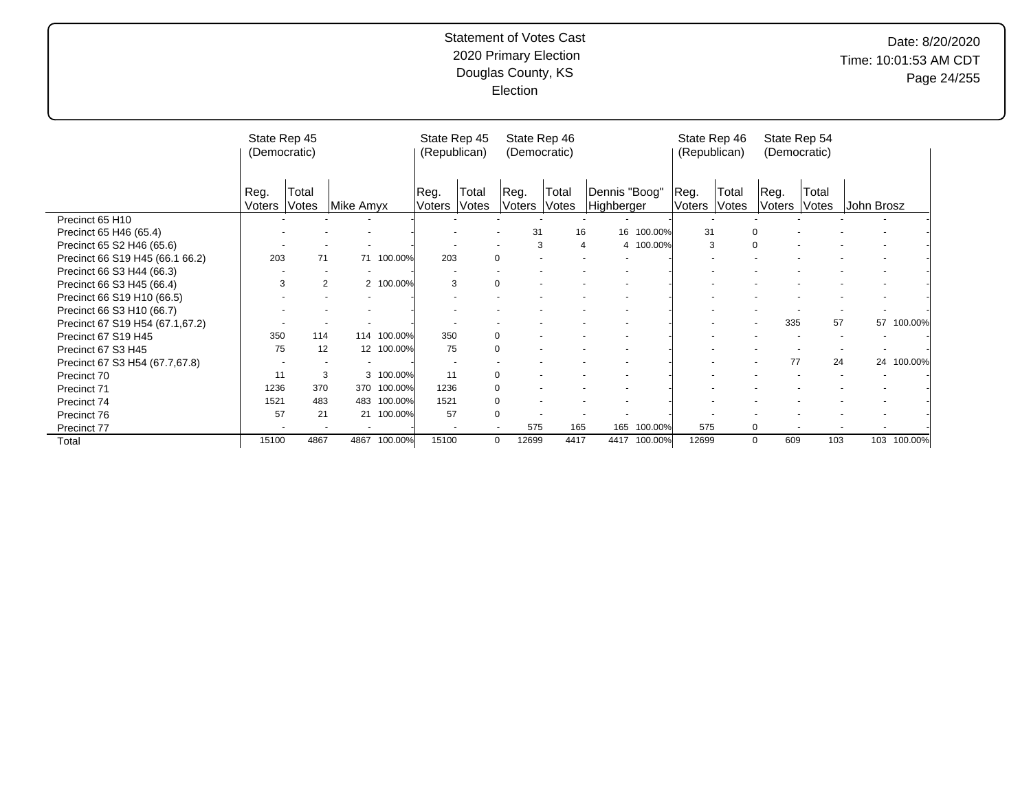Statement of Votes Cast
2020 Primary Election
Douglas County, KS
Election

Date: 8/20/2020
Time: 10:01:53 AM CDT

| | State Rep 45 (Democratic) | | | | State Rep 45 (Republican) | | State Rep 46 (Democratic) | | | | State Rep 46 (Republican) | | State Rep 54 (Democratic) | | | |
|---|---|---|---|---|---|---|---|---|---|---|---|---|---|---|---|---|
| | Reg. Voters | Total Votes | Mike Amyx | | Reg. Voters | Total Votes | Reg. Voters | Total Votes | Dennis "Boog" Highberger | | Reg. Voters | Total Votes | Reg. Voters | Total Votes | John Brosz | |
| Precinct 65 H10 | - | - | - | - | - | - | - | - | - | - | - | - | - | - | - | - |
| Precinct 65 H46 (65.4) | - | - | - | - | - | - | 31 | 16 | 16 | 100.00% | 31 | 0 | - | - | - | - |
| Precinct 65 S2 H46 (65.6) | - | - | - | - | - | - | 3 | 4 | 4 | 100.00% | 3 | 0 | - | - | - | - |
| Precinct 66 S19 H45 (66.1 66.2) | 203 | 71 | 71 | 100.00% | 203 | 0 | - | - | - | - | - | - | - | - | - | - |
| Precinct 66 S3 H44 (66.3) | - | - | - | - | - | - | - | - | - | - | - | - | - | - | - | - |
| Precinct 66 S3 H45 (66.4) | 3 | 2 | 2 | 100.00% | 3 | 0 | - | - | - | - | - | - | - | - | - | - |
| Precinct 66 S19 H10 (66.5) | - | - | - | - | - | - | - | - | - | - | - | - | - | - | - | - |
| Precinct 66 S3 H10 (66.7) | - | - | - | - | - | - | - | - | - | - | - | - | - | - | - | - |
| Precinct 67 S19 H54 (67.1,67.2) | - | - | - | - | - | - | - | - | - | - | - | - | 335 | 57 | 57 | 100.00% |
| Precinct 67 S19 H45 | 350 | 114 | 114 | 100.00% | 350 | 0 | - | - | - | - | - | - | - | - | - | - |
| Precinct 67 S3 H45 | 75 | 12 | 12 | 100.00% | 75 | 0 | - | - | - | - | - | - | - | - | - | - |
| Precinct 67 S3 H54 (67.7,67.8) | - | - | - | - | - | - | - | - | - | - | - | - | 77 | 24 | 24 | 100.00% |
| Precinct 70 | 11 | 3 | 3 | 100.00% | 11 | 0 | - | - | - | - | - | - | - | - | - | - |
| Precinct 71 | 1236 | 370 | 370 | 100.00% | 1236 | 0 | - | - | - | - | - | - | - | - | - | - |
| Precinct 74 | 1521 | 483 | 483 | 100.00% | 1521 | 0 | - | - | - | - | - | - | - | - | - | - |
| Precinct 76 | 57 | 21 | 21 | 100.00% | 57 | 0 | - | - | - | - | - | - | - | - | - | - |
| Precinct 77 | - | - | - | - | - | - | 575 | 165 | 165 | 100.00% | 575 | 0 | - | - | - | - |
| Total | 15100 | 4867 | 4867 | 100.00% | 15100 | 0 | 12699 | 4417 | 4417 | 100.00% | 12699 | 0 | 609 | 103 | 103 | 100.00% |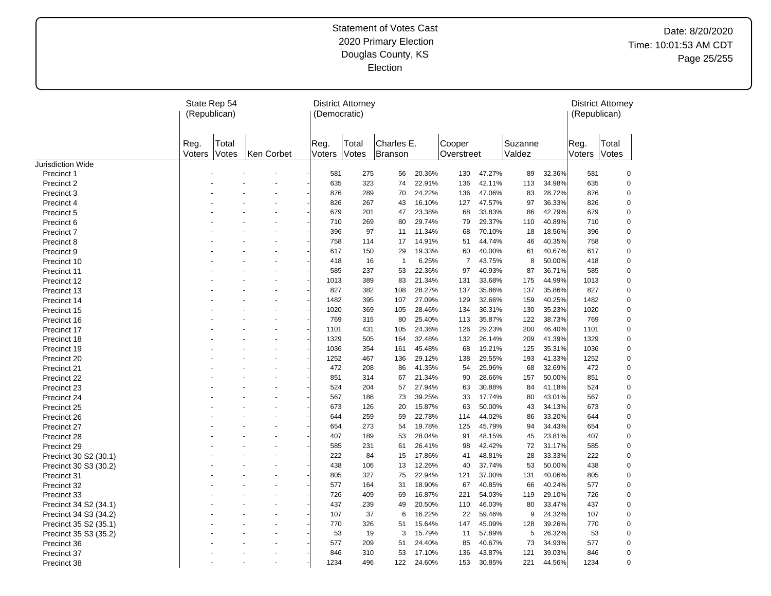Statement of Votes Cast
2020 Primary Election
Douglas County, KS
Election

Date: 8/20/2020
Time: 10:01:53 AM CDT

| | State Rep 54 (Republican) | | | District Attorney (Democratic) | | | | | | | | District Attorney (Republican) | |
|---|---|---|---|---|---|---|---|---|---|---|---|---|---|
| | Reg. Voters | Total Votes | Ken Corbet | Reg. Voters | Total Votes | Charles E. Branson | | Cooper Overstreet | | Suzanne Valdez | | Reg. Voters | Total Votes |
| Jurisdiction Wide | | | | | | | | | | | | | |
| Precinct 1 | - | - | - | 581 | 275 | 56 | 20.36% | 130 | 47.27% | 89 | 32.36% | 581 | 0 |
| Precinct 2 | - | - | - | 635 | 323 | 74 | 22.91% | 136 | 42.11% | 113 | 34.98% | 635 | 0 |
| Precinct 3 | - | - | - | 876 | 289 | 70 | 24.22% | 136 | 47.06% | 83 | 28.72% | 876 | 0 |
| Precinct 4 | - | - | - | 826 | 267 | 43 | 16.10% | 127 | 47.57% | 97 | 36.33% | 826 | 0 |
| Precinct 5 | - | - | - | 679 | 201 | 47 | 23.38% | 68 | 33.83% | 86 | 42.79% | 679 | 0 |
| Precinct 6 | - | - | - | 710 | 269 | 80 | 29.74% | 79 | 29.37% | 110 | 40.89% | 710 | 0 |
| Precinct 7 | - | - | - | 396 | 97 | 11 | 11.34% | 68 | 70.10% | 18 | 18.56% | 396 | 0 |
| Precinct 8 | - | - | - | 758 | 114 | 17 | 14.91% | 51 | 44.74% | 46 | 40.35% | 758 | 0 |
| Precinct 9 | - | - | - | 617 | 150 | 29 | 19.33% | 60 | 40.00% | 61 | 40.67% | 617 | 0 |
| Precinct 10 | - | - | - | 418 | 16 | 1 | 6.25% | 7 | 43.75% | 8 | 50.00% | 418 | 0 |
| Precinct 11 | - | - | - | 585 | 237 | 53 | 22.36% | 97 | 40.93% | 87 | 36.71% | 585 | 0 |
| Precinct 12 | - | - | - | 1013 | 389 | 83 | 21.34% | 131 | 33.68% | 175 | 44.99% | 1013 | 0 |
| Precinct 13 | - | - | - | 827 | 382 | 108 | 28.27% | 137 | 35.86% | 137 | 35.86% | 827 | 0 |
| Precinct 14 | - | - | - | 1482 | 395 | 107 | 27.09% | 129 | 32.66% | 159 | 40.25% | 1482 | 0 |
| Precinct 15 | - | - | - | 1020 | 369 | 105 | 28.46% | 134 | 36.31% | 130 | 35.23% | 1020 | 0 |
| Precinct 16 | - | - | - | 769 | 315 | 80 | 25.40% | 113 | 35.87% | 122 | 38.73% | 769 | 0 |
| Precinct 17 | - | - | - | 1101 | 431 | 105 | 24.36% | 126 | 29.23% | 200 | 46.40% | 1101 | 0 |
| Precinct 18 | - | - | - | 1329 | 505 | 164 | 32.48% | 132 | 26.14% | 209 | 41.39% | 1329 | 0 |
| Precinct 19 | - | - | - | 1036 | 354 | 161 | 45.48% | 68 | 19.21% | 125 | 35.31% | 1036 | 0 |
| Precinct 20 | - | - | - | 1252 | 467 | 136 | 29.12% | 138 | 29.55% | 193 | 41.33% | 1252 | 0 |
| Precinct 21 | - | - | - | 472 | 208 | 86 | 41.35% | 54 | 25.96% | 68 | 32.69% | 472 | 0 |
| Precinct 22 | - | - | - | 851 | 314 | 67 | 21.34% | 90 | 28.66% | 157 | 50.00% | 851 | 0 |
| Precinct 23 | - | - | - | 524 | 204 | 57 | 27.94% | 63 | 30.88% | 84 | 41.18% | 524 | 0 |
| Precinct 24 | - | - | - | 567 | 186 | 73 | 39.25% | 33 | 17.74% | 80 | 43.01% | 567 | 0 |
| Precinct 25 | - | - | - | 673 | 126 | 20 | 15.87% | 63 | 50.00% | 43 | 34.13% | 673 | 0 |
| Precinct 26 | - | - | - | 644 | 259 | 59 | 22.78% | 114 | 44.02% | 86 | 33.20% | 644 | 0 |
| Precinct 27 | - | - | - | 654 | 273 | 54 | 19.78% | 125 | 45.79% | 94 | 34.43% | 654 | 0 |
| Precinct 28 | - | - | - | 407 | 189 | 53 | 28.04% | 91 | 48.15% | 45 | 23.81% | 407 | 0 |
| Precinct 29 | - | - | - | 585 | 231 | 61 | 26.41% | 98 | 42.42% | 72 | 31.17% | 585 | 0 |
| Precinct 30 S2 (30.1) | - | - | - | 222 | 84 | 15 | 17.86% | 41 | 48.81% | 28 | 33.33% | 222 | 0 |
| Precinct 30 S3 (30.2) | - | - | - | 438 | 106 | 13 | 12.26% | 40 | 37.74% | 53 | 50.00% | 438 | 0 |
| Precinct 31 | - | - | - | 805 | 327 | 75 | 22.94% | 121 | 37.00% | 131 | 40.06% | 805 | 0 |
| Precinct 32 | - | - | - | 577 | 164 | 31 | 18.90% | 67 | 40.85% | 66 | 40.24% | 577 | 0 |
| Precinct 33 | - | - | - | 726 | 409 | 69 | 16.87% | 221 | 54.03% | 119 | 29.10% | 726 | 0 |
| Precinct 34 S2 (34.1) | - | - | - | 437 | 239 | 49 | 20.50% | 110 | 46.03% | 80 | 33.47% | 437 | 0 |
| Precinct 34 S3 (34.2) | - | - | - | 107 | 37 | 6 | 16.22% | 22 | 59.46% | 9 | 24.32% | 107 | 0 |
| Precinct 35 S2 (35.1) | - | - | - | 770 | 326 | 51 | 15.64% | 147 | 45.09% | 128 | 39.26% | 770 | 0 |
| Precinct 35 S3 (35.2) | - | - | - | 53 | 19 | 3 | 15.79% | 11 | 57.89% | 5 | 26.32% | 53 | 0 |
| Precinct 36 | - | - | - | 577 | 209 | 51 | 24.40% | 85 | 40.67% | 73 | 34.93% | 577 | 0 |
| Precinct 37 | - | - | - | 846 | 310 | 53 | 17.10% | 136 | 43.87% | 121 | 39.03% | 846 | 0 |
| Precinct 38 | - | - | - | 1234 | 496 | 122 | 24.60% | 153 | 30.85% | 221 | 44.56% | 1234 | 0 |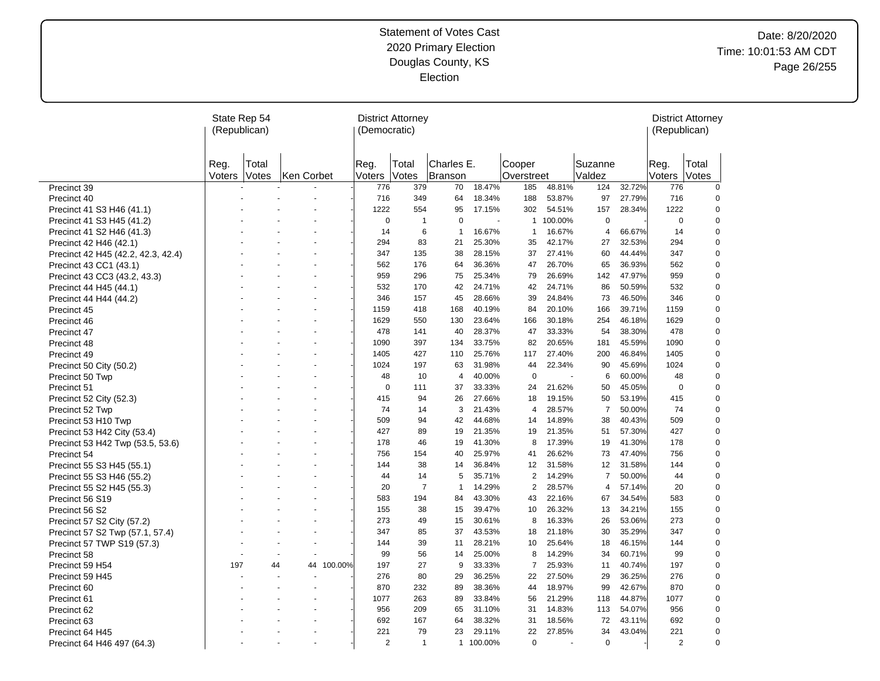# Statement of Votes Cast
## 2020 Primary Election
## Douglas County, KS
## Election

Date: 8/20/2020
Time: 10:01:53 AM CDT

| | State Rep 54 (Republican) | | | | District Attorney (Democratic) | | | | | | | | | District Attorney (Republican) | |
|---|---|---|---|---|---|---|---|---|---|---|---|---|---|---|---|
| | Reg. Voters | Total Votes | Ken Corbet | | Reg. Voters | Total Votes | Charles E. Branson | | Cooper Overstreet | | Suzanne Valdez | | | Reg. Voters | Total Votes |
| Precinct 39 | - | - | - | - | 776 | 379 | 70 | 18.47% | 185 | 48.81% | 124 | 32.72% | | 776 | 0 |
| Precinct 40 | - | - | - | - | 716 | 349 | 64 | 18.34% | 188 | 53.87% | 97 | 27.79% | | 716 | 0 |
| Precinct 41 S3 H46 (41.1) | - | - | - | - | 1222 | 554 | 95 | 17.15% | 302 | 54.51% | 157 | 28.34% | | 1222 | 0 |
| Precinct 41 S3 H45 (41.2) | - | - | - | - | 0 | 1 | 0 | - | 1 | 100.00% | 0 | - | | 0 | 0 |
| Precinct 41 S2 H46 (41.3) | - | - | - | - | 14 | 6 | 1 | 16.67% | 1 | 16.67% | 4 | 66.67% | | 14 | 0 |
| Precinct 42 H46 (42.1) | - | - | - | - | 294 | 83 | 21 | 25.30% | 35 | 42.17% | 27 | 32.53% | | 294 | 0 |
| Precinct 42 H45 (42.2, 42.3, 42.4) | - | - | - | - | 347 | 135 | 38 | 28.15% | 37 | 27.41% | 60 | 44.44% | | 347 | 0 |
| Precinct 43 CC1 (43.1) | - | - | - | - | 562 | 176 | 64 | 36.36% | 47 | 26.70% | 65 | 36.93% | | 562 | 0 |
| Precinct 43 CC3 (43.2, 43.3) | - | - | - | - | 959 | 296 | 75 | 25.34% | 79 | 26.69% | 142 | 47.97% | | 959 | 0 |
| Precinct 44 H45 (44.1) | - | - | - | - | 532 | 170 | 42 | 24.71% | 42 | 24.71% | 86 | 50.59% | | 532 | 0 |
| Precinct 44 H44 (44.2) | - | - | - | - | 346 | 157 | 45 | 28.66% | 39 | 24.84% | 73 | 46.50% | | 346 | 0 |
| Precinct 45 | - | - | - | - | 1159 | 418 | 168 | 40.19% | 84 | 20.10% | 166 | 39.71% | | 1159 | 0 |
| Precinct 46 | - | - | - | - | 1629 | 550 | 130 | 23.64% | 166 | 30.18% | 254 | 46.18% | | 1629 | 0 |
| Precinct 47 | - | - | - | - | 478 | 141 | 40 | 28.37% | 47 | 33.33% | 54 | 38.30% | | 478 | 0 |
| Precinct 48 | - | - | - | - | 1090 | 397 | 134 | 33.75% | 82 | 20.65% | 181 | 45.59% | | 1090 | 0 |
| Precinct 49 | - | - | - | - | 1405 | 427 | 110 | 25.76% | 117 | 27.40% | 200 | 46.84% | | 1405 | 0 |
| Precinct 50 City (50.2) | - | - | - | - | 1024 | 197 | 63 | 31.98% | 44 | 22.34% | 90 | 45.69% | | 1024 | 0 |
| Precinct 50 Twp | - | - | - | - | 48 | 10 | 4 | 40.00% | 0 | - | 6 | 60.00% | | 48 | 0 |
| Precinct 51 | - | - | - | - | 0 | 111 | 37 | 33.33% | 24 | 21.62% | 50 | 45.05% | | 0 | 0 |
| Precinct 52 City (52.3) | - | - | - | - | 415 | 94 | 26 | 27.66% | 18 | 19.15% | 50 | 53.19% | | 415 | 0 |
| Precinct 52 Twp | - | - | - | - | 74 | 14 | 3 | 21.43% | 4 | 28.57% | 7 | 50.00% | | 74 | 0 |
| Precinct 53 H10 Twp | - | - | - | - | 509 | 94 | 42 | 44.68% | 14 | 14.89% | 38 | 40.43% | | 509 | 0 |
| Precinct 53 H42 City (53.4) | - | - | - | - | 427 | 89 | 19 | 21.35% | 19 | 21.35% | 51 | 57.30% | | 427 | 0 |
| Precinct 53 H42 Twp (53.5, 53.6) | - | - | - | - | 178 | 46 | 19 | 41.30% | 8 | 17.39% | 19 | 41.30% | | 178 | 0 |
| Precinct 54 | - | - | - | - | 756 | 154 | 40 | 25.97% | 41 | 26.62% | 73 | 47.40% | | 756 | 0 |
| Precinct 55 S3 H45 (55.1) | - | - | - | - | 144 | 38 | 14 | 36.84% | 12 | 31.58% | 12 | 31.58% | | 144 | 0 |
| Precinct 55 S3 H46 (55.2) | - | - | - | - | 44 | 14 | 5 | 35.71% | 2 | 14.29% | 7 | 50.00% | | 44 | 0 |
| Precinct 55 S2 H45 (55.3) | - | - | - | - | 20 | 7 | 1 | 14.29% | 2 | 28.57% | 4 | 57.14% | | 20 | 0 |
| Precinct 56 S19 | - | - | - | - | 583 | 194 | 84 | 43.30% | 43 | 22.16% | 67 | 34.54% | | 583 | 0 |
| Precinct 56 S2 | - | - | - | - | 155 | 38 | 15 | 39.47% | 10 | 26.32% | 13 | 34.21% | | 155 | 0 |
| Precinct 57 S2 City (57.2) | - | - | - | - | 273 | 49 | 15 | 30.61% | 8 | 16.33% | 26 | 53.06% | | 273 | 0 |
| Precinct 57 S2 Twp (57.1, 57.4) | - | - | - | - | 347 | 85 | 37 | 43.53% | 18 | 21.18% | 30 | 35.29% | | 347 | 0 |
| Precinct 57 TWP S19 (57.3) | - | - | - | - | 144 | 39 | 11 | 28.21% | 10 | 25.64% | 18 | 46.15% | | 144 | 0 |
| Precinct 58 | - | - | - | - | 99 | 56 | 14 | 25.00% | 8 | 14.29% | 34 | 60.71% | | 99 | 0 |
| Precinct 59 H54 | 197 | 44 | 44 | 100.00% | 197 | 27 | 9 | 33.33% | 7 | 25.93% | 11 | 40.74% | | 197 | 0 |
| Precinct 59 H45 | - | - | - | - | 276 | 80 | 29 | 36.25% | 22 | 27.50% | 29 | 36.25% | | 276 | 0 |
| Precinct 60 | - | - | - | - | 870 | 232 | 89 | 38.36% | 44 | 18.97% | 99 | 42.67% | | 870 | 0 |
| Precinct 61 | - | - | - | - | 1077 | 263 | 89 | 33.84% | 56 | 21.29% | 118 | 44.87% | | 1077 | 0 |
| Precinct 62 | - | - | - | - | 956 | 209 | 65 | 31.10% | 31 | 14.83% | 113 | 54.07% | | 956 | 0 |
| Precinct 63 | - | - | - | - | 692 | 167 | 64 | 38.32% | 31 | 18.56% | 72 | 43.11% | | 692 | 0 |
| Precinct 64 H45 | - | - | - | - | 221 | 79 | 23 | 29.11% | 22 | 27.85% | 34 | 43.04% | | 221 | 0 |
| Precinct 64 H46 497 (64.3) | - | - | - | - | 2 | 1 | 1 | 100.00% | 0 | - | 0 | - | | 2 | 0 |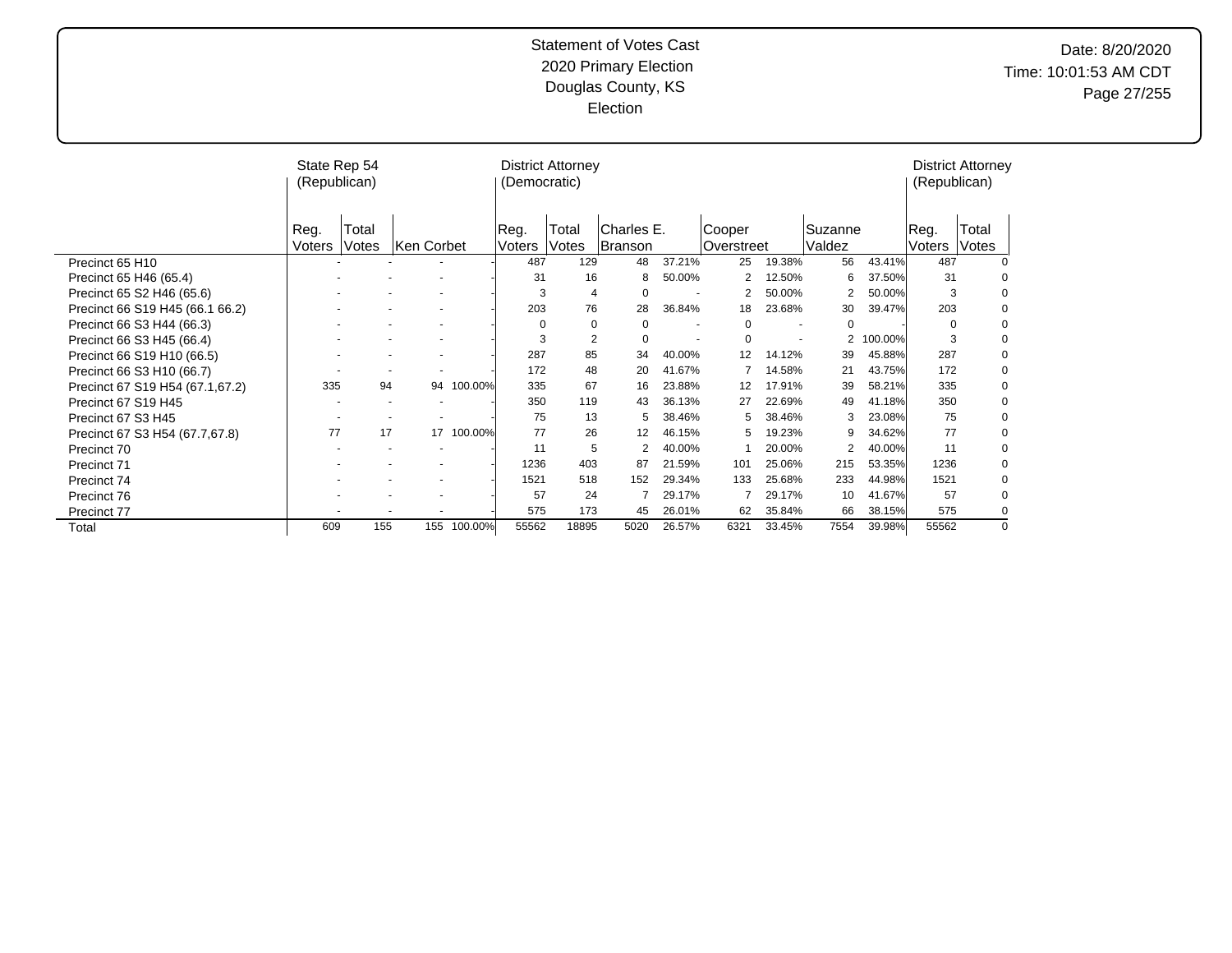# Statement of Votes Cast
## 2020 Primary Election
## Douglas County, KS
## Election

Date: 8/20/2020
Time: 10:01:53 AM CDT

| | State Rep 54 (Republican) | | | | District Attorney (Democratic) | | | | | | | | | District Attorney (Republican) | |
|---|---|---|---|---|---|---|---|---|---|---|---|---|---|---|---|
| | Reg. Voters | Total Votes | Ken Corbet | | Reg. Voters | Total Votes | Charles E. Branson | | Cooper Overstreet | | Suzanne Valdez | | | Reg. Voters | Total Votes |
| Precinct 65 H10 | - | - | - | - | 487 | 129 | 48 | 37.21% | 25 | 19.38% | 56 | 43.41% | | 487 | 0 |
| Precinct 65 H46 (65.4) | - | - | - | - | 31 | 16 | 8 | 50.00% | 2 | 12.50% | 6 | 37.50% | | 31 | 0 |
| Precinct 65 S2 H46 (65.6) | - | - | - | - | 3 | 4 | 0 | - | 2 | 50.00% | 2 | 50.00% | | 3 | 0 |
| Precinct 66 S19 H45 (66.1 66.2) | - | - | - | - | 203 | 76 | 28 | 36.84% | 18 | 23.68% | 30 | 39.47% | | 203 | 0 |
| Precinct 66 S3 H44 (66.3) | - | - | - | - | 0 | 0 | 0 | - | 0 | - | 0 | - | | 0 | 0 |
| Precinct 66 S3 H45 (66.4) | - | - | - | - | 3 | 2 | 0 | - | 0 | - | 2 | 100.00% | | 3 | 0 |
| Precinct 66 S19 H10 (66.5) | - | - | - | - | 287 | 85 | 34 | 40.00% | 12 | 14.12% | 39 | 45.88% | | 287 | 0 |
| Precinct 66 S3 H10 (66.7) | - | - | - | - | 172 | 48 | 20 | 41.67% | 7 | 14.58% | 21 | 43.75% | | 172 | 0 |
| Precinct 67 S19 H54 (67.1,67.2) | 335 | 94 | 94 | 100.00% | 335 | 67 | 16 | 23.88% | 12 | 17.91% | 39 | 58.21% | | 335 | 0 |
| Precinct 67 S19 H45 | - | - | - | - | 350 | 119 | 43 | 36.13% | 27 | 22.69% | 49 | 41.18% | | 350 | 0 |
| Precinct 67 S3 H45 | - | - | - | - | 75 | 13 | 5 | 38.46% | 5 | 38.46% | 3 | 23.08% | | 75 | 0 |
| Precinct 67 S3 H54 (67.7,67.8) | 77 | 17 | 17 | 100.00% | 77 | 26 | 12 | 46.15% | 5 | 19.23% | 9 | 34.62% | | 77 | 0 |
| Precinct 70 | - | - | - | - | 11 | 5 | 2 | 40.00% | 1 | 20.00% | 2 | 40.00% | | 11 | 0 |
| Precinct 71 | - | - | - | - | 1236 | 403 | 87 | 21.59% | 101 | 25.06% | 215 | 53.35% | | 1236 | 0 |
| Precinct 74 | - | - | - | - | 1521 | 518 | 152 | 29.34% | 133 | 25.68% | 233 | 44.98% | | 1521 | 0 |
| Precinct 76 | - | - | - | - | 57 | 24 | 7 | 29.17% | 7 | 29.17% | 10 | 41.67% | | 57 | 0 |
| Precinct 77 | - | - | - | - | 575 | 173 | 45 | 26.01% | 62 | 35.84% | 66 | 38.15% | | 575 | 0 |
| Total | 609 | 155 | 155 | 100.00% | 55562 | 18895 | 5020 | 26.57% | 6321 | 33.45% | 7554 | 39.98% | | 55562 | 0 |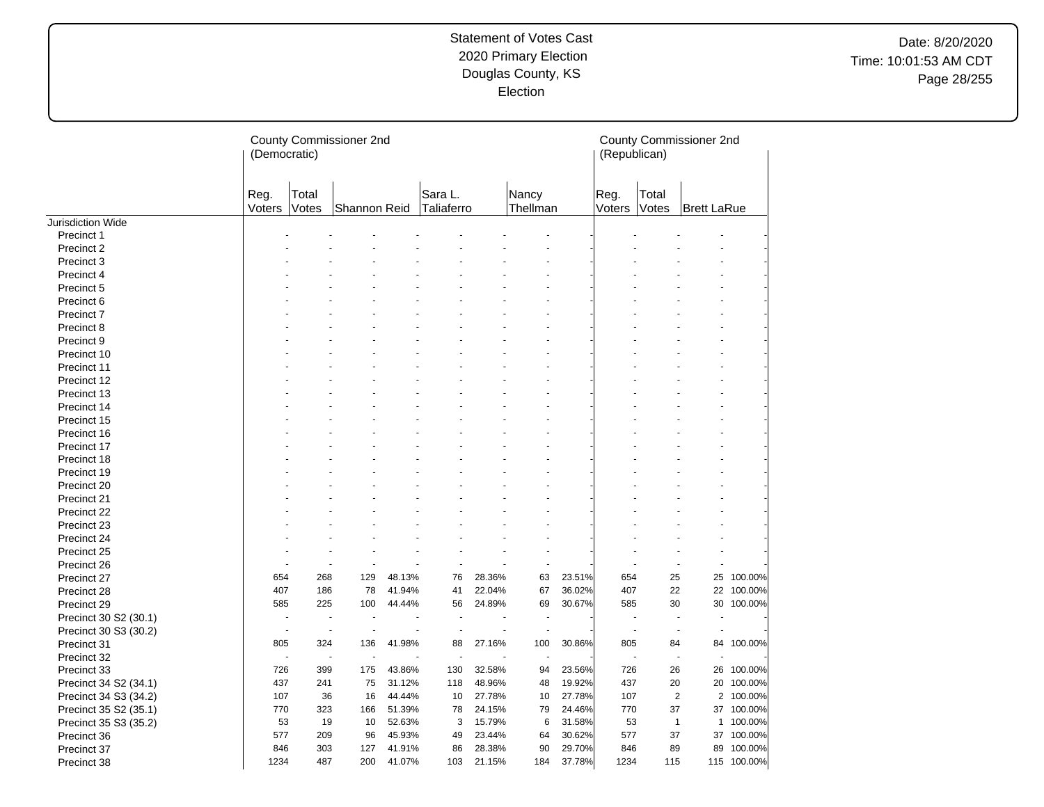Statement of Votes Cast
2020 Primary Election
Douglas County, KS
Election

Date: 8/20/2020
Time: 10:01:53 AM CDT

| | County Commissioner 2nd (Democratic) | | | | | | | | County Commissioner 2nd (Republican) | | | |
|---|---|---|---|---|---|---|---|---|---|---|---|---|
| | Reg. Voters | Total Votes | Shannon Reid | | Sara L. Taliaferro | | Nancy Thellman | | Reg. Voters | Total Votes | Brett LaRue | |
| Jurisdiction Wide | | | | | | | | | | | | |
| Precinct 1 | - | - | - | - | - | - | - | - | - | - | - | - |
| Precinct 2 | - | - | - | - | - | - | - | - | - | - | - | - |
| Precinct 3 | - | - | - | - | - | - | - | - | - | - | - | - |
| Precinct 4 | - | - | - | - | - | - | - | - | - | - | - | - |
| Precinct 5 | - | - | - | - | - | - | - | - | - | - | - | - |
| Precinct 6 | - | - | - | - | - | - | - | - | - | - | - | - |
| Precinct 7 | - | - | - | - | - | - | - | - | - | - | - | - |
| Precinct 8 | - | - | - | - | - | - | - | - | - | - | - | - |
| Precinct 9 | - | - | - | - | - | - | - | - | - | - | - | - |
| Precinct 10 | - | - | - | - | - | - | - | - | - | - | - | - |
| Precinct 11 | - | - | - | - | - | - | - | - | - | - | - | - |
| Precinct 12 | - | - | - | - | - | - | - | - | - | - | - | - |
| Precinct 13 | - | - | - | - | - | - | - | - | - | - | - | - |
| Precinct 14 | - | - | - | - | - | - | - | - | - | - | - | - |
| Precinct 15 | - | - | - | - | - | - | - | - | - | - | - | - |
| Precinct 16 | - | - | - | - | - | - | - | - | - | - | - | - |
| Precinct 17 | - | - | - | - | - | - | - | - | - | - | - | - |
| Precinct 18 | - | - | - | - | - | - | - | - | - | - | - | - |
| Precinct 19 | - | - | - | - | - | - | - | - | - | - | - | - |
| Precinct 20 | - | - | - | - | - | - | - | - | - | - | - | - |
| Precinct 21 | - | - | - | - | - | - | - | - | - | - | - | - |
| Precinct 22 | - | - | - | - | - | - | - | - | - | - | - | - |
| Precinct 23 | - | - | - | - | - | - | - | - | - | - | - | - |
| Precinct 24 | - | - | - | - | - | - | - | - | - | - | - | - |
| Precinct 25 | - | - | - | - | - | - | - | - | - | - | - | - |
| Precinct 26 | - | - | - | - | - | - | - | - | - | - | - | - |
| Precinct 27 | 654 | 268 | 129 | 48.13% | 76 | 28.36% | 63 | 23.51% | 654 | 25 | 25 | 100.00% |
| Precinct 28 | 407 | 186 | 78 | 41.94% | 41 | 22.04% | 67 | 36.02% | 407 | 22 | 22 | 100.00% |
| Precinct 29 | 585 | 225 | 100 | 44.44% | 56 | 24.89% | 69 | 30.67% | 585 | 30 | 30 | 100.00% |
| Precinct 30 S2 (30.1) | - | - | - | - | - | - | - | - | - | - | - | - |
| Precinct 30 S3 (30.2) | - | - | - | - | - | - | - | - | - | - | - | - |
| Precinct 31 | 805 | 324 | 136 | 41.98% | 88 | 27.16% | 100 | 30.86% | 805 | 84 | 84 | 100.00% |
| Precinct 32 | - | - | - | - | - | - | - | - | - | - | - | - |
| Precinct 33 | 726 | 399 | 175 | 43.86% | 130 | 32.58% | 94 | 23.56% | 726 | 26 | 26 | 100.00% |
| Precinct 34 S2 (34.1) | 437 | 241 | 75 | 31.12% | 118 | 48.96% | 48 | 19.92% | 437 | 20 | 20 | 100.00% |
| Precinct 34 S3 (34.2) | 107 | 36 | 16 | 44.44% | 10 | 27.78% | 10 | 27.78% | 107 | 2 | 2 | 100.00% |
| Precinct 35 S2 (35.1) | 770 | 323 | 166 | 51.39% | 78 | 24.15% | 79 | 24.46% | 770 | 37 | 37 | 100.00% |
| Precinct 35 S3 (35.2) | 53 | 19 | 10 | 52.63% | 3 | 15.79% | 6 | 31.58% | 53 | 1 | 1 | 100.00% |
| Precinct 36 | 577 | 209 | 96 | 45.93% | 49 | 23.44% | 64 | 30.62% | 577 | 37 | 37 | 100.00% |
| Precinct 37 | 846 | 303 | 127 | 41.91% | 86 | 28.38% | 90 | 29.70% | 846 | 89 | 89 | 100.00% |
| Precinct 38 | 1234 | 487 | 200 | 41.07% | 103 | 21.15% | 184 | 37.78% | 1234 | 115 | 115 | 100.00% |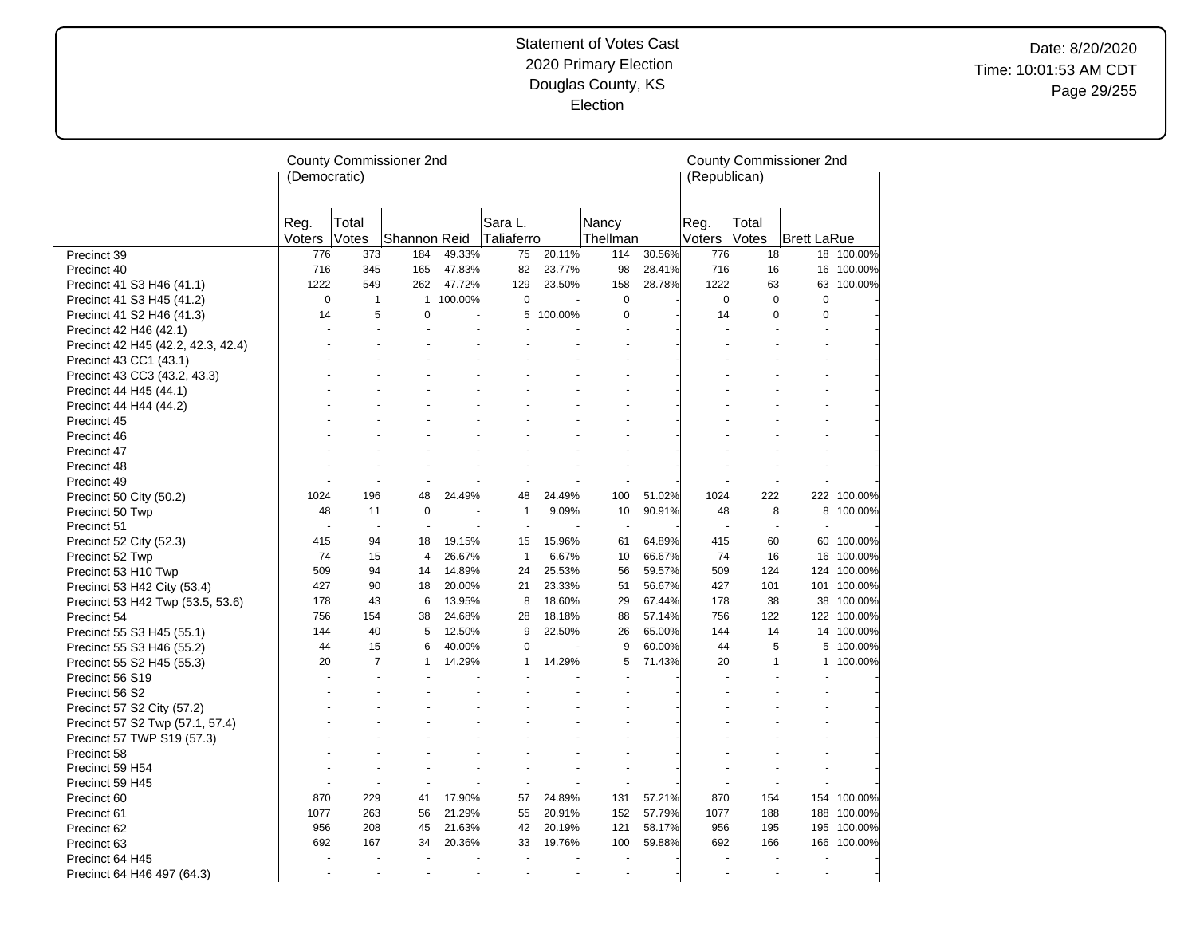# Statement of Votes Cast
## 2020 Primary Election
## Douglas County, KS
## Election

Date: 8/20/2020
Time: 10:01:53 AM CDT

| | County Commissioner 2nd (Democratic) | | | | | | | | County Commissioner 2nd (Republican) | | | |
|---|---|---|---|---|---|---|---|---|---|---|---|---|
| | Reg. Voters | Total Votes | Shannon Reid | | Sara L. Taliaferro | | Nancy Thellman | | Reg. Voters | Total Votes | Brett LaRue | |
| Precinct 39 | 776 | 373 | 184 | 49.33% | 75 | 20.11% | 114 | 30.56% | 776 | 18 | 18 | 100.00% |
| Precinct 40 | 716 | 345 | 165 | 47.83% | 82 | 23.77% | 98 | 28.41% | 716 | 16 | 16 | 100.00% |
| Precinct 41 S3 H46 (41.1) | 1222 | 549 | 262 | 47.72% | 129 | 23.50% | 158 | 28.78% | 1222 | 63 | 63 | 100.00% |
| Precinct 41 S3 H45 (41.2) | 0 | 1 | 1 | 100.00% | 0 | - | 0 | - | 0 | 0 | 0 | - |
| Precinct 41 S2 H46 (41.3) | 14 | 5 | 0 | - | 5 | 100.00% | 0 | - | 14 | 0 | 0 | - |
| Precinct 42 H46 (42.1) | - | - | - | - | - | - | - | - | - | - | - | - |
| Precinct 42 H45 (42.2, 42.3, 42.4) | - | - | - | - | - | - | - | - | - | - | - | - |
| Precinct 43 CC1 (43.1) | - | - | - | - | - | - | - | - | - | - | - | - |
| Precinct 43 CC3 (43.2, 43.3) | - | - | - | - | - | - | - | - | - | - | - | - |
| Precinct 44 H45 (44.1) | - | - | - | - | - | - | - | - | - | - | - | - |
| Precinct 44 H44 (44.2) | - | - | - | - | - | - | - | - | - | - | - | - |
| Precinct 45 | - | - | - | - | - | - | - | - | - | - | - | - |
| Precinct 46 | - | - | - | - | - | - | - | - | - | - | - | - |
| Precinct 47 | - | - | - | - | - | - | - | - | - | - | - | - |
| Precinct 48 | - | - | - | - | - | - | - | - | - | - | - | - |
| Precinct 49 | - | - | - | - | - | - | - | - | - | - | - | - |
| Precinct 50 City (50.2) | 1024 | 196 | 48 | 24.49% | 48 | 24.49% | 100 | 51.02% | 1024 | 222 | 222 | 100.00% |
| Precinct 50 Twp | 48 | 11 | 0 | - | 1 | 9.09% | 10 | 90.91% | 48 | 8 | 8 | 100.00% |
| Precinct 51 | - | - | - | - | - | - | - | - | - | - | - | - |
| Precinct 52 City (52.3) | 415 | 94 | 18 | 19.15% | 15 | 15.96% | 61 | 64.89% | 415 | 60 | 60 | 100.00% |
| Precinct 52 Twp | 74 | 15 | 4 | 26.67% | 1 | 6.67% | 10 | 66.67% | 74 | 16 | 16 | 100.00% |
| Precinct 53 H10 Twp | 509 | 94 | 14 | 14.89% | 24 | 25.53% | 56 | 59.57% | 509 | 124 | 124 | 100.00% |
| Precinct 53 H42 City (53.4) | 427 | 90 | 18 | 20.00% | 21 | 23.33% | 51 | 56.67% | 427 | 101 | 101 | 100.00% |
| Precinct 53 H42 Twp (53.5, 53.6) | 178 | 43 | 6 | 13.95% | 8 | 18.60% | 29 | 67.44% | 178 | 38 | 38 | 100.00% |
| Precinct 54 | 756 | 154 | 38 | 24.68% | 28 | 18.18% | 88 | 57.14% | 756 | 122 | 122 | 100.00% |
| Precinct 55 S3 H45 (55.1) | 144 | 40 | 5 | 12.50% | 9 | 22.50% | 26 | 65.00% | 144 | 14 | 14 | 100.00% |
| Precinct 55 S3 H46 (55.2) | 44 | 15 | 6 | 40.00% | 0 | - | 9 | 60.00% | 44 | 5 | 5 | 100.00% |
| Precinct 55 S2 H45 (55.3) | 20 | 7 | 1 | 14.29% | 1 | 14.29% | 5 | 71.43% | 20 | 1 | 1 | 100.00% |
| Precinct 56 S19 | - | - | - | - | - | - | - | - | - | - | - | - |
| Precinct 56 S2 | - | - | - | - | - | - | - | - | - | - | - | - |
| Precinct 57 S2 City (57.2) | - | - | - | - | - | - | - | - | - | - | - | - |
| Precinct 57 S2 Twp (57.1, 57.4) | - | - | - | - | - | - | - | - | - | - | - | - |
| Precinct 57 TWP S19 (57.3) | - | - | - | - | - | - | - | - | - | - | - | - |
| Precinct 58 | - | - | - | - | - | - | - | - | - | - | - | - |
| Precinct 59 H54 | - | - | - | - | - | - | - | - | - | - | - | - |
| Precinct 59 H45 | - | - | - | - | - | - | - | - | - | - | - | - |
| Precinct 60 | 870 | 229 | 41 | 17.90% | 57 | 24.89% | 131 | 57.21% | 870 | 154 | 154 | 100.00% |
| Precinct 61 | 1077 | 263 | 56 | 21.29% | 55 | 20.91% | 152 | 57.79% | 1077 | 188 | 188 | 100.00% |
| Precinct 62 | 956 | 208 | 45 | 21.63% | 42 | 20.19% | 121 | 58.17% | 956 | 195 | 195 | 100.00% |
| Precinct 63 | 692 | 167 | 34 | 20.36% | 33 | 19.76% | 100 | 59.88% | 692 | 166 | 166 | 100.00% |
| Precinct 64 H45 | - | - | - | - | - | - | - | - | - | - | - | - |
| Precinct 64 H46 497 (64.3) | - | - | - | - | - | - | - | - | - | - | - | - |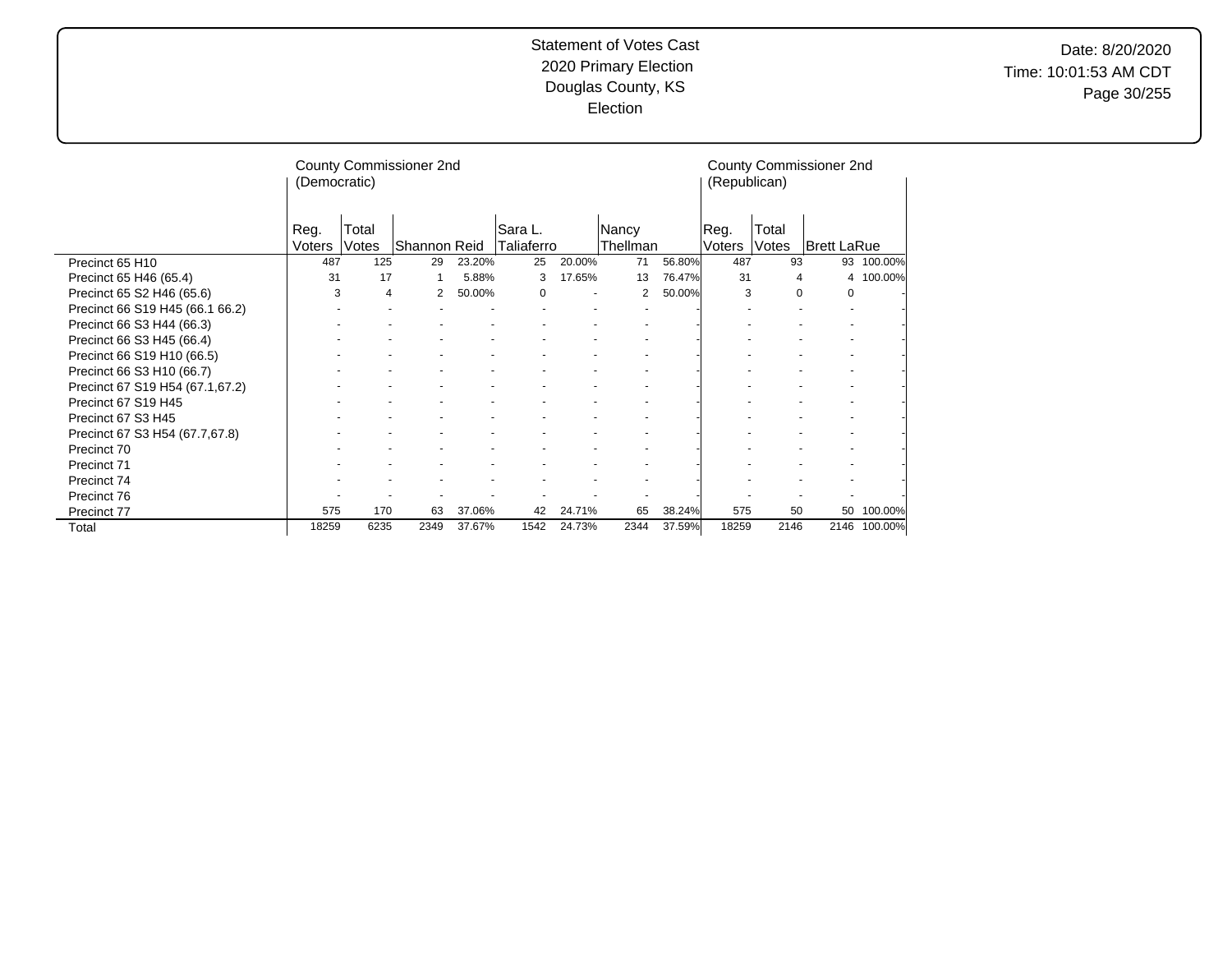# Statement of Votes Cast
## 2020 Primary Election
## Douglas County, KS
## Election

Date: 8/20/2020
Time: 10:01:53 AM CDT

| | County Commissioner 2nd (Democratic) | | | | | | | | County Commissioner 2nd (Republican) | | | |
|---|---|---|---|---|---|---|---|---|---|---|---|---|
| | Reg. Voters | Total Votes | Shannon Reid | | Sara L. Taliaferro | | Nancy Thellman | | Reg. Voters | Total Votes | Brett LaRue | |
| Precinct 65 H10 | 487 | 125 | 29 | 23.20% | 25 | 20.00% | 71 | 56.80% | 487 | 93 | 93 | 100.00% |
| Precinct 65 H46 (65.4) | 31 | 17 | 1 | 5.88% | 3 | 17.65% | 13 | 76.47% | 31 | 4 | 4 | 100.00% |
| Precinct 65 S2 H46 (65.6) | 3 | 4 | 2 | 50.00% | 0 | - | 2 | 50.00% | 3 | 0 | 0 | - |
| Precinct 66 S19 H45 (66.1 66.2) | - | - | - | - | - | - | - | - | - | - | - | - |
| Precinct 66 S3 H44 (66.3) | - | - | - | - | - | - | - | - | - | - | - | - |
| Precinct 66 S3 H45 (66.4) | - | - | - | - | - | - | - | - | - | - | - | - |
| Precinct 66 S19 H10 (66.5) | - | - | - | - | - | - | - | - | - | - | - | - |
| Precinct 66 S3 H10 (66.7) | - | - | - | - | - | - | - | - | - | - | - | - |
| Precinct 67 S19 H54 (67.1,67.2) | - | - | - | - | - | - | - | - | - | - | - | - |
| Precinct 67 S19 H45 | - | - | - | - | - | - | - | - | - | - | - | - |
| Precinct 67 S3 H45 | - | - | - | - | - | - | - | - | - | - | - | - |
| Precinct 67 S3 H54 (67.7,67.8) | - | - | - | - | - | - | - | - | - | - | - | - |
| Precinct 70 | - | - | - | - | - | - | - | - | - | - | - | - |
| Precinct 71 | - | - | - | - | - | - | - | - | - | - | - | - |
| Precinct 74 | - | - | - | - | - | - | - | - | - | - | - | - |
| Precinct 76 | - | - | - | - | - | - | - | - | - | - | - | - |
| Precinct 77 | 575 | 170 | 63 | 37.06% | 42 | 24.71% | 65 | 38.24% | 575 | 50 | 50 | 100.00% |
| Total | 18259 | 6235 | 2349 | 37.67% | 1542 | 24.73% | 2344 | 37.59% | 18259 | 2146 | 2146 | 100.00% |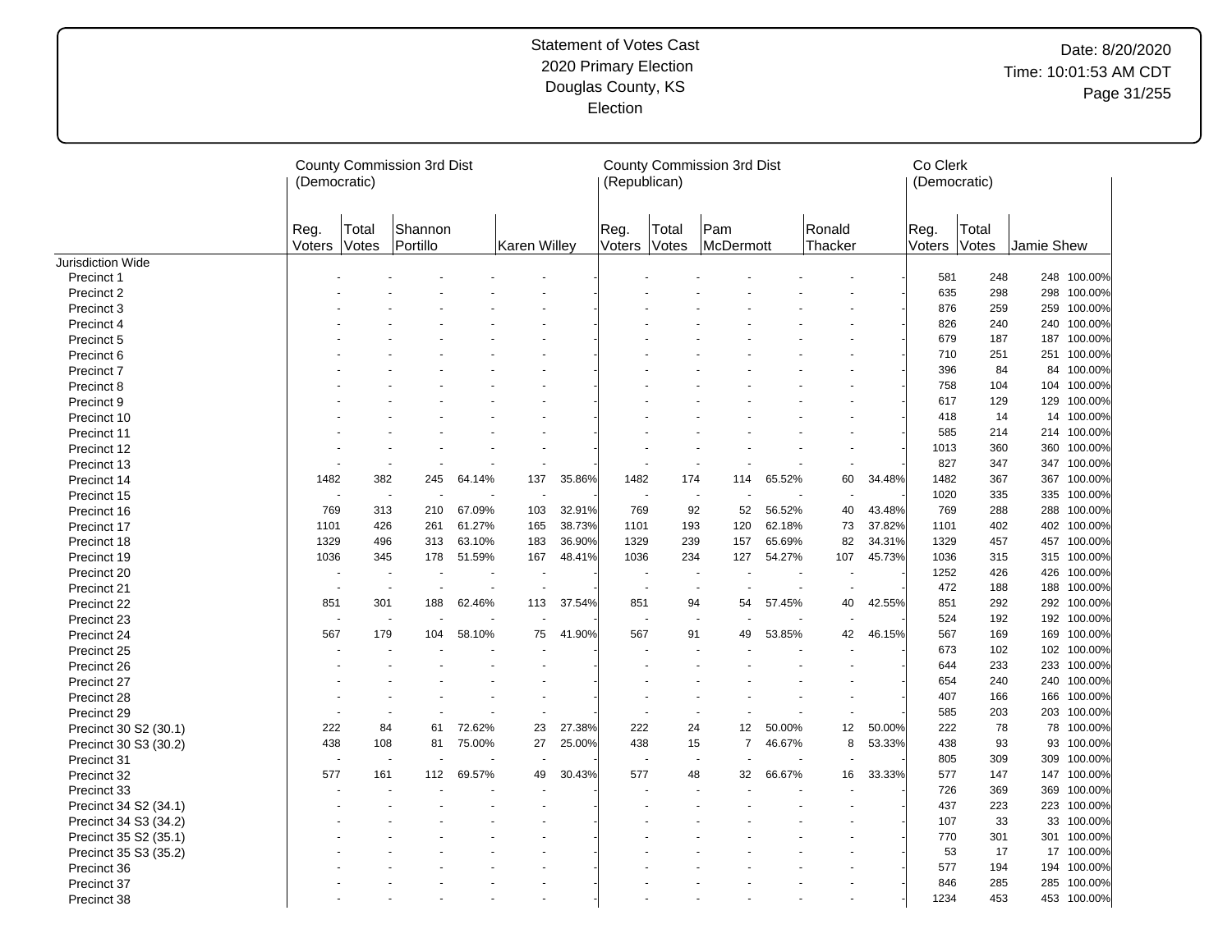# Statement of Votes Cast
## 2020 Primary Election
## Douglas County, KS
## Election

Date: 8/20/2020
Time: 10:01:53 AM CDT

| | County Commission 3rd Dist (Democratic) | | | | | | County Commission 3rd Dist (Republican) | | | | | | Co Clerk (Democratic) | | | |
|---|---|---|---|---|---|---|---|---|---|---|---|---|---|---|---|---|
| | Reg. Voters | Total Votes | Shannon Portillo | | Karen Willey | | Reg. Voters | Total Votes | Pam McDermott | | Ronald Thacker | | Reg. Voters | Total Votes | Jamie Shew | |
| Jurisdiction Wide | | | | | | | | | | | | | | | | |
| Precinct 1 | - | - | - | - | - | - | - | - | - | - | - | - | 581 | 248 | 248 | 100.00% |
| Precinct 2 | - | - | - | - | - | - | - | - | - | - | - | - | 635 | 298 | 298 | 100.00% |
| Precinct 3 | - | - | - | - | - | - | - | - | - | - | - | - | 876 | 259 | 259 | 100.00% |
| Precinct 4 | - | - | - | - | - | - | - | - | - | - | - | - | 826 | 240 | 240 | 100.00% |
| Precinct 5 | - | - | - | - | - | - | - | - | - | - | - | - | 679 | 187 | 187 | 100.00% |
| Precinct 6 | - | - | - | - | - | - | - | - | - | - | - | - | 710 | 251 | 251 | 100.00% |
| Precinct 7 | - | - | - | - | - | - | - | - | - | - | - | - | 396 | 84 | 84 | 100.00% |
| Precinct 8 | - | - | - | - | - | - | - | - | - | - | - | - | 758 | 104 | 104 | 100.00% |
| Precinct 9 | - | - | - | - | - | - | - | - | - | - | - | - | 617 | 129 | 129 | 100.00% |
| Precinct 10 | - | - | - | - | - | - | - | - | - | - | - | - | 418 | 14 | 14 | 100.00% |
| Precinct 11 | - | - | - | - | - | - | - | - | - | - | - | - | 585 | 214 | 214 | 100.00% |
| Precinct 12 | - | - | - | - | - | - | - | - | - | - | - | - | 1013 | 360 | 360 | 100.00% |
| Precinct 13 | - | - | - | - | - | - | - | - | - | - | - | - | 827 | 347 | 347 | 100.00% |
| Precinct 14 | 1482 | 382 | 245 | 64.14% | 137 | 35.86% | 1482 | 174 | 114 | 65.52% | 60 | 34.48% | 1482 | 367 | 367 | 100.00% |
| Precinct 15 | - | - | - | - | - | - | - | - | - | - | - | - | 1020 | 335 | 335 | 100.00% |
| Precinct 16 | 769 | 313 | 210 | 67.09% | 103 | 32.91% | 769 | 92 | 52 | 56.52% | 40 | 43.48% | 769 | 288 | 288 | 100.00% |
| Precinct 17 | 1101 | 426 | 261 | 61.27% | 165 | 38.73% | 1101 | 193 | 120 | 62.18% | 73 | 37.82% | 1101 | 402 | 402 | 100.00% |
| Precinct 18 | 1329 | 496 | 313 | 63.10% | 183 | 36.90% | 1329 | 239 | 157 | 65.69% | 82 | 34.31% | 1329 | 457 | 457 | 100.00% |
| Precinct 19 | 1036 | 345 | 178 | 51.59% | 167 | 48.41% | 1036 | 234 | 127 | 54.27% | 107 | 45.73% | 1036 | 315 | 315 | 100.00% |
| Precinct 20 | - | - | - | - | - | - | - | - | - | - | - | - | 1252 | 426 | 426 | 100.00% |
| Precinct 21 | - | - | - | - | - | - | - | - | - | - | - | - | 472 | 188 | 188 | 100.00% |
| Precinct 22 | 851 | 301 | 188 | 62.46% | 113 | 37.54% | 851 | 94 | 54 | 57.45% | 40 | 42.55% | 851 | 292 | 292 | 100.00% |
| Precinct 23 | - | - | - | - | - | - | - | - | - | - | - | - | 524 | 192 | 192 | 100.00% |
| Precinct 24 | 567 | 179 | 104 | 58.10% | 75 | 41.90% | 567 | 91 | 49 | 53.85% | 42 | 46.15% | 567 | 169 | 169 | 100.00% |
| Precinct 25 | - | - | - | - | - | - | - | - | - | - | - | - | 673 | 102 | 102 | 100.00% |
| Precinct 26 | - | - | - | - | - | - | - | - | - | - | - | - | 644 | 233 | 233 | 100.00% |
| Precinct 27 | - | - | - | - | - | - | - | - | - | - | - | - | 654 | 240 | 240 | 100.00% |
| Precinct 28 | - | - | - | - | - | - | - | - | - | - | - | - | 407 | 166 | 166 | 100.00% |
| Precinct 29 | - | - | - | - | - | - | - | - | - | - | - | - | 585 | 203 | 203 | 100.00% |
| Precinct 30 S2 (30.1) | 222 | 84 | 61 | 72.62% | 23 | 27.38% | 222 | 24 | 12 | 50.00% | 12 | 50.00% | 222 | 78 | 78 | 100.00% |
| Precinct 30 S3 (30.2) | 438 | 108 | 81 | 75.00% | 27 | 25.00% | 438 | 15 | 7 | 46.67% | 8 | 53.33% | 438 | 93 | 93 | 100.00% |
| Precinct 31 | - | - | - | - | - | - | - | - | - | - | - | - | 805 | 309 | 309 | 100.00% |
| Precinct 32 | 577 | 161 | 112 | 69.57% | 49 | 30.43% | 577 | 48 | 32 | 66.67% | 16 | 33.33% | 577 | 147 | 147 | 100.00% |
| Precinct 33 | - | - | - | - | - | - | - | - | - | - | - | - | 726 | 369 | 369 | 100.00% |
| Precinct 34 S2 (34.1) | - | - | - | - | - | - | - | - | - | - | - | - | 437 | 223 | 223 | 100.00% |
| Precinct 34 S3 (34.2) | - | - | - | - | - | - | - | - | - | - | - | - | 107 | 33 | 33 | 100.00% |
| Precinct 35 S2 (35.1) | - | - | - | - | - | - | - | - | - | - | - | - | 770 | 301 | 301 | 100.00% |
| Precinct 35 S3 (35.2) | - | - | - | - | - | - | - | - | - | - | - | - | 53 | 17 | 17 | 100.00% |
| Precinct 36 | - | - | - | - | - | - | - | - | - | - | - | - | 577 | 194 | 194 | 100.00% |
| Precinct 37 | - | - | - | - | - | - | - | - | - | - | - | - | 846 | 285 | 285 | 100.00% |
| Precinct 38 | - | - | - | - | - | - | - | - | - | - | - | - | 1234 | 453 | 453 | 100.00% |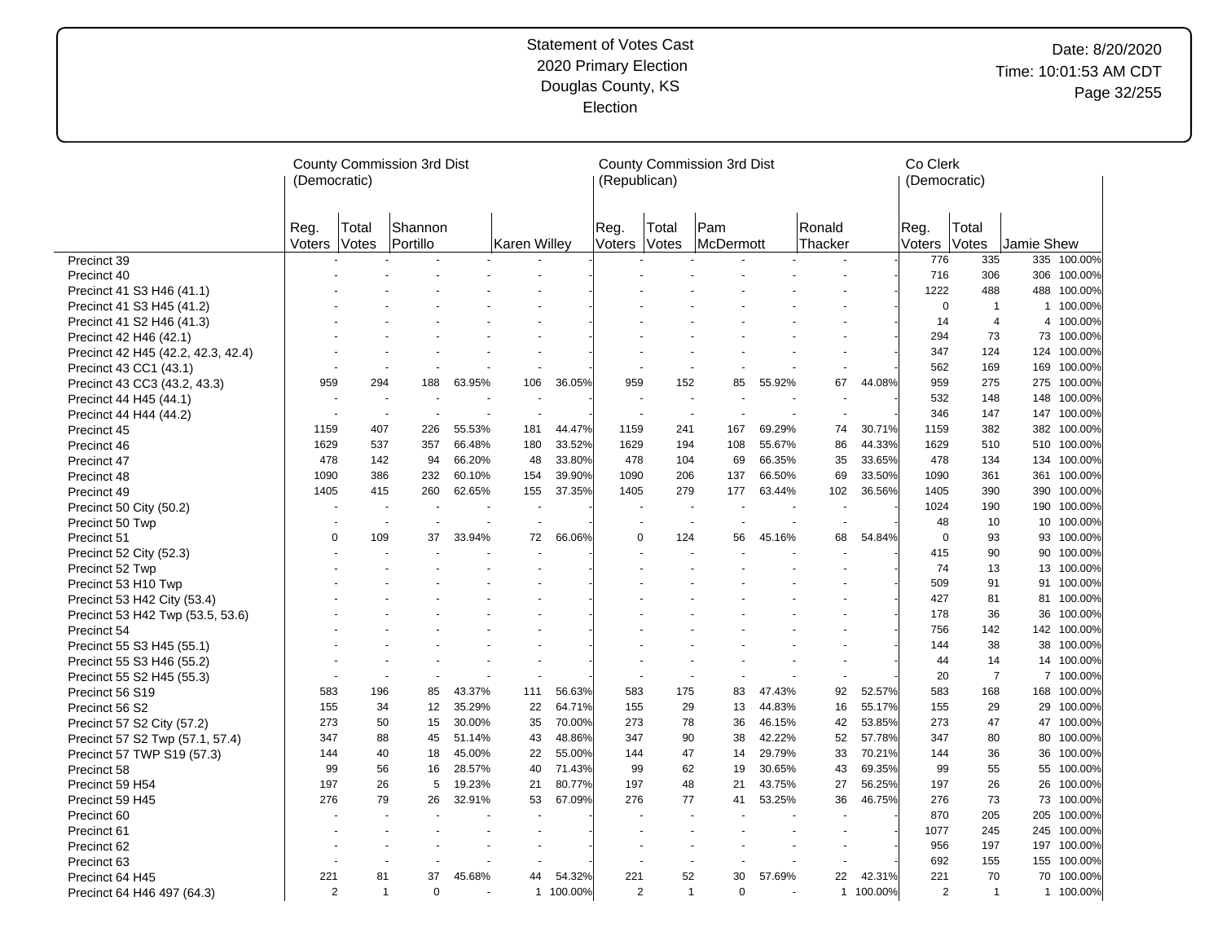# Statement of Votes Cast
## 2020 Primary Election
## Douglas County, KS
## Election

Date: 8/20/2020
Time: 10:01:53 AM CDT

| | County Commission 3rd Dist (Democratic) | | | | | | County Commission 3rd Dist (Republican) | | | | | | Co Clerk (Democratic) | | | |
|---|---|---|---|---|---|---|---|---|---|---|---|---|---|---|---|---|
| | Reg. Voters | Total Votes | Shannon Portillo | | Karen Willey | | Reg. Voters | Total Votes | Pam McDermott | | Ronald Thacker | | Reg. Voters | Total Votes | Jamie Shew | |
| Precinct 39 | - | - | - | - | - | - | - | - | - | - | - | - | 776 | 335 | 335 | 100.00% |
| Precinct 40 | - | - | - | - | - | - | - | - | - | - | - | - | 716 | 306 | 306 | 100.00% |
| Precinct 41 S3 H46 (41.1) | - | - | - | - | - | - | - | - | - | - | - | - | 1222 | 488 | 488 | 100.00% |
| Precinct 41 S3 H45 (41.2) | - | - | - | - | - | - | - | - | - | - | - | - | 0 | 1 | 1 | 100.00% |
| Precinct 41 S2 H46 (41.3) | - | - | - | - | - | - | - | - | - | - | - | - | 14 | 4 | 4 | 100.00% |
| Precinct 42 H46 (42.1) | - | - | - | - | - | - | - | - | - | - | - | - | 294 | 73 | 73 | 100.00% |
| Precinct 42 H45 (42.2, 42.3, 42.4) | - | - | - | - | - | - | - | - | - | - | - | - | 347 | 124 | 124 | 100.00% |
| Precinct 43 CC1 (43.1) | - | - | - | - | - | - | - | - | - | - | - | - | 562 | 169 | 169 | 100.00% |
| Precinct 43 CC3 (43.2, 43.3) | 959 | 294 | 188 | 63.95% | 106 | 36.05% | 959 | 152 | 85 | 55.92% | 67 | 44.08% | 959 | 275 | 275 | 100.00% |
| Precinct 44 H45 (44.1) | - | - | - | - | - | - | - | - | - | - | - | - | 532 | 148 | 148 | 100.00% |
| Precinct 44 H44 (44.2) | - | - | - | - | - | - | - | - | - | - | - | - | 346 | 147 | 147 | 100.00% |
| Precinct 45 | 1159 | 407 | 226 | 55.53% | 181 | 44.47% | 1159 | 241 | 167 | 69.29% | 74 | 30.71% | 1159 | 382 | 382 | 100.00% |
| Precinct 46 | 1629 | 537 | 357 | 66.48% | 180 | 33.52% | 1629 | 194 | 108 | 55.67% | 86 | 44.33% | 1629 | 510 | 510 | 100.00% |
| Precinct 47 | 478 | 142 | 94 | 66.20% | 48 | 33.80% | 478 | 104 | 69 | 66.35% | 35 | 33.65% | 478 | 134 | 134 | 100.00% |
| Precinct 48 | 1090 | 386 | 232 | 60.10% | 154 | 39.90% | 1090 | 206 | 137 | 66.50% | 69 | 33.50% | 1090 | 361 | 361 | 100.00% |
| Precinct 49 | 1405 | 415 | 260 | 62.65% | 155 | 37.35% | 1405 | 279 | 177 | 63.44% | 102 | 36.56% | 1405 | 390 | 390 | 100.00% |
| Precinct 50 City (50.2) | - | - | - | - | - | - | - | - | - | - | - | - | 1024 | 190 | 190 | 100.00% |
| Precinct 50 Twp | - | - | - | - | - | - | - | - | - | - | - | - | 48 | 10 | 10 | 100.00% |
| Precinct 51 | 0 | 109 | 37 | 33.94% | 72 | 66.06% | 0 | 124 | 56 | 45.16% | 68 | 54.84% | 0 | 93 | 93 | 100.00% |
| Precinct 52 City (52.3) | - | - | - | - | - | - | - | - | - | - | - | - | 415 | 90 | 90 | 100.00% |
| Precinct 52 Twp | - | - | - | - | - | - | - | - | - | - | - | - | 74 | 13 | 13 | 100.00% |
| Precinct 53 H10 Twp | - | - | - | - | - | - | - | - | - | - | - | - | 509 | 91 | 91 | 100.00% |
| Precinct 53 H42 City (53.4) | - | - | - | - | - | - | - | - | - | - | - | - | 427 | 81 | 81 | 100.00% |
| Precinct 53 H42 Twp (53.5, 53.6) | - | - | - | - | - | - | - | - | - | - | - | - | 178 | 36 | 36 | 100.00% |
| Precinct 54 | - | - | - | - | - | - | - | - | - | - | - | - | 756 | 142 | 142 | 100.00% |
| Precinct 55 S3 H45 (55.1) | - | - | - | - | - | - | - | - | - | - | - | - | 144 | 38 | 38 | 100.00% |
| Precinct 55 S3 H46 (55.2) | - | - | - | - | - | - | - | - | - | - | - | - | 44 | 14 | 14 | 100.00% |
| Precinct 55 S2 H45 (55.3) | - | - | - | - | - | - | - | - | - | - | - | - | 20 | 7 | 7 | 100.00% |
| Precinct 56 S19 | 583 | 196 | 85 | 43.37% | 111 | 56.63% | 583 | 175 | 83 | 47.43% | 92 | 52.57% | 583 | 168 | 168 | 100.00% |
| Precinct 56 S2 | 155 | 34 | 12 | 35.29% | 22 | 64.71% | 155 | 29 | 13 | 44.83% | 16 | 55.17% | 155 | 29 | 29 | 100.00% |
| Precinct 57 S2 City (57.2) | 273 | 50 | 15 | 30.00% | 35 | 70.00% | 273 | 78 | 36 | 46.15% | 42 | 53.85% | 273 | 47 | 47 | 100.00% |
| Precinct 57 S2 Twp (57.1, 57.4) | 347 | 88 | 45 | 51.14% | 43 | 48.86% | 347 | 90 | 38 | 42.22% | 52 | 57.78% | 347 | 80 | 80 | 100.00% |
| Precinct 57 TWP S19 (57.3) | 144 | 40 | 18 | 45.00% | 22 | 55.00% | 144 | 47 | 14 | 29.79% | 33 | 70.21% | 144 | 36 | 36 | 100.00% |
| Precinct 58 | 99 | 56 | 16 | 28.57% | 40 | 71.43% | 99 | 62 | 19 | 30.65% | 43 | 69.35% | 99 | 55 | 55 | 100.00% |
| Precinct 59 H54 | 197 | 26 | 5 | 19.23% | 21 | 80.77% | 197 | 48 | 21 | 43.75% | 27 | 56.25% | 197 | 26 | 26 | 100.00% |
| Precinct 59 H45 | 276 | 79 | 26 | 32.91% | 53 | 67.09% | 276 | 77 | 41 | 53.25% | 36 | 46.75% | 276 | 73 | 73 | 100.00% |
| Precinct 60 | - | - | - | - | - | - | - | - | - | - | - | - | 870 | 205 | 205 | 100.00% |
| Precinct 61 | - | - | - | - | - | - | - | - | - | - | - | - | 1077 | 245 | 245 | 100.00% |
| Precinct 62 | - | - | - | - | - | - | - | - | - | - | - | - | 956 | 197 | 197 | 100.00% |
| Precinct 63 | - | - | - | - | - | - | - | - | - | - | - | - | 692 | 155 | 155 | 100.00% |
| Precinct 64 H45 | 221 | 81 | 37 | 45.68% | 44 | 54.32% | 221 | 52 | 30 | 57.69% | 22 | 42.31% | 221 | 70 | 70 | 100.00% |
| Precinct 64 H46 497 (64.3) | 2 | 1 | 0 | - | 1 | 100.00% | 2 | 1 | 0 | - | 1 | 100.00% | 2 | 1 | 1 | 100.00% |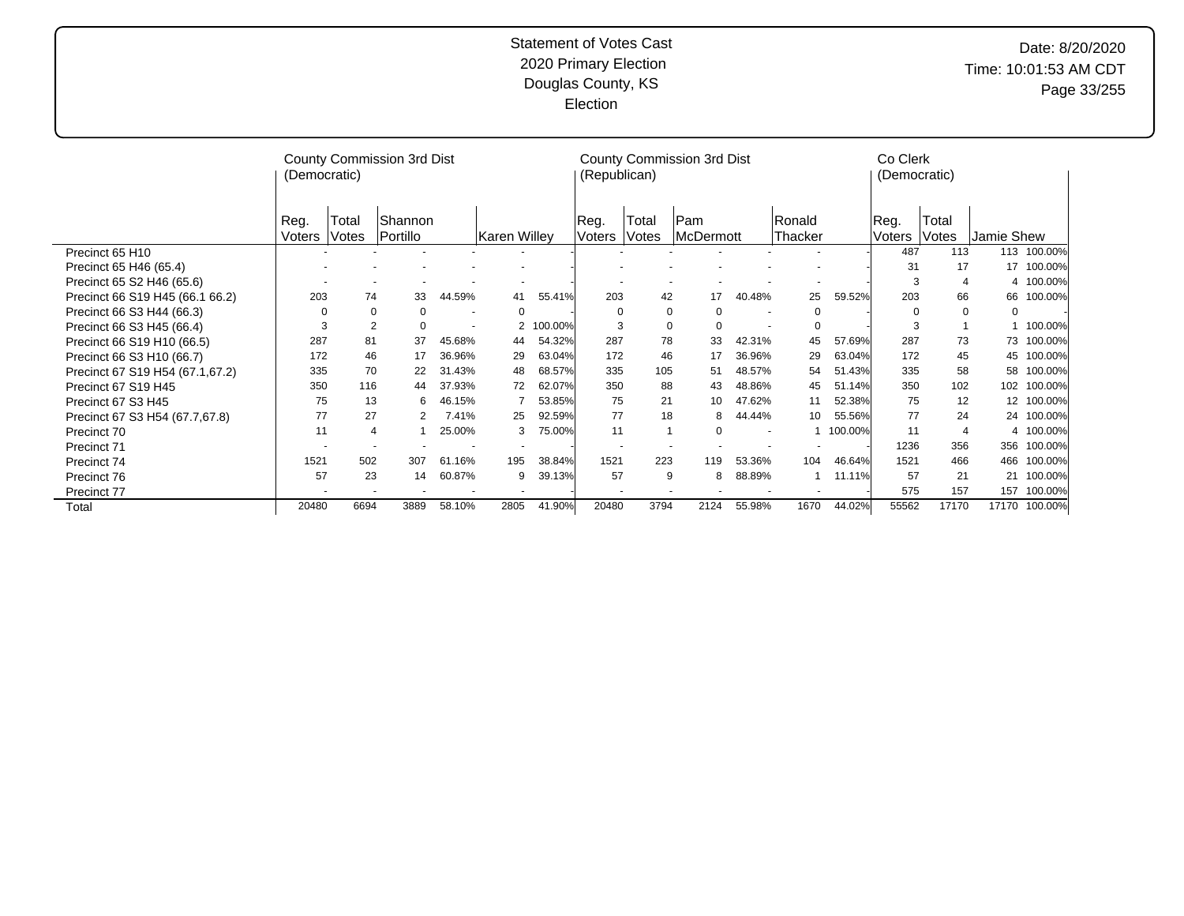Statement of Votes Cast
2020 Primary Election
Douglas County, KS
Election

Date: 8/20/2020
Time: 10:01:53 AM CDT

| | County Commission 3rd Dist (Democratic) | | | | | | County Commission 3rd Dist (Republican) | | | | | | Co Clerk (Democratic) | | | |
|---|---|---|---|---|---|---|---|---|---|---|---|---|---|---|---|---|
| | Reg. Voters | Total Votes | Shannon Portillo | | Karen Willey | | Reg. Voters | Total Votes | Pam McDermott | | Ronald Thacker | | Reg. Voters | Total Votes | Jamie Shew | |
| Precinct 65 H10 | - | - | - | - | - | - | - | - | - | - | - | - | 487 | 113 | 113 | 100.00% |
| Precinct 65 H46 (65.4) | - | - | - | - | - | - | - | - | - | - | - | - | 31 | 17 | 17 | 100.00% |
| Precinct 65 S2 H46 (65.6) | - | - | - | - | - | - | - | - | - | - | - | - | 3 | 4 | 4 | 100.00% |
| Precinct 66 S19 H45 (66.1 66.2) | 203 | 74 | 33 | 44.59% | 41 | 55.41% | 203 | 42 | 17 | 40.48% | 25 | 59.52% | 203 | 66 | 66 | 100.00% |
| Precinct 66 S3 H44 (66.3) | 0 | 0 | 0 | - | 0 | - | 0 | 0 | 0 | - | 0 | - | 0 | 0 | 0 | - |
| Precinct 66 S3 H45 (66.4) | 3 | 2 | 0 | - | 2 | 100.00% | 3 | 0 | 0 | - | 0 | - | 3 | 1 | 1 | 100.00% |
| Precinct 66 S19 H10 (66.5) | 287 | 81 | 37 | 45.68% | 44 | 54.32% | 287 | 78 | 33 | 42.31% | 45 | 57.69% | 287 | 73 | 73 | 100.00% |
| Precinct 66 S3 H10 (66.7) | 172 | 46 | 17 | 36.96% | 29 | 63.04% | 172 | 46 | 17 | 36.96% | 29 | 63.04% | 172 | 45 | 45 | 100.00% |
| Precinct 67 S19 H54 (67.1,67.2) | 335 | 70 | 22 | 31.43% | 48 | 68.57% | 335 | 105 | 51 | 48.57% | 54 | 51.43% | 335 | 58 | 58 | 100.00% |
| Precinct 67 S19 H45 | 350 | 116 | 44 | 37.93% | 72 | 62.07% | 350 | 88 | 43 | 48.86% | 45 | 51.14% | 350 | 102 | 102 | 100.00% |
| Precinct 67 S3 H45 | 75 | 13 | 6 | 46.15% | 7 | 53.85% | 75 | 21 | 10 | 47.62% | 11 | 52.38% | 75 | 12 | 12 | 100.00% |
| Precinct 67 S3 H54 (67.7,67.8) | 77 | 27 | 2 | 7.41% | 25 | 92.59% | 77 | 18 | 8 | 44.44% | 10 | 55.56% | 77 | 24 | 24 | 100.00% |
| Precinct 70 | 11 | 4 | 1 | 25.00% | 3 | 75.00% | 11 | 1 | 0 | - | 1 | 100.00% | 11 | 4 | 4 | 100.00% |
| Precinct 71 | - | - | - | - | - | - | - | - | - | - | - | - | 1236 | 356 | 356 | 100.00% |
| Precinct 74 | 1521 | 502 | 307 | 61.16% | 195 | 38.84% | 1521 | 223 | 119 | 53.36% | 104 | 46.64% | 1521 | 466 | 466 | 100.00% |
| Precinct 76 | 57 | 23 | 14 | 60.87% | 9 | 39.13% | 57 | 9 | 8 | 88.89% | 1 | 11.11% | 57 | 21 | 21 | 100.00% |
| Precinct 77 | - | - | - | - | - | - | - | - | - | - | - | - | 575 | 157 | 157 | 100.00% |
| Total | 20480 | 6694 | 3889 | 58.10% | 2805 | 41.90% | 20480 | 3794 | 2124 | 55.98% | 1670 | 44.02% | 55562 | 17170 | 17170 | 100.00% |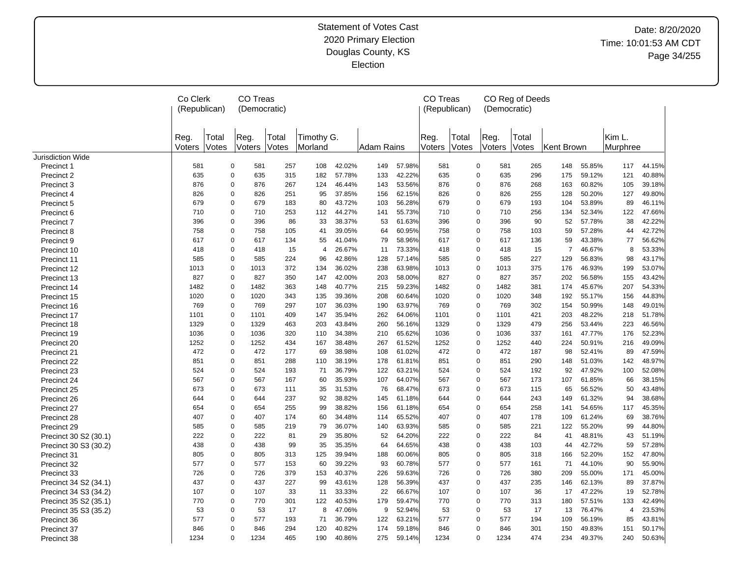Statement of Votes Cast
2020 Primary Election
Douglas County, KS
Election

Date: 8/20/2020
Time: 10:01:53 AM CDT

| | Co Clerk (Republican) | | CO Treas (Democratic) | | | | | | CO Treas (Republican) | | CO Reg of Deeds (Democratic) | | | | | |
|---|---|---|---|---|---|---|---|---|---|---|---|---|---|---|---|---|
| | Reg. Voters | Total Votes | Reg. Voters | Total Votes | Timothy G. Morland | | Adam Rains | | Reg. Voters | Total Votes | Reg. Voters | Total Votes | Kent Brown | | Kim L. Murphree | |
| Jurisdiction Wide | | | | | | | | | | | | | | | | |
| Precinct 1 | 581 | 0 | 581 | 257 | 108 | 42.02% | 149 | 57.98% | 581 | 0 | 581 | 265 | 148 | 55.85% | 117 | 44.15% |
| Precinct 2 | 635 | 0 | 635 | 315 | 182 | 57.78% | 133 | 42.22% | 635 | 0 | 635 | 296 | 175 | 59.12% | 121 | 40.88% |
| Precinct 3 | 876 | 0 | 876 | 267 | 124 | 46.44% | 143 | 53.56% | 876 | 0 | 876 | 268 | 163 | 60.82% | 105 | 39.18% |
| Precinct 4 | 826 | 0 | 826 | 251 | 95 | 37.85% | 156 | 62.15% | 826 | 0 | 826 | 255 | 128 | 50.20% | 127 | 49.80% |
| Precinct 5 | 679 | 0 | 679 | 183 | 80 | 43.72% | 103 | 56.28% | 679 | 0 | 679 | 193 | 104 | 53.89% | 89 | 46.11% |
| Precinct 6 | 710 | 0 | 710 | 253 | 112 | 44.27% | 141 | 55.73% | 710 | 0 | 710 | 256 | 134 | 52.34% | 122 | 47.66% |
| Precinct 7 | 396 | 0 | 396 | 86 | 33 | 38.37% | 53 | 61.63% | 396 | 0 | 396 | 90 | 52 | 57.78% | 38 | 42.22% |
| Precinct 8 | 758 | 0 | 758 | 105 | 41 | 39.05% | 64 | 60.95% | 758 | 0 | 758 | 103 | 59 | 57.28% | 44 | 42.72% |
| Precinct 9 | 617 | 0 | 617 | 134 | 55 | 41.04% | 79 | 58.96% | 617 | 0 | 617 | 136 | 59 | 43.38% | 77 | 56.62% |
| Precinct 10 | 418 | 0 | 418 | 15 | 4 | 26.67% | 11 | 73.33% | 418 | 0 | 418 | 15 | 7 | 46.67% | 8 | 53.33% |
| Precinct 11 | 585 | 0 | 585 | 224 | 96 | 42.86% | 128 | 57.14% | 585 | 0 | 585 | 227 | 129 | 56.83% | 98 | 43.17% |
| Precinct 12 | 1013 | 0 | 1013 | 372 | 134 | 36.02% | 238 | 63.98% | 1013 | 0 | 1013 | 375 | 176 | 46.93% | 199 | 53.07% |
| Precinct 13 | 827 | 0 | 827 | 350 | 147 | 42.00% | 203 | 58.00% | 827 | 0 | 827 | 357 | 202 | 56.58% | 155 | 43.42% |
| Precinct 14 | 1482 | 0 | 1482 | 363 | 148 | 40.77% | 215 | 59.23% | 1482 | 0 | 1482 | 381 | 174 | 45.67% | 207 | 54.33% |
| Precinct 15 | 1020 | 0 | 1020 | 343 | 135 | 39.36% | 208 | 60.64% | 1020 | 0 | 1020 | 348 | 192 | 55.17% | 156 | 44.83% |
| Precinct 16 | 769 | 0 | 769 | 297 | 107 | 36.03% | 190 | 63.97% | 769 | 0 | 769 | 302 | 154 | 50.99% | 148 | 49.01% |
| Precinct 17 | 1101 | 0 | 1101 | 409 | 147 | 35.94% | 262 | 64.06% | 1101 | 0 | 1101 | 421 | 203 | 48.22% | 218 | 51.78% |
| Precinct 18 | 1329 | 0 | 1329 | 463 | 203 | 43.84% | 260 | 56.16% | 1329 | 0 | 1329 | 479 | 256 | 53.44% | 223 | 46.56% |
| Precinct 19 | 1036 | 0 | 1036 | 320 | 110 | 34.38% | 210 | 65.62% | 1036 | 0 | 1036 | 337 | 161 | 47.77% | 176 | 52.23% |
| Precinct 20 | 1252 | 0 | 1252 | 434 | 167 | 38.48% | 267 | 61.52% | 1252 | 0 | 1252 | 440 | 224 | 50.91% | 216 | 49.09% |
| Precinct 21 | 472 | 0 | 472 | 177 | 69 | 38.98% | 108 | 61.02% | 472 | 0 | 472 | 187 | 98 | 52.41% | 89 | 47.59% |
| Precinct 22 | 851 | 0 | 851 | 288 | 110 | 38.19% | 178 | 61.81% | 851 | 0 | 851 | 290 | 148 | 51.03% | 142 | 48.97% |
| Precinct 23 | 524 | 0 | 524 | 193 | 71 | 36.79% | 122 | 63.21% | 524 | 0 | 524 | 192 | 92 | 47.92% | 100 | 52.08% |
| Precinct 24 | 567 | 0 | 567 | 167 | 60 | 35.93% | 107 | 64.07% | 567 | 0 | 567 | 173 | 107 | 61.85% | 66 | 38.15% |
| Precinct 25 | 673 | 0 | 673 | 111 | 35 | 31.53% | 76 | 68.47% | 673 | 0 | 673 | 115 | 65 | 56.52% | 50 | 43.48% |
| Precinct 26 | 644 | 0 | 644 | 237 | 92 | 38.82% | 145 | 61.18% | 644 | 0 | 644 | 243 | 149 | 61.32% | 94 | 38.68% |
| Precinct 27 | 654 | 0 | 654 | 255 | 99 | 38.82% | 156 | 61.18% | 654 | 0 | 654 | 258 | 141 | 54.65% | 117 | 45.35% |
| Precinct 28 | 407 | 0 | 407 | 174 | 60 | 34.48% | 114 | 65.52% | 407 | 0 | 407 | 178 | 109 | 61.24% | 69 | 38.76% |
| Precinct 29 | 585 | 0 | 585 | 219 | 79 | 36.07% | 140 | 63.93% | 585 | 0 | 585 | 221 | 122 | 55.20% | 99 | 44.80% |
| Precinct 30 S2 (30.1) | 222 | 0 | 222 | 81 | 29 | 35.80% | 52 | 64.20% | 222 | 0 | 222 | 84 | 41 | 48.81% | 43 | 51.19% |
| Precinct 30 S3 (30.2) | 438 | 0 | 438 | 99 | 35 | 35.35% | 64 | 64.65% | 438 | 0 | 438 | 103 | 44 | 42.72% | 59 | 57.28% |
| Precinct 31 | 805 | 0 | 805 | 313 | 125 | 39.94% | 188 | 60.06% | 805 | 0 | 805 | 318 | 166 | 52.20% | 152 | 47.80% |
| Precinct 32 | 577 | 0 | 577 | 153 | 60 | 39.22% | 93 | 60.78% | 577 | 0 | 577 | 161 | 71 | 44.10% | 90 | 55.90% |
| Precinct 33 | 726 | 0 | 726 | 379 | 153 | 40.37% | 226 | 59.63% | 726 | 0 | 726 | 380 | 209 | 55.00% | 171 | 45.00% |
| Precinct 34 S2 (34.1) | 437 | 0 | 437 | 227 | 99 | 43.61% | 128 | 56.39% | 437 | 0 | 437 | 235 | 146 | 62.13% | 89 | 37.87% |
| Precinct 34 S3 (34.2) | 107 | 0 | 107 | 33 | 11 | 33.33% | 22 | 66.67% | 107 | 0 | 107 | 36 | 17 | 47.22% | 19 | 52.78% |
| Precinct 35 S2 (35.1) | 770 | 0 | 770 | 301 | 122 | 40.53% | 179 | 59.47% | 770 | 0 | 770 | 313 | 180 | 57.51% | 133 | 42.49% |
| Precinct 35 S3 (35.2) | 53 | 0 | 53 | 17 | 8 | 47.06% | 9 | 52.94% | 53 | 0 | 53 | 17 | 13 | 76.47% | 4 | 23.53% |
| Precinct 36 | 577 | 0 | 577 | 193 | 71 | 36.79% | 122 | 63.21% | 577 | 0 | 577 | 194 | 109 | 56.19% | 85 | 43.81% |
| Precinct 37 | 846 | 0 | 846 | 294 | 120 | 40.82% | 174 | 59.18% | 846 | 0 | 846 | 301 | 150 | 49.83% | 151 | 50.17% |
| Precinct 38 | 1234 | 0 | 1234 | 465 | 190 | 40.86% | 275 | 59.14% | 1234 | 0 | 1234 | 474 | 234 | 49.37% | 240 | 50.63% |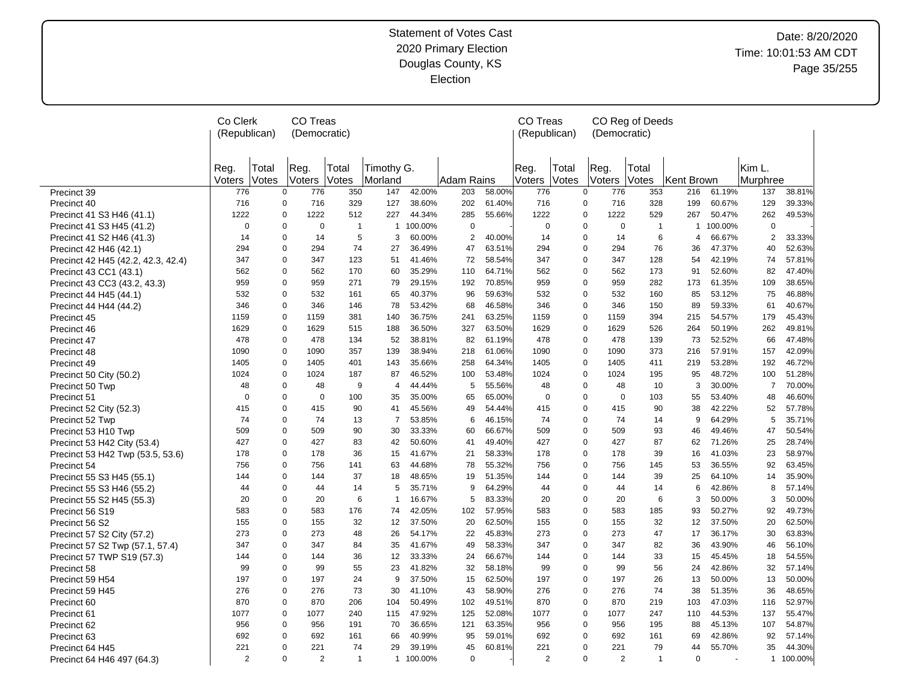# Statement of Votes Cast
## 2020 Primary Election
## Douglas County, KS
## Election

Date: 8/20/2020
Time: 10:01:53 AM CDT

| | Co Clerk (Republican) | | CO Treas (Democratic) | | | | | | CO Treas (Republican) | | CO Reg of Deeds (Democratic) | | | | | |
|---|---|---|---|---|---|---|---|---|---|---|---|---|---|---|---|---|
| | Reg. Voters | Total Votes | Reg. Voters | Total Votes | Timothy G. Morland | | Adam Rains | | Reg. Voters | Total Votes | Reg. Voters | Total Votes | Kent Brown | | Kim L. Murphree | |
| Precinct 39 | 776 | 0 | 776 | 350 | 147 | 42.00% | 203 | 58.00% | 776 | 0 | 776 | 353 | 216 | 61.19% | 137 | 38.81% |
| Precinct 40 | 716 | 0 | 716 | 329 | 127 | 38.60% | 202 | 61.40% | 716 | 0 | 716 | 328 | 199 | 60.67% | 129 | 39.33% |
| Precinct 41 S3 H46 (41.1) | 1222 | 0 | 1222 | 512 | 227 | 44.34% | 285 | 55.66% | 1222 | 0 | 1222 | 529 | 267 | 50.47% | 262 | 49.53% |
| Precinct 41 S3 H45 (41.2) | 0 | 0 | 0 | 1 | 1 | 100.00% | 0 | - | 0 | 0 | 0 | 1 | 1 | 100.00% | 0 | - |
| Precinct 41 S2 H46 (41.3) | 14 | 0 | 14 | 5 | 3 | 60.00% | 2 | 40.00% | 14 | 0 | 14 | 6 | 4 | 66.67% | 2 | 33.33% |
| Precinct 42 H46 (42.1) | 294 | 0 | 294 | 74 | 27 | 36.49% | 47 | 63.51% | 294 | 0 | 294 | 76 | 36 | 47.37% | 40 | 52.63% |
| Precinct 42 H45 (42.2, 42.3, 42.4) | 347 | 0 | 347 | 123 | 51 | 41.46% | 72 | 58.54% | 347 | 0 | 347 | 128 | 54 | 42.19% | 74 | 57.81% |
| Precinct 43 CC1 (43.1) | 562 | 0 | 562 | 170 | 60 | 35.29% | 110 | 64.71% | 562 | 0 | 562 | 173 | 91 | 52.60% | 82 | 47.40% |
| Precinct 43 CC3 (43.2, 43.3) | 959 | 0 | 959 | 271 | 79 | 29.15% | 192 | 70.85% | 959 | 0 | 959 | 282 | 173 | 61.35% | 109 | 38.65% |
| Precinct 44 H45 (44.1) | 532 | 0 | 532 | 161 | 65 | 40.37% | 96 | 59.63% | 532 | 0 | 532 | 160 | 85 | 53.12% | 75 | 46.88% |
| Precinct 44 H44 (44.2) | 346 | 0 | 346 | 146 | 78 | 53.42% | 68 | 46.58% | 346 | 0 | 346 | 150 | 89 | 59.33% | 61 | 40.67% |
| Precinct 45 | 1159 | 0 | 1159 | 381 | 140 | 36.75% | 241 | 63.25% | 1159 | 0 | 1159 | 394 | 215 | 54.57% | 179 | 45.43% |
| Precinct 46 | 1629 | 0 | 1629 | 515 | 188 | 36.50% | 327 | 63.50% | 1629 | 0 | 1629 | 526 | 264 | 50.19% | 262 | 49.81% |
| Precinct 47 | 478 | 0 | 478 | 134 | 52 | 38.81% | 82 | 61.19% | 478 | 0 | 478 | 139 | 73 | 52.52% | 66 | 47.48% |
| Precinct 48 | 1090 | 0 | 1090 | 357 | 139 | 38.94% | 218 | 61.06% | 1090 | 0 | 1090 | 373 | 216 | 57.91% | 157 | 42.09% |
| Precinct 49 | 1405 | 0 | 1405 | 401 | 143 | 35.66% | 258 | 64.34% | 1405 | 0 | 1405 | 411 | 219 | 53.28% | 192 | 46.72% |
| Precinct 50 City (50.2) | 1024 | 0 | 1024 | 187 | 87 | 46.52% | 100 | 53.48% | 1024 | 0 | 1024 | 195 | 95 | 48.72% | 100 | 51.28% |
| Precinct 50 Twp | 48 | 0 | 48 | 9 | 4 | 44.44% | 5 | 55.56% | 48 | 0 | 48 | 10 | 3 | 30.00% | 7 | 70.00% |
| Precinct 51 | 0 | 0 | 0 | 100 | 35 | 35.00% | 65 | 65.00% | 0 | 0 | 0 | 103 | 55 | 53.40% | 48 | 46.60% |
| Precinct 52 City (52.3) | 415 | 0 | 415 | 90 | 41 | 45.56% | 49 | 54.44% | 415 | 0 | 415 | 90 | 38 | 42.22% | 52 | 57.78% |
| Precinct 52 Twp | 74 | 0 | 74 | 13 | 7 | 53.85% | 6 | 46.15% | 74 | 0 | 74 | 14 | 9 | 64.29% | 5 | 35.71% |
| Precinct 53 H10 Twp | 509 | 0 | 509 | 90 | 30 | 33.33% | 60 | 66.67% | 509 | 0 | 509 | 93 | 46 | 49.46% | 47 | 50.54% |
| Precinct 53 H42 City (53.4) | 427 | 0 | 427 | 83 | 42 | 50.60% | 41 | 49.40% | 427 | 0 | 427 | 87 | 62 | 71.26% | 25 | 28.74% |
| Precinct 53 H42 Twp (53.5, 53.6) | 178 | 0 | 178 | 36 | 15 | 41.67% | 21 | 58.33% | 178 | 0 | 178 | 39 | 16 | 41.03% | 23 | 58.97% |
| Precinct 54 | 756 | 0 | 756 | 141 | 63 | 44.68% | 78 | 55.32% | 756 | 0 | 756 | 145 | 53 | 36.55% | 92 | 63.45% |
| Precinct 55 S3 H45 (55.1) | 144 | 0 | 144 | 37 | 18 | 48.65% | 19 | 51.35% | 144 | 0 | 144 | 39 | 25 | 64.10% | 14 | 35.90% |
| Precinct 55 S3 H46 (55.2) | 44 | 0 | 44 | 14 | 5 | 35.71% | 9 | 64.29% | 44 | 0 | 44 | 14 | 6 | 42.86% | 8 | 57.14% |
| Precinct 55 S2 H45 (55.3) | 20 | 0 | 20 | 6 | 1 | 16.67% | 5 | 83.33% | 20 | 0 | 20 | 6 | 3 | 50.00% | 3 | 50.00% |
| Precinct 56 S19 | 583 | 0 | 583 | 176 | 74 | 42.05% | 102 | 57.95% | 583 | 0 | 583 | 185 | 93 | 50.27% | 92 | 49.73% |
| Precinct 56 S2 | 155 | 0 | 155 | 32 | 12 | 37.50% | 20 | 62.50% | 155 | 0 | 155 | 32 | 12 | 37.50% | 20 | 62.50% |
| Precinct 57 S2 City (57.2) | 273 | 0 | 273 | 48 | 26 | 54.17% | 22 | 45.83% | 273 | 0 | 273 | 47 | 17 | 36.17% | 30 | 63.83% |
| Precinct 57 S2 Twp (57.1, 57.4) | 347 | 0 | 347 | 84 | 35 | 41.67% | 49 | 58.33% | 347 | 0 | 347 | 82 | 36 | 43.90% | 46 | 56.10% |
| Precinct 57 TWP S19 (57.3) | 144 | 0 | 144 | 36 | 12 | 33.33% | 24 | 66.67% | 144 | 0 | 144 | 33 | 15 | 45.45% | 18 | 54.55% |
| Precinct 58 | 99 | 0 | 99 | 55 | 23 | 41.82% | 32 | 58.18% | 99 | 0 | 99 | 56 | 24 | 42.86% | 32 | 57.14% |
| Precinct 59 H54 | 197 | 0 | 197 | 24 | 9 | 37.50% | 15 | 62.50% | 197 | 0 | 197 | 26 | 13 | 50.00% | 13 | 50.00% |
| Precinct 59 H45 | 276 | 0 | 276 | 73 | 30 | 41.10% | 43 | 58.90% | 276 | 0 | 276 | 74 | 38 | 51.35% | 36 | 48.65% |
| Precinct 60 | 870 | 0 | 870 | 206 | 104 | 50.49% | 102 | 49.51% | 870 | 0 | 870 | 219 | 103 | 47.03% | 116 | 52.97% |
| Precinct 61 | 1077 | 0 | 1077 | 240 | 115 | 47.92% | 125 | 52.08% | 1077 | 0 | 1077 | 247 | 110 | 44.53% | 137 | 55.47% |
| Precinct 62 | 956 | 0 | 956 | 191 | 70 | 36.65% | 121 | 63.35% | 956 | 0 | 956 | 195 | 88 | 45.13% | 107 | 54.87% |
| Precinct 63 | 692 | 0 | 692 | 161 | 66 | 40.99% | 95 | 59.01% | 692 | 0 | 692 | 161 | 69 | 42.86% | 92 | 57.14% |
| Precinct 64 H45 | 221 | 0 | 221 | 74 | 29 | 39.19% | 45 | 60.81% | 221 | 0 | 221 | 79 | 44 | 55.70% | 35 | 44.30% |
| Precinct 64 H46 497 (64.3) | 2 | 0 | 2 | 1 | 1 | 100.00% | 0 | - | 2 | 0 | 2 | 1 | 0 | - | 1 | 100.00% |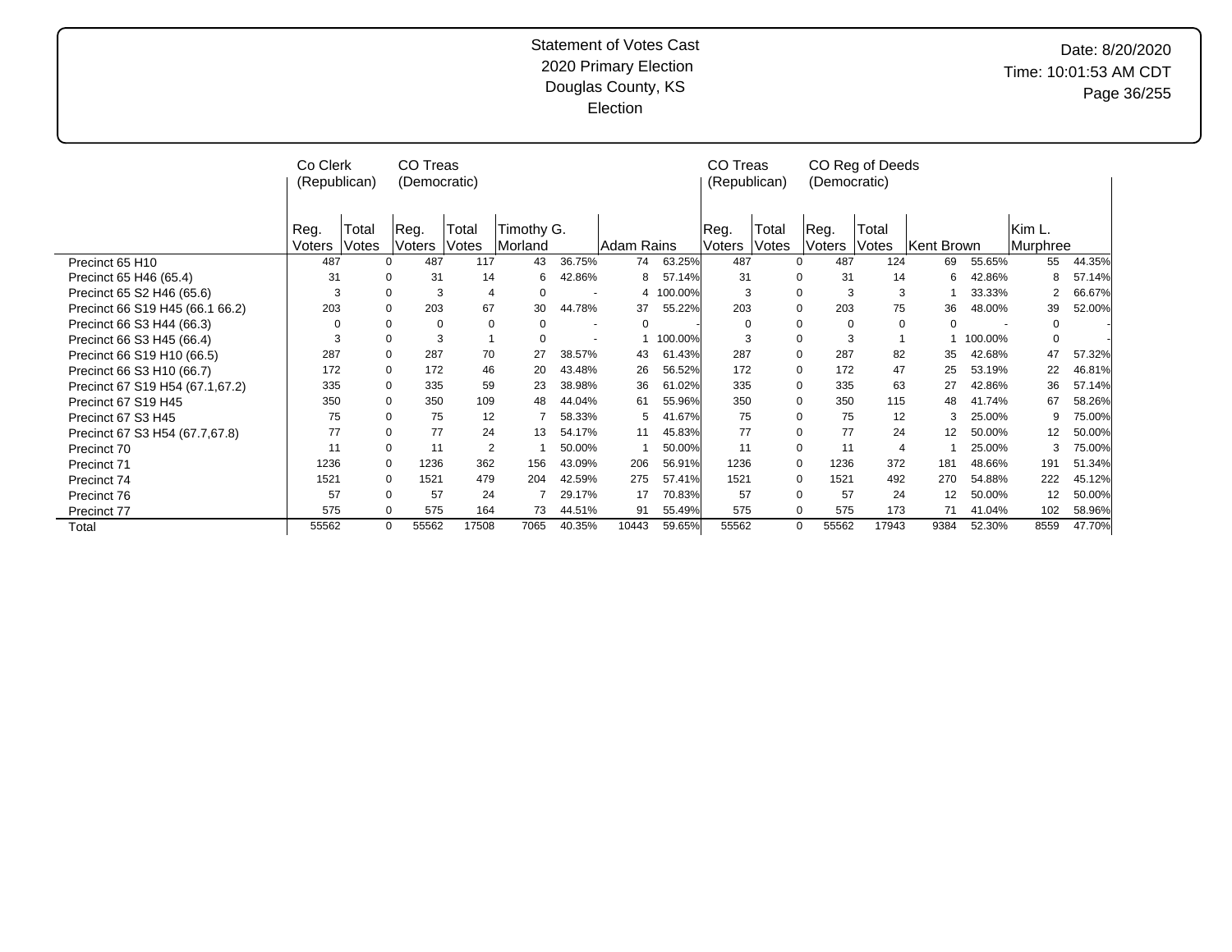Statement of Votes Cast
2020 Primary Election
Douglas County, KS
Election

Date: 8/20/2020
Time: 10:01:53 AM CDT

| | Co Clerk (Republican) | | CO Treas (Democratic) | | | | | | CO Treas (Republican) | | CO Reg of Deeds (Democratic) | | | | | |
|---|---|---|---|---|---|---|---|---|---|---|---|---|---|---|---|---|
| | Reg. Voters | Total Votes | Reg. Voters | Total Votes | Timothy G. Morland | | Adam Rains | | Reg. Voters | Total Votes | Reg. Voters | Total Votes | Kent Brown | | Kim L. Murphree | |
| Precinct 65 H10 | 487 | 0 | 487 | 117 | 43 | 36.75% | 74 | 63.25% | 487 | 0 | 487 | 124 | 69 | 55.65% | 55 | 44.35% |
| Precinct 65 H46 (65.4) | 31 | 0 | 31 | 14 | 6 | 42.86% | 8 | 57.14% | 31 | 0 | 31 | 14 | 6 | 42.86% | 8 | 57.14% |
| Precinct 65 S2 H46 (65.6) | 3 | 0 | 3 | 4 | 0 | - | 4 | 100.00% | 3 | 0 | 3 | 3 | 1 | 33.33% | 2 | 66.67% |
| Precinct 66 S19 H45 (66.1 66.2) | 203 | 0 | 203 | 67 | 30 | 44.78% | 37 | 55.22% | 203 | 0 | 203 | 75 | 36 | 48.00% | 39 | 52.00% |
| Precinct 66 S3 H44 (66.3) | 0 | 0 | 0 | 0 | 0 | - | 0 | - | 0 | 0 | 0 | 0 | 0 | - | 0 | - |
| Precinct 66 S3 H45 (66.4) | 3 | 0 | 3 | 1 | 0 | - | 1 | 100.00% | 3 | 0 | 3 | 1 | 1 | 100.00% | 0 | - |
| Precinct 66 S19 H10 (66.5) | 287 | 0 | 287 | 70 | 27 | 38.57% | 43 | 61.43% | 287 | 0 | 287 | 82 | 35 | 42.68% | 47 | 57.32% |
| Precinct 66 S3 H10 (66.7) | 172 | 0 | 172 | 46 | 20 | 43.48% | 26 | 56.52% | 172 | 0 | 172 | 47 | 25 | 53.19% | 22 | 46.81% |
| Precinct 67 S19 H54 (67.1,67.2) | 335 | 0 | 335 | 59 | 23 | 38.98% | 36 | 61.02% | 335 | 0 | 335 | 63 | 27 | 42.86% | 36 | 57.14% |
| Precinct 67 S19 H45 | 350 | 0 | 350 | 109 | 48 | 44.04% | 61 | 55.96% | 350 | 0 | 350 | 115 | 48 | 41.74% | 67 | 58.26% |
| Precinct 67 S3 H45 | 75 | 0 | 75 | 12 | 7 | 58.33% | 5 | 41.67% | 75 | 0 | 75 | 12 | 3 | 25.00% | 9 | 75.00% |
| Precinct 67 S3 H54 (67.7,67.8) | 77 | 0 | 77 | 24 | 13 | 54.17% | 11 | 45.83% | 77 | 0 | 77 | 24 | 12 | 50.00% | 12 | 50.00% |
| Precinct 70 | 11 | 0 | 11 | 2 | 1 | 50.00% | 1 | 50.00% | 11 | 0 | 11 | 4 | 1 | 25.00% | 3 | 75.00% |
| Precinct 71 | 1236 | 0 | 1236 | 362 | 156 | 43.09% | 206 | 56.91% | 1236 | 0 | 1236 | 372 | 181 | 48.66% | 191 | 51.34% |
| Precinct 74 | 1521 | 0 | 1521 | 479 | 204 | 42.59% | 275 | 57.41% | 1521 | 0 | 1521 | 492 | 270 | 54.88% | 222 | 45.12% |
| Precinct 76 | 57 | 0 | 57 | 24 | 7 | 29.17% | 17 | 70.83% | 57 | 0 | 57 | 24 | 12 | 50.00% | 12 | 50.00% |
| Precinct 77 | 575 | 0 | 575 | 164 | 73 | 44.51% | 91 | 55.49% | 575 | 0 | 575 | 173 | 71 | 41.04% | 102 | 58.96% |
| Total | 55562 | 0 | 55562 | 17508 | 7065 | 40.35% | 10443 | 59.65% | 55562 | 0 | 55562 | 17943 | 9384 | 52.30% | 8559 | 47.70% |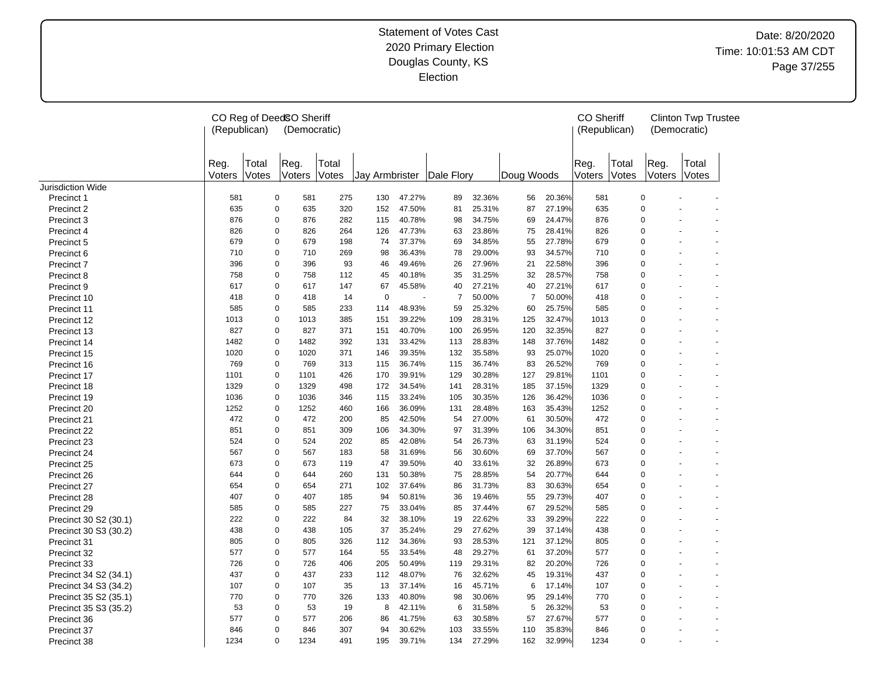# Statement of Votes Cast
## 2020 Primary Election
## Douglas County, KS
## Election

Date: 8/20/2020
Time: 10:01:53 AM CDT

| | CO Reg of Deeds (Republican) | | CO Sheriff (Democratic) | | | | | | | | CO Sheriff (Republican) | | Clinton Twp Trustee (Democratic) | |
|---|---|---|---|---|---|---|---|---|---|---|---|---|---|---|
| | Reg. Voters | Total Votes | Reg. Voters | Total Votes | Jay Armbrister | | Dale Flory | | Doug Woods | | Reg. Voters | Total Votes | Reg. Voters | Total Votes |
| Jurisdiction Wide | | | | | | | | | | | | | | |
| Precinct 1 | 581 | 0 | 581 | 275 | 130 | 47.27% | 89 | 32.36% | 56 | 20.36% | 581 | 0 | - | - |
| Precinct 2 | 635 | 0 | 635 | 320 | 152 | 47.50% | 81 | 25.31% | 87 | 27.19% | 635 | 0 | - | - |
| Precinct 3 | 876 | 0 | 876 | 282 | 115 | 40.78% | 98 | 34.75% | 69 | 24.47% | 876 | 0 | - | - |
| Precinct 4 | 826 | 0 | 826 | 264 | 126 | 47.73% | 63 | 23.86% | 75 | 28.41% | 826 | 0 | - | - |
| Precinct 5 | 679 | 0 | 679 | 198 | 74 | 37.37% | 69 | 34.85% | 55 | 27.78% | 679 | 0 | - | - |
| Precinct 6 | 710 | 0 | 710 | 269 | 98 | 36.43% | 78 | 29.00% | 93 | 34.57% | 710 | 0 | - | - |
| Precinct 7 | 396 | 0 | 396 | 93 | 46 | 49.46% | 26 | 27.96% | 21 | 22.58% | 396 | 0 | - | - |
| Precinct 8 | 758 | 0 | 758 | 112 | 45 | 40.18% | 35 | 31.25% | 32 | 28.57% | 758 | 0 | - | - |
| Precinct 9 | 617 | 0 | 617 | 147 | 67 | 45.58% | 40 | 27.21% | 40 | 27.21% | 617 | 0 | - | - |
| Precinct 10 | 418 | 0 | 418 | 14 | 0 | - | 7 | 50.00% | 7 | 50.00% | 418 | 0 | - | - |
| Precinct 11 | 585 | 0 | 585 | 233 | 114 | 48.93% | 59 | 25.32% | 60 | 25.75% | 585 | 0 | - | - |
| Precinct 12 | 1013 | 0 | 1013 | 385 | 151 | 39.22% | 109 | 28.31% | 125 | 32.47% | 1013 | 0 | - | - |
| Precinct 13 | 827 | 0 | 827 | 371 | 151 | 40.70% | 100 | 26.95% | 120 | 32.35% | 827 | 0 | - | - |
| Precinct 14 | 1482 | 0 | 1482 | 392 | 131 | 33.42% | 113 | 28.83% | 148 | 37.76% | 1482 | 0 | - | - |
| Precinct 15 | 1020 | 0 | 1020 | 371 | 146 | 39.35% | 132 | 35.58% | 93 | 25.07% | 1020 | 0 | - | - |
| Precinct 16 | 769 | 0 | 769 | 313 | 115 | 36.74% | 115 | 36.74% | 83 | 26.52% | 769 | 0 | - | - |
| Precinct 17 | 1101 | 0 | 1101 | 426 | 170 | 39.91% | 129 | 30.28% | 127 | 29.81% | 1101 | 0 | - | - |
| Precinct 18 | 1329 | 0 | 1329 | 498 | 172 | 34.54% | 141 | 28.31% | 185 | 37.15% | 1329 | 0 | - | - |
| Precinct 19 | 1036 | 0 | 1036 | 346 | 115 | 33.24% | 105 | 30.35% | 126 | 36.42% | 1036 | 0 | - | - |
| Precinct 20 | 1252 | 0 | 1252 | 460 | 166 | 36.09% | 131 | 28.48% | 163 | 35.43% | 1252 | 0 | - | - |
| Precinct 21 | 472 | 0 | 472 | 200 | 85 | 42.50% | 54 | 27.00% | 61 | 30.50% | 472 | 0 | - | - |
| Precinct 22 | 851 | 0 | 851 | 309 | 106 | 34.30% | 97 | 31.39% | 106 | 34.30% | 851 | 0 | - | - |
| Precinct 23 | 524 | 0 | 524 | 202 | 85 | 42.08% | 54 | 26.73% | 63 | 31.19% | 524 | 0 | - | - |
| Precinct 24 | 567 | 0 | 567 | 183 | 58 | 31.69% | 56 | 30.60% | 69 | 37.70% | 567 | 0 | - | - |
| Precinct 25 | 673 | 0 | 673 | 119 | 47 | 39.50% | 40 | 33.61% | 32 | 26.89% | 673 | 0 | - | - |
| Precinct 26 | 644 | 0 | 644 | 260 | 131 | 50.38% | 75 | 28.85% | 54 | 20.77% | 644 | 0 | - | - |
| Precinct 27 | 654 | 0 | 654 | 271 | 102 | 37.64% | 86 | 31.73% | 83 | 30.63% | 654 | 0 | - | - |
| Precinct 28 | 407 | 0 | 407 | 185 | 94 | 50.81% | 36 | 19.46% | 55 | 29.73% | 407 | 0 | - | - |
| Precinct 29 | 585 | 0 | 585 | 227 | 75 | 33.04% | 85 | 37.44% | 67 | 29.52% | 585 | 0 | - | - |
| Precinct 30 S2 (30.1) | 222 | 0 | 222 | 84 | 32 | 38.10% | 19 | 22.62% | 33 | 39.29% | 222 | 0 | - | - |
| Precinct 30 S3 (30.2) | 438 | 0 | 438 | 105 | 37 | 35.24% | 29 | 27.62% | 39 | 37.14% | 438 | 0 | - | - |
| Precinct 31 | 805 | 0 | 805 | 326 | 112 | 34.36% | 93 | 28.53% | 121 | 37.12% | 805 | 0 | - | - |
| Precinct 32 | 577 | 0 | 577 | 164 | 55 | 33.54% | 48 | 29.27% | 61 | 37.20% | 577 | 0 | - | - |
| Precinct 33 | 726 | 0 | 726 | 406 | 205 | 50.49% | 119 | 29.31% | 82 | 20.20% | 726 | 0 | - | - |
| Precinct 34 S2 (34.1) | 437 | 0 | 437 | 233 | 112 | 48.07% | 76 | 32.62% | 45 | 19.31% | 437 | 0 | - | - |
| Precinct 34 S3 (34.2) | 107 | 0 | 107 | 35 | 13 | 37.14% | 16 | 45.71% | 6 | 17.14% | 107 | 0 | - | - |
| Precinct 35 S2 (35.1) | 770 | 0 | 770 | 326 | 133 | 40.80% | 98 | 30.06% | 95 | 29.14% | 770 | 0 | - | - |
| Precinct 35 S3 (35.2) | 53 | 0 | 53 | 19 | 8 | 42.11% | 6 | 31.58% | 5 | 26.32% | 53 | 0 | - | - |
| Precinct 36 | 577 | 0 | 577 | 206 | 86 | 41.75% | 63 | 30.58% | 57 | 27.67% | 577 | 0 | - | - |
| Precinct 37 | 846 | 0 | 846 | 307 | 94 | 30.62% | 103 | 33.55% | 110 | 35.83% | 846 | 0 | - | - |
| Precinct 38 | 1234 | 0 | 1234 | 491 | 195 | 39.71% | 134 | 27.29% | 162 | 32.99% | 1234 | 0 | - | - |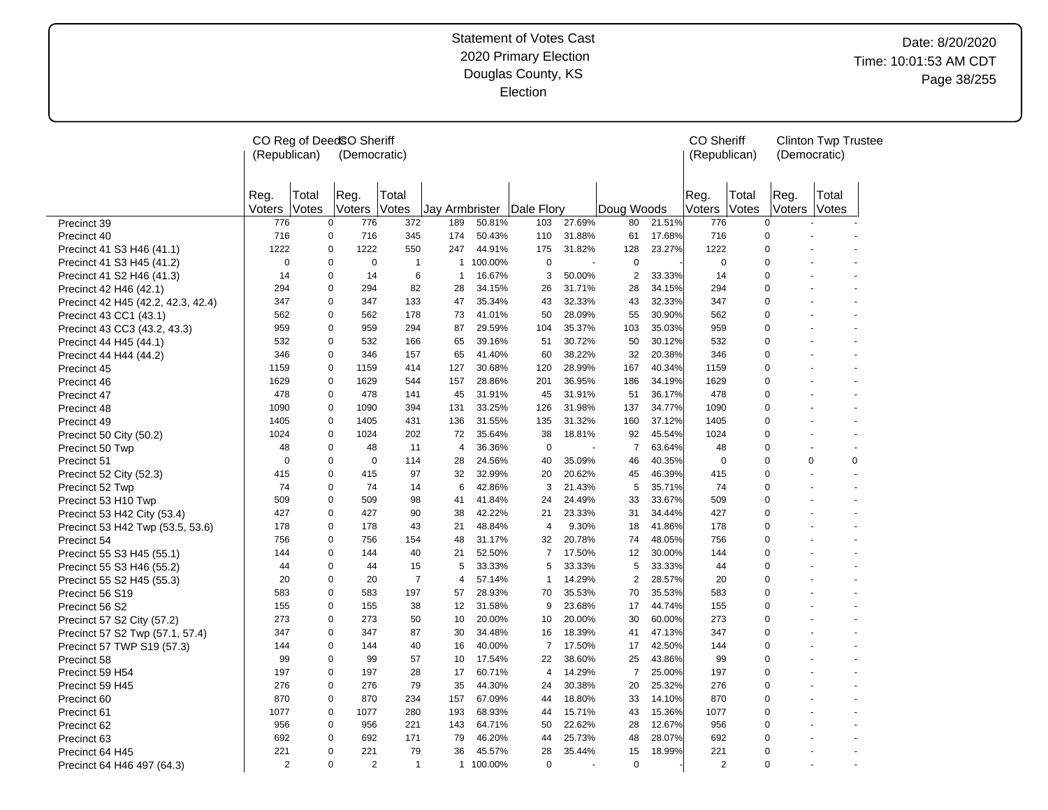# Statement of Votes Cast
## 2020 Primary Election
## Douglas County, KS
## Election

Date: 8/20/2020
Time: 10:01:53 AM CDT

| | CO Reg of Deeds (Republican) | | CO Sheriff (Democratic) | | | | | | | | CO Sheriff (Republican) | | Clinton Twp Trustee (Democratic) | |
|---|---|---|---|---|---|---|---|---|---|---|---|---|---|---|
| | Reg. Voters | Total Votes | Reg. Voters | Total Votes | Jay Armbrister | | Dale Flory | | Doug Woods | | Reg. Voters | Total Votes | Reg. Voters | Total Votes |
| Precinct 39 | 776 | 0 | 776 | 372 | 189 | 50.81% | 103 | 27.69% | 80 | 21.51% | 776 | 0 | - | - |
| Precinct 40 | 716 | 0 | 716 | 345 | 174 | 50.43% | 110 | 31.88% | 61 | 17.68% | 716 | 0 | - | - |
| Precinct 41 S3 H46 (41.1) | 1222 | 0 | 1222 | 550 | 247 | 44.91% | 175 | 31.82% | 128 | 23.27% | 1222 | 0 | - | - |
| Precinct 41 S3 H45 (41.2) | 0 | 0 | 0 | 1 | 1 | 100.00% | 0 | - | 0 | - | 0 | 0 | - | - |
| Precinct 41 S2 H46 (41.3) | 14 | 0 | 14 | 6 | 1 | 16.67% | 3 | 50.00% | 2 | 33.33% | 14 | 0 | - | - |
| Precinct 42 H46 (42.1) | 294 | 0 | 294 | 82 | 28 | 34.15% | 26 | 31.71% | 28 | 34.15% | 294 | 0 | - | - |
| Precinct 42 H45 (42.2, 42.3, 42.4) | 347 | 0 | 347 | 133 | 47 | 35.34% | 43 | 32.33% | 43 | 32.33% | 347 | 0 | - | - |
| Precinct 43 CC1 (43.1) | 562 | 0 | 562 | 178 | 73 | 41.01% | 50 | 28.09% | 55 | 30.90% | 562 | 0 | - | - |
| Precinct 43 CC3 (43.2, 43.3) | 959 | 0 | 959 | 294 | 87 | 29.59% | 104 | 35.37% | 103 | 35.03% | 959 | 0 | - | - |
| Precinct 44 H45 (44.1) | 532 | 0 | 532 | 166 | 65 | 39.16% | 51 | 30.72% | 50 | 30.12% | 532 | 0 | - | - |
| Precinct 44 H44 (44.2) | 346 | 0 | 346 | 157 | 65 | 41.40% | 60 | 38.22% | 32 | 20.38% | 346 | 0 | - | - |
| Precinct 45 | 1159 | 0 | 1159 | 414 | 127 | 30.68% | 120 | 28.99% | 167 | 40.34% | 1159 | 0 | - | - |
| Precinct 46 | 1629 | 0 | 1629 | 544 | 157 | 28.86% | 201 | 36.95% | 186 | 34.19% | 1629 | 0 | - | - |
| Precinct 47 | 478 | 0 | 478 | 141 | 45 | 31.91% | 45 | 31.91% | 51 | 36.17% | 478 | 0 | - | - |
| Precinct 48 | 1090 | 0 | 1090 | 394 | 131 | 33.25% | 126 | 31.98% | 137 | 34.77% | 1090 | 0 | - | - |
| Precinct 49 | 1405 | 0 | 1405 | 431 | 136 | 31.55% | 135 | 31.32% | 160 | 37.12% | 1405 | 0 | - | - |
| Precinct 50 City (50.2) | 1024 | 0 | 1024 | 202 | 72 | 35.64% | 38 | 18.81% | 92 | 45.54% | 1024 | 0 | - | - |
| Precinct 50 Twp | 48 | 0 | 48 | 11 | 4 | 36.36% | 0 | - | 7 | 63.64% | 48 | 0 | - | - |
| Precinct 51 | 0 | 0 | 0 | 114 | 28 | 24.56% | 40 | 35.09% | 46 | 40.35% | 0 | 0 | 0 | 0 |
| Precinct 52 City (52.3) | 415 | 0 | 415 | 97 | 32 | 32.99% | 20 | 20.62% | 45 | 46.39% | 415 | 0 | - | - |
| Precinct 52 Twp | 74 | 0 | 74 | 14 | 6 | 42.86% | 3 | 21.43% | 5 | 35.71% | 74 | 0 | - | - |
| Precinct 53 H10 Twp | 509 | 0 | 509 | 98 | 41 | 41.84% | 24 | 24.49% | 33 | 33.67% | 509 | 0 | - | - |
| Precinct 53 H42 City (53.4) | 427 | 0 | 427 | 90 | 38 | 42.22% | 21 | 23.33% | 31 | 34.44% | 427 | 0 | - | - |
| Precinct 53 H42 Twp (53.5, 53.6) | 178 | 0 | 178 | 43 | 21 | 48.84% | 4 | 9.30% | 18 | 41.86% | 178 | 0 | - | - |
| Precinct 54 | 756 | 0 | 756 | 154 | 48 | 31.17% | 32 | 20.78% | 74 | 48.05% | 756 | 0 | - | - |
| Precinct 55 S3 H45 (55.1) | 144 | 0 | 144 | 40 | 21 | 52.50% | 7 | 17.50% | 12 | 30.00% | 144 | 0 | - | - |
| Precinct 55 S3 H46 (55.2) | 44 | 0 | 44 | 15 | 5 | 33.33% | 5 | 33.33% | 5 | 33.33% | 44 | 0 | - | - |
| Precinct 55 S2 H45 (55.3) | 20 | 0 | 20 | 7 | 4 | 57.14% | 1 | 14.29% | 2 | 28.57% | 20 | 0 | - | - |
| Precinct 56 S19 | 583 | 0 | 583 | 197 | 57 | 28.93% | 70 | 35.53% | 70 | 35.53% | 583 | 0 | - | - |
| Precinct 56 S2 | 155 | 0 | 155 | 38 | 12 | 31.58% | 9 | 23.68% | 17 | 44.74% | 155 | 0 | - | - |
| Precinct 57 S2 City (57.2) | 273 | 0 | 273 | 50 | 10 | 20.00% | 10 | 20.00% | 30 | 60.00% | 273 | 0 | - | - |
| Precinct 57 S2 Twp (57.1, 57.4) | 347 | 0 | 347 | 87 | 30 | 34.48% | 16 | 18.39% | 41 | 47.13% | 347 | 0 | - | - |
| Precinct 57 TWP S19 (57.3) | 144 | 0 | 144 | 40 | 16 | 40.00% | 7 | 17.50% | 17 | 42.50% | 144 | 0 | - | - |
| Precinct 58 | 99 | 0 | 99 | 57 | 10 | 17.54% | 22 | 38.60% | 25 | 43.86% | 99 | 0 | - | - |
| Precinct 59 H54 | 197 | 0 | 197 | 28 | 17 | 60.71% | 4 | 14.29% | 7 | 25.00% | 197 | 0 | - | - |
| Precinct 59 H45 | 276 | 0 | 276 | 79 | 35 | 44.30% | 24 | 30.38% | 20 | 25.32% | 276 | 0 | - | - |
| Precinct 60 | 870 | 0 | 870 | 234 | 157 | 67.09% | 44 | 18.80% | 33 | 14.10% | 870 | 0 | - | - |
| Precinct 61 | 1077 | 0 | 1077 | 280 | 193 | 68.93% | 44 | 15.71% | 43 | 15.36% | 1077 | 0 | - | - |
| Precinct 62 | 956 | 0 | 956 | 221 | 143 | 64.71% | 50 | 22.62% | 28 | 12.67% | 956 | 0 | - | - |
| Precinct 63 | 692 | 0 | 692 | 171 | 79 | 46.20% | 44 | 25.73% | 48 | 28.07% | 692 | 0 | - | - |
| Precinct 64 H45 | 221 | 0 | 221 | 79 | 36 | 45.57% | 28 | 35.44% | 15 | 18.99% | 221 | 0 | - | - |
| Precinct 64 H46 497 (64.3) | 2 | 0 | 2 | 1 | 1 | 100.00% | 0 | - | 0 | - | 2 | 0 | - | - |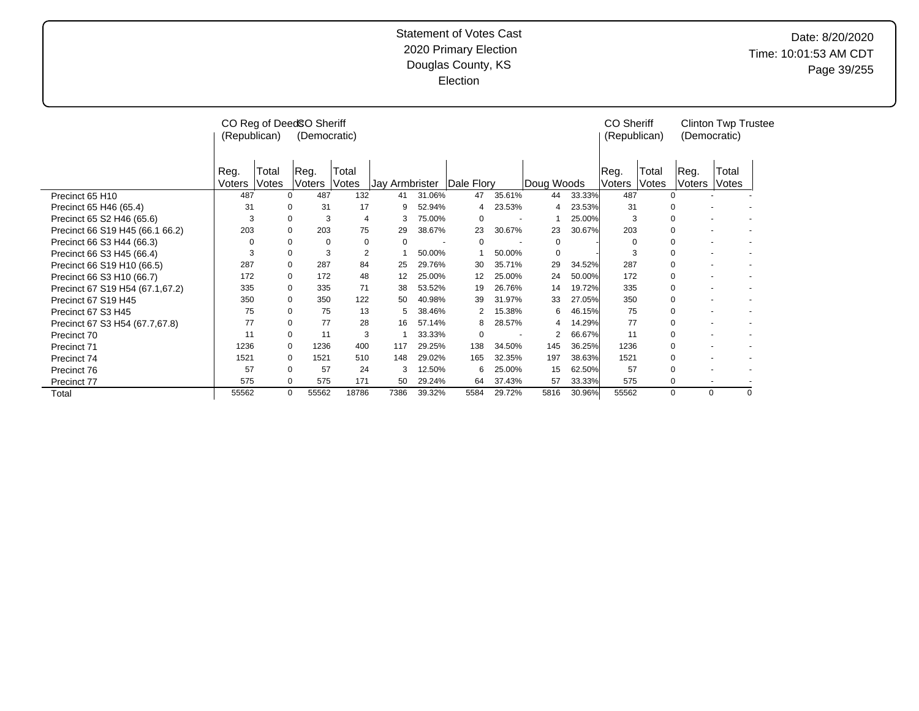Statement of Votes Cast
2020 Primary Election
Douglas County, KS
Election

Date: 8/20/2020
Time: 10:01:53 AM CDT

| | CO Reg of Deeds (Republican) | | CO Sheriff (Democratic) | | | | | | | | CO Sheriff (Republican) | | Clinton Twp Trustee (Democratic) | |
|---|---|---|---|---|---|---|---|---|---|---|---|---|---|---|
| | Reg. Voters | Total Votes | Reg. Voters | Total Votes | Jay Armbrister | | Dale Flory | | Doug Woods | | Reg. Voters | Total Votes | Reg. Voters | Total Votes |
| Precinct 65 H10 | 487 | 0 | 487 | 132 | 41 | 31.06% | 47 | 35.61% | 44 | 33.33% | 487 | 0 | - | - |
| Precinct 65 H46 (65.4) | 31 | 0 | 31 | 17 | 9 | 52.94% | 4 | 23.53% | 4 | 23.53% | 31 | 0 | - | - |
| Precinct 65 S2 H46 (65.6) | 3 | 0 | 3 | 4 | 3 | 75.00% | 0 | - | 1 | 25.00% | 3 | 0 | - | - |
| Precinct 66 S19 H45 (66.1 66.2) | 203 | 0 | 203 | 75 | 29 | 38.67% | 23 | 30.67% | 23 | 30.67% | 203 | 0 | - | - |
| Precinct 66 S3 H44 (66.3) | 0 | 0 | 0 | 0 | 0 | - | 0 | - | 0 | - | 0 | 0 | - | - |
| Precinct 66 S3 H45 (66.4) | 3 | 0 | 3 | 2 | 1 | 50.00% | 1 | 50.00% | 0 | - | 3 | 0 | - | - |
| Precinct 66 S19 H10 (66.5) | 287 | 0 | 287 | 84 | 25 | 29.76% | 30 | 35.71% | 29 | 34.52% | 287 | 0 | - | - |
| Precinct 66 S3 H10 (66.7) | 172 | 0 | 172 | 48 | 12 | 25.00% | 12 | 25.00% | 24 | 50.00% | 172 | 0 | - | - |
| Precinct 67 S19 H54 (67.1,67.2) | 335 | 0 | 335 | 71 | 38 | 53.52% | 19 | 26.76% | 14 | 19.72% | 335 | 0 | - | - |
| Precinct 67 S19 H45 | 350 | 0 | 350 | 122 | 50 | 40.98% | 39 | 31.97% | 33 | 27.05% | 350 | 0 | - | - |
| Precinct 67 S3 H45 | 75 | 0 | 75 | 13 | 5 | 38.46% | 2 | 15.38% | 6 | 46.15% | 75 | 0 | - | - |
| Precinct 67 S3 H54 (67.7,67.8) | 77 | 0 | 77 | 28 | 16 | 57.14% | 8 | 28.57% | 4 | 14.29% | 77 | 0 | - | - |
| Precinct 70 | 11 | 0 | 11 | 3 | 1 | 33.33% | 0 | - | 2 | 66.67% | 11 | 0 | - | - |
| Precinct 71 | 1236 | 0 | 1236 | 400 | 117 | 29.25% | 138 | 34.50% | 145 | 36.25% | 1236 | 0 | - | - |
| Precinct 74 | 1521 | 0 | 1521 | 510 | 148 | 29.02% | 165 | 32.35% | 197 | 38.63% | 1521 | 0 | - | - |
| Precinct 76 | 57 | 0 | 57 | 24 | 3 | 12.50% | 6 | 25.00% | 15 | 62.50% | 57 | 0 | - | - |
| Precinct 77 | 575 | 0 | 575 | 171 | 50 | 29.24% | 64 | 37.43% | 57 | 33.33% | 575 | 0 | - | - |
| Total | 55562 | 0 | 55562 | 18786 | 7386 | 39.32% | 5584 | 29.72% | 5816 | 30.96% | 55562 | 0 | 0 | 0 |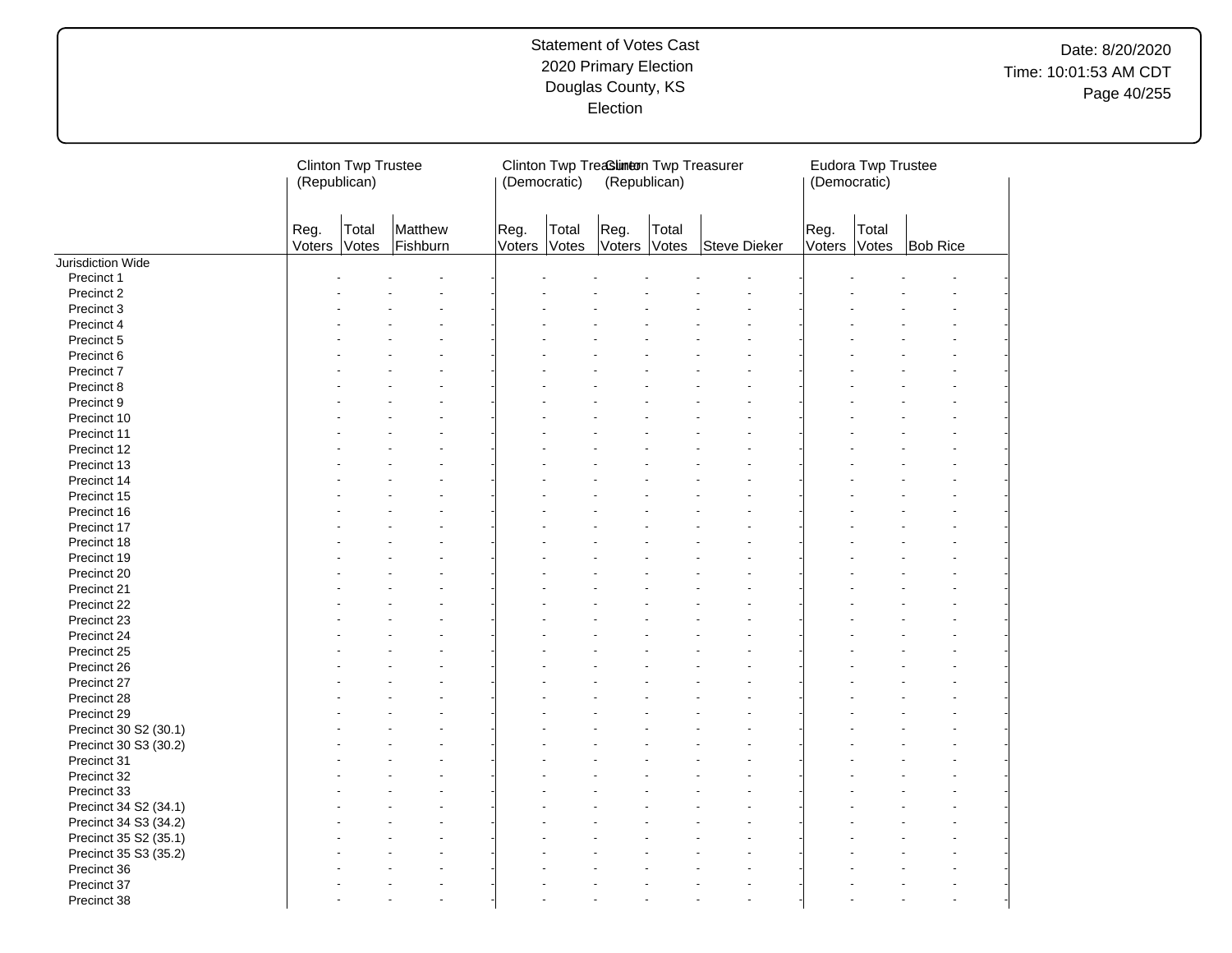# Statement of Votes Cast
## 2020 Primary Election
## Douglas County, KS
## Election

| | Clinton Twp Trustee (Republican) | | | Clinton Twp Treasurer (Democratic) | | Clinton Twp Treasurer (Republican) | | | Eudora Twp Trustee (Democratic) | | |
|---|---|---|---|---|---|---|---|---|---|---|---|
| | Reg. Voters | Total Votes | Matthew Fishburn | Reg. Voters | Total Votes | Reg. Voters | Total Votes | Steve Dieker | Reg. Voters | Total Votes | Bob Rice |
| Jurisdiction Wide | | | | | | | | | | | |
| Precinct 1 | - | - | - | - | - | - | - | - | - | - | - |
| Precinct 2 | - | - | - | - | - | - | - | - | - | - | - |
| Precinct 3 | - | - | - | - | - | - | - | - | - | - | - |
| Precinct 4 | - | - | - | - | - | - | - | - | - | - | - |
| Precinct 5 | - | - | - | - | - | - | - | - | - | - | - |
| Precinct 6 | - | - | - | - | - | - | - | - | - | - | - |
| Precinct 7 | - | - | - | - | - | - | - | - | - | - | - |
| Precinct 8 | - | - | - | - | - | - | - | - | - | - | - |
| Precinct 9 | - | - | - | - | - | - | - | - | - | - | - |
| Precinct 10 | - | - | - | - | - | - | - | - | - | - | - |
| Precinct 11 | - | - | - | - | - | - | - | - | - | - | - |
| Precinct 12 | - | - | - | - | - | - | - | - | - | - | - |
| Precinct 13 | - | - | - | - | - | - | - | - | - | - | - |
| Precinct 14 | - | - | - | - | - | - | - | - | - | - | - |
| Precinct 15 | - | - | - | - | - | - | - | - | - | - | - |
| Precinct 16 | - | - | - | - | - | - | - | - | - | - | - |
| Precinct 17 | - | - | - | - | - | - | - | - | - | - | - |
| Precinct 18 | - | - | - | - | - | - | - | - | - | - | - |
| Precinct 19 | - | - | - | - | - | - | - | - | - | - | - |
| Precinct 20 | - | - | - | - | - | - | - | - | - | - | - |
| Precinct 21 | - | - | - | - | - | - | - | - | - | - | - |
| Precinct 22 | - | - | - | - | - | - | - | - | - | - | - |
| Precinct 23 | - | - | - | - | - | - | - | - | - | - | - |
| Precinct 24 | - | - | - | - | - | - | - | - | - | - | - |
| Precinct 25 | - | - | - | - | - | - | - | - | - | - | - |
| Precinct 26 | - | - | - | - | - | - | - | - | - | - | - |
| Precinct 27 | - | - | - | - | - | - | - | - | - | - | - |
| Precinct 28 | - | - | - | - | - | - | - | - | - | - | - |
| Precinct 29 | - | - | - | - | - | - | - | - | - | - | - |
| Precinct 30 S2 (30.1) | - | - | - | - | - | - | - | - | - | - | - |
| Precinct 30 S3 (30.2) | - | - | - | - | - | - | - | - | - | - | - |
| Precinct 31 | - | - | - | - | - | - | - | - | - | - | - |
| Precinct 32 | - | - | - | - | - | - | - | - | - | - | - |
| Precinct 33 | - | - | - | - | - | - | - | - | - | - | - |
| Precinct 34 S2 (34.1) | - | - | - | - | - | - | - | - | - | - | - |
| Precinct 34 S3 (34.2) | - | - | - | - | - | - | - | - | - | - | - |
| Precinct 35 S2 (35.1) | - | - | - | - | - | - | - | - | - | - | - |
| Precinct 35 S3 (35.2) | - | - | - | - | - | - | - | - | - | - | - |
| Precinct 36 | - | - | - | - | - | - | - | - | - | - | - |
| Precinct 37 | - | - | - | - | - | - | - | - | - | - | - |
| Precinct 38 | - | - | - | - | - | - | - | - | - | - | - |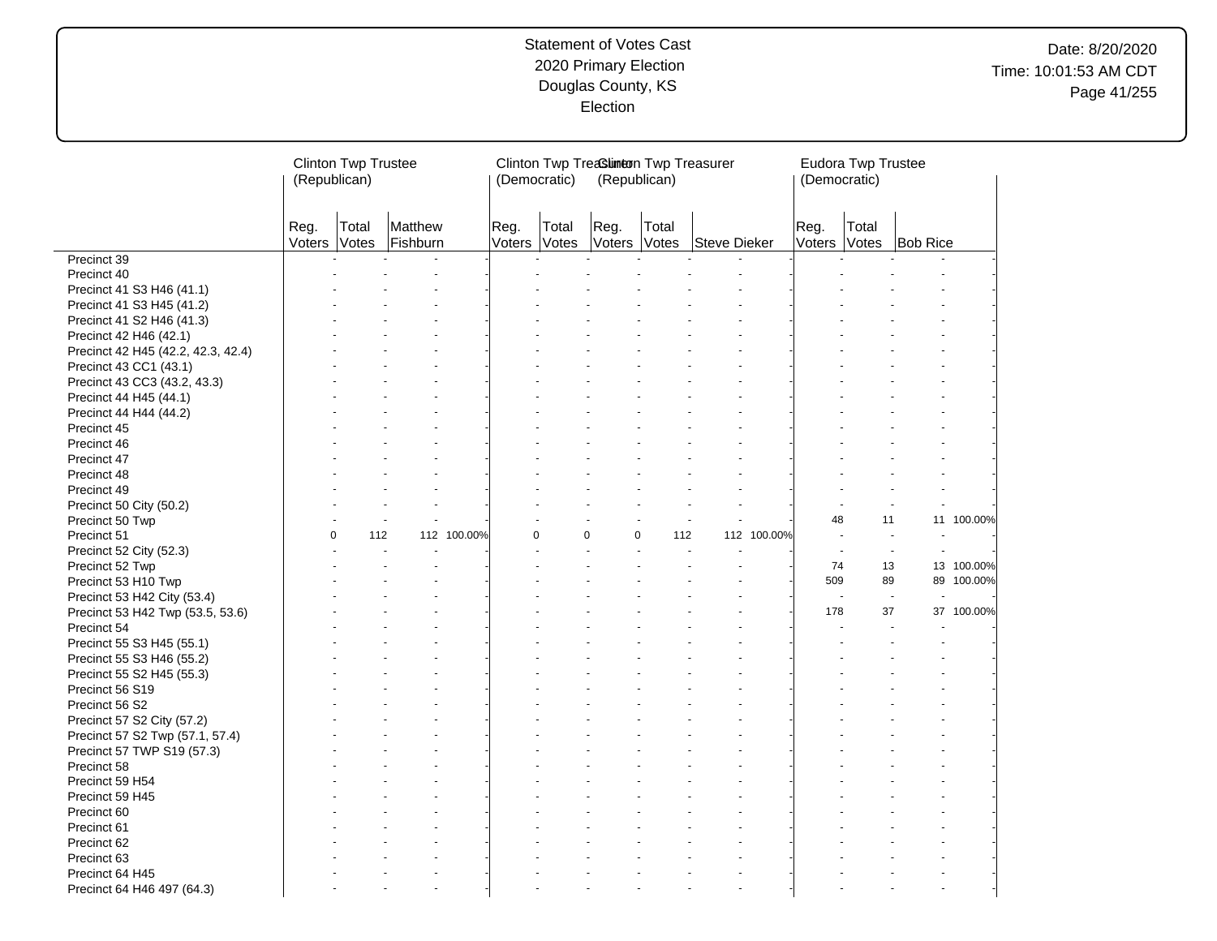Statement of Votes Cast
2020 Primary Election
Douglas County, KS
Election

Date: 8/20/2020
Time: 10:01:53 AM CDT

| | Clinton Twp Trustee (Republican) | | | | Clinton Twp Treasurer (Democratic) | | Clinton Twp Treasurer (Republican) | | | | Eudora Twp Trustee (Democratic) | | | |
|---|---|---|---|---|---|---|---|---|---|---|---|---|---|---|
| | Reg. Voters | Total Votes | Matthew Fishburn | | Reg. Voters | Total Votes | Reg. Voters | Total Votes | Steve Dieker | | Reg. Voters | Total Votes | Bob Rice | |
| Precinct 39 | - | - | - | - | - | - | - | - | - | - | - | - | - | - |
| Precinct 40 | - | - | - | - | - | - | - | - | - | - | - | - | - | - |
| Precinct 41 S3 H46 (41.1) | - | - | - | - | - | - | - | - | - | - | - | - | - | - |
| Precinct 41 S3 H45 (41.2) | - | - | - | - | - | - | - | - | - | - | - | - | - | - |
| Precinct 41 S2 H46 (41.3) | - | - | - | - | - | - | - | - | - | - | - | - | - | - |
| Precinct 42 H46 (42.1) | - | - | - | - | - | - | - | - | - | - | - | - | - | - |
| Precinct 42 H45 (42.2, 42.3, 42.4) | - | - | - | - | - | - | - | - | - | - | - | - | - | - |
| Precinct 43 CC1 (43.1) | - | - | - | - | - | - | - | - | - | - | - | - | - | - |
| Precinct 43 CC3 (43.2, 43.3) | - | - | - | - | - | - | - | - | - | - | - | - | - | - |
| Precinct 44 H45 (44.1) | - | - | - | - | - | - | - | - | - | - | - | - | - | - |
| Precinct 44 H44 (44.2) | - | - | - | - | - | - | - | - | - | - | - | - | - | - |
| Precinct 45 | - | - | - | - | - | - | - | - | - | - | - | - | - | - |
| Precinct 46 | - | - | - | - | - | - | - | - | - | - | - | - | - | - |
| Precinct 47 | - | - | - | - | - | - | - | - | - | - | - | - | - | - |
| Precinct 48 | - | - | - | - | - | - | - | - | - | - | - | - | - | - |
| Precinct 49 | - | - | - | - | - | - | - | - | - | - | - | - | - | - |
| Precinct 50 City (50.2) | - | - | - | - | - | - | - | - | - | - | - | - | - | - |
| Precinct 50 Twp | - | - | - | - | - | - | - | - | - | - | 48 | 11 | 11 | 100.00% |
| Precinct 51 | 0 | 112 | 112 | 100.00% | 0 | 0 | 0 | 112 | 112 | 100.00% | - | - | - | - |
| Precinct 52 City (52.3) | - | - | - | - | - | - | - | - | - | - | - | - | - | - |
| Precinct 52 Twp | - | - | - | - | - | - | - | - | - | - | 74 | 13 | 13 | 100.00% |
| Precinct 53 H10 Twp | - | - | - | - | - | - | - | - | - | - | 509 | 89 | 89 | 100.00% |
| Precinct 53 H42 City (53.4) | - | - | - | - | - | - | - | - | - | - | - | - | - | - |
| Precinct 53 H42 Twp (53.5, 53.6) | - | - | - | - | - | - | - | - | - | - | 178 | 37 | 37 | 100.00% |
| Precinct 54 | - | - | - | - | - | - | - | - | - | - | - | - | - | - |
| Precinct 55 S3 H45 (55.1) | - | - | - | - | - | - | - | - | - | - | - | - | - | - |
| Precinct 55 S3 H46 (55.2) | - | - | - | - | - | - | - | - | - | - | - | - | - | - |
| Precinct 55 S2 H45 (55.3) | - | - | - | - | - | - | - | - | - | - | - | - | - | - |
| Precinct 56 S19 | - | - | - | - | - | - | - | - | - | - | - | - | - | - |
| Precinct 56 S2 | - | - | - | - | - | - | - | - | - | - | - | - | - | - |
| Precinct 57 S2 City (57.2) | - | - | - | - | - | - | - | - | - | - | - | - | - | - |
| Precinct 57 S2 Twp (57.1, 57.4) | - | - | - | - | - | - | - | - | - | - | - | - | - | - |
| Precinct 57 TWP S19 (57.3) | - | - | - | - | - | - | - | - | - | - | - | - | - | - |
| Precinct 58 | - | - | - | - | - | - | - | - | - | - | - | - | - | - |
| Precinct 59 H54 | - | - | - | - | - | - | - | - | - | - | - | - | - | - |
| Precinct 59 H45 | - | - | - | - | - | - | - | - | - | - | - | - | - | - |
| Precinct 60 | - | - | - | - | - | - | - | - | - | - | - | - | - | - |
| Precinct 61 | - | - | - | - | - | - | - | - | - | - | - | - | - | - |
| Precinct 62 | - | - | - | - | - | - | - | - | - | - | - | - | - | - |
| Precinct 63 | - | - | - | - | - | - | - | - | - | - | - | - | - | - |
| Precinct 64 H45 | - | - | - | - | - | - | - | - | - | - | - | - | - | - |
| Precinct 64 H46 497 (64.3) | - | - | - | - | - | - | - | - | - | - | - | - | - | - |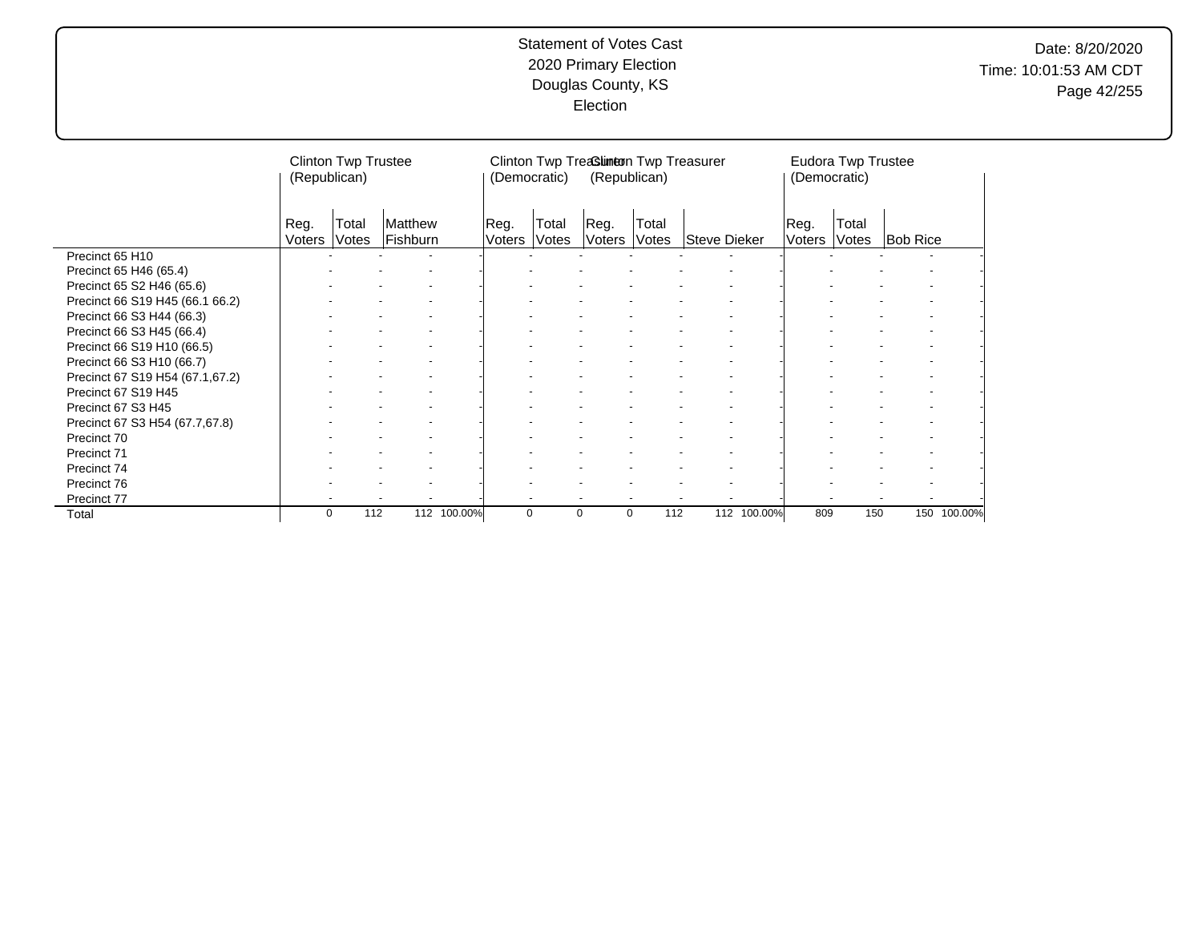# Statement of Votes Cast
## 2020 Primary Election
## Douglas County, KS
## Election

Date: 8/20/2020
Time: 10:01:53 AM CDT

| | Clinton Twp Trustee (Republican) | | | | Clinton Twp Treasurer (Democratic) | | Clinton Twp Treasurer (Republican) | | | | Eudora Twp Trustee (Democratic) | | | |
|---|---|---|---|---|---|---|---|---|---|---|---|---|---|---|
| | Reg. Voters | Total Votes | Matthew Fishburn | | Reg. Voters | Total Votes | Reg. Voters | Total Votes | Steve Dieker | | Reg. Voters | Total Votes | Bob Rice | |
| Precinct 65 H10 | - | - | - | - | - | - | - | - | - | - | - | - | - | - |
| Precinct 65 H46 (65.4) | - | - | - | - | - | - | - | - | - | - | - | - | - | - |
| Precinct 65 S2 H46 (65.6) | - | - | - | - | - | - | - | - | - | - | - | - | - | - |
| Precinct 66 S19 H45 (66.1 66.2) | - | - | - | - | - | - | - | - | - | - | - | - | - | - |
| Precinct 66 S3 H44 (66.3) | - | - | - | - | - | - | - | - | - | - | - | - | - | - |
| Precinct 66 S3 H45 (66.4) | - | - | - | - | - | - | - | - | - | - | - | - | - | - |
| Precinct 66 S19 H10 (66.5) | - | - | - | - | - | - | - | - | - | - | - | - | - | - |
| Precinct 66 S3 H10 (66.7) | - | - | - | - | - | - | - | - | - | - | - | - | - | - |
| Precinct 67 S19 H54 (67.1,67.2) | - | - | - | - | - | - | - | - | - | - | - | - | - | - |
| Precinct 67 S19 H45 | - | - | - | - | - | - | - | - | - | - | - | - | - | - |
| Precinct 67 S3 H45 | - | - | - | - | - | - | - | - | - | - | - | - | - | - |
| Precinct 67 S3 H54 (67.7,67.8) | - | - | - | - | - | - | - | - | - | - | - | - | - | - |
| Precinct 70 | - | - | - | - | - | - | - | - | - | - | - | - | - | - |
| Precinct 71 | - | - | - | - | - | - | - | - | - | - | - | - | - | - |
| Precinct 74 | - | - | - | - | - | - | - | - | - | - | - | - | - | - |
| Precinct 76 | - | - | - | - | - | - | - | - | - | - | - | - | - | - |
| Precinct 77 | - | - | - | - | - | - | - | - | - | - | - | - | - | - |
| Total | 0 | 112 | 112 | 100.00% | 0 | 0 | 0 | 112 | 112 | 100.00% | 809 | 150 | 150 | 100.00% |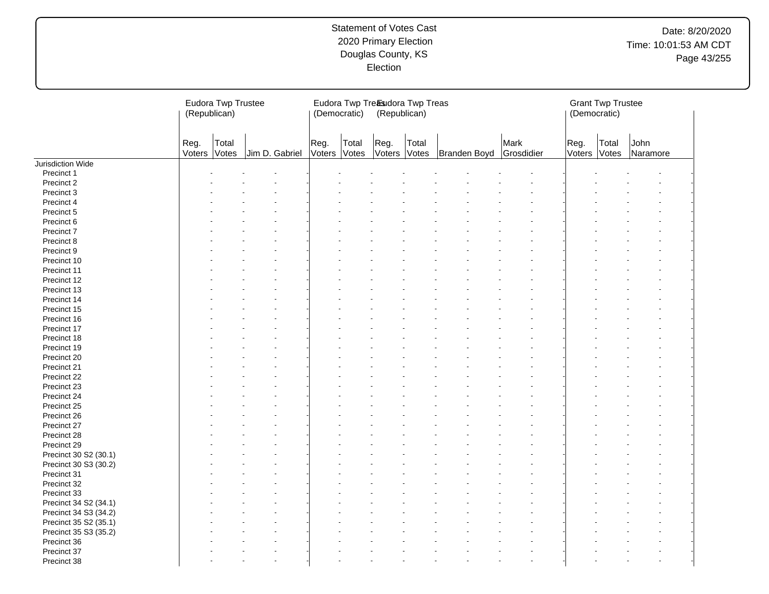Statement of Votes Cast
2020 Primary Election
Douglas County, KS
Election

Date: 8/20/2020
Time: 10:01:53 AM CDT

| | Eudora Twp Trustee (Republican) | | | Eudora Twp Treas (Democratic) | | Eudora Twp Treas (Republican) | | | | Grant Twp Trustee (Democratic) | | |
|---|---|---|---|---|---|---|---|---|---|---|---|---|
| | Reg. Voters | Total Votes | Jim D. Gabriel | Reg. Voters | Total Votes | Reg. Voters | Total Votes | Branden Boyd | Mark Grosdidier | Reg. Voters | Total Votes | John Naramore |
| Jurisdiction Wide | | | | | | | | | | | | |
| Precinct 1 | - | - | - | - | - | - | - | - | - | - | - | - |
| Precinct 2 | - | - | - | - | - | - | - | - | - | - | - | - |
| Precinct 3 | - | - | - | - | - | - | - | - | - | - | - | - |
| Precinct 4 | - | - | - | - | - | - | - | - | - | - | - | - |
| Precinct 5 | - | - | - | - | - | - | - | - | - | - | - | - |
| Precinct 6 | - | - | - | - | - | - | - | - | - | - | - | - |
| Precinct 7 | - | - | - | - | - | - | - | - | - | - | - | - |
| Precinct 8 | - | - | - | - | - | - | - | - | - | - | - | - |
| Precinct 9 | - | - | - | - | - | - | - | - | - | - | - | - |
| Precinct 10 | - | - | - | - | - | - | - | - | - | - | - | - |
| Precinct 11 | - | - | - | - | - | - | - | - | - | - | - | - |
| Precinct 12 | - | - | - | - | - | - | - | - | - | - | - | - |
| Precinct 13 | - | - | - | - | - | - | - | - | - | - | - | - |
| Precinct 14 | - | - | - | - | - | - | - | - | - | - | - | - |
| Precinct 15 | - | - | - | - | - | - | - | - | - | - | - | - |
| Precinct 16 | - | - | - | - | - | - | - | - | - | - | - | - |
| Precinct 17 | - | - | - | - | - | - | - | - | - | - | - | - |
| Precinct 18 | - | - | - | - | - | - | - | - | - | - | - | - |
| Precinct 19 | - | - | - | - | - | - | - | - | - | - | - | - |
| Precinct 20 | - | - | - | - | - | - | - | - | - | - | - | - |
| Precinct 21 | - | - | - | - | - | - | - | - | - | - | - | - |
| Precinct 22 | - | - | - | - | - | - | - | - | - | - | - | - |
| Precinct 23 | - | - | - | - | - | - | - | - | - | - | - | - |
| Precinct 24 | - | - | - | - | - | - | - | - | - | - | - | - |
| Precinct 25 | - | - | - | - | - | - | - | - | - | - | - | - |
| Precinct 26 | - | - | - | - | - | - | - | - | - | - | - | - |
| Precinct 27 | - | - | - | - | - | - | - | - | - | - | - | - |
| Precinct 28 | - | - | - | - | - | - | - | - | - | - | - | - |
| Precinct 29 | - | - | - | - | - | - | - | - | - | - | - | - |
| Precinct 30 S2 (30.1) | - | - | - | - | - | - | - | - | - | - | - | - |
| Precinct 30 S3 (30.2) | - | - | - | - | - | - | - | - | - | - | - | - |
| Precinct 31 | - | - | - | - | - | - | - | - | - | - | - | - |
| Precinct 32 | - | - | - | - | - | - | - | - | - | - | - | - |
| Precinct 33 | - | - | - | - | - | - | - | - | - | - | - | - |
| Precinct 34 S2 (34.1) | - | - | - | - | - | - | - | - | - | - | - | - |
| Precinct 34 S3 (34.2) | - | - | - | - | - | - | - | - | - | - | - | - |
| Precinct 35 S2 (35.1) | - | - | - | - | - | - | - | - | - | - | - | - |
| Precinct 35 S3 (35.2) | - | - | - | - | - | - | - | - | - | - | - | - |
| Precinct 36 | - | - | - | - | - | - | - | - | - | - | - | - |
| Precinct 37 | - | - | - | - | - | - | - | - | - | - | - | - |
| Precinct 38 | - | - | - | - | - | - | - | - | - | - | - | - |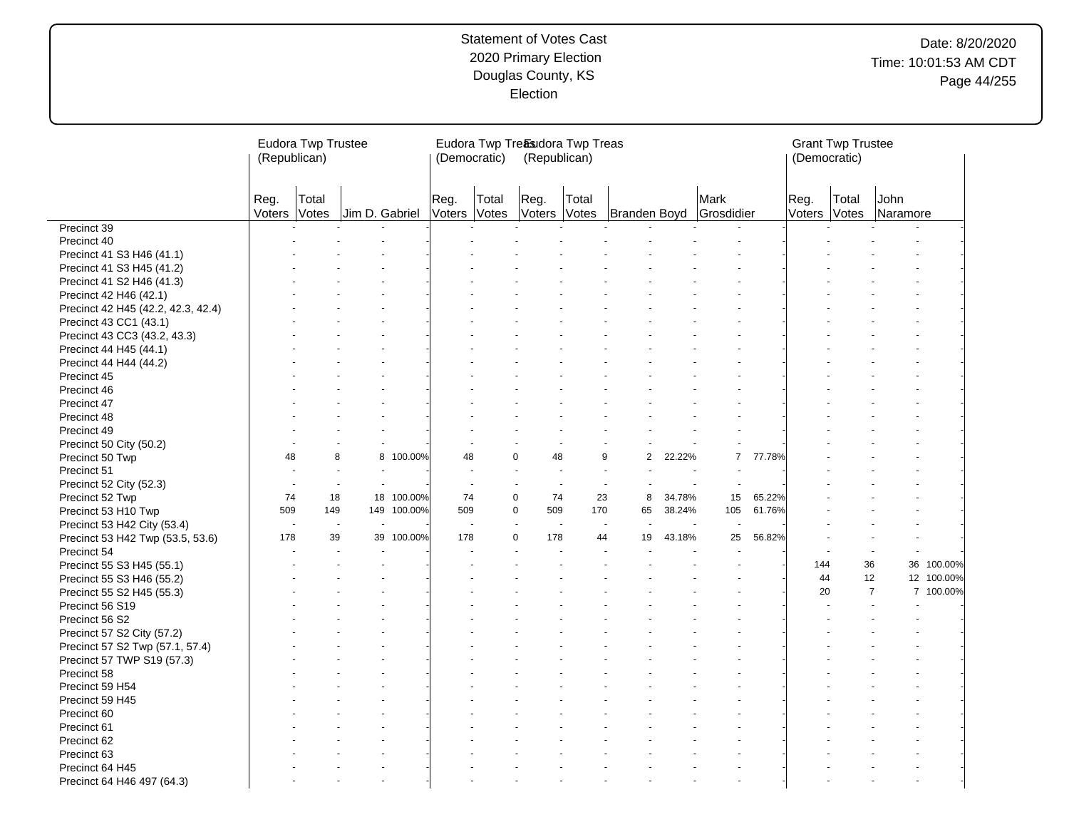# Statement of Votes Cast
## 2020 Primary Election
## Douglas County, KS
## Election

Date: 8/20/2020
Time: 10:01:53 AM CDT

| | Eudora Twp Trustee (Republican) | | | | Eudora Twp Treas (Democratic) | | Eudora Twp Treas (Republican) | | | | | | Grant Twp Trustee (Democratic) | | | |
|---|---|---|---|---|---|---|---|---|---|---|---|---|---|---|---|---|
| | Reg. Voters | Total Votes | Jim D. Gabriel | | Reg. Voters | Total Votes | Reg. Voters | Total Votes | Branden Boyd | | Mark Grosdidier | | Reg. Voters | Total Votes | John Naramore | |
| Precinct 39 | - | - | - | - | - | - | - | - | - | - | - | - | - | - | - | - |
| Precinct 40 | - | - | - | - | - | - | - | - | - | - | - | - | - | - | - | - |
| Precinct 41 S3 H46 (41.1) | - | - | - | - | - | - | - | - | - | - | - | - | - | - | - | - |
| Precinct 41 S3 H45 (41.2) | - | - | - | - | - | - | - | - | - | - | - | - | - | - | - | - |
| Precinct 41 S2 H46 (41.3) | - | - | - | - | - | - | - | - | - | - | - | - | - | - | - | - |
| Precinct 42 H46 (42.1) | - | - | - | - | - | - | - | - | - | - | - | - | - | - | - | - |
| Precinct 42 H45 (42.2, 42.3, 42.4) | - | - | - | - | - | - | - | - | - | - | - | - | - | - | - | - |
| Precinct 43 CC1 (43.1) | - | - | - | - | - | - | - | - | - | - | - | - | - | - | - | - |
| Precinct 43 CC3 (43.2, 43.3) | - | - | - | - | - | - | - | - | - | - | - | - | - | - | - | - |
| Precinct 44 H45 (44.1) | - | - | - | - | - | - | - | - | - | - | - | - | - | - | - | - |
| Precinct 44 H44 (44.2) | - | - | - | - | - | - | - | - | - | - | - | - | - | - | - | - |
| Precinct 45 | - | - | - | - | - | - | - | - | - | - | - | - | - | - | - | - |
| Precinct 46 | - | - | - | - | - | - | - | - | - | - | - | - | - | - | - | - |
| Precinct 47 | - | - | - | - | - | - | - | - | - | - | - | - | - | - | - | - |
| Precinct 48 | - | - | - | - | - | - | - | - | - | - | - | - | - | - | - | - |
| Precinct 49 | - | - | - | - | - | - | - | - | - | - | - | - | - | - | - | - |
| Precinct 50 City (50.2) | - | - | - | - | - | - | - | - | - | - | - | - | - | - | - | - |
| Precinct 50 Twp | 48 | 8 | 8 | 100.00% | 48 | 0 | 48 | 9 | 2 | 22.22% | 7 | 77.78% | - | - | - | - |
| Precinct 51 | - | - | - | - | - | - | - | - | - | - | - | - | - | - | - | - |
| Precinct 52 City (52.3) | - | - | - | - | - | - | - | - | - | - | - | - | - | - | - | - |
| Precinct 52 Twp | 74 | 18 | 18 | 100.00% | 74 | 0 | 74 | 23 | 8 | 34.78% | 15 | 65.22% | - | - | - | - |
| Precinct 53 H10 Twp | 509 | 149 | 149 | 100.00% | 509 | 0 | 509 | 170 | 65 | 38.24% | 105 | 61.76% | - | - | - | - |
| Precinct 53 H42 City (53.4) | - | - | - | - | - | - | - | - | - | - | - | - | - | - | - | - |
| Precinct 53 H42 Twp (53.5, 53.6) | 178 | 39 | 39 | 100.00% | 178 | 0 | 178 | 44 | 19 | 43.18% | 25 | 56.82% | - | - | - | - |
| Precinct 54 | - | - | - | - | - | - | - | - | - | - | - | - | - | - | - | - |
| Precinct 55 S3 H45 (55.1) | - | - | - | - | - | - | - | - | - | - | - | - | 144 | 36 | 36 | 100.00% |
| Precinct 55 S3 H46 (55.2) | - | - | - | - | - | - | - | - | - | - | - | - | 44 | 12 | 12 | 100.00% |
| Precinct 55 S2 H45 (55.3) | - | - | - | - | - | - | - | - | - | - | - | - | 20 | 7 | 7 | 100.00% |
| Precinct 56 S19 | - | - | - | - | - | - | - | - | - | - | - | - | - | - | - | - |
| Precinct 56 S2 | - | - | - | - | - | - | - | - | - | - | - | - | - | - | - | - |
| Precinct 57 S2 City (57.2) | - | - | - | - | - | - | - | - | - | - | - | - | - | - | - | - |
| Precinct 57 S2 Twp (57.1, 57.4) | - | - | - | - | - | - | - | - | - | - | - | - | - | - | - | - |
| Precinct 57 TWP S19 (57.3) | - | - | - | - | - | - | - | - | - | - | - | - | - | - | - | - |
| Precinct 58 | - | - | - | - | - | - | - | - | - | - | - | - | - | - | - | - |
| Precinct 59 H54 | - | - | - | - | - | - | - | - | - | - | - | - | - | - | - | - |
| Precinct 59 H45 | - | - | - | - | - | - | - | - | - | - | - | - | - | - | - | - |
| Precinct 60 | - | - | - | - | - | - | - | - | - | - | - | - | - | - | - | - |
| Precinct 61 | - | - | - | - | - | - | - | - | - | - | - | - | - | - | - | - |
| Precinct 62 | - | - | - | - | - | - | - | - | - | - | - | - | - | - | - | - |
| Precinct 63 | - | - | - | - | - | - | - | - | - | - | - | - | - | - | - | - |
| Precinct 64 H45 | - | - | - | - | - | - | - | - | - | - | - | - | - | - | - | - |
| Precinct 64 H46 497 (64.3) | - | - | - | - | - | - | - | - | - | - | - | - | - | - | - | - |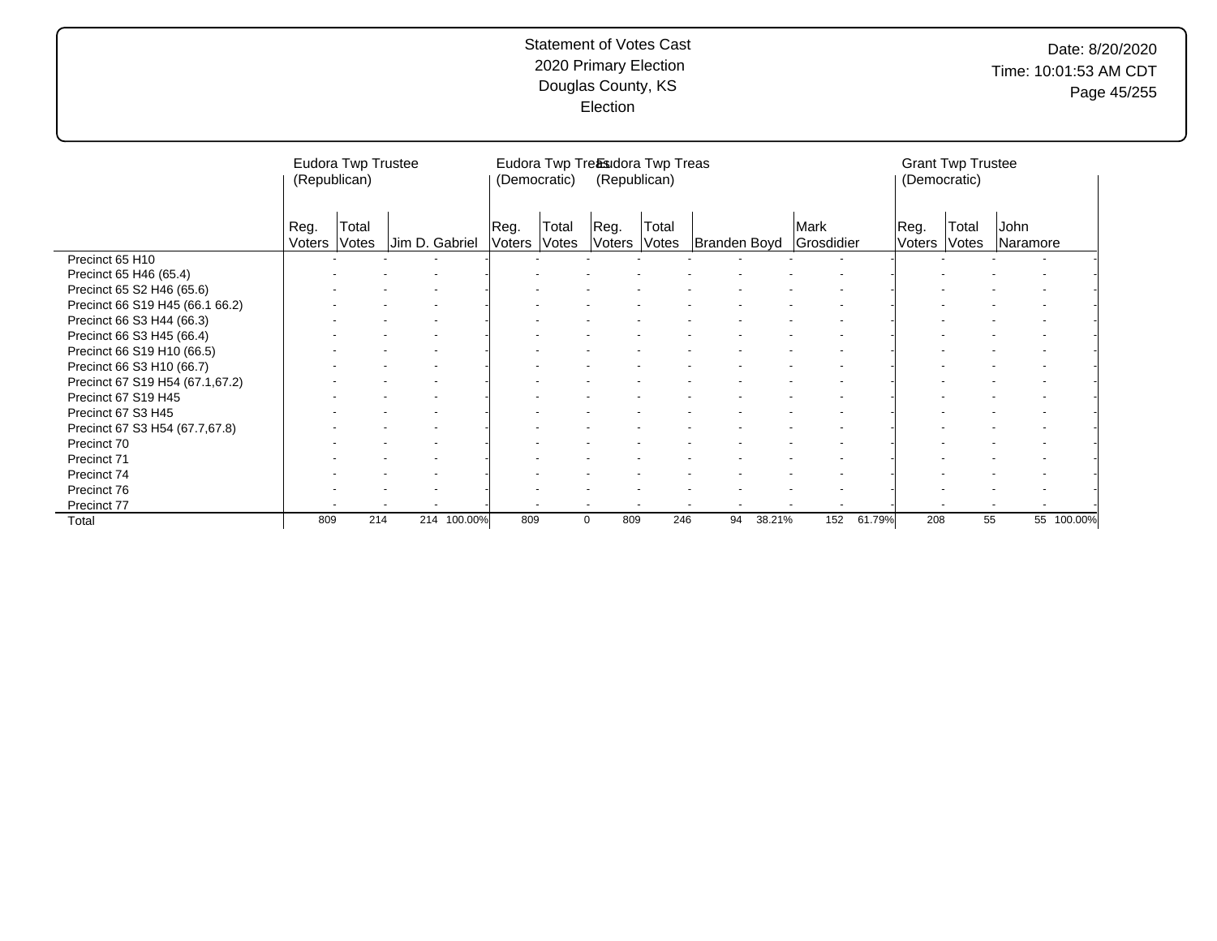Statement of Votes Cast
2020 Primary Election
Douglas County, KS
Election

Date: 8/20/2020
Time: 10:01:53 AM CDT

| | Eudora Twp Trustee (Republican) | | | | Eudora Twp Treas (Democratic) | | Eudora Twp Treas (Republican) | | | | | | Grant Twp Trustee (Democratic) | | | |
|---|---|---|---|---|---|---|---|---|---|---|---|---|---|---|---|---|
| | Reg. Voters | Total Votes | Jim D. Gabriel | | Reg. Voters | Total Votes | Reg. Voters | Total Votes | Branden Boyd | | Mark Grosdidier | | Reg. Voters | Total Votes | John Naramore | |
| Precinct 65 H10 | - | - | - | - | - | - | - | - | - | - | - | - | - | - | - | - |
| Precinct 65 H46 (65.4) | - | - | - | - | - | - | - | - | - | - | - | - | - | - | - | - |
| Precinct 65 S2 H46 (65.6) | - | - | - | - | - | - | - | - | - | - | - | - | - | - | - | - |
| Precinct 66 S19 H45 (66.1 66.2) | - | - | - | - | - | - | - | - | - | - | - | - | - | - | - | - |
| Precinct 66 S3 H44 (66.3) | - | - | - | - | - | - | - | - | - | - | - | - | - | - | - | - |
| Precinct 66 S3 H45 (66.4) | - | - | - | - | - | - | - | - | - | - | - | - | - | - | - | - |
| Precinct 66 S19 H10 (66.5) | - | - | - | - | - | - | - | - | - | - | - | - | - | - | - | - |
| Precinct 66 S3 H10 (66.7) | - | - | - | - | - | - | - | - | - | - | - | - | - | - | - | - |
| Precinct 67 S19 H54 (67.1,67.2) | - | - | - | - | - | - | - | - | - | - | - | - | - | - | - | - |
| Precinct 67 S19 H45 | - | - | - | - | - | - | - | - | - | - | - | - | - | - | - | - |
| Precinct 67 S3 H45 | - | - | - | - | - | - | - | - | - | - | - | - | - | - | - | - |
| Precinct 67 S3 H54 (67.7,67.8) | - | - | - | - | - | - | - | - | - | - | - | - | - | - | - | - |
| Precinct 70 | - | - | - | - | - | - | - | - | - | - | - | - | - | - | - | - |
| Precinct 71 | - | - | - | - | - | - | - | - | - | - | - | - | - | - | - | - |
| Precinct 74 | - | - | - | - | - | - | - | - | - | - | - | - | - | - | - | - |
| Precinct 76 | - | - | - | - | - | - | - | - | - | - | - | - | - | - | - | - |
| Precinct 77 | - | - | - | - | - | - | - | - | - | - | - | - | - | - | - | - |
| Total | 809 | 214 | 214 | 100.00% | 809 | 0 | 809 | 246 | 94 | 38.21% | 152 | 61.79% | 208 | 55 | 55 | 100.00% |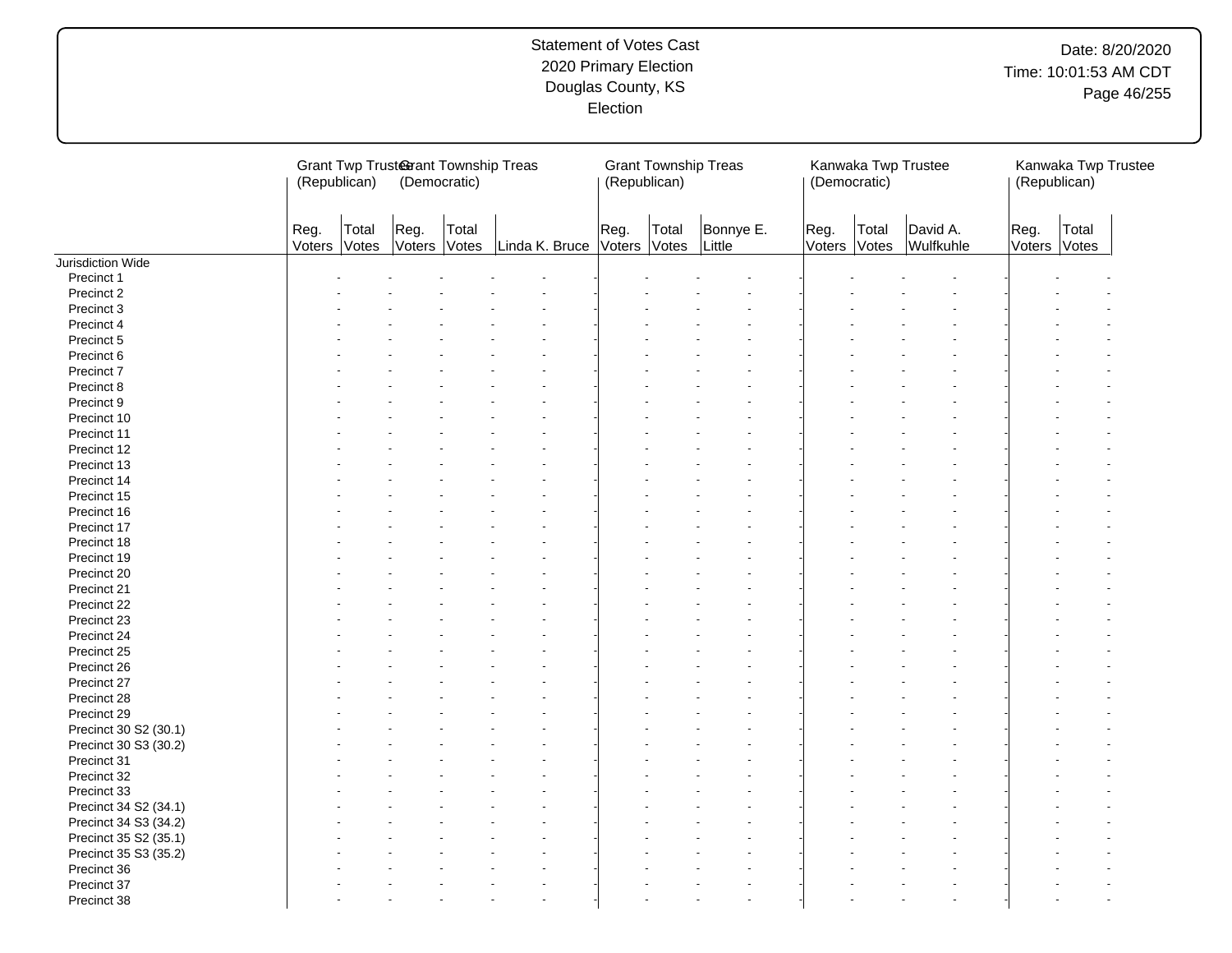Statement of Votes Cast
2020 Primary Election
Douglas County, KS
Election

Date: 8/20/2020
Time: 10:01:53 AM CDT

| | Grant Twp Trustee (Republican) | | Grant Township Treas (Democratic) | | | Grant Township Treas (Republican) | | | Kanwaka Twp Trustee (Democratic) | | | Kanwaka Twp Trustee (Republican) | |
|---|---|---|---|---|---|---|---|---|---|---|---|---|---|
| | Reg. Voters | Total Votes | Reg. Voters | Total Votes | Linda K. Bruce | Reg. Voters | Total Votes | Bonnye E. Little | Reg. Voters | Total Votes | David A. Wulfkuhle | Reg. Voters | Total Votes |
| Jurisdiction Wide | | | | | | | | | | | | | |
| Precinct 1 | - | - | - | - | - | - | - | - | - | - | - | - | - |
| Precinct 2 | - | - | - | - | - | - | - | - | - | - | - | - | - |
| Precinct 3 | - | - | - | - | - | - | - | - | - | - | - | - | - |
| Precinct 4 | - | - | - | - | - | - | - | - | - | - | - | - | - |
| Precinct 5 | - | - | - | - | - | - | - | - | - | - | - | - | - |
| Precinct 6 | - | - | - | - | - | - | - | - | - | - | - | - | - |
| Precinct 7 | - | - | - | - | - | - | - | - | - | - | - | - | - |
| Precinct 8 | - | - | - | - | - | - | - | - | - | - | - | - | - |
| Precinct 9 | - | - | - | - | - | - | - | - | - | - | - | - | - |
| Precinct 10 | - | - | - | - | - | - | - | - | - | - | - | - | - |
| Precinct 11 | - | - | - | - | - | - | - | - | - | - | - | - | - |
| Precinct 12 | - | - | - | - | - | - | - | - | - | - | - | - | - |
| Precinct 13 | - | - | - | - | - | - | - | - | - | - | - | - | - |
| Precinct 14 | - | - | - | - | - | - | - | - | - | - | - | - | - |
| Precinct 15 | - | - | - | - | - | - | - | - | - | - | - | - | - |
| Precinct 16 | - | - | - | - | - | - | - | - | - | - | - | - | - |
| Precinct 17 | - | - | - | - | - | - | - | - | - | - | - | - | - |
| Precinct 18 | - | - | - | - | - | - | - | - | - | - | - | - | - |
| Precinct 19 | - | - | - | - | - | - | - | - | - | - | - | - | - |
| Precinct 20 | - | - | - | - | - | - | - | - | - | - | - | - | - |
| Precinct 21 | - | - | - | - | - | - | - | - | - | - | - | - | - |
| Precinct 22 | - | - | - | - | - | - | - | - | - | - | - | - | - |
| Precinct 23 | - | - | - | - | - | - | - | - | - | - | - | - | - |
| Precinct 24 | - | - | - | - | - | - | - | - | - | - | - | - | - |
| Precinct 25 | - | - | - | - | - | - | - | - | - | - | - | - | - |
| Precinct 26 | - | - | - | - | - | - | - | - | - | - | - | - | - |
| Precinct 27 | - | - | - | - | - | - | - | - | - | - | - | - | - |
| Precinct 28 | - | - | - | - | - | - | - | - | - | - | - | - | - |
| Precinct 29 | - | - | - | - | - | - | - | - | - | - | - | - | - |
| Precinct 30 S2 (30.1) | - | - | - | - | - | - | - | - | - | - | - | - | - |
| Precinct 30 S3 (30.2) | - | - | - | - | - | - | - | - | - | - | - | - | - |
| Precinct 31 | - | - | - | - | - | - | - | - | - | - | - | - | - |
| Precinct 32 | - | - | - | - | - | - | - | - | - | - | - | - | - |
| Precinct 33 | - | - | - | - | - | - | - | - | - | - | - | - | - |
| Precinct 34 S2 (34.1) | - | - | - | - | - | - | - | - | - | - | - | - | - |
| Precinct 34 S3 (34.2) | - | - | - | - | - | - | - | - | - | - | - | - | - |
| Precinct 35 S2 (35.1) | - | - | - | - | - | - | - | - | - | - | - | - | - |
| Precinct 35 S3 (35.2) | - | - | - | - | - | - | - | - | - | - | - | - | - |
| Precinct 36 | - | - | - | - | - | - | - | - | - | - | - | - | - |
| Precinct 37 | - | - | - | - | - | - | - | - | - | - | - | - | - |
| Precinct 38 | - | - | - | - | - | - | - | - | - | - | - | - | - |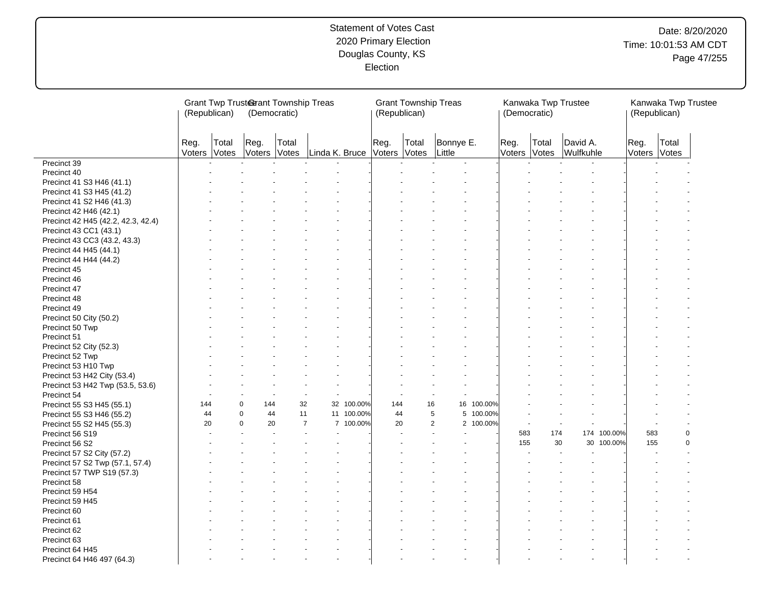# Statement of Votes Cast
## 2020 Primary Election
## Douglas County, KS
## Election

Date: 8/20/2020
Time: 10:01:53 AM CDT

| | Grant Twp Trustee (Republican) | | Grant Township Treas (Democratic) | | | | Grant Township Treas (Republican) | | | | Kanwaka Twp Trustee (Democratic) | | | | Kanwaka Twp Trustee (Republican) | |
|---|---|---|---|---|---|---|---|---|---|---|---|---|---|---|---|---|
| | Reg. Voters | Total Votes | Reg. Voters | Total Votes | Linda K. Bruce | | Reg. Voters | Total Votes | Bonnye E. Little | | Reg. Voters | Total Votes | David A. Wulfkuhle | | Reg. Voters | Total Votes |
| Precinct 39 | - | - | - | - | - | - | - | - | - | - | - | - | - | - | - | - |
| Precinct 40 | - | - | - | - | - | - | - | - | - | - | - | - | - | - | - | - |
| Precinct 41 S3 H46 (41.1) | - | - | - | - | - | - | - | - | - | - | - | - | - | - | - | - |
| Precinct 41 S3 H45 (41.2) | - | - | - | - | - | - | - | - | - | - | - | - | - | - | - | - |
| Precinct 41 S2 H46 (41.3) | - | - | - | - | - | - | - | - | - | - | - | - | - | - | - | - |
| Precinct 42 H46 (42.1) | - | - | - | - | - | - | - | - | - | - | - | - | - | - | - | - |
| Precinct 42 H45 (42.2, 42.3, 42.4) | - | - | - | - | - | - | - | - | - | - | - | - | - | - | - | - |
| Precinct 43 CC1 (43.1) | - | - | - | - | - | - | - | - | - | - | - | - | - | - | - | - |
| Precinct 43 CC3 (43.2, 43.3) | - | - | - | - | - | - | - | - | - | - | - | - | - | - | - | - |
| Precinct 44 H45 (44.1) | - | - | - | - | - | - | - | - | - | - | - | - | - | - | - | - |
| Precinct 44 H44 (44.2) | - | - | - | - | - | - | - | - | - | - | - | - | - | - | - | - |
| Precinct 45 | - | - | - | - | - | - | - | - | - | - | - | - | - | - | - | - |
| Precinct 46 | - | - | - | - | - | - | - | - | - | - | - | - | - | - | - | - |
| Precinct 47 | - | - | - | - | - | - | - | - | - | - | - | - | - | - | - | - |
| Precinct 48 | - | - | - | - | - | - | - | - | - | - | - | - | - | - | - | - |
| Precinct 49 | - | - | - | - | - | - | - | - | - | - | - | - | - | - | - | - |
| Precinct 50 City (50.2) | - | - | - | - | - | - | - | - | - | - | - | - | - | - | - | - |
| Precinct 50 Twp | - | - | - | - | - | - | - | - | - | - | - | - | - | - | - | - |
| Precinct 51 | - | - | - | - | - | - | - | - | - | - | - | - | - | - | - | - |
| Precinct 52 City (52.3) | - | - | - | - | - | - | - | - | - | - | - | - | - | - | - | - |
| Precinct 52 Twp | - | - | - | - | - | - | - | - | - | - | - | - | - | - | - | - |
| Precinct 53 H10 Twp | - | - | - | - | - | - | - | - | - | - | - | - | - | - | - | - |
| Precinct 53 H42 City (53.4) | - | - | - | - | - | - | - | - | - | - | - | - | - | - | - | - |
| Precinct 53 H42 Twp (53.5, 53.6) | - | - | - | - | - | - | - | - | - | - | - | - | - | - | - | - |
| Precinct 54 | - | - | - | - | - | - | - | - | - | - | - | - | - | - | - | - |
| Precinct 55 S3 H45 (55.1) | 144 | 0 | 144 | 32 | 32 | 100.00% | 144 | 16 | 16 | 100.00% | - | - | - | - | - | - |
| Precinct 55 S3 H46 (55.2) | 44 | 0 | 44 | 11 | 11 | 100.00% | 44 | 5 | 5 | 100.00% | - | - | - | - | - | - |
| Precinct 55 S2 H45 (55.3) | 20 | 0 | 20 | 7 | 7 | 100.00% | 20 | 2 | 2 | 100.00% | - | - | - | - | - | - |
| Precinct 56 S19 | - | - | - | - | - | - | - | - | - | - | 583 | 174 | 174 | 100.00% | 583 | 0 |
| Precinct 56 S2 | - | - | - | - | - | - | - | - | - | - | 155 | 30 | 30 | 100.00% | 155 | 0 |
| Precinct 57 S2 City (57.2) | - | - | - | - | - | - | - | - | - | - | - | - | - | - | - | - |
| Precinct 57 S2 Twp (57.1, 57.4) | - | - | - | - | - | - | - | - | - | - | - | - | - | - | - | - |
| Precinct 57 TWP S19 (57.3) | - | - | - | - | - | - | - | - | - | - | - | - | - | - | - | - |
| Precinct 58 | - | - | - | - | - | - | - | - | - | - | - | - | - | - | - | - |
| Precinct 59 H54 | - | - | - | - | - | - | - | - | - | - | - | - | - | - | - | - |
| Precinct 59 H45 | - | - | - | - | - | - | - | - | - | - | - | - | - | - | - | - |
| Precinct 60 | - | - | - | - | - | - | - | - | - | - | - | - | - | - | - | - |
| Precinct 61 | - | - | - | - | - | - | - | - | - | - | - | - | - | - | - | - |
| Precinct 62 | - | - | - | - | - | - | - | - | - | - | - | - | - | - | - | - |
| Precinct 63 | - | - | - | - | - | - | - | - | - | - | - | - | - | - | - | - |
| Precinct 64 H45 | - | - | - | - | - | - | - | - | - | - | - | - | - | - | - | - |
| Precinct 64 H46 497 (64.3) | - | - | - | - | - | - | - | - | - | - | - | - | - | - | - | - |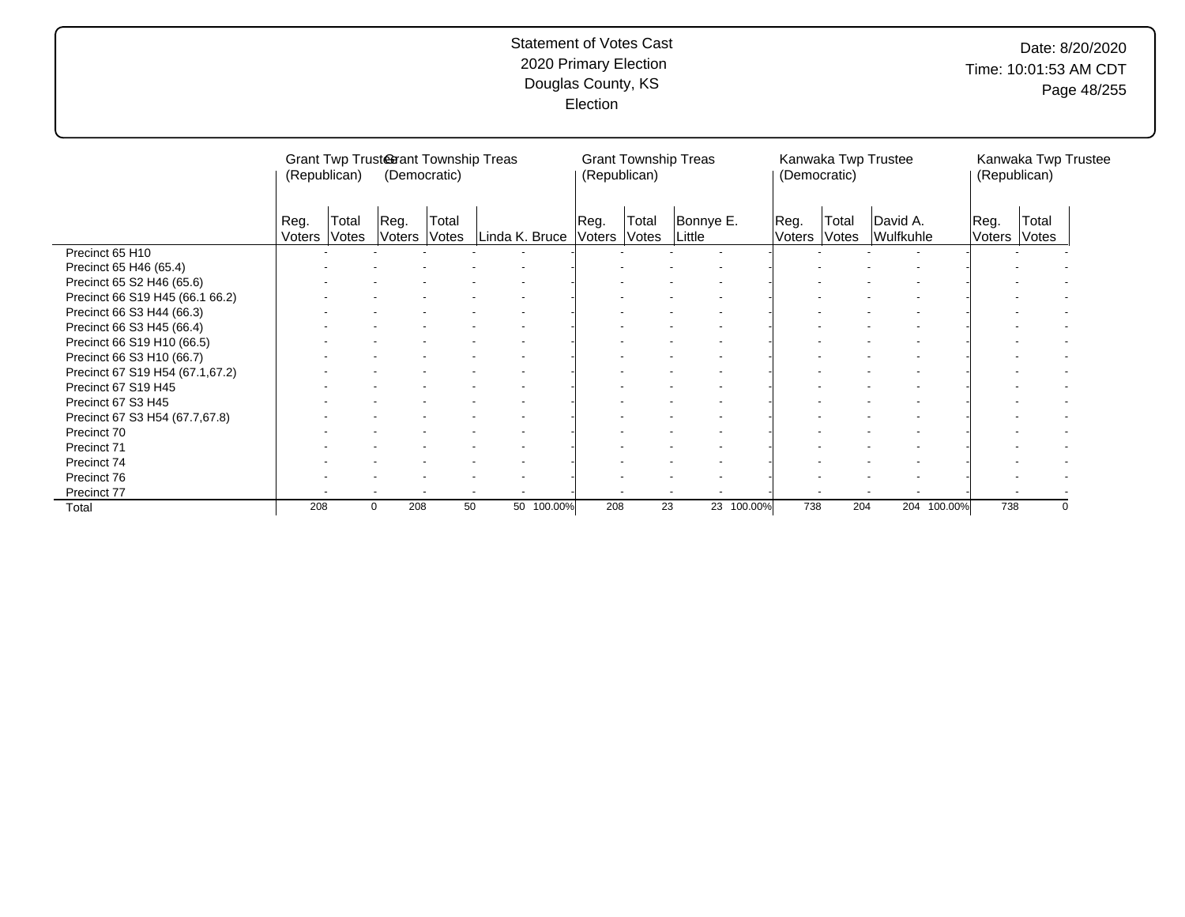Statement of Votes Cast
2020 Primary Election
Douglas County, KS
Election

| | Grant Twp Trustee (Republican) | | Grant Township Treas (Democratic) | | | | Grant Township Treas (Republican) | | | | Kanwaka Twp Trustee (Democratic) | | | | Kanwaka Twp Trustee (Republican) | |
|---|---|---|---|---|---|---|---|---|---|---|---|---|---|---|---|---|
| | Reg. Voters | Total Votes | Reg. Voters | Total Votes | Linda K. Bruce | | Reg. Voters | Total Votes | Bonnye E. Little | | Reg. Voters | Total Votes | David A. Wulfkuhle | | Reg. Voters | Total Votes |
| Precinct 65 H10 | - | - | - | - | - | - | - | - | - | - | - | - | - | - | - | - |
| Precinct 65 H46 (65.4) | - | - | - | - | - | - | - | - | - | - | - | - | - | - | - | - |
| Precinct 65 S2 H46 (65.6) | - | - | - | - | - | - | - | - | - | - | - | - | - | - | - | - |
| Precinct 66 S19 H45 (66.1 66.2) | - | - | - | - | - | - | - | - | - | - | - | - | - | - | - | - |
| Precinct 66 S3 H44 (66.3) | - | - | - | - | - | - | - | - | - | - | - | - | - | - | - | - |
| Precinct 66 S3 H45 (66.4) | - | - | - | - | - | - | - | - | - | - | - | - | - | - | - | - |
| Precinct 66 S19 H10 (66.5) | - | - | - | - | - | - | - | - | - | - | - | - | - | - | - | - |
| Precinct 66 S3 H10 (66.7) | - | - | - | - | - | - | - | - | - | - | - | - | - | - | - | - |
| Precinct 67 S19 H54 (67.1,67.2) | - | - | - | - | - | - | - | - | - | - | - | - | - | - | - | - |
| Precinct 67 S19 H45 | - | - | - | - | - | - | - | - | - | - | - | - | - | - | - | - |
| Precinct 67 S3 H45 | - | - | - | - | - | - | - | - | - | - | - | - | - | - | - | - |
| Precinct 67 S3 H54 (67.7,67.8) | - | - | - | - | - | - | - | - | - | - | - | - | - | - | - | - |
| Precinct 70 | - | - | - | - | - | - | - | - | - | - | - | - | - | - | - | - |
| Precinct 71 | - | - | - | - | - | - | - | - | - | - | - | - | - | - | - | - |
| Precinct 74 | - | - | - | - | - | - | - | - | - | - | - | - | - | - | - | - |
| Precinct 76 | - | - | - | - | - | - | - | - | - | - | - | - | - | - | - | - |
| Precinct 77 | - | - | - | - | - | - | - | - | - | - | - | - | - | - | - | - |
| Total | 208 | 0 | 208 | 50 | 50 | 100.00% | 208 | 23 | 23 | 100.00% | 738 | 204 | 204 | 100.00% | 738 | 0 |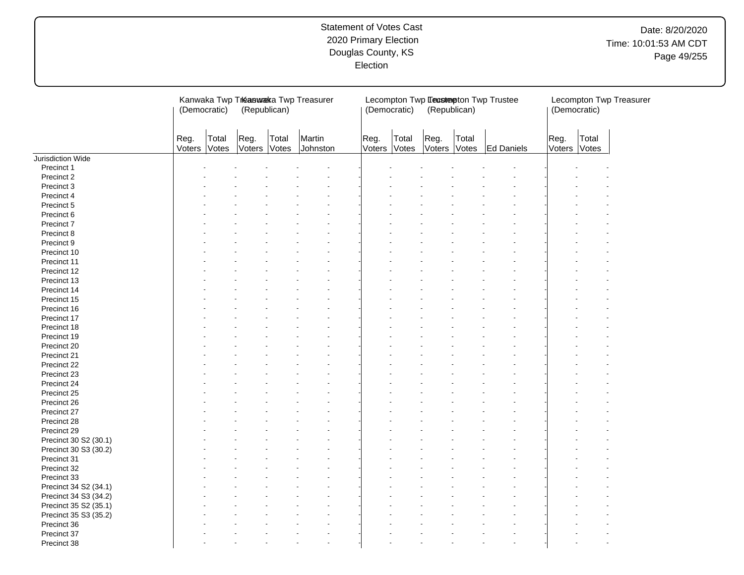| | Kanwaka Twp Treasurer (Democratic) | | Kanwaka Twp Treasurer (Republican) | | | | Lecompton Twp Trustee (Democratic) | | Lecompton Twp Trustee (Republican) | | | | Lecompton Twp Treasurer (Democratic) | |
|---|---|---|---|---|---|---|---|---|---|---|---|---|---|---|
| | Reg. Voters | Total Votes | Reg. Voters | Total Votes | Martin Johnston | | Reg. Voters | Total Votes | Reg. Voters | Total Votes | Ed Daniels | | Reg. Voters | Total Votes |
| Jurisdiction Wide | | | | | | | | | | | | | | |
| Precinct 1 | - | - | - | - | - | - | - | - | - | - | - | - | - | - |
| Precinct 2 | - | - | - | - | - | - | - | - | - | - | - | - | - | - |
| Precinct 3 | - | - | - | - | - | - | - | - | - | - | - | - | - | - |
| Precinct 4 | - | - | - | - | - | - | - | - | - | - | - | - | - | - |
| Precinct 5 | - | - | - | - | - | - | - | - | - | - | - | - | - | - |
| Precinct 6 | - | - | - | - | - | - | - | - | - | - | - | - | - | - |
| Precinct 7 | - | - | - | - | - | - | - | - | - | - | - | - | - | - |
| Precinct 8 | - | - | - | - | - | - | - | - | - | - | - | - | - | - |
| Precinct 9 | - | - | - | - | - | - | - | - | - | - | - | - | - | - |
| Precinct 10 | - | - | - | - | - | - | - | - | - | - | - | - | - | - |
| Precinct 11 | - | - | - | - | - | - | - | - | - | - | - | - | - | - |
| Precinct 12 | - | - | - | - | - | - | - | - | - | - | - | - | - | - |
| Precinct 13 | - | - | - | - | - | - | - | - | - | - | - | - | - | - |
| Precinct 14 | - | - | - | - | - | - | - | - | - | - | - | - | - | - |
| Precinct 15 | - | - | - | - | - | - | - | - | - | - | - | - | - | - |
| Precinct 16 | - | - | - | - | - | - | - | - | - | - | - | - | - | - |
| Precinct 17 | - | - | - | - | - | - | - | - | - | - | - | - | - | - |
| Precinct 18 | - | - | - | - | - | - | - | - | - | - | - | - | - | - |
| Precinct 19 | - | - | - | - | - | - | - | - | - | - | - | - | - | - |
| Precinct 20 | - | - | - | - | - | - | - | - | - | - | - | - | - | - |
| Precinct 21 | - | - | - | - | - | - | - | - | - | - | - | - | - | - |
| Precinct 22 | - | - | - | - | - | - | - | - | - | - | - | - | - | - |
| Precinct 23 | - | - | - | - | - | - | - | - | - | - | - | - | - | - |
| Precinct 24 | - | - | - | - | - | - | - | - | - | - | - | - | - | - |
| Precinct 25 | - | - | - | - | - | - | - | - | - | - | - | - | - | - |
| Precinct 26 | - | - | - | - | - | - | - | - | - | - | - | - | - | - |
| Precinct 27 | - | - | - | - | - | - | - | - | - | - | - | - | - | - |
| Precinct 28 | - | - | - | - | - | - | - | - | - | - | - | - | - | - |
| Precinct 29 | - | - | - | - | - | - | - | - | - | - | - | - | - | - |
| Precinct 30 S2 (30.1) | - | - | - | - | - | - | - | - | - | - | - | - | - | - |
| Precinct 30 S3 (30.2) | - | - | - | - | - | - | - | - | - | - | - | - | - | - |
| Precinct 31 | - | - | - | - | - | - | - | - | - | - | - | - | - | - |
| Precinct 32 | - | - | - | - | - | - | - | - | - | - | - | - | - | - |
| Precinct 33 | - | - | - | - | - | - | - | - | - | - | - | - | - | - |
| Precinct 34 S2 (34.1) | - | - | - | - | - | - | - | - | - | - | - | - | - | - |
| Precinct 34 S3 (34.2) | - | - | - | - | - | - | - | - | - | - | - | - | - | - |
| Precinct 35 S2 (35.1) | - | - | - | - | - | - | - | - | - | - | - | - | - | - |
| Precinct 35 S3 (35.2) | - | - | - | - | - | - | - | - | - | - | - | - | - | - |
| Precinct 36 | - | - | - | - | - | - | - | - | - | - | - | - | - | - |
| Precinct 37 | - | - | - | - | - | - | - | - | - | - | - | - | - | - |
| Precinct 38 | - | - | - | - | - | - | - | - | - | - | - | - | - | - |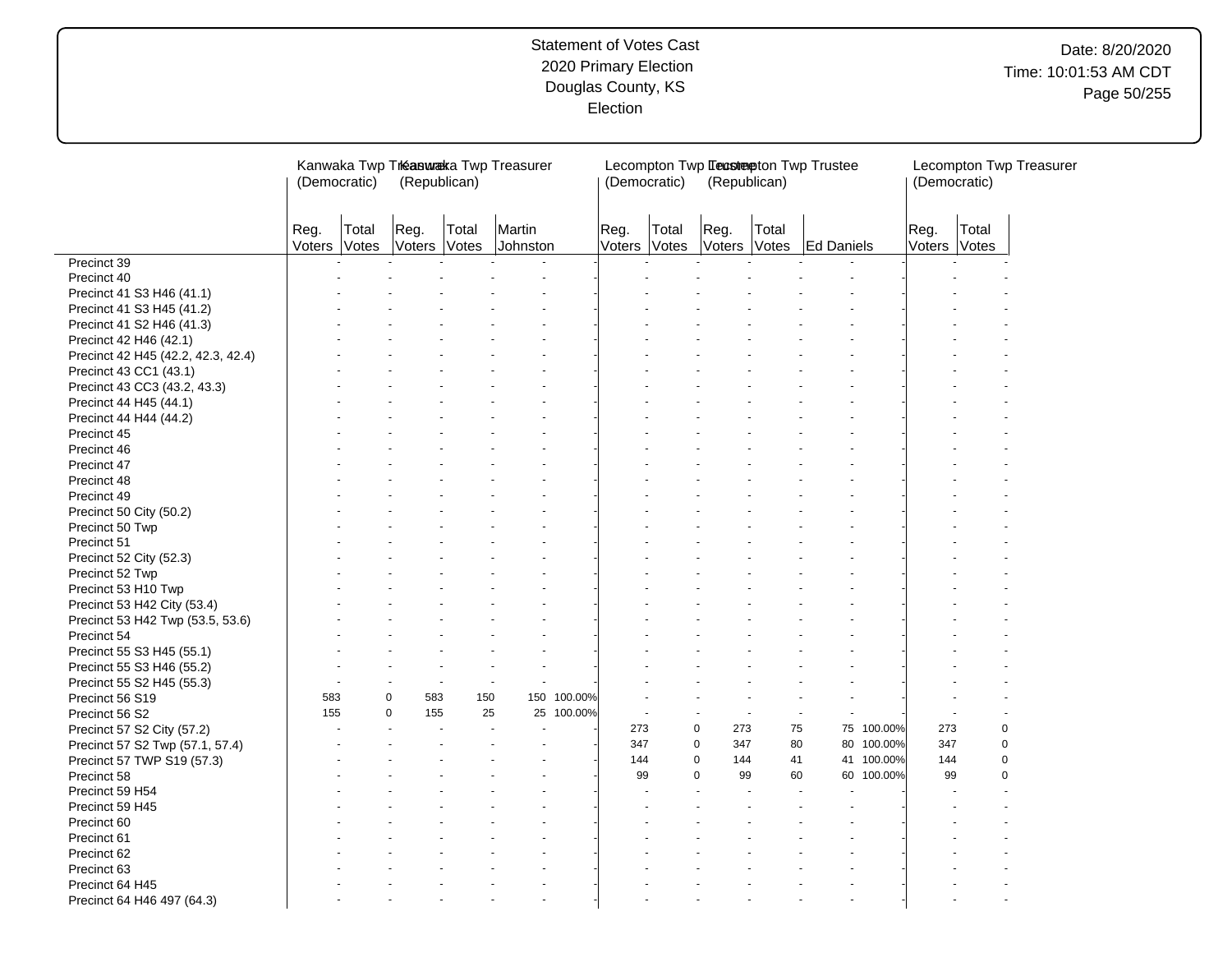| | Kanwaka Twp Treasurer (Democratic) | | Kanwaka Twp Treasurer (Republican) | | | | Lecompton Twp Trustee (Democratic) | | Lecompton Twp Trustee (Republican) | | | | Lecompton Twp Treasurer (Democratic) | |
|---|---|---|---|---|---|---|---|---|---|---|---|---|---|---|
| | Reg. Voters | Total Votes | Reg. Voters | Total Votes | Martin Johnston | | Reg. Voters | Total Votes | Reg. Voters | Total Votes | Ed Daniels | | Reg. Voters | Total Votes |
| Precinct 39 | - | - | - | - | - | - | - | - | - | - | - | - | - | - |
| Precinct 40 | - | - | - | - | - | - | - | - | - | - | - | - | - | - |
| Precinct 41 S3 H46 (41.1) | - | - | - | - | - | - | - | - | - | - | - | - | - | - |
| Precinct 41 S3 H45 (41.2) | - | - | - | - | - | - | - | - | - | - | - | - | - | - |
| Precinct 41 S2 H46 (41.3) | - | - | - | - | - | - | - | - | - | - | - | - | - | - |
| Precinct 42 H46 (42.1) | - | - | - | - | - | - | - | - | - | - | - | - | - | - |
| Precinct 42 H45 (42.2, 42.3, 42.4) | - | - | - | - | - | - | - | - | - | - | - | - | - | - |
| Precinct 43 CC1 (43.1) | - | - | - | - | - | - | - | - | - | - | - | - | - | - |
| Precinct 43 CC3 (43.2, 43.3) | - | - | - | - | - | - | - | - | - | - | - | - | - | - |
| Precinct 44 H45 (44.1) | - | - | - | - | - | - | - | - | - | - | - | - | - | - |
| Precinct 44 H44 (44.2) | - | - | - | - | - | - | - | - | - | - | - | - | - | - |
| Precinct 45 | - | - | - | - | - | - | - | - | - | - | - | - | - | - |
| Precinct 46 | - | - | - | - | - | - | - | - | - | - | - | - | - | - |
| Precinct 47 | - | - | - | - | - | - | - | - | - | - | - | - | - | - |
| Precinct 48 | - | - | - | - | - | - | - | - | - | - | - | - | - | - |
| Precinct 49 | - | - | - | - | - | - | - | - | - | - | - | - | - | - |
| Precinct 50 City (50.2) | - | - | - | - | - | - | - | - | - | - | - | - | - | - |
| Precinct 50 Twp | - | - | - | - | - | - | - | - | - | - | - | - | - | - |
| Precinct 51 | - | - | - | - | - | - | - | - | - | - | - | - | - | - |
| Precinct 52 City (52.3) | - | - | - | - | - | - | - | - | - | - | - | - | - | - |
| Precinct 52 Twp | - | - | - | - | - | - | - | - | - | - | - | - | - | - |
| Precinct 53 H10 Twp | - | - | - | - | - | - | - | - | - | - | - | - | - | - |
| Precinct 53 H42 City (53.4) | - | - | - | - | - | - | - | - | - | - | - | - | - | - |
| Precinct 53 H42 Twp (53.5, 53.6) | - | - | - | - | - | - | - | - | - | - | - | - | - | - |
| Precinct 54 | - | - | - | - | - | - | - | - | - | - | - | - | - | - |
| Precinct 55 S3 H45 (55.1) | - | - | - | - | - | - | - | - | - | - | - | - | - | - |
| Precinct 55 S3 H46 (55.2) | - | - | - | - | - | - | - | - | - | - | - | - | - | - |
| Precinct 55 S2 H45 (55.3) | - | - | - | - | - | - | - | - | - | - | - | - | - | - |
| Precinct 56 S19 | 583 | 0 | 583 | 150 | 150 | 100.00% | - | - | - | - | - | - | - | - |
| Precinct 56 S2 | 155 | 0 | 155 | 25 | 25 | 100.00% | - | - | - | - | - | - | - | - |
| Precinct 57 S2 City (57.2) | - | - | - | - | - | - | 273 | 0 | 273 | 75 | 75 | 100.00% | 273 | 0 |
| Precinct 57 S2 Twp (57.1, 57.4) | - | - | - | - | - | - | 347 | 0 | 347 | 80 | 80 | 100.00% | 347 | 0 |
| Precinct 57 TWP S19 (57.3) | - | - | - | - | - | - | 144 | 0 | 144 | 41 | 41 | 100.00% | 144 | 0 |
| Precinct 58 | - | - | - | - | - | - | 99 | 0 | 99 | 60 | 60 | 100.00% | 99 | 0 |
| Precinct 59 H54 | - | - | - | - | - | - | - | - | - | - | - | - | - | - |
| Precinct 59 H45 | - | - | - | - | - | - | - | - | - | - | - | - | - | - |
| Precinct 60 | - | - | - | - | - | - | - | - | - | - | - | - | - | - |
| Precinct 61 | - | - | - | - | - | - | - | - | - | - | - | - | - | - |
| Precinct 62 | - | - | - | - | - | - | - | - | - | - | - | - | - | - |
| Precinct 63 | - | - | - | - | - | - | - | - | - | - | - | - | - | - |
| Precinct 64 H45 | - | - | - | - | - | - | - | - | - | - | - | - | - | - |
| Precinct 64 H46 497 (64.3) | - | - | - | - | - | - | - | - | - | - | - | - | - | - |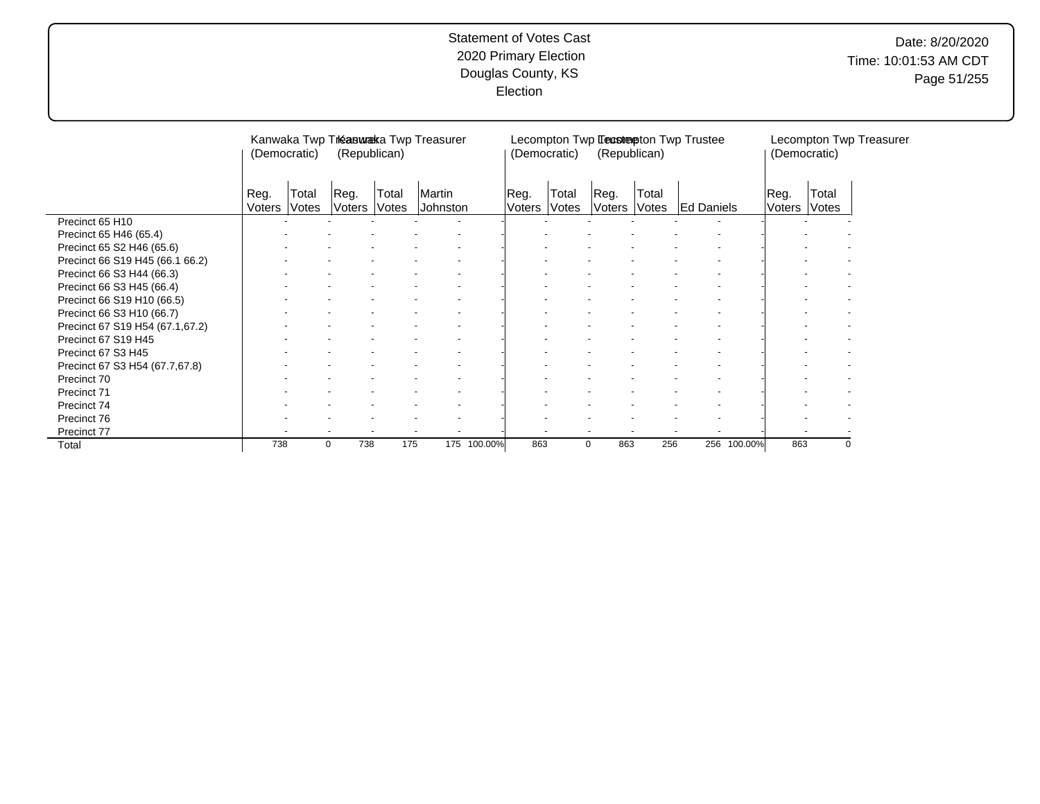Statement of Votes Cast
2020 Primary Election
Douglas County, KS
Election

Date: 8/20/2020
Time: 10:01:53 AM CDT

| | Kanwaka Twp Treasurer (Democratic) | | Kanwaka Twp Treasurer (Republican) | | | | Lecompton Twp Trustee (Democratic) | | Lecompton Twp Trustee (Republican) | | | | Lecompton Twp Treasurer (Democratic) | |
|---|---|---|---|---|---|---|---|---|---|---|---|---|---|---|
| | Reg. Voters | Total Votes | Reg. Voters | Total Votes | Martin Johnston | | Reg. Voters | Total Votes | Reg. Voters | Total Votes | Ed Daniels | | Reg. Voters | Total Votes |
| Precinct 65 H10 | - | - | - | - | - | - | - | - | - | - | - | - | - | - |
| Precinct 65 H46 (65.4) | - | - | - | - | - | - | - | - | - | - | - | - | - | - |
| Precinct 65 S2 H46 (65.6) | - | - | - | - | - | - | - | - | - | - | - | - | - | - |
| Precinct 66 S19 H45 (66.1 66.2) | - | - | - | - | - | - | - | - | - | - | - | - | - | - |
| Precinct 66 S3 H44 (66.3) | - | - | - | - | - | - | - | - | - | - | - | - | - | - |
| Precinct 66 S3 H45 (66.4) | - | - | - | - | - | - | - | - | - | - | - | - | - | - |
| Precinct 66 S19 H10 (66.5) | - | - | - | - | - | - | - | - | - | - | - | - | - | - |
| Precinct 66 S3 H10 (66.7) | - | - | - | - | - | - | - | - | - | - | - | - | - | - |
| Precinct 67 S19 H54 (67.1,67.2) | - | - | - | - | - | - | - | - | - | - | - | - | - | - |
| Precinct 67 S19 H45 | - | - | - | - | - | - | - | - | - | - | - | - | - | - |
| Precinct 67 S3 H45 | - | - | - | - | - | - | - | - | - | - | - | - | - | - |
| Precinct 67 S3 H54 (67.7,67.8) | - | - | - | - | - | - | - | - | - | - | - | - | - | - |
| Precinct 70 | - | - | - | - | - | - | - | - | - | - | - | - | - | - |
| Precinct 71 | - | - | - | - | - | - | - | - | - | - | - | - | - | - |
| Precinct 74 | - | - | - | - | - | - | - | - | - | - | - | - | - | - |
| Precinct 76 | - | - | - | - | - | - | - | - | - | - | - | - | - | - |
| Precinct 77 | - | - | - | - | - | - | - | - | - | - | - | - | - | - |
| Total | 738 | 0 | 738 | 175 | 175 | 100.00% | 863 | 0 | 863 | 256 | 256 | 100.00% | 863 | 0 |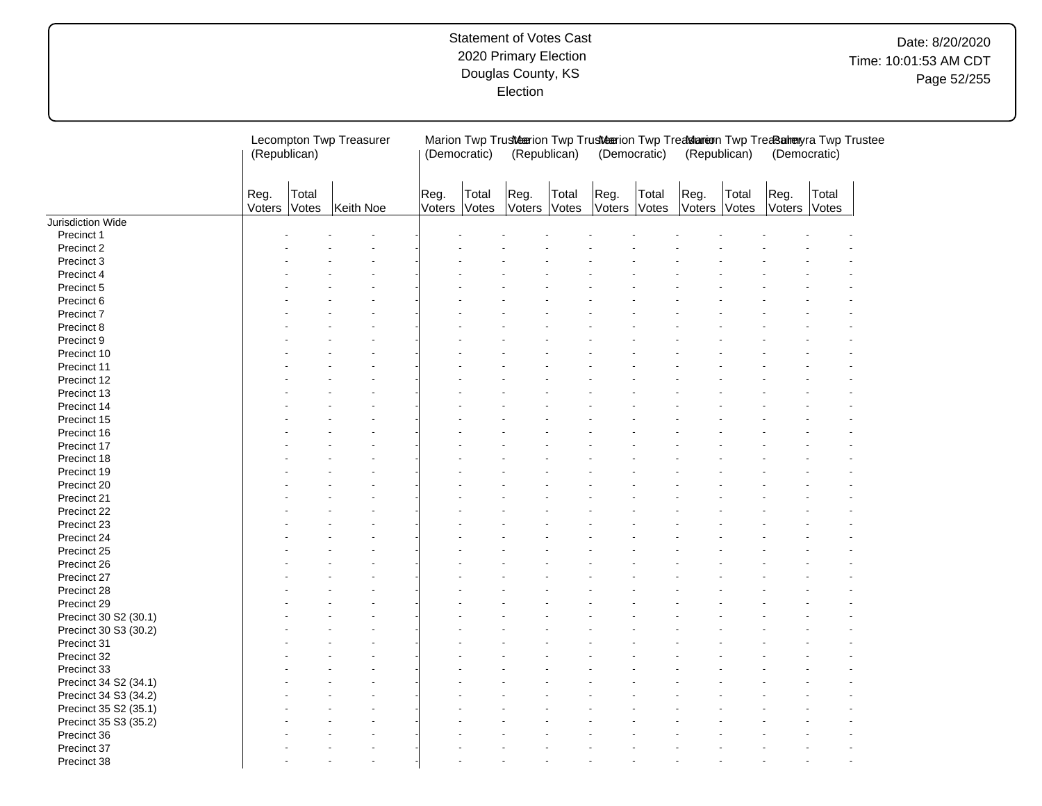# Statement of Votes Cast
2020 Primary Election
Douglas County, KS
Election

Date: 8/20/2020
Time: 10:01:53 AM CDT

| | Lecompton Twp Treasurer (Republican) | | | Marion Twp Trustee (Democratic) | | Marion Twp Trustee (Republican) | | Marion Twp Treasurer (Democratic) | | Marion Twp Treasurer (Republican) | | Palmyra Twp Trustee (Democratic) | |
|---|---|---|---|---|---|---|---|---|---|---|---|---|---|
| | Reg. Voters | Total Votes | Keith Noe | Reg. Voters | Total Votes | Reg. Voters | Total Votes | Reg. Voters | Total Votes | Reg. Voters | Total Votes | Reg. Voters | Total Votes |
| Jurisdiction Wide | | | | | | | | | | | | | |
| Precinct 1 | - | - | - | - | - | - | - | - | - | - | - | - | - |
| Precinct 2 | - | - | - | - | - | - | - | - | - | - | - | - | - |
| Precinct 3 | - | - | - | - | - | - | - | - | - | - | - | - | - |
| Precinct 4 | - | - | - | - | - | - | - | - | - | - | - | - | - |
| Precinct 5 | - | - | - | - | - | - | - | - | - | - | - | - | - |
| Precinct 6 | - | - | - | - | - | - | - | - | - | - | - | - | - |
| Precinct 7 | - | - | - | - | - | - | - | - | - | - | - | - | - |
| Precinct 8 | - | - | - | - | - | - | - | - | - | - | - | - | - |
| Precinct 9 | - | - | - | - | - | - | - | - | - | - | - | - | - |
| Precinct 10 | - | - | - | - | - | - | - | - | - | - | - | - | - |
| Precinct 11 | - | - | - | - | - | - | - | - | - | - | - | - | - |
| Precinct 12 | - | - | - | - | - | - | - | - | - | - | - | - | - |
| Precinct 13 | - | - | - | - | - | - | - | - | - | - | - | - | - |
| Precinct 14 | - | - | - | - | - | - | - | - | - | - | - | - | - |
| Precinct 15 | - | - | - | - | - | - | - | - | - | - | - | - | - |
| Precinct 16 | - | - | - | - | - | - | - | - | - | - | - | - | - |
| Precinct 17 | - | - | - | - | - | - | - | - | - | - | - | - | - |
| Precinct 18 | - | - | - | - | - | - | - | - | - | - | - | - | - |
| Precinct 19 | - | - | - | - | - | - | - | - | - | - | - | - | - |
| Precinct 20 | - | - | - | - | - | - | - | - | - | - | - | - | - |
| Precinct 21 | - | - | - | - | - | - | - | - | - | - | - | - | - |
| Precinct 22 | - | - | - | - | - | - | - | - | - | - | - | - | - |
| Precinct 23 | - | - | - | - | - | - | - | - | - | - | - | - | - |
| Precinct 24 | - | - | - | - | - | - | - | - | - | - | - | - | - |
| Precinct 25 | - | - | - | - | - | - | - | - | - | - | - | - | - |
| Precinct 26 | - | - | - | - | - | - | - | - | - | - | - | - | - |
| Precinct 27 | - | - | - | - | - | - | - | - | - | - | - | - | - |
| Precinct 28 | - | - | - | - | - | - | - | - | - | - | - | - | - |
| Precinct 29 | - | - | - | - | - | - | - | - | - | - | - | - | - |
| Precinct 30 S2 (30.1) | - | - | - | - | - | - | - | - | - | - | - | - | - |
| Precinct 30 S3 (30.2) | - | - | - | - | - | - | - | - | - | - | - | - | - |
| Precinct 31 | - | - | - | - | - | - | - | - | - | - | - | - | - |
| Precinct 32 | - | - | - | - | - | - | - | - | - | - | - | - | - |
| Precinct 33 | - | - | - | - | - | - | - | - | - | - | - | - | - |
| Precinct 34 S2 (34.1) | - | - | - | - | - | - | - | - | - | - | - | - | - |
| Precinct 34 S3 (34.2) | - | - | - | - | - | - | - | - | - | - | - | - | - |
| Precinct 35 S2 (35.1) | - | - | - | - | - | - | - | - | - | - | - | - | - |
| Precinct 35 S3 (35.2) | - | - | - | - | - | - | - | - | - | - | - | - | - |
| Precinct 36 | - | - | - | - | - | - | - | - | - | - | - | - | - |
| Precinct 37 | - | - | - | - | - | - | - | - | - | - | - | - | - |
| Precinct 38 | - | - | - | - | - | - | - | - | - | - | - | - | - |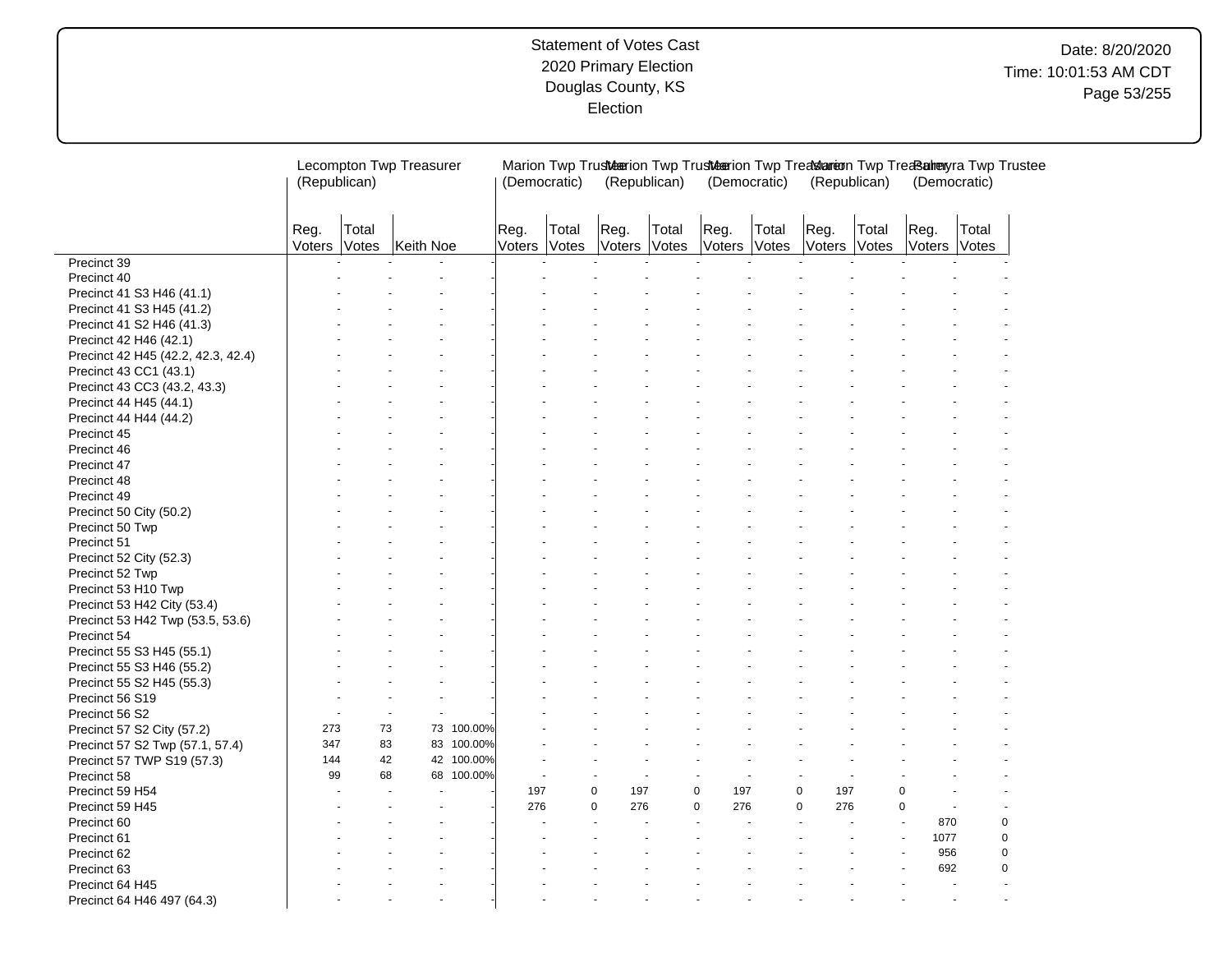Statement of Votes Cast
2020 Primary Election
Douglas County, KS
Election

Date: 8/20/2020
Time: 10:01:53 AM CDT

| | Lecompton Twp Treasurer (Republican) | | | | Marion Twp Trustee (Democratic) | | Marion Twp Trustee (Republican) | | Marion Twp Treasurer (Democratic) | | Marion Twp Treasurer (Republican) | | Palmyra Twp Trustee (Democratic) | |
|---|---|---|---|---|---|---|---|---|---|---|---|---|---|---|
| | Reg. Voters | Total Votes | Keith Noe | | Reg. Voters | Total Votes | Reg. Voters | Total Votes | Reg. Voters | Total Votes | Reg. Voters | Total Votes | Reg. Voters | Total Votes |
| Precinct 39 | - | - | - | - | - | - | - | - | - | - | - | - | - | - |
| Precinct 40 | - | - | - | - | - | - | - | - | - | - | - | - | - | - |
| Precinct 41 S3 H46 (41.1) | - | - | - | - | - | - | - | - | - | - | - | - | - | - |
| Precinct 41 S3 H45 (41.2) | - | - | - | - | - | - | - | - | - | - | - | - | - | - |
| Precinct 41 S2 H46 (41.3) | - | - | - | - | - | - | - | - | - | - | - | - | - | - |
| Precinct 42 H46 (42.1) | - | - | - | - | - | - | - | - | - | - | - | - | - | - |
| Precinct 42 H45 (42.2, 42.3, 42.4) | - | - | - | - | - | - | - | - | - | - | - | - | - | - |
| Precinct 43 CC1 (43.1) | - | - | - | - | - | - | - | - | - | - | - | - | - | - |
| Precinct 43 CC3 (43.2, 43.3) | - | - | - | - | - | - | - | - | - | - | - | - | - | - |
| Precinct 44 H45 (44.1) | - | - | - | - | - | - | - | - | - | - | - | - | - | - |
| Precinct 44 H44 (44.2) | - | - | - | - | - | - | - | - | - | - | - | - | - | - |
| Precinct 45 | - | - | - | - | - | - | - | - | - | - | - | - | - | - |
| Precinct 46 | - | - | - | - | - | - | - | - | - | - | - | - | - | - |
| Precinct 47 | - | - | - | - | - | - | - | - | - | - | - | - | - | - |
| Precinct 48 | - | - | - | - | - | - | - | - | - | - | - | - | - | - |
| Precinct 49 | - | - | - | - | - | - | - | - | - | - | - | - | - | - |
| Precinct 50 City (50.2) | - | - | - | - | - | - | - | - | - | - | - | - | - | - |
| Precinct 50 Twp | - | - | - | - | - | - | - | - | - | - | - | - | - | - |
| Precinct 51 | - | - | - | - | - | - | - | - | - | - | - | - | - | - |
| Precinct 52 City (52.3) | - | - | - | - | - | - | - | - | - | - | - | - | - | - |
| Precinct 52 Twp | - | - | - | - | - | - | - | - | - | - | - | - | - | - |
| Precinct 53 H10 Twp | - | - | - | - | - | - | - | - | - | - | - | - | - | - |
| Precinct 53 H42 City (53.4) | - | - | - | - | - | - | - | - | - | - | - | - | - | - |
| Precinct 53 H42 Twp (53.5, 53.6) | - | - | - | - | - | - | - | - | - | - | - | - | - | - |
| Precinct 54 | - | - | - | - | - | - | - | - | - | - | - | - | - | - |
| Precinct 55 S3 H45 (55.1) | - | - | - | - | - | - | - | - | - | - | - | - | - | - |
| Precinct 55 S3 H46 (55.2) | - | - | - | - | - | - | - | - | - | - | - | - | - | - |
| Precinct 55 S2 H45 (55.3) | - | - | - | - | - | - | - | - | - | - | - | - | - | - |
| Precinct 56 S19 | - | - | - | - | - | - | - | - | - | - | - | - | - | - |
| Precinct 56 S2 | - | - | - | - | - | - | - | - | - | - | - | - | - | - |
| Precinct 57 S2 City (57.2) | 273 | 73 | 73 | 100.00% | - | - | - | - | - | - | - | - | - | - |
| Precinct 57 S2 Twp (57.1, 57.4) | 347 | 83 | 83 | 100.00% | - | - | - | - | - | - | - | - | - | - |
| Precinct 57 TWP S19 (57.3) | 144 | 42 | 42 | 100.00% | - | - | - | - | - | - | - | - | - | - |
| Precinct 58 | 99 | 68 | 68 | 100.00% | - | - | - | - | - | - | - | - | - | - |
| Precinct 59 H54 | - | - | - | - | 197 | 0 | 197 | 0 | 197 | 0 | 197 | 0 | - | - |
| Precinct 59 H45 | - | - | - | - | 276 | 0 | 276 | 0 | 276 | 0 | 276 | 0 | - | - |
| Precinct 60 | - | - | - | - | - | - | - | - | - | - | - | - | 870 | 0 |
| Precinct 61 | - | - | - | - | - | - | - | - | - | - | - | - | 1077 | 0 |
| Precinct 62 | - | - | - | - | - | - | - | - | - | - | - | - | 956 | 0 |
| Precinct 63 | - | - | - | - | - | - | - | - | - | - | - | - | 692 | 0 |
| Precinct 64 H45 | - | - | - | - | - | - | - | - | - | - | - | - | - | - |
| Precinct 64 H46 497 (64.3) | - | - | - | - | - | - | - | - | - | - | - | - | - | - |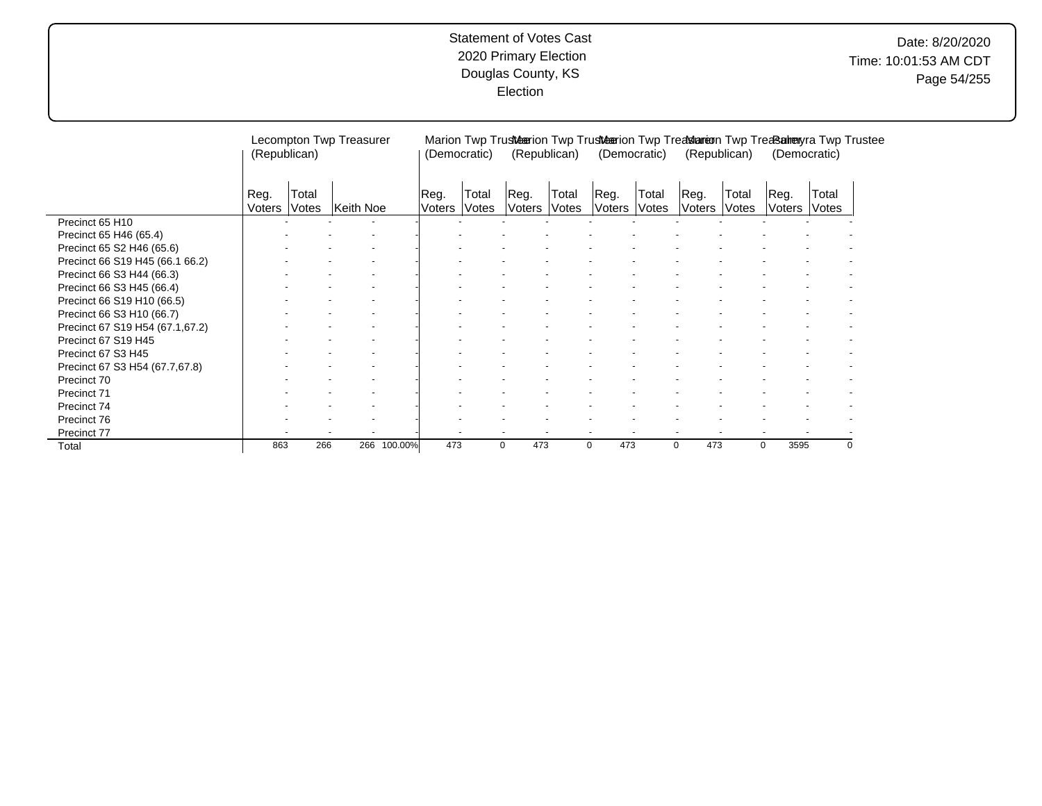Statement of Votes Cast
2020 Primary Election
Douglas County, KS
Election

| | Lecompton Twp Treasurer (Republican) | | | | Marion Twp Trustee (Democratic) | | Marion Twp Trustee (Republican) | | Marion Twp Treasurer (Democratic) | | Marion Twp Treasurer (Republican) | | Palmyra Twp Trustee (Democratic) | |
|---|---|---|---|---|---|---|---|---|---|---|---|---|---|---|
| | Reg. Voters | Total Votes | Keith Noe | | Reg. Voters | Total Votes | Reg. Voters | Total Votes | Reg. Voters | Total Votes | Reg. Voters | Total Votes | Reg. Voters | Total Votes |
| Precinct 65 H10 | - | - | - | - | - | - | - | - | - | - | - | - | - | - |
| Precinct 65 H46 (65.4) | - | - | - | - | - | - | - | - | - | - | - | - | - | - |
| Precinct 65 S2 H46 (65.6) | - | - | - | - | - | - | - | - | - | - | - | - | - | - |
| Precinct 66 S19 H45 (66.1 66.2) | - | - | - | - | - | - | - | - | - | - | - | - | - | - |
| Precinct 66 S3 H44 (66.3) | - | - | - | - | - | - | - | - | - | - | - | - | - | - |
| Precinct 66 S3 H45 (66.4) | - | - | - | - | - | - | - | - | - | - | - | - | - | - |
| Precinct 66 S19 H10 (66.5) | - | - | - | - | - | - | - | - | - | - | - | - | - | - |
| Precinct 66 S3 H10 (66.7) | - | - | - | - | - | - | - | - | - | - | - | - | - | - |
| Precinct 67 S19 H54 (67.1,67.2) | - | - | - | - | - | - | - | - | - | - | - | - | - | - |
| Precinct 67 S19 H45 | - | - | - | - | - | - | - | - | - | - | - | - | - | - |
| Precinct 67 S3 H45 | - | - | - | - | - | - | - | - | - | - | - | - | - | - |
| Precinct 67 S3 H54 (67.7,67.8) | - | - | - | - | - | - | - | - | - | - | - | - | - | - |
| Precinct 70 | - | - | - | - | - | - | - | - | - | - | - | - | - | - |
| Precinct 71 | - | - | - | - | - | - | - | - | - | - | - | - | - | - |
| Precinct 74 | - | - | - | - | - | - | - | - | - | - | - | - | - | - |
| Precinct 76 | - | - | - | - | - | - | - | - | - | - | - | - | - | - |
| Precinct 77 | - | - | - | - | - | - | - | - | - | - | - | - | - | - |
| Total | 863 | 266 | 266 | 100.00% | 473 | 0 | 473 | 0 | 473 | 0 | 473 | 0 | 3595 | 0 |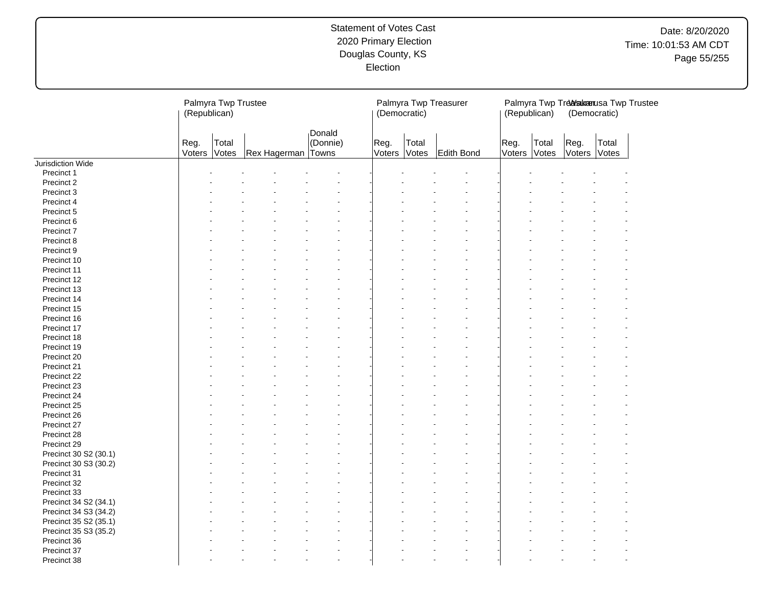Statement of Votes Cast
2020 Primary Election
Douglas County, KS
Election

Date: 8/20/2020
Time: 10:01:53 AM CDT

| | Palmyra Twp Trustee (Republican) | | | | Palmyra Twp Treasurer (Democratic) | | | Palmyra Twp Treasurer (Republican) | | Wakarusa Twp Trustee (Democratic) | |
|---|---|---|---|---|---|---|---|---|---|---|---|
| | Reg. Voters | Total Votes | Rex Hagerman | Donald (Donnie) Towns | Reg. Voters | Total Votes | Edith Bond | Reg. Voters | Total Votes | Reg. Voters | Total Votes |
| Jurisdiction Wide | | | | | | | | | | | |
| Precinct 1 | - | - | - | - | - | - | - | - | - | - | - |
| Precinct 2 | - | - | - | - | - | - | - | - | - | - | - |
| Precinct 3 | - | - | - | - | - | - | - | - | - | - | - |
| Precinct 4 | - | - | - | - | - | - | - | - | - | - | - |
| Precinct 5 | - | - | - | - | - | - | - | - | - | - | - |
| Precinct 6 | - | - | - | - | - | - | - | - | - | - | - |
| Precinct 7 | - | - | - | - | - | - | - | - | - | - | - |
| Precinct 8 | - | - | - | - | - | - | - | - | - | - | - |
| Precinct 9 | - | - | - | - | - | - | - | - | - | - | - |
| Precinct 10 | - | - | - | - | - | - | - | - | - | - | - |
| Precinct 11 | - | - | - | - | - | - | - | - | - | - | - |
| Precinct 12 | - | - | - | - | - | - | - | - | - | - | - |
| Precinct 13 | - | - | - | - | - | - | - | - | - | - | - |
| Precinct 14 | - | - | - | - | - | - | - | - | - | - | - |
| Precinct 15 | - | - | - | - | - | - | - | - | - | - | - |
| Precinct 16 | - | - | - | - | - | - | - | - | - | - | - |
| Precinct 17 | - | - | - | - | - | - | - | - | - | - | - |
| Precinct 18 | - | - | - | - | - | - | - | - | - | - | - |
| Precinct 19 | - | - | - | - | - | - | - | - | - | - | - |
| Precinct 20 | - | - | - | - | - | - | - | - | - | - | - |
| Precinct 21 | - | - | - | - | - | - | - | - | - | - | - |
| Precinct 22 | - | - | - | - | - | - | - | - | - | - | - |
| Precinct 23 | - | - | - | - | - | - | - | - | - | - | - |
| Precinct 24 | - | - | - | - | - | - | - | - | - | - | - |
| Precinct 25 | - | - | - | - | - | - | - | - | - | - | - |
| Precinct 26 | - | - | - | - | - | - | - | - | - | - | - |
| Precinct 27 | - | - | - | - | - | - | - | - | - | - | - |
| Precinct 28 | - | - | - | - | - | - | - | - | - | - | - |
| Precinct 29 | - | - | - | - | - | - | - | - | - | - | - |
| Precinct 30 S2 (30.1) | - | - | - | - | - | - | - | - | - | - | - |
| Precinct 30 S3 (30.2) | - | - | - | - | - | - | - | - | - | - | - |
| Precinct 31 | - | - | - | - | - | - | - | - | - | - | - |
| Precinct 32 | - | - | - | - | - | - | - | - | - | - | - |
| Precinct 33 | - | - | - | - | - | - | - | - | - | - | - |
| Precinct 34 S2 (34.1) | - | - | - | - | - | - | - | - | - | - | - |
| Precinct 34 S3 (34.2) | - | - | - | - | - | - | - | - | - | - | - |
| Precinct 35 S2 (35.1) | - | - | - | - | - | - | - | - | - | - | - |
| Precinct 35 S3 (35.2) | - | - | - | - | - | - | - | - | - | - | - |
| Precinct 36 | - | - | - | - | - | - | - | - | - | - | - |
| Precinct 37 | - | - | - | - | - | - | - | - | - | - | - |
| Precinct 38 | - | - | - | - | - | - | - | - | - | - | - |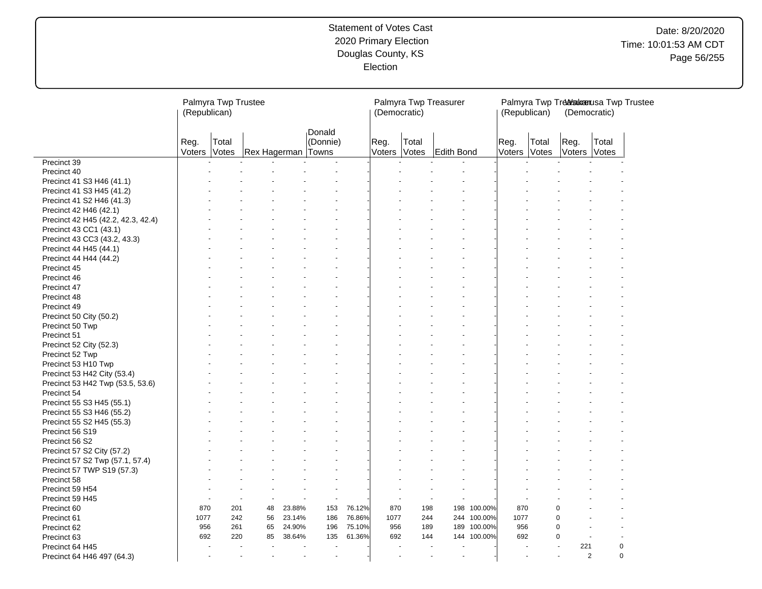# Statement of Votes Cast
## 2020 Primary Election
## Douglas County, KS
## Election

Date: 8/20/2020
Time: 10:01:53 AM CDT

| | Palmyra Twp Trustee (Republican) | | | | | | Palmyra Twp Treasurer (Democratic) | | | | Palmyra Twp Treasurer (Republican) | | Wakarusa Twp Trustee (Democratic) | |
|---|---|---|---|---|---|---|---|---|---|---|---|---|---|---|
| | Reg. Voters | Total Votes | Rex Hagerman | | Donald (Donnie) Towns | | Reg. Voters | Total Votes | Edith Bond | | Reg. Voters | Total Votes | Reg. Voters | Total Votes |
| Precinct 39 | - | - | - | - | - | - | - | - | - | - | - | - | - | - |
| Precinct 40 | - | - | - | - | - | - | - | - | - | - | - | - | - | - |
| Precinct 41 S3 H46 (41.1) | - | - | - | - | - | - | - | - | - | - | - | - | - | - |
| Precinct 41 S3 H45 (41.2) | - | - | - | - | - | - | - | - | - | - | - | - | - | - |
| Precinct 41 S2 H46 (41.3) | - | - | - | - | - | - | - | - | - | - | - | - | - | - |
| Precinct 42 H46 (42.1) | - | - | - | - | - | - | - | - | - | - | - | - | - | - |
| Precinct 42 H45 (42.2, 42.3, 42.4) | - | - | - | - | - | - | - | - | - | - | - | - | - | - |
| Precinct 43 CC1 (43.1) | - | - | - | - | - | - | - | - | - | - | - | - | - | - |
| Precinct 43 CC3 (43.2, 43.3) | - | - | - | - | - | - | - | - | - | - | - | - | - | - |
| Precinct 44 H45 (44.1) | - | - | - | - | - | - | - | - | - | - | - | - | - | - |
| Precinct 44 H44 (44.2) | - | - | - | - | - | - | - | - | - | - | - | - | - | - |
| Precinct 45 | - | - | - | - | - | - | - | - | - | - | - | - | - | - |
| Precinct 46 | - | - | - | - | - | - | - | - | - | - | - | - | - | - |
| Precinct 47 | - | - | - | - | - | - | - | - | - | - | - | - | - | - |
| Precinct 48 | - | - | - | - | - | - | - | - | - | - | - | - | - | - |
| Precinct 49 | - | - | - | - | - | - | - | - | - | - | - | - | - | - |
| Precinct 50 City (50.2) | - | - | - | - | - | - | - | - | - | - | - | - | - | - |
| Precinct 50 Twp | - | - | - | - | - | - | - | - | - | - | - | - | - | - |
| Precinct 51 | - | - | - | - | - | - | - | - | - | - | - | - | - | - |
| Precinct 52 City (52.3) | - | - | - | - | - | - | - | - | - | - | - | - | - | - |
| Precinct 52 Twp | - | - | - | - | - | - | - | - | - | - | - | - | - | - |
| Precinct 53 H10 Twp | - | - | - | - | - | - | - | - | - | - | - | - | - | - |
| Precinct 53 H42 City (53.4) | - | - | - | - | - | - | - | - | - | - | - | - | - | - |
| Precinct 53 H42 Twp (53.5, 53.6) | - | - | - | - | - | - | - | - | - | - | - | - | - | - |
| Precinct 54 | - | - | - | - | - | - | - | - | - | - | - | - | - | - |
| Precinct 55 S3 H45 (55.1) | - | - | - | - | - | - | - | - | - | - | - | - | - | - |
| Precinct 55 S3 H46 (55.2) | - | - | - | - | - | - | - | - | - | - | - | - | - | - |
| Precinct 55 S2 H45 (55.3) | - | - | - | - | - | - | - | - | - | - | - | - | - | - |
| Precinct 56 S19 | - | - | - | - | - | - | - | - | - | - | - | - | - | - |
| Precinct 56 S2 | - | - | - | - | - | - | - | - | - | - | - | - | - | - |
| Precinct 57 S2 City (57.2) | - | - | - | - | - | - | - | - | - | - | - | - | - | - |
| Precinct 57 S2 Twp (57.1, 57.4) | - | - | - | - | - | - | - | - | - | - | - | - | - | - |
| Precinct 57 TWP S19 (57.3) | - | - | - | - | - | - | - | - | - | - | - | - | - | - |
| Precinct 58 | - | - | - | - | - | - | - | - | - | - | - | - | - | - |
| Precinct 59 H54 | - | - | - | - | - | - | - | - | - | - | - | - | - | - |
| Precinct 59 H45 | - | - | - | - | - | - | - | - | - | - | - | - | - | - |
| Precinct 60 | 870 | 201 | 48 | 23.88% | 153 | 76.12% | 870 | 198 | 198 | 100.00% | 870 | 0 | - | - |
| Precinct 61 | 1077 | 242 | 56 | 23.14% | 186 | 76.86% | 1077 | 244 | 244 | 100.00% | 1077 | 0 | - | - |
| Precinct 62 | 956 | 261 | 65 | 24.90% | 196 | 75.10% | 956 | 189 | 189 | 100.00% | 956 | 0 | - | - |
| Precinct 63 | 692 | 220 | 85 | 38.64% | 135 | 61.36% | 692 | 144 | 144 | 100.00% | 692 | 0 | - | - |
| Precinct 64 H45 | - | - | - | - | - | - | - | - | - | - | - | - | 221 | 0 |
| Precinct 64 H46 497 (64.3) | - | - | - | - | - | - | - | - | - | - | - | - | 2 | 0 |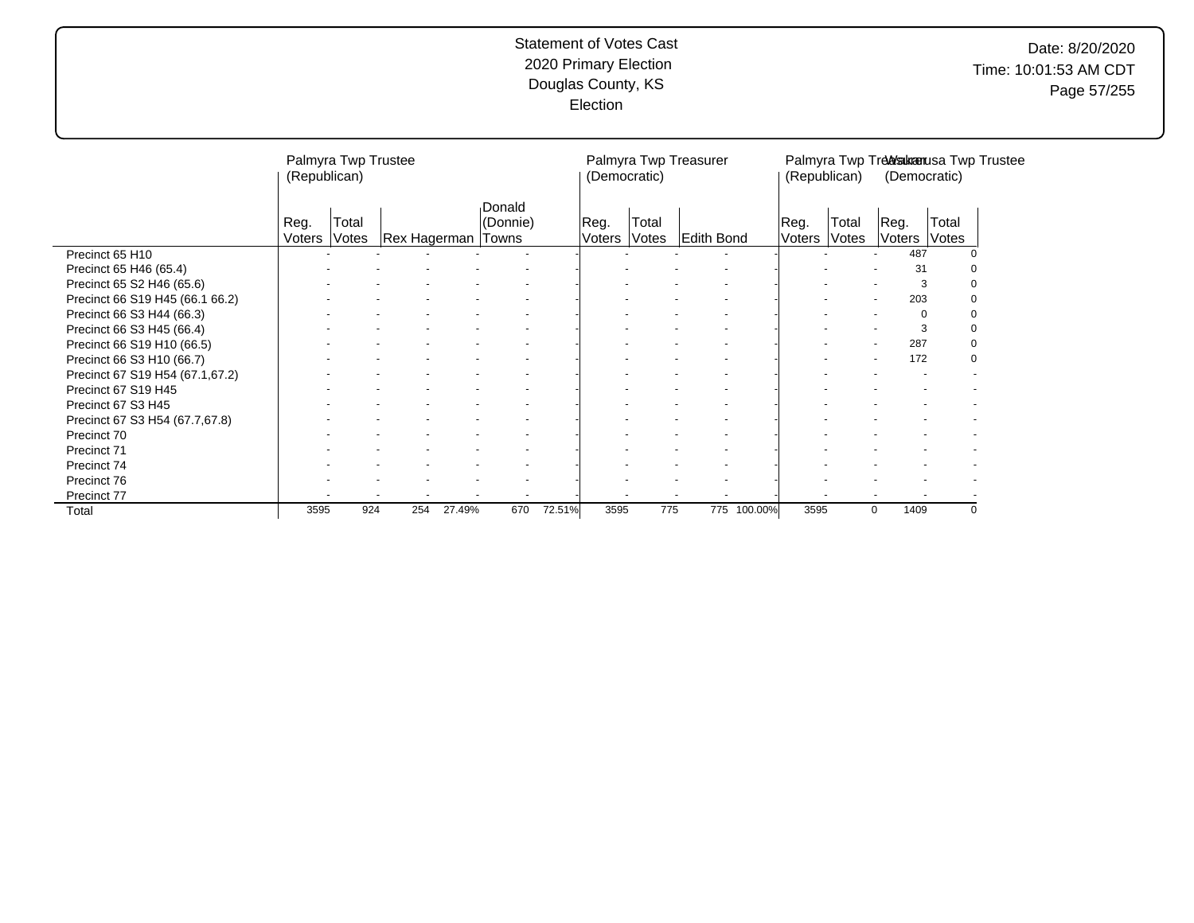Statement of Votes Cast
2020 Primary Election
Douglas County, KS
Election

| | Palmyra Twp Trustee (Republican) | | | | | | Palmyra Twp Treasurer (Democratic) | | | | Palmyra Twp Treasurer (Republican) | | Wakarusa Twp Trustee (Democratic) | |
|---|---|---|---|---|---|---|---|---|---|---|---|---|---|---|
| | Reg. Voters | Total Votes | Rex Hagerman | | Donald (Donnie) Towns | | Reg. Voters | Total Votes | Edith Bond | | Reg. Voters | Total Votes | Reg. Voters | Total Votes |
| Precinct 65 H10 | - | - | - | - | - | - | - | - | - | - | - | - | 487 | 0 |
| Precinct 65 H46 (65.4) | - | - | - | - | - | - | - | - | - | - | - | - | 31 | 0 |
| Precinct 65 S2 H46 (65.6) | - | - | - | - | - | - | - | - | - | - | - | - | 3 | 0 |
| Precinct 66 S19 H45 (66.1 66.2) | - | - | - | - | - | - | - | - | - | - | - | - | 203 | 0 |
| Precinct 66 S3 H44 (66.3) | - | - | - | - | - | - | - | - | - | - | - | - | 0 | 0 |
| Precinct 66 S3 H45 (66.4) | - | - | - | - | - | - | - | - | - | - | - | - | 3 | 0 |
| Precinct 66 S19 H10 (66.5) | - | - | - | - | - | - | - | - | - | - | - | - | 287 | 0 |
| Precinct 66 S3 H10 (66.7) | - | - | - | - | - | - | - | - | - | - | - | - | 172 | 0 |
| Precinct 67 S19 H54 (67.1,67.2) | - | - | - | - | - | - | - | - | - | - | - | - | - | - |
| Precinct 67 S19 H45 | - | - | - | - | - | - | - | - | - | - | - | - | - | - |
| Precinct 67 S3 H45 | - | - | - | - | - | - | - | - | - | - | - | - | - | - |
| Precinct 67 S3 H54 (67.7,67.8) | - | - | - | - | - | - | - | - | - | - | - | - | - | - |
| Precinct 70 | - | - | - | - | - | - | - | - | - | - | - | - | - | - |
| Precinct 71 | - | - | - | - | - | - | - | - | - | - | - | - | - | - |
| Precinct 74 | - | - | - | - | - | - | - | - | - | - | - | - | - | - |
| Precinct 76 | - | - | - | - | - | - | - | - | - | - | - | - | - | - |
| Precinct 77 | - | - | - | - | - | - | - | - | - | - | - | - | - | - |
| Total | 3595 | 924 | 254 | 27.49% | 670 | 72.51% | 3595 | 775 | 775 | 100.00% | 3595 | 0 | 1409 | 0 |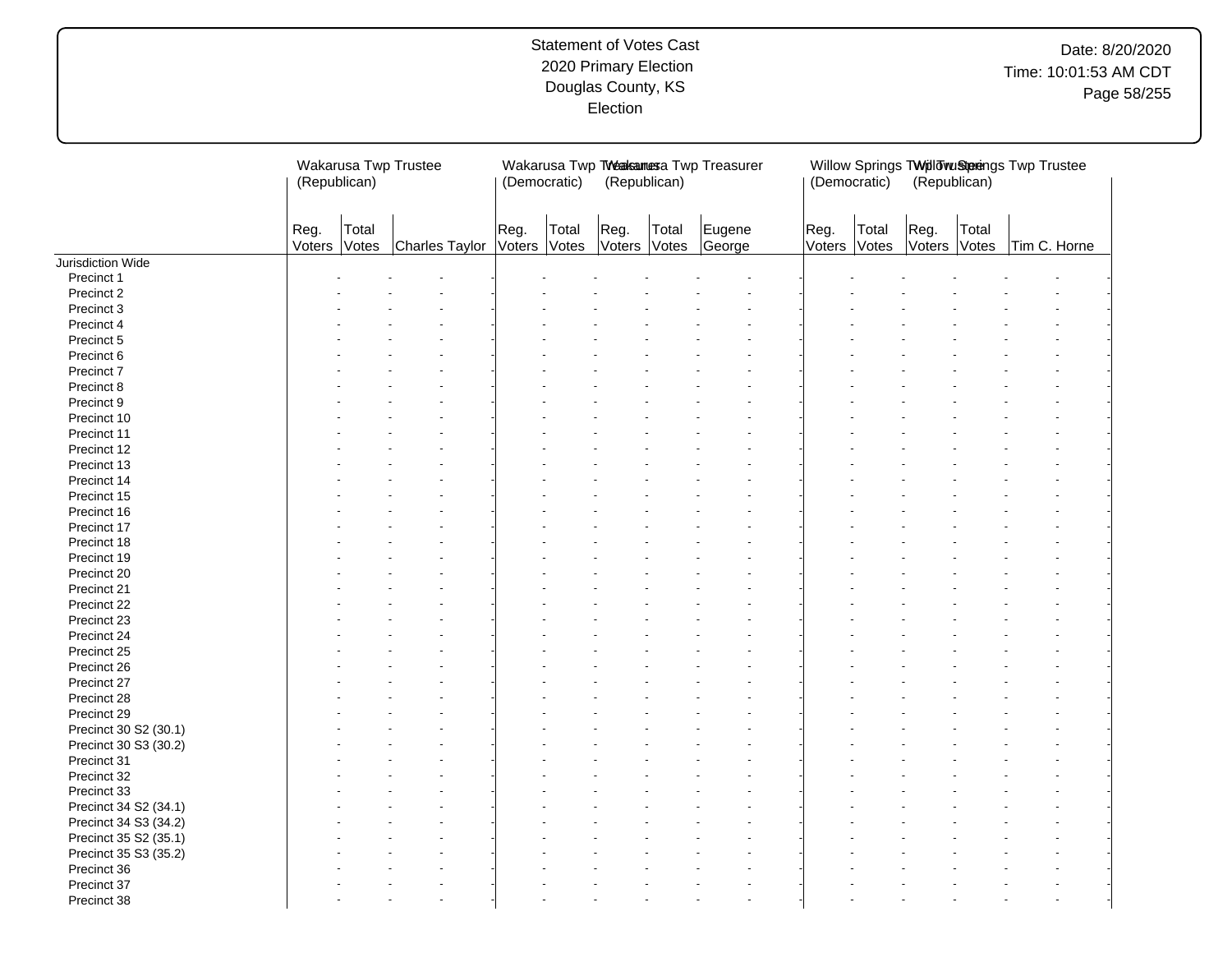Statement of Votes Cast
2020 Primary Election
Douglas County, KS
Election

| | Wakarusa Twp Trustee (Republican) | | | Wakarusa Twp Treasurer (Democratic) | | Wakarusa Twp Treasurer (Republican) | | | Willow Springs Twp Trustee (Democratic) | | Willow Springs Twp Trustee (Republican) | | |
|---|---|---|---|---|---|---|---|---|---|---|---|---|---|
| | Reg. Voters | Total Votes | Charles Taylor | Reg. Voters | Total Votes | Reg. Voters | Total Votes | Eugene George | Reg. Voters | Total Votes | Reg. Voters | Total Votes | Tim C. Horne |
| Jurisdiction Wide | | | | | | | | | | | | | |
| Precinct 1 | - | - | - | - | - | - | - | - | - | - | - | - | - |
| Precinct 2 | - | - | - | - | - | - | - | - | - | - | - | - | - |
| Precinct 3 | - | - | - | - | - | - | - | - | - | - | - | - | - |
| Precinct 4 | - | - | - | - | - | - | - | - | - | - | - | - | - |
| Precinct 5 | - | - | - | - | - | - | - | - | - | - | - | - | - |
| Precinct 6 | - | - | - | - | - | - | - | - | - | - | - | - | - |
| Precinct 7 | - | - | - | - | - | - | - | - | - | - | - | - | - |
| Precinct 8 | - | - | - | - | - | - | - | - | - | - | - | - | - |
| Precinct 9 | - | - | - | - | - | - | - | - | - | - | - | - | - |
| Precinct 10 | - | - | - | - | - | - | - | - | - | - | - | - | - |
| Precinct 11 | - | - | - | - | - | - | - | - | - | - | - | - | - |
| Precinct 12 | - | - | - | - | - | - | - | - | - | - | - | - | - |
| Precinct 13 | - | - | - | - | - | - | - | - | - | - | - | - | - |
| Precinct 14 | - | - | - | - | - | - | - | - | - | - | - | - | - |
| Precinct 15 | - | - | - | - | - | - | - | - | - | - | - | - | - |
| Precinct 16 | - | - | - | - | - | - | - | - | - | - | - | - | - |
| Precinct 17 | - | - | - | - | - | - | - | - | - | - | - | - | - |
| Precinct 18 | - | - | - | - | - | - | - | - | - | - | - | - | - |
| Precinct 19 | - | - | - | - | - | - | - | - | - | - | - | - | - |
| Precinct 20 | - | - | - | - | - | - | - | - | - | - | - | - | - |
| Precinct 21 | - | - | - | - | - | - | - | - | - | - | - | - | - |
| Precinct 22 | - | - | - | - | - | - | - | - | - | - | - | - | - |
| Precinct 23 | - | - | - | - | - | - | - | - | - | - | - | - | - |
| Precinct 24 | - | - | - | - | - | - | - | - | - | - | - | - | - |
| Precinct 25 | - | - | - | - | - | - | - | - | - | - | - | - | - |
| Precinct 26 | - | - | - | - | - | - | - | - | - | - | - | - | - |
| Precinct 27 | - | - | - | - | - | - | - | - | - | - | - | - | - |
| Precinct 28 | - | - | - | - | - | - | - | - | - | - | - | - | - |
| Precinct 29 | - | - | - | - | - | - | - | - | - | - | - | - | - |
| Precinct 30 S2 (30.1) | - | - | - | - | - | - | - | - | - | - | - | - | - |
| Precinct 30 S3 (30.2) | - | - | - | - | - | - | - | - | - | - | - | - | - |
| Precinct 31 | - | - | - | - | - | - | - | - | - | - | - | - | - |
| Precinct 32 | - | - | - | - | - | - | - | - | - | - | - | - | - |
| Precinct 33 | - | - | - | - | - | - | - | - | - | - | - | - | - |
| Precinct 34 S2 (34.1) | - | - | - | - | - | - | - | - | - | - | - | - | - |
| Precinct 34 S3 (34.2) | - | - | - | - | - | - | - | - | - | - | - | - | - |
| Precinct 35 S2 (35.1) | - | - | - | - | - | - | - | - | - | - | - | - | - |
| Precinct 35 S3 (35.2) | - | - | - | - | - | - | - | - | - | - | - | - | - |
| Precinct 36 | - | - | - | - | - | - | - | - | - | - | - | - | - |
| Precinct 37 | - | - | - | - | - | - | - | - | - | - | - | - | - |
| Precinct 38 | - | - | - | - | - | - | - | - | - | - | - | - | - |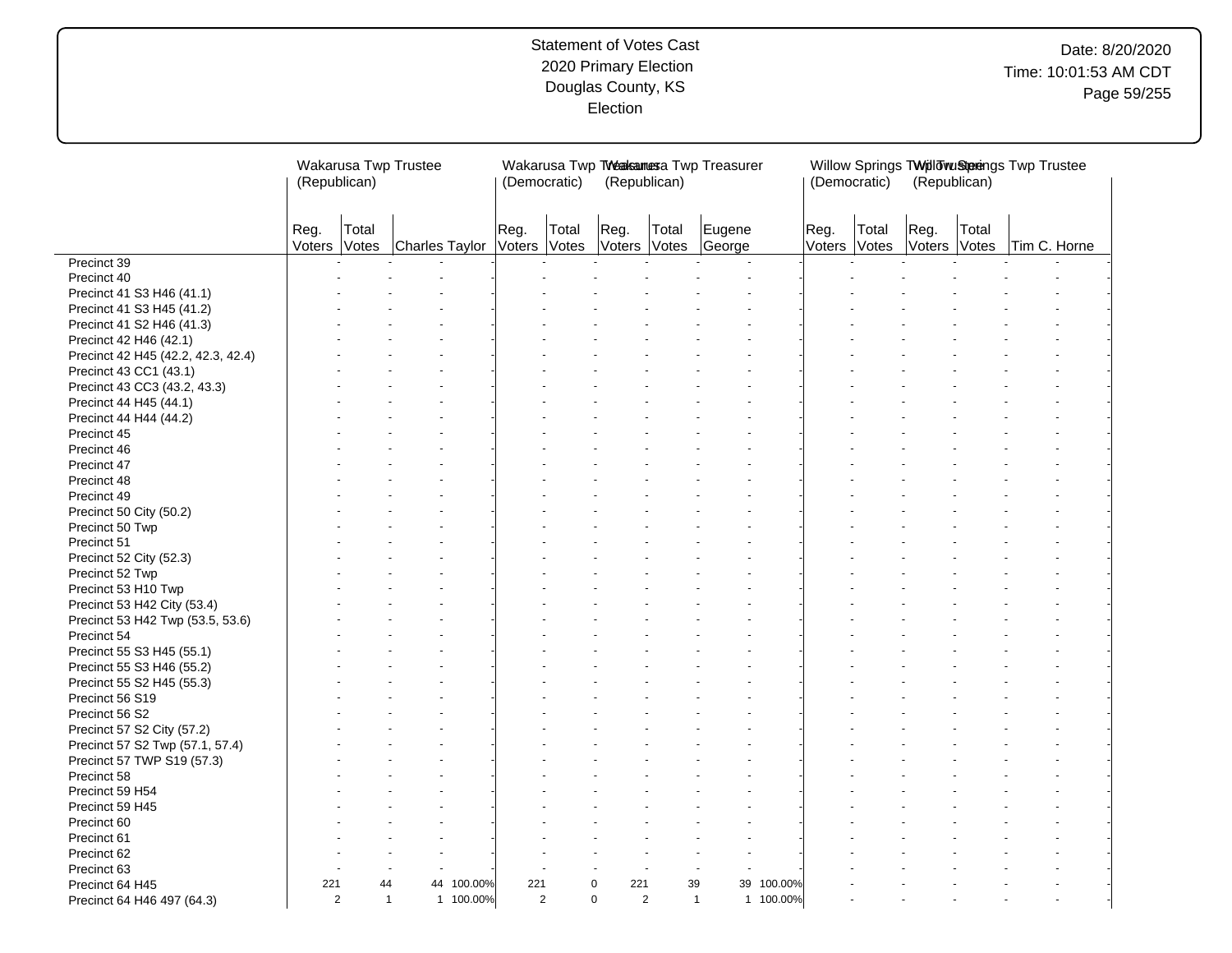# Statement of Votes Cast
## 2020 Primary Election
## Douglas County, KS
## Election

Date: 8/20/2020
Time: 10:01:53 AM CDT

| | Wakarusa Twp Trustee (Republican) | | | | Wakarusa Twp Treasurer (Democratic) | | Wakarusa Twp Treasurer (Republican) | | | | Willow Springs Twp Trustee (Democratic) | | Willow Springs Twp Trustee (Republican) | | | |
|---|---|---|---|---|---|---|---|---|---|---|---|---|---|---|---|---|
| | Reg. Voters | Total Votes | Charles Taylor | | Reg. Voters | Total Votes | Reg. Voters | Total Votes | Eugene George | | Reg. Voters | Total Votes | Reg. Voters | Total Votes | Tim C. Horne | |
| Precinct 39 | - | - | - | - | - | - | - | - | - | - | - | - | - | - | - | - |
| Precinct 40 | - | - | - | - | - | - | - | - | - | - | - | - | - | - | - | - |
| Precinct 41 S3 H46 (41.1) | - | - | - | - | - | - | - | - | - | - | - | - | - | - | - | - |
| Precinct 41 S3 H45 (41.2) | - | - | - | - | - | - | - | - | - | - | - | - | - | - | - | - |
| Precinct 41 S2 H46 (41.3) | - | - | - | - | - | - | - | - | - | - | - | - | - | - | - | - |
| Precinct 42 H46 (42.1) | - | - | - | - | - | - | - | - | - | - | - | - | - | - | - | - |
| Precinct 42 H45 (42.2, 42.3, 42.4) | - | - | - | - | - | - | - | - | - | - | - | - | - | - | - | - |
| Precinct 43 CC1 (43.1) | - | - | - | - | - | - | - | - | - | - | - | - | - | - | - | - |
| Precinct 43 CC3 (43.2, 43.3) | - | - | - | - | - | - | - | - | - | - | - | - | - | - | - | - |
| Precinct 44 H45 (44.1) | - | - | - | - | - | - | - | - | - | - | - | - | - | - | - | - |
| Precinct 44 H44 (44.2) | - | - | - | - | - | - | - | - | - | - | - | - | - | - | - | - |
| Precinct 45 | - | - | - | - | - | - | - | - | - | - | - | - | - | - | - | - |
| Precinct 46 | - | - | - | - | - | - | - | - | - | - | - | - | - | - | - | - |
| Precinct 47 | - | - | - | - | - | - | - | - | - | - | - | - | - | - | - | - |
| Precinct 48 | - | - | - | - | - | - | - | - | - | - | - | - | - | - | - | - |
| Precinct 49 | - | - | - | - | - | - | - | - | - | - | - | - | - | - | - | - |
| Precinct 50 City (50.2) | - | - | - | - | - | - | - | - | - | - | - | - | - | - | - | - |
| Precinct 50 Twp | - | - | - | - | - | - | - | - | - | - | - | - | - | - | - | - |
| Precinct 51 | - | - | - | - | - | - | - | - | - | - | - | - | - | - | - | - |
| Precinct 52 City (52.3) | - | - | - | - | - | - | - | - | - | - | - | - | - | - | - | - |
| Precinct 52 Twp | - | - | - | - | - | - | - | - | - | - | - | - | - | - | - | - |
| Precinct 53 H10 Twp | - | - | - | - | - | - | - | - | - | - | - | - | - | - | - | - |
| Precinct 53 H42 City (53.4) | - | - | - | - | - | - | - | - | - | - | - | - | - | - | - | - |
| Precinct 53 H42 Twp (53.5, 53.6) | - | - | - | - | - | - | - | - | - | - | - | - | - | - | - | - |
| Precinct 54 | - | - | - | - | - | - | - | - | - | - | - | - | - | - | - | - |
| Precinct 55 S3 H45 (55.1) | - | - | - | - | - | - | - | - | - | - | - | - | - | - | - | - |
| Precinct 55 S3 H46 (55.2) | - | - | - | - | - | - | - | - | - | - | - | - | - | - | - | - |
| Precinct 55 S2 H45 (55.3) | - | - | - | - | - | - | - | - | - | - | - | - | - | - | - | - |
| Precinct 56 S19 | - | - | - | - | - | - | - | - | - | - | - | - | - | - | - | - |
| Precinct 56 S2 | - | - | - | - | - | - | - | - | - | - | - | - | - | - | - | - |
| Precinct 57 S2 City (57.2) | - | - | - | - | - | - | - | - | - | - | - | - | - | - | - | - |
| Precinct 57 S2 Twp (57.1, 57.4) | - | - | - | - | - | - | - | - | - | - | - | - | - | - | - | - |
| Precinct 57 TWP S19 (57.3) | - | - | - | - | - | - | - | - | - | - | - | - | - | - | - | - |
| Precinct 58 | - | - | - | - | - | - | - | - | - | - | - | - | - | - | - | - |
| Precinct 59 H54 | - | - | - | - | - | - | - | - | - | - | - | - | - | - | - | - |
| Precinct 59 H45 | - | - | - | - | - | - | - | - | - | - | - | - | - | - | - | - |
| Precinct 60 | - | - | - | - | - | - | - | - | - | - | - | - | - | - | - | - |
| Precinct 61 | - | - | - | - | - | - | - | - | - | - | - | - | - | - | - | - |
| Precinct 62 | - | - | - | - | - | - | - | - | - | - | - | - | - | - | - | - |
| Precinct 63 | - | - | - | - | - | - | - | - | - | - | - | - | - | - | - | - |
| Precinct 64 H45 | 221 | 44 | 44 | 100.00% | 221 | 0 | 221 | 39 | 39 | 100.00% | - | - | - | - | - | - |
| Precinct 64 H46 497 (64.3) | 2 | 1 | 1 | 100.00% | 2 | 0 | 2 | 1 | 1 | 100.00% | - | - | - | - | - | - |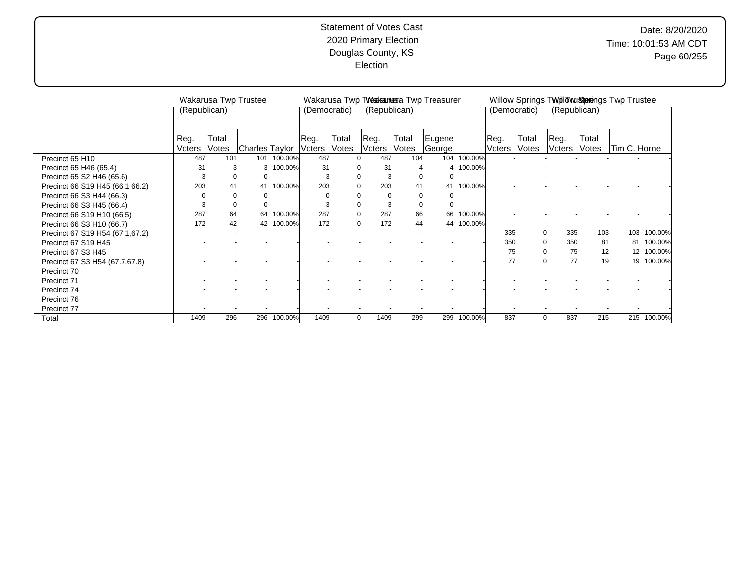Statement of Votes Cast
2020 Primary Election
Douglas County, KS
Election

| | Wakarusa Twp Trustee (Republican) | | | | Wakarusa Twp Treasurer (Democratic) | | Wakarusa Twp Treasurer (Republican) | | | | Willow Springs Twp Trustee (Democratic) | | Willow Springs Twp Trustee (Republican) | | | |
|---|---|---|---|---|---|---|---|---|---|---|---|---|---|---|---|---|
| | Reg. Voters | Total Votes | Charles Taylor | | Reg. Voters | Total Votes | Reg. Voters | Total Votes | Eugene George | | Reg. Voters | Total Votes | Reg. Voters | Total Votes | Tim C. Horne | |
| Precinct 65 H10 | 487 | 101 | 101 | 100.00% | 487 | 0 | 487 | 104 | 104 | 100.00% | - | - | - | - | - | - |
| Precinct 65 H46 (65.4) | 31 | 3 | 3 | 100.00% | 31 | 0 | 31 | 4 | 4 | 100.00% | - | - | - | - | - | - |
| Precinct 65 S2 H46 (65.6) | 3 | 0 | 0 | - | 3 | 0 | 3 | 0 | 0 | - | - | - | - | - | - | - |
| Precinct 66 S19 H45 (66.1 66.2) | 203 | 41 | 41 | 100.00% | 203 | 0 | 203 | 41 | 41 | 100.00% | - | - | - | - | - | - |
| Precinct 66 S3 H44 (66.3) | 0 | 0 | 0 | - | 0 | 0 | 0 | 0 | 0 | - | - | - | - | - | - | - |
| Precinct 66 S3 H45 (66.4) | 3 | 0 | 0 | - | 3 | 0 | 3 | 0 | 0 | - | - | - | - | - | - | - |
| Precinct 66 S19 H10 (66.5) | 287 | 64 | 64 | 100.00% | 287 | 0 | 287 | 66 | 66 | 100.00% | - | - | - | - | - | - |
| Precinct 66 S3 H10 (66.7) | 172 | 42 | 42 | 100.00% | 172 | 0 | 172 | 44 | 44 | 100.00% | - | - | - | - | - | - |
| Precinct 67 S19 H54 (67.1,67.2) | - | - | - | - | - | - | - | - | - | - | 335 | 0 | 335 | 103 | 103 | 100.00% |
| Precinct 67 S19 H45 | - | - | - | - | - | - | - | - | - | - | 350 | 0 | 350 | 81 | 81 | 100.00% |
| Precinct 67 S3 H45 | - | - | - | - | - | - | - | - | - | - | 75 | 0 | 75 | 12 | 12 | 100.00% |
| Precinct 67 S3 H54 (67.7,67.8) | - | - | - | - | - | - | - | - | - | - | 77 | 0 | 77 | 19 | 19 | 100.00% |
| Precinct 70 | - | - | - | - | - | - | - | - | - | - | - | - | - | - | - | - |
| Precinct 71 | - | - | - | - | - | - | - | - | - | - | - | - | - | - | - | - |
| Precinct 74 | - | - | - | - | - | - | - | - | - | - | - | - | - | - | - | - |
| Precinct 76 | - | - | - | - | - | - | - | - | - | - | - | - | - | - | - | - |
| Precinct 77 | - | - | - | - | - | - | - | - | - | - | - | - | - | - | - | - |
| Total | 1409 | 296 | 296 | 100.00% | 1409 | 0 | 1409 | 299 | 299 | 100.00% | 837 | 0 | 837 | 215 | 215 | 100.00% |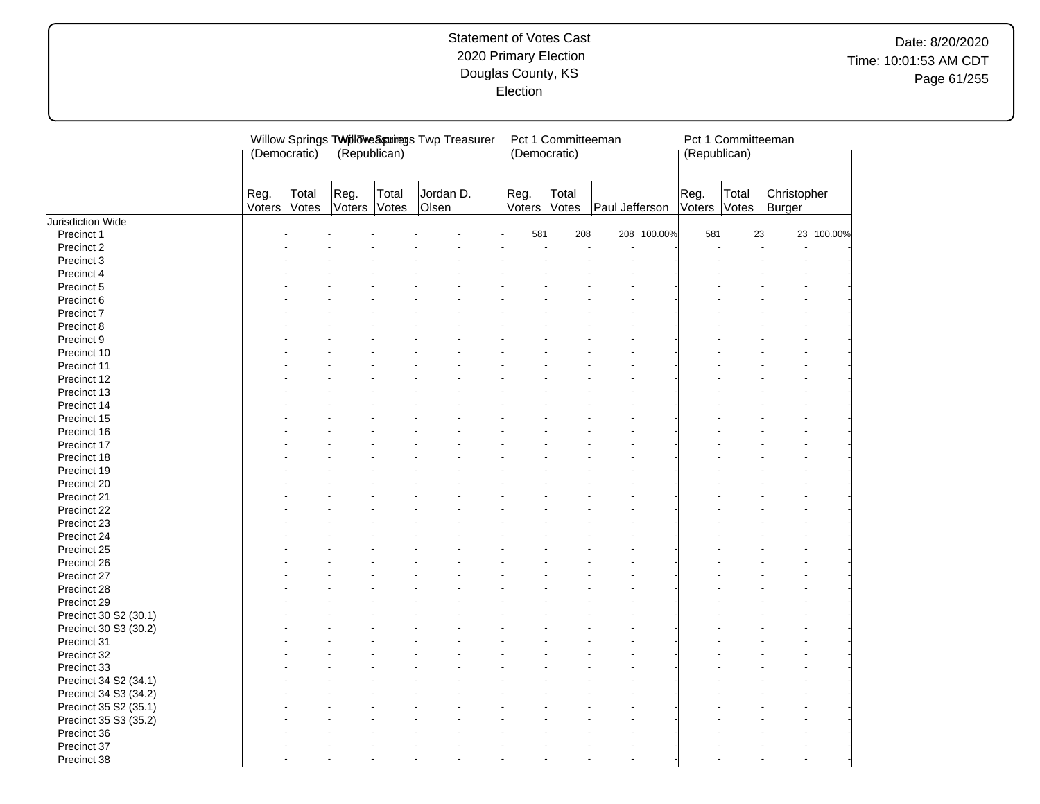# Statement of Votes Cast
## 2020 Primary Election
## Douglas County, KS
## Election

| | Willow Springs Twp Treasurer (Democratic) | | Willow Springs Twp Treasurer (Republican) | | | | Pct 1 Committeeman (Democratic) | | | | Pct 1 Committeeman (Republican) | | | |
|---|---|---|---|---|---|---|---|---|---|---|---|---|---|---|
| | Reg. Voters | Total Votes | Reg. Voters | Total Votes | Jordan D. Olsen | | Reg. Voters | Total Votes | Paul Jefferson | | Reg. Voters | Total Votes | Christopher Burger | |
| Jurisdiction Wide | | | | | | | | | | | | | | |
| Precinct 1 | - | - | - | - | - | - | 581 | 208 | 208 | 100.00% | 581 | 23 | 23 | 100.00% |
| Precinct 2 | - | - | - | - | - | - | - | - | - | - | - | - | - | - |
| Precinct 3 | - | - | - | - | - | - | - | - | - | - | - | - | - | - |
| Precinct 4 | - | - | - | - | - | - | - | - | - | - | - | - | - | - |
| Precinct 5 | - | - | - | - | - | - | - | - | - | - | - | - | - | - |
| Precinct 6 | - | - | - | - | - | - | - | - | - | - | - | - | - | - |
| Precinct 7 | - | - | - | - | - | - | - | - | - | - | - | - | - | - |
| Precinct 8 | - | - | - | - | - | - | - | - | - | - | - | - | - | - |
| Precinct 9 | - | - | - | - | - | - | - | - | - | - | - | - | - | - |
| Precinct 10 | - | - | - | - | - | - | - | - | - | - | - | - | - | - |
| Precinct 11 | - | - | - | - | - | - | - | - | - | - | - | - | - | - |
| Precinct 12 | - | - | - | - | - | - | - | - | - | - | - | - | - | - |
| Precinct 13 | - | - | - | - | - | - | - | - | - | - | - | - | - | - |
| Precinct 14 | - | - | - | - | - | - | - | - | - | - | - | - | - | - |
| Precinct 15 | - | - | - | - | - | - | - | - | - | - | - | - | - | - |
| Precinct 16 | - | - | - | - | - | - | - | - | - | - | - | - | - | - |
| Precinct 17 | - | - | - | - | - | - | - | - | - | - | - | - | - | - |
| Precinct 18 | - | - | - | - | - | - | - | - | - | - | - | - | - | - |
| Precinct 19 | - | - | - | - | - | - | - | - | - | - | - | - | - | - |
| Precinct 20 | - | - | - | - | - | - | - | - | - | - | - | - | - | - |
| Precinct 21 | - | - | - | - | - | - | - | - | - | - | - | - | - | - |
| Precinct 22 | - | - | - | - | - | - | - | - | - | - | - | - | - | - |
| Precinct 23 | - | - | - | - | - | - | - | - | - | - | - | - | - | - |
| Precinct 24 | - | - | - | - | - | - | - | - | - | - | - | - | - | - |
| Precinct 25 | - | - | - | - | - | - | - | - | - | - | - | - | - | - |
| Precinct 26 | - | - | - | - | - | - | - | - | - | - | - | - | - | - |
| Precinct 27 | - | - | - | - | - | - | - | - | - | - | - | - | - | - |
| Precinct 28 | - | - | - | - | - | - | - | - | - | - | - | - | - | - |
| Precinct 29 | - | - | - | - | - | - | - | - | - | - | - | - | - | - |
| Precinct 30 S2 (30.1) | - | - | - | - | - | - | - | - | - | - | - | - | - | - |
| Precinct 30 S3 (30.2) | - | - | - | - | - | - | - | - | - | - | - | - | - | - |
| Precinct 31 | - | - | - | - | - | - | - | - | - | - | - | - | - | - |
| Precinct 32 | - | - | - | - | - | - | - | - | - | - | - | - | - | - |
| Precinct 33 | - | - | - | - | - | - | - | - | - | - | - | - | - | - |
| Precinct 34 S2 (34.1) | - | - | - | - | - | - | - | - | - | - | - | - | - | - |
| Precinct 34 S3 (34.2) | - | - | - | - | - | - | - | - | - | - | - | - | - | - |
| Precinct 35 S2 (35.1) | - | - | - | - | - | - | - | - | - | - | - | - | - | - |
| Precinct 35 S3 (35.2) | - | - | - | - | - | - | - | - | - | - | - | - | - | - |
| Precinct 36 | - | - | - | - | - | - | - | - | - | - | - | - | - | - |
| Precinct 37 | - | - | - | - | - | - | - | - | - | - | - | - | - | - |
| Precinct 38 | - | - | - | - | - | - | - | - | - | - | - | - | - | - |